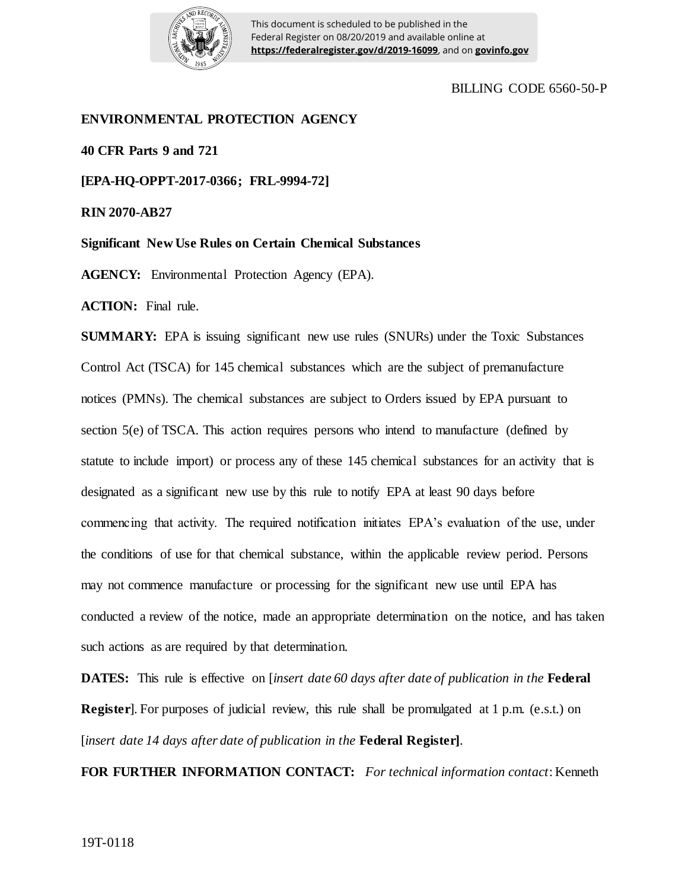This document is scheduled to be published in the Federal Register on 08/20/2019 and available online at **https://federalregister.gov/d/2019-16099**, and on **govinfo.gov**

BILLING CODE 6560-50-P

**ENVIRONMENTAL PROTECTION AGENCY**

**40 CFR Parts 9 and 721**

**[EPA-HQ-OPPT-2017-0366; FRL-9994-72]**

**RIN 2070-AB27**

**Significant New Use Rules on Certain Chemical Substances**

**AGENCY:** Environmental Protection Agency (EPA).

**ACTION:** Final rule.

**SUMMARY:** EPA is issuing significant new use rules (SNURs) under the Toxic Substances Control Act (TSCA) for 145 chemical substances which are the subject of premanufacture notices (PMNs). The chemical substances are subject to Orders issued by EPA pursuant to section 5(e) of TSCA. This action requires persons who intend to manufacture (defined by statute to include import) or process any of these 145 chemical substances for an activity that is designated as a significant new use by this rule to notify EPA at least 90 days before commencing that activity. The required notification initiates EPA's evaluation of the use, under the conditions of use for that chemical substance, within the applicable review period. Persons may not commence manufacture or processing for the significant new use until EPA has conducted a review of the notice, made an appropriate determination on the notice, and has taken such actions as are required by that determination.

**DATES:** This rule is effective on [*insert date 60 days after date of publication in the* **Federal Register**]. For purposes of judicial review, this rule shall be promulgated at 1 p.m. (e.s.t.) on [*insert date 14 days after date of publication in the* **Federal Register]**.

**FOR FURTHER INFORMATION CONTACT:** *For technical information contact*: Kenneth

19T-0118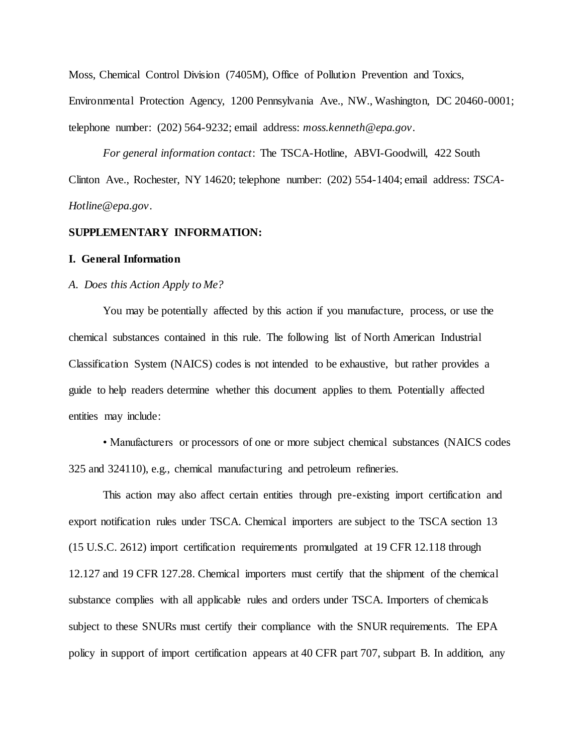Moss, Chemical Control Division (7405M), Office of Pollution Prevention and Toxics, Environmental Protection Agency, 1200 Pennsylvania Ave., NW., Washington, DC 20460-0001; telephone number: (202) 564-9232; email address: *moss.kenneth@epa.gov*.

*For general information contact*: The TSCA-Hotline, ABVI-Goodwill, 422 South Clinton Ave., Rochester, NY 14620; telephone number: (202) 554-1404; email address: *TSCA-Hotline@epa.gov*.

**SUPPLEMENTARY INFORMATION:**

**I. General Information**

*A. Does this Action Apply to Me?*

You may be potentially affected by this action if you manufacture, process, or use the chemical substances contained in this rule. The following list of North American Industrial Classification System (NAICS) codes is not intended to be exhaustive, but rather provides a guide to help readers determine whether this document applies to them. Potentially affected entities may include:

• Manufacturers or processors of one or more subject chemical substances (NAICS codes 325 and 324110), e.g., chemical manufacturing and petroleum refineries.

This action may also affect certain entities through pre-existing import certification and export notification rules under TSCA. Chemical importers are subject to the TSCA section 13 (15 U.S.C. 2612) import certification requirements promulgated at 19 CFR 12.118 through 12.127 and 19 CFR 127.28. Chemical importers must certify that the shipment of the chemical substance complies with all applicable rules and orders under TSCA. Importers of chemicals subject to these SNURs must certify their compliance with the SNUR requirements. The EPA policy in support of import certification appears at 40 CFR part 707, subpart B. In addition, any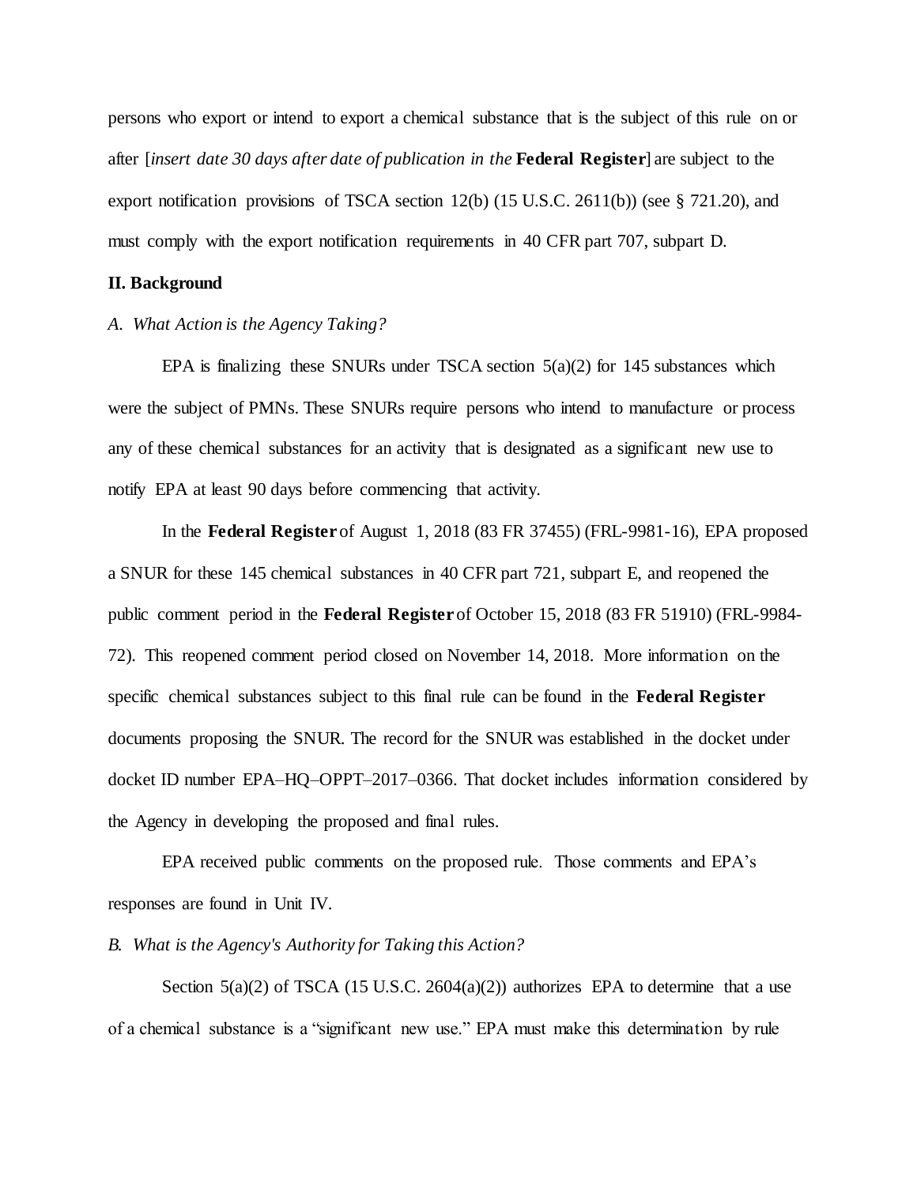persons who export or intend to export a chemical substance that is the subject of this rule on or after [*insert date 30 days after date of publication in the* **Federal Register**] are subject to the export notification provisions of TSCA section 12(b) (15 U.S.C. 2611(b)) (see § 721.20), and must comply with the export notification requirements in 40 CFR part 707, subpart D.

## II. Background

### *A. What Action is the Agency Taking?*

EPA is finalizing these SNURs under TSCA section 5(a)(2) for 145 substances which were the subject of PMNs. These SNURs require persons who intend to manufacture or process any of these chemical substances for an activity that is designated as a significant new use to notify EPA at least 90 days before commencing that activity.

In the **Federal Register** of August 1, 2018 (83 FR 37455) (FRL-9981-16), EPA proposed a SNUR for these 145 chemical substances in 40 CFR part 721, subpart E, and reopened the public comment period in the **Federal Register** of October 15, 2018 (83 FR 51910) (FRL-9984-72). This reopened comment period closed on November 14, 2018. More information on the specific chemical substances subject to this final rule can be found in the **Federal Register** documents proposing the SNUR. The record for the SNUR was established in the docket under docket ID number EPA–HQ–OPPT–2017–0366. That docket includes information considered by the Agency in developing the proposed and final rules.

EPA received public comments on the proposed rule. Those comments and EPA's responses are found in Unit IV.

### *B. What is the Agency's Authority for Taking this Action?*

Section 5(a)(2) of TSCA (15 U.S.C. 2604(a)(2)) authorizes EPA to determine that a use of a chemical substance is a "significant new use." EPA must make this determination by rule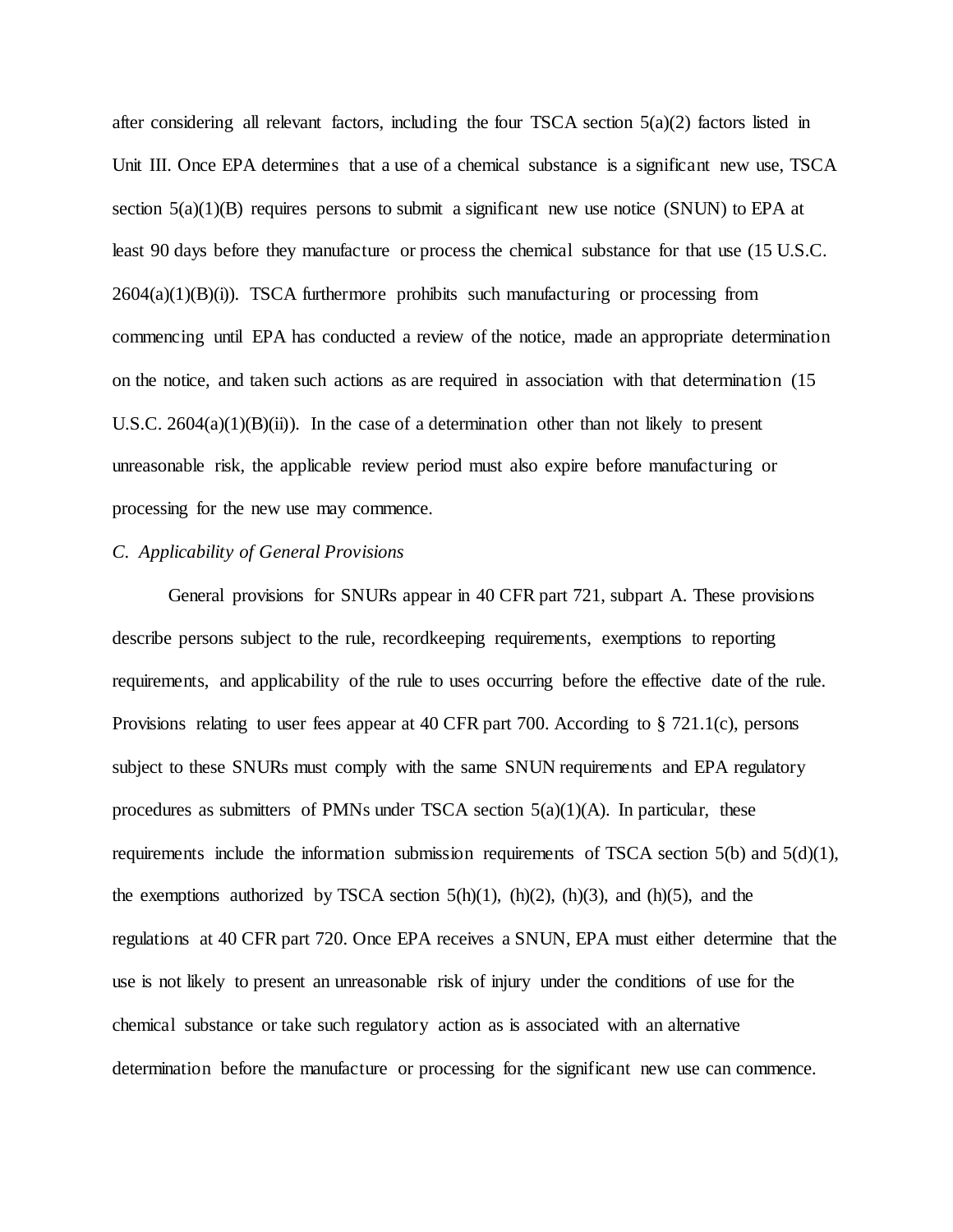after considering all relevant factors, including the four TSCA section 5(a)(2) factors listed in Unit III. Once EPA determines that a use of a chemical substance is a significant new use, TSCA section 5(a)(1)(B) requires persons to submit a significant new use notice (SNUN) to EPA at least 90 days before they manufacture or process the chemical substance for that use (15 U.S.C. 2604(a)(1)(B)(i)). TSCA furthermore prohibits such manufacturing or processing from commencing until EPA has conducted a review of the notice, made an appropriate determination on the notice, and taken such actions as are required in association with that determination (15 U.S.C. 2604(a)(1)(B)(ii)). In the case of a determination other than not likely to present unreasonable risk, the applicable review period must also expire before manufacturing or processing for the new use may commence.

*C. Applicability of General Provisions*

General provisions for SNURs appear in 40 CFR part 721, subpart A. These provisions describe persons subject to the rule, recordkeeping requirements, exemptions to reporting requirements, and applicability of the rule to uses occurring before the effective date of the rule. Provisions relating to user fees appear at 40 CFR part 700. According to § 721.1(c), persons subject to these SNURs must comply with the same SNUN requirements and EPA regulatory procedures as submitters of PMNs under TSCA section 5(a)(1)(A). In particular, these requirements include the information submission requirements of TSCA section 5(b) and 5(d)(1), the exemptions authorized by TSCA section 5(h)(1), (h)(2), (h)(3), and (h)(5), and the regulations at 40 CFR part 720. Once EPA receives a SNUN, EPA must either determine that the use is not likely to present an unreasonable risk of injury under the conditions of use for the chemical substance or take such regulatory action as is associated with an alternative determination before the manufacture or processing for the significant new use can commence.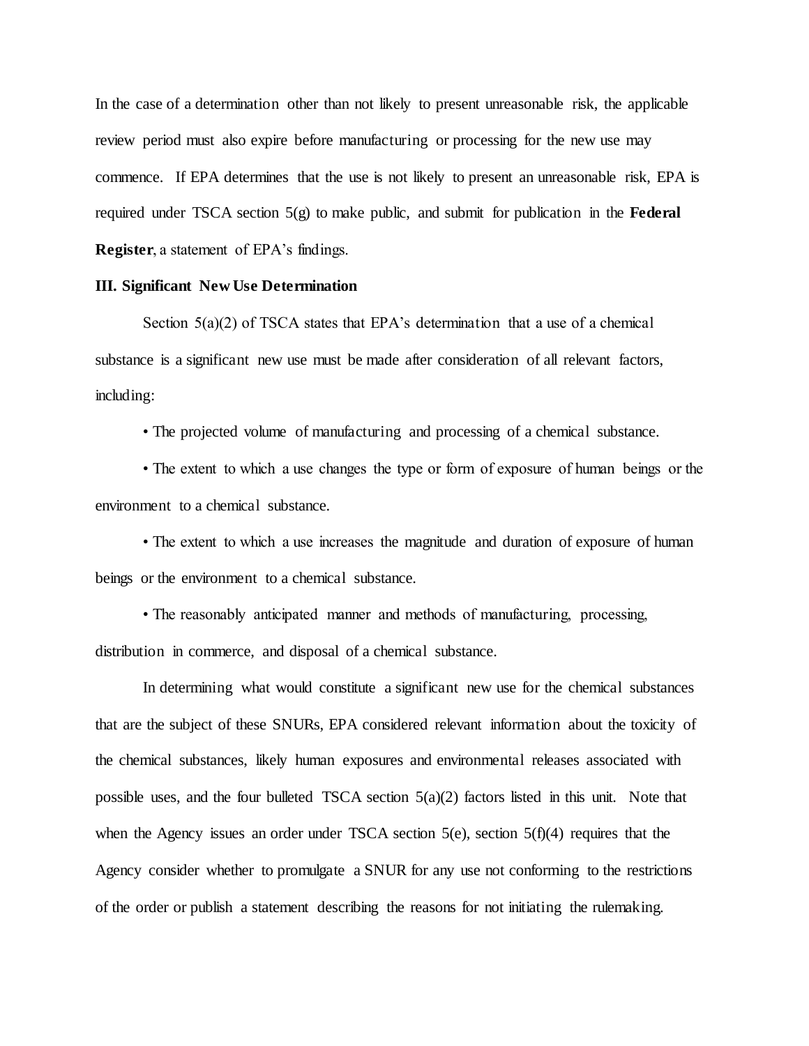In the case of a determination other than not likely to present unreasonable risk, the applicable review period must also expire before manufacturing or processing for the new use may commence. If EPA determines that the use is not likely to present an unreasonable risk, EPA is required under TSCA section 5(g) to make public, and submit for publication in the **Federal Register**, a statement of EPA's findings.

### III. Significant New Use Determination

Section 5(a)(2) of TSCA states that EPA's determination that a use of a chemical substance is a significant new use must be made after consideration of all relevant factors, including:

- The projected volume of manufacturing and processing of a chemical substance.
- The extent to which a use changes the type or form of exposure of human beings or the environment to a chemical substance.
- The extent to which a use increases the magnitude and duration of exposure of human beings or the environment to a chemical substance.
- The reasonably anticipated manner and methods of manufacturing, processing, distribution in commerce, and disposal of a chemical substance.

In determining what would constitute a significant new use for the chemical substances that are the subject of these SNURs, EPA considered relevant information about the toxicity of the chemical substances, likely human exposures and environmental releases associated with possible uses, and the four bulleted TSCA section 5(a)(2) factors listed in this unit. Note that when the Agency issues an order under TSCA section 5(e), section 5(f)(4) requires that the Agency consider whether to promulgate a SNUR for any use not conforming to the restrictions of the order or publish a statement describing the reasons for not initiating the rulemaking.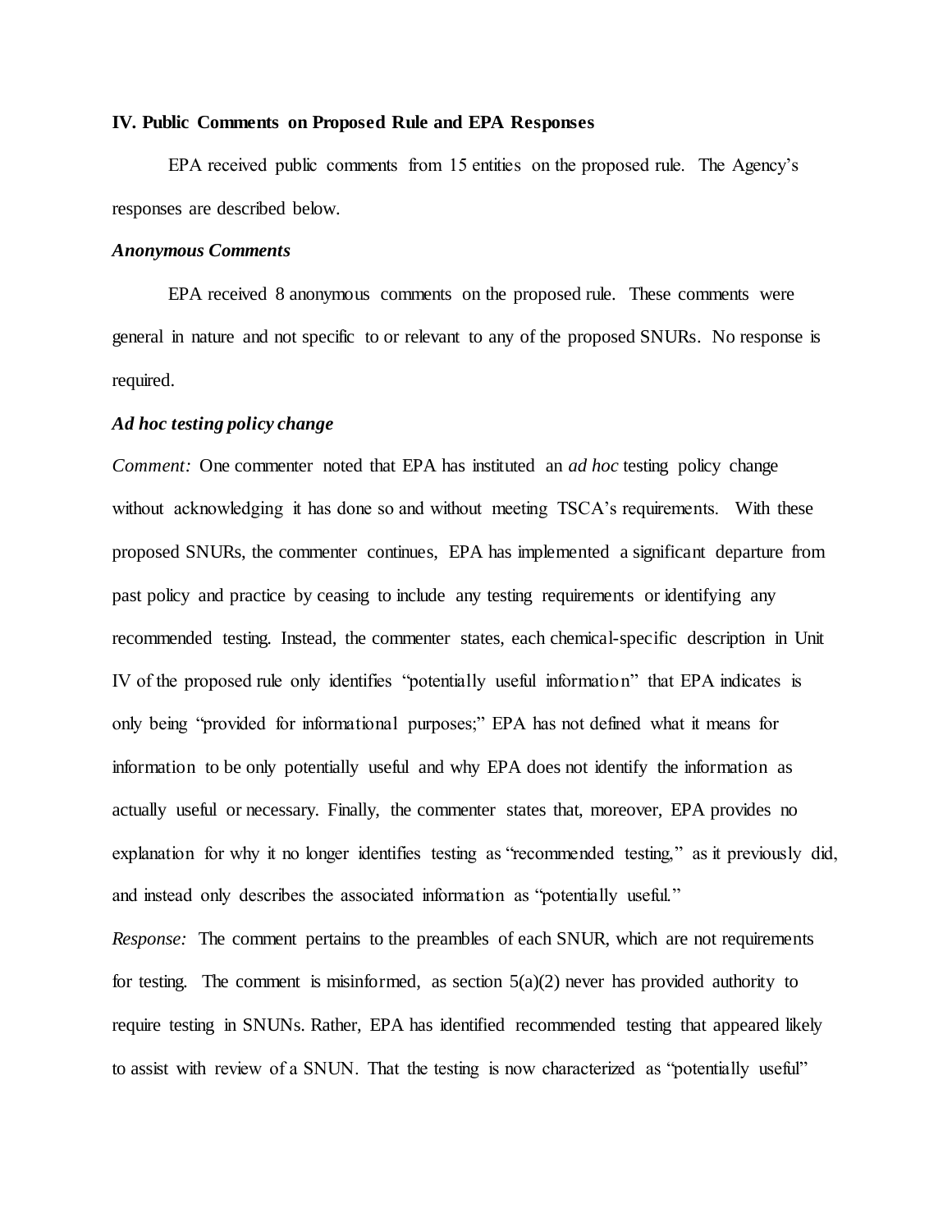## IV. Public Comments on Proposed Rule and EPA Responses

EPA received public comments from 15 entities on the proposed rule. The Agency's responses are described below.

### *Anonymous Comments*

EPA received 8 anonymous comments on the proposed rule. These comments were general in nature and not specific to or relevant to any of the proposed SNURs. No response is required.

### *Ad hoc testing policy change*

*Comment:* One commenter noted that EPA has instituted an *ad hoc* testing policy change without acknowledging it has done so and without meeting TSCA's requirements. With these proposed SNURs, the commenter continues, EPA has implemented a significant departure from past policy and practice by ceasing to include any testing requirements or identifying any recommended testing. Instead, the commenter states, each chemical-specific description in Unit IV of the proposed rule only identifies "potentially useful information" that EPA indicates is only being "provided for informational purposes;" EPA has not defined what it means for information to be only potentially useful and why EPA does not identify the information as actually useful or necessary. Finally, the commenter states that, moreover, EPA provides no explanation for why it no longer identifies testing as "recommended testing," as it previously did, and instead only describes the associated information as "potentially useful."

*Response:* The comment pertains to the preambles of each SNUR, which are not requirements for testing. The comment is misinformed, as section 5(a)(2) never has provided authority to require testing in SNUNs. Rather, EPA has identified recommended testing that appeared likely to assist with review of a SNUN. That the testing is now characterized as "potentially useful"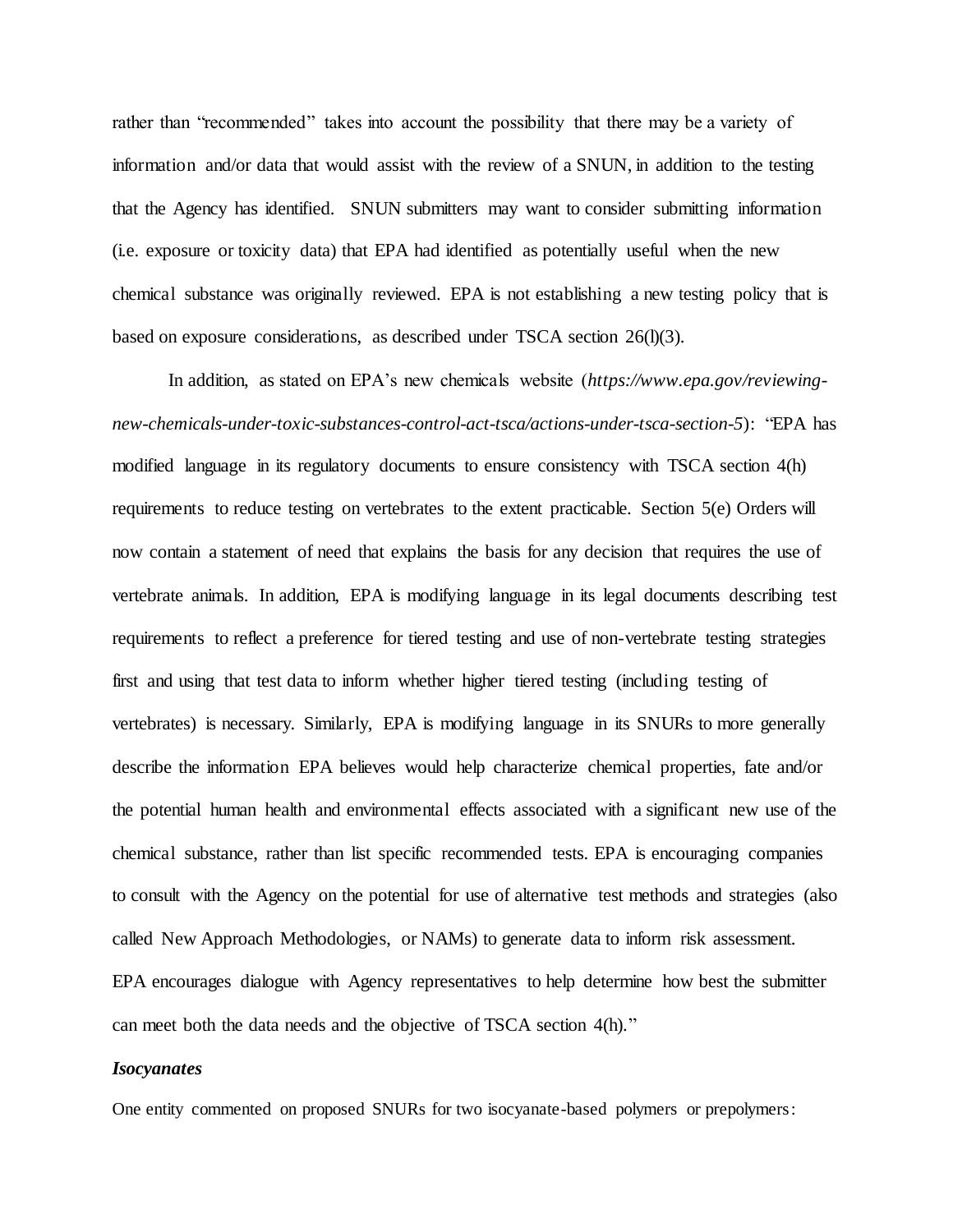rather than "recommended" takes into account the possibility that there may be a variety of information and/or data that would assist with the review of a SNUN, in addition to the testing that the Agency has identified. SNUN submitters may want to consider submitting information (i.e. exposure or toxicity data) that EPA had identified as potentially useful when the new chemical substance was originally reviewed. EPA is not establishing a new testing policy that is based on exposure considerations, as described under TSCA section 26(l)(3).

In addition, as stated on EPA's new chemicals website (*https://www.epa.gov/reviewing-new-chemicals-under-toxic-substances-control-act-tsca/actions-under-tsca-section-5*): "EPA has modified language in its regulatory documents to ensure consistency with TSCA section 4(h) requirements to reduce testing on vertebrates to the extent practicable. Section 5(e) Orders will now contain a statement of need that explains the basis for any decision that requires the use of vertebrate animals. In addition, EPA is modifying language in its legal documents describing test requirements to reflect a preference for tiered testing and use of non-vertebrate testing strategies first and using that test data to inform whether higher tiered testing (including testing of vertebrates) is necessary. Similarly, EPA is modifying language in its SNURs to more generally describe the information EPA believes would help characterize chemical properties, fate and/or the potential human health and environmental effects associated with a significant new use of the chemical substance, rather than list specific recommended tests. EPA is encouraging companies to consult with the Agency on the potential for use of alternative test methods and strategies (also called New Approach Methodologies, or NAMs) to generate data to inform risk assessment. EPA encourages dialogue with Agency representatives to help determine how best the submitter can meet both the data needs and the objective of TSCA section 4(h)."

***Isocyanates***

One entity commented on proposed SNURs for two isocyanate-based polymers or prepolymers: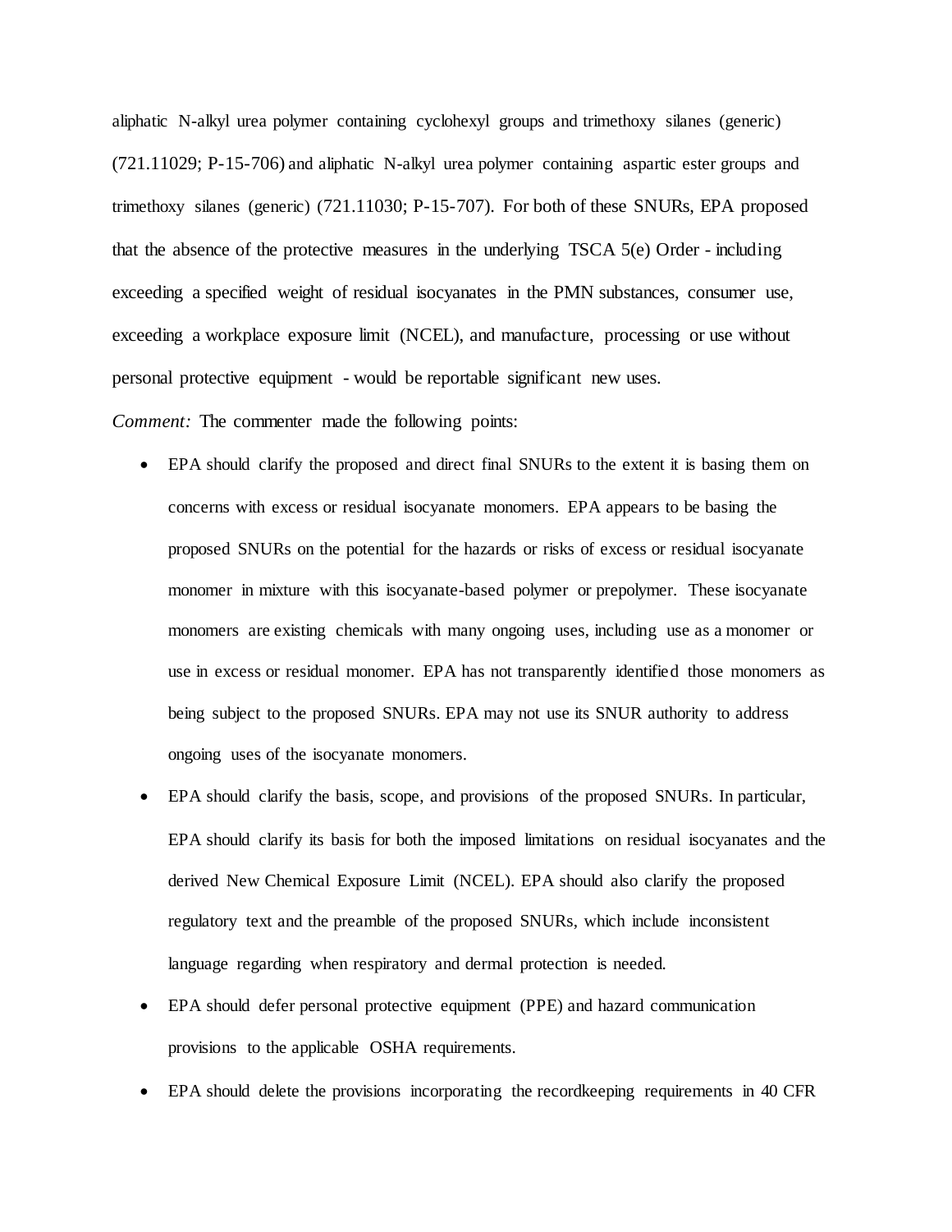aliphatic N-alkyl urea polymer containing cyclohexyl groups and trimethoxy silanes (generic) (721.11029; P-15-706) and aliphatic N-alkyl urea polymer containing aspartic ester groups and trimethoxy silanes (generic) (721.11030; P-15-707). For both of these SNURs, EPA proposed that the absence of the protective measures in the underlying TSCA 5(e) Order - including exceeding a specified weight of residual isocyanates in the PMN substances, consumer use, exceeding a workplace exposure limit (NCEL), and manufacture, processing or use without personal protective equipment - would be reportable significant new uses.

*Comment:* The commenter made the following points:

- EPA should clarify the proposed and direct final SNURs to the extent it is basing them on concerns with excess or residual isocyanate monomers. EPA appears to be basing the proposed SNURs on the potential for the hazards or risks of excess or residual isocyanate monomer in mixture with this isocyanate-based polymer or prepolymer. These isocyanate monomers are existing chemicals with many ongoing uses, including use as a monomer or use in excess or residual monomer. EPA has not transparently identified those monomers as being subject to the proposed SNURs. EPA may not use its SNUR authority to address ongoing uses of the isocyanate monomers.
- EPA should clarify the basis, scope, and provisions of the proposed SNURs. In particular, EPA should clarify its basis for both the imposed limitations on residual isocyanates and the derived New Chemical Exposure Limit (NCEL). EPA should also clarify the proposed regulatory text and the preamble of the proposed SNURs, which include inconsistent language regarding when respiratory and dermal protection is needed.
- EPA should defer personal protective equipment (PPE) and hazard communication provisions to the applicable OSHA requirements.
- EPA should delete the provisions incorporating the recordkeeping requirements in 40 CFR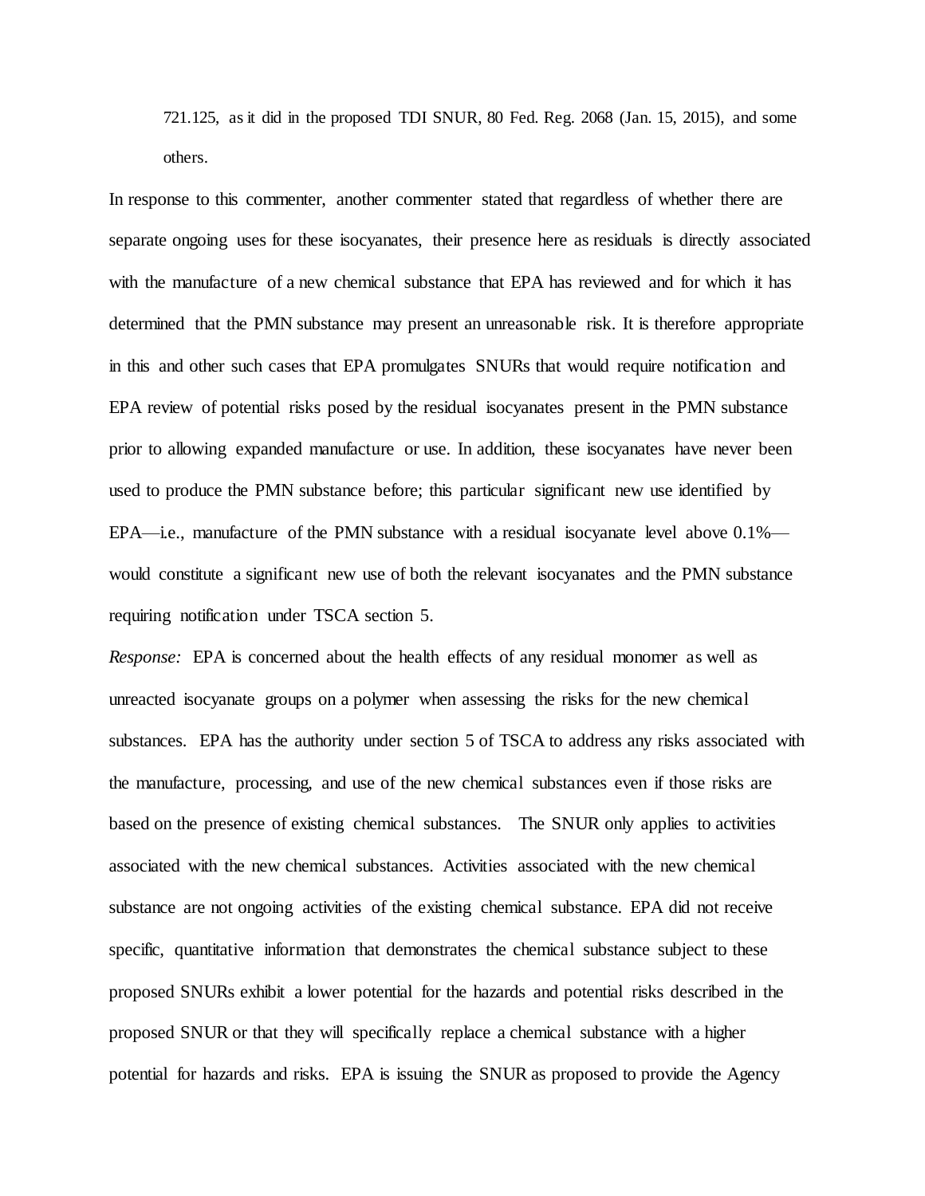721.125, as it did in the proposed TDI SNUR, 80 Fed. Reg. 2068 (Jan. 15, 2015), and some others.

In response to this commenter, another commenter stated that regardless of whether there are separate ongoing uses for these isocyanates, their presence here as residuals is directly associated with the manufacture of a new chemical substance that EPA has reviewed and for which it has determined that the PMN substance may present an unreasonable risk. It is therefore appropriate in this and other such cases that EPA promulgates SNURs that would require notification and EPA review of potential risks posed by the residual isocyanates present in the PMN substance prior to allowing expanded manufacture or use. In addition, these isocyanates have never been used to produce the PMN substance before; this particular significant new use identified by EPA—i.e., manufacture of the PMN substance with a residual isocyanate level above 0.1%—would constitute a significant new use of both the relevant isocyanates and the PMN substance requiring notification under TSCA section 5.

*Response:* EPA is concerned about the health effects of any residual monomer as well as unreacted isocyanate groups on a polymer when assessing the risks for the new chemical substances. EPA has the authority under section 5 of TSCA to address any risks associated with the manufacture, processing, and use of the new chemical substances even if those risks are based on the presence of existing chemical substances. The SNUR only applies to activities associated with the new chemical substances. Activities associated with the new chemical substance are not ongoing activities of the existing chemical substance. EPA did not receive specific, quantitative information that demonstrates the chemical substance subject to these proposed SNURs exhibit a lower potential for the hazards and potential risks described in the proposed SNUR or that they will specifically replace a chemical substance with a higher potential for hazards and risks. EPA is issuing the SNUR as proposed to provide the Agency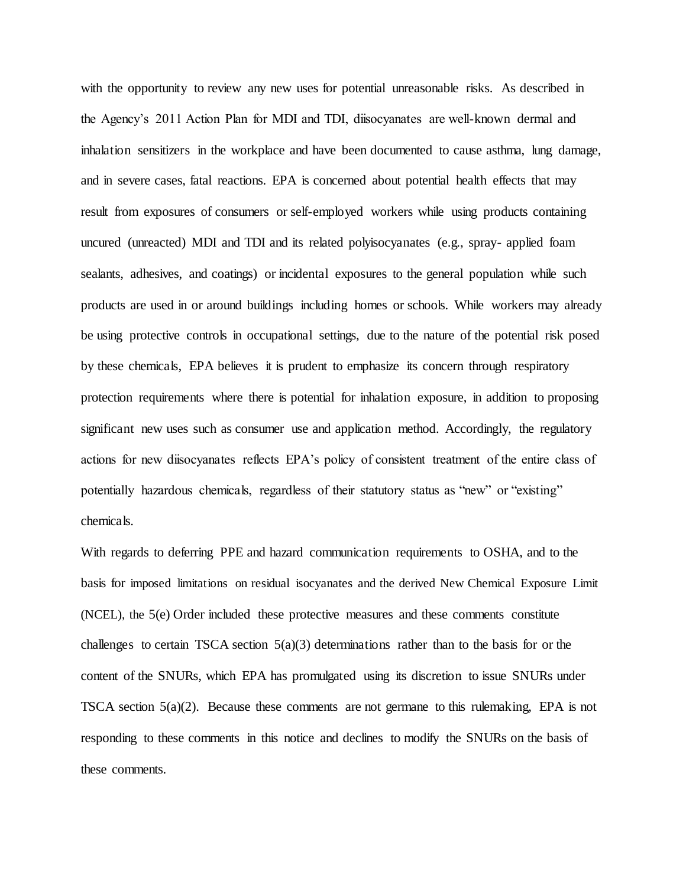with the opportunity to review any new uses for potential unreasonable risks. As described in the Agency's 2011 Action Plan for MDI and TDI, diisocyanates are well-known dermal and inhalation sensitizers in the workplace and have been documented to cause asthma, lung damage, and in severe cases, fatal reactions. EPA is concerned about potential health effects that may result from exposures of consumers or self-employed workers while using products containing uncured (unreacted) MDI and TDI and its related polyisocyanates (e.g., spray- applied foam sealants, adhesives, and coatings) or incidental exposures to the general population while such products are used in or around buildings including homes or schools. While workers may already be using protective controls in occupational settings, due to the nature of the potential risk posed by these chemicals, EPA believes it is prudent to emphasize its concern through respiratory protection requirements where there is potential for inhalation exposure, in addition to proposing significant new uses such as consumer use and application method. Accordingly, the regulatory actions for new diisocyanates reflects EPA's policy of consistent treatment of the entire class of potentially hazardous chemicals, regardless of their statutory status as "new" or "existing" chemicals.

With regards to deferring PPE and hazard communication requirements to OSHA, and to the basis for imposed limitations on residual isocyanates and the derived New Chemical Exposure Limit (NCEL), the 5(e) Order included these protective measures and these comments constitute challenges to certain TSCA section 5(a)(3) determinations rather than to the basis for or the content of the SNURs, which EPA has promulgated using its discretion to issue SNURs under TSCA section 5(a)(2). Because these comments are not germane to this rulemaking, EPA is not responding to these comments in this notice and declines to modify the SNURs on the basis of these comments.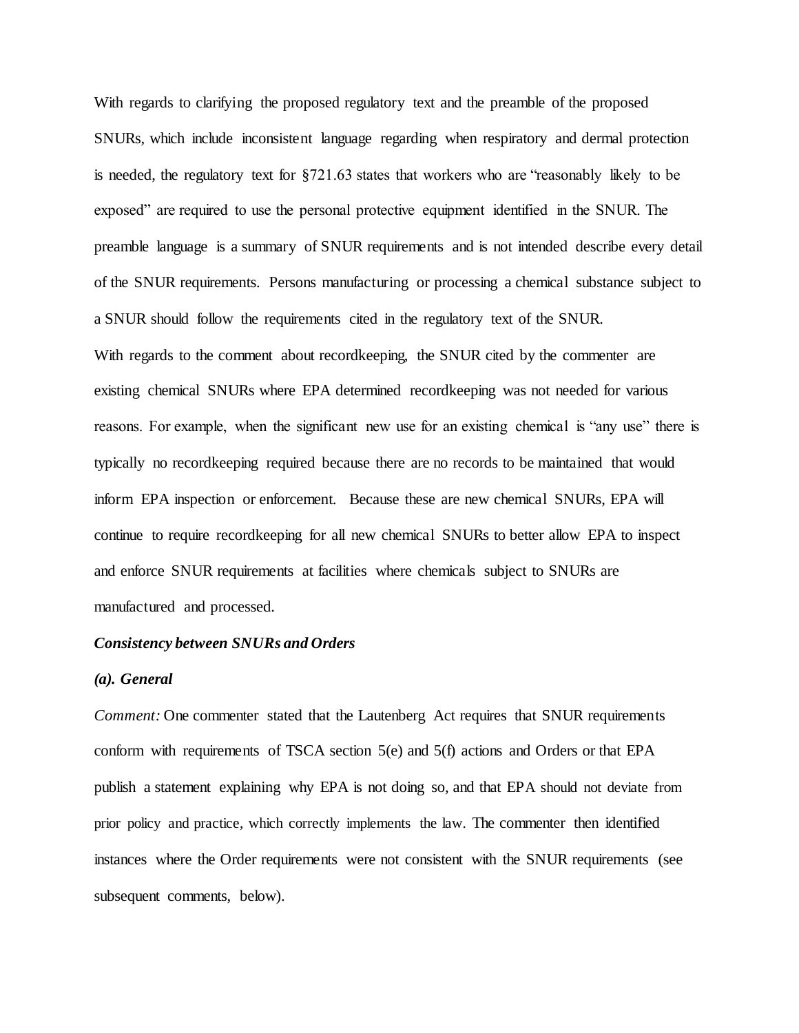With regards to clarifying the proposed regulatory text and the preamble of the proposed SNURs, which include inconsistent language regarding when respiratory and dermal protection is needed, the regulatory text for §721.63 states that workers who are "reasonably likely to be exposed" are required to use the personal protective equipment identified in the SNUR. The preamble language is a summary of SNUR requirements and is not intended describe every detail of the SNUR requirements. Persons manufacturing or processing a chemical substance subject to a SNUR should follow the requirements cited in the regulatory text of the SNUR.

With regards to the comment about recordkeeping, the SNUR cited by the commenter are existing chemical SNURs where EPA determined recordkeeping was not needed for various reasons. For example, when the significant new use for an existing chemical is "any use" there is typically no recordkeeping required because there are no records to be maintained that would inform EPA inspection or enforcement. Because these are new chemical SNURs, EPA will continue to require recordkeeping for all new chemical SNURs to better allow EPA to inspect and enforce SNUR requirements at facilities where chemicals subject to SNURs are manufactured and processed.

***Consistency between SNURs and Orders***

***(a). General***

*Comment:* One commenter stated that the Lautenberg Act requires that SNUR requirements conform with requirements of TSCA section 5(e) and 5(f) actions and Orders or that EPA publish a statement explaining why EPA is not doing so, and that EPA should not deviate from prior policy and practice, which correctly implements the law. The commenter then identified instances where the Order requirements were not consistent with the SNUR requirements (see subsequent comments, below).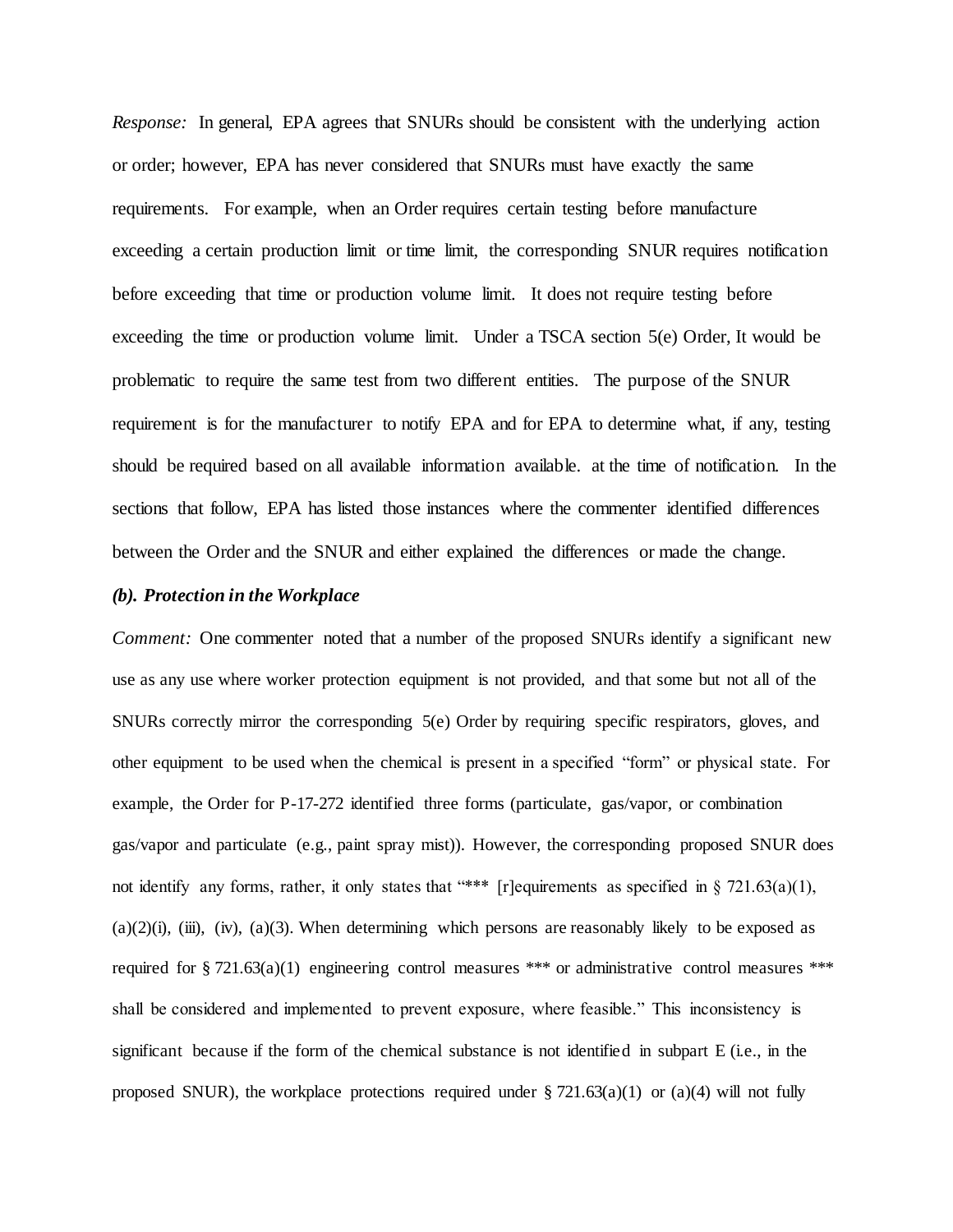*Response:* In general, EPA agrees that SNURs should be consistent with the underlying action or order; however, EPA has never considered that SNURs must have exactly the same requirements. For example, when an Order requires certain testing before manufacture exceeding a certain production limit or time limit, the corresponding SNUR requires notification before exceeding that time or production volume limit. It does not require testing before exceeding the time or production volume limit. Under a TSCA section 5(e) Order, It would be problematic to require the same test from two different entities. The purpose of the SNUR requirement is for the manufacturer to notify EPA and for EPA to determine what, if any, testing should be required based on all available information available. at the time of notification. In the sections that follow, EPA has listed those instances where the commenter identified differences between the Order and the SNUR and either explained the differences or made the change.

***(b). Protection in the Workplace***

*Comment:* One commenter noted that a number of the proposed SNURs identify a significant new use as any use where worker protection equipment is not provided, and that some but not all of the SNURs correctly mirror the corresponding 5(e) Order by requiring specific respirators, gloves, and other equipment to be used when the chemical is present in a specified "form" or physical state. For example, the Order for P-17-272 identified three forms (particulate, gas/vapor, or combination gas/vapor and particulate (e.g., paint spray mist)). However, the corresponding proposed SNUR does not identify any forms, rather, it only states that "*** [r]equirements as specified in § 721.63(a)(1), (a)(2)(i), (iii), (iv), (a)(3). When determining which persons are reasonably likely to be exposed as required for § 721.63(a)(1) engineering control measures *** or administrative control measures *** shall be considered and implemented to prevent exposure, where feasible." This inconsistency is significant because if the form of the chemical substance is not identified in subpart E (i.e., in the proposed SNUR), the workplace protections required under § 721.63(a)(1) or (a)(4) will not fully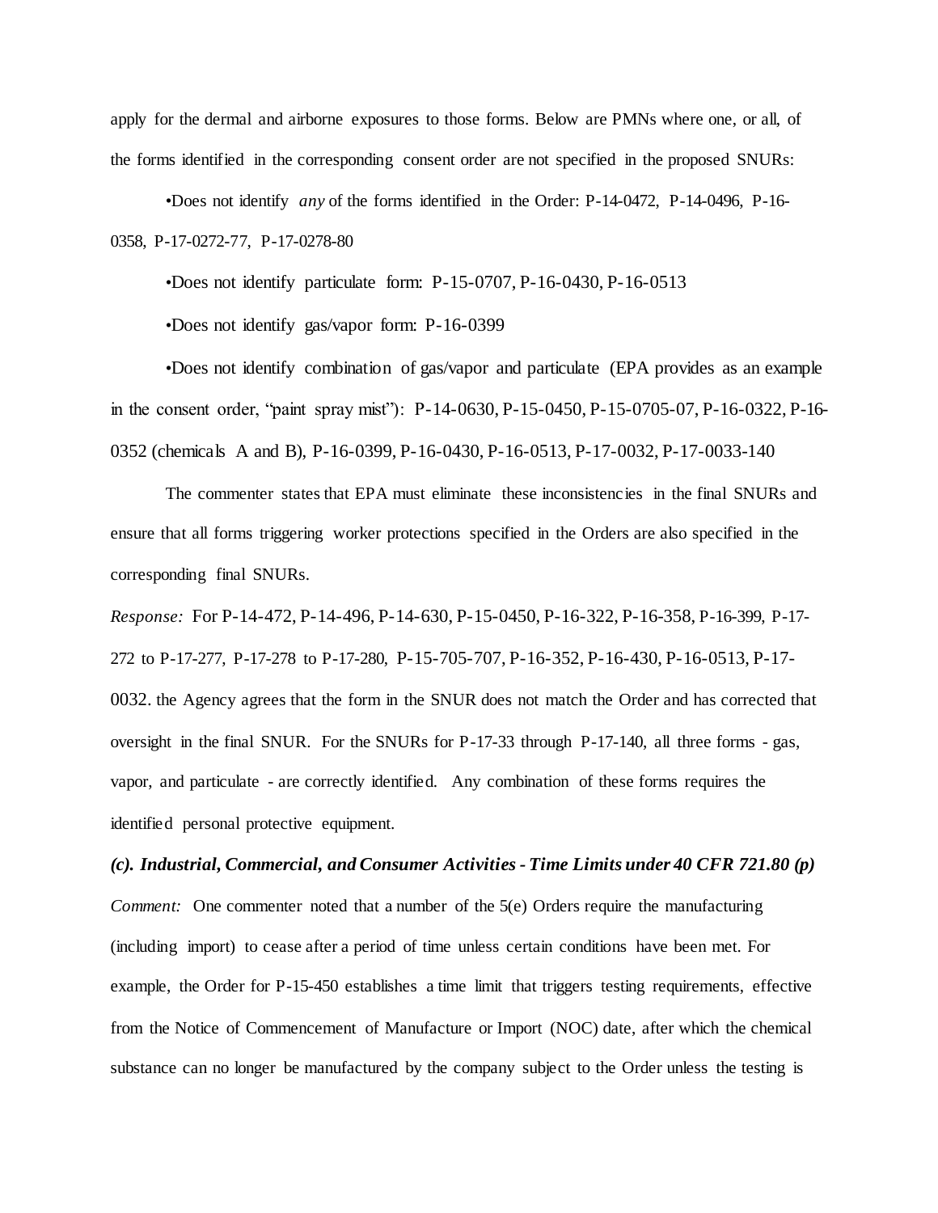apply for the dermal and airborne exposures to those forms. Below are PMNs where one, or all, of the forms identified in the corresponding consent order are not specified in the proposed SNURs:

•Does not identify *any* of the forms identified in the Order: P-14-0472, P-14-0496, P-16-0358, P-17-0272-77, P-17-0278-80

•Does not identify particulate form: P-15-0707, P-16-0430, P-16-0513

•Does not identify gas/vapor form: P-16-0399

•Does not identify combination of gas/vapor and particulate (EPA provides as an example in the consent order, "paint spray mist"): P-14-0630, P-15-0450, P-15-0705-07, P-16-0322, P-16-0352 (chemicals A and B), P-16-0399, P-16-0430, P-16-0513, P-17-0032, P-17-0033-140

The commenter states that EPA must eliminate these inconsistencies in the final SNURs and ensure that all forms triggering worker protections specified in the Orders are also specified in the corresponding final SNURs.

*Response:* For P-14-472, P-14-496, P-14-630, P-15-0450, P-16-322, P-16-358, P-16-399, P-17-272 to P-17-277, P-17-278 to P-17-280, P-15-705-707, P-16-352, P-16-430, P-16-0513, P-17-0032. the Agency agrees that the form in the SNUR does not match the Order and has corrected that oversight in the final SNUR. For the SNURs for P-17-33 through P-17-140, all three forms - gas, vapor, and particulate - are correctly identified. Any combination of these forms requires the identified personal protective equipment.

***(c). Industrial, Commercial, and Consumer Activities - Time Limits under 40 CFR 721.80 (p)***

*Comment:* One commenter noted that a number of the 5(e) Orders require the manufacturing (including import) to cease after a period of time unless certain conditions have been met. For example, the Order for P-15-450 establishes a time limit that triggers testing requirements, effective from the Notice of Commencement of Manufacture or Import (NOC) date, after which the chemical substance can no longer be manufactured by the company subject to the Order unless the testing is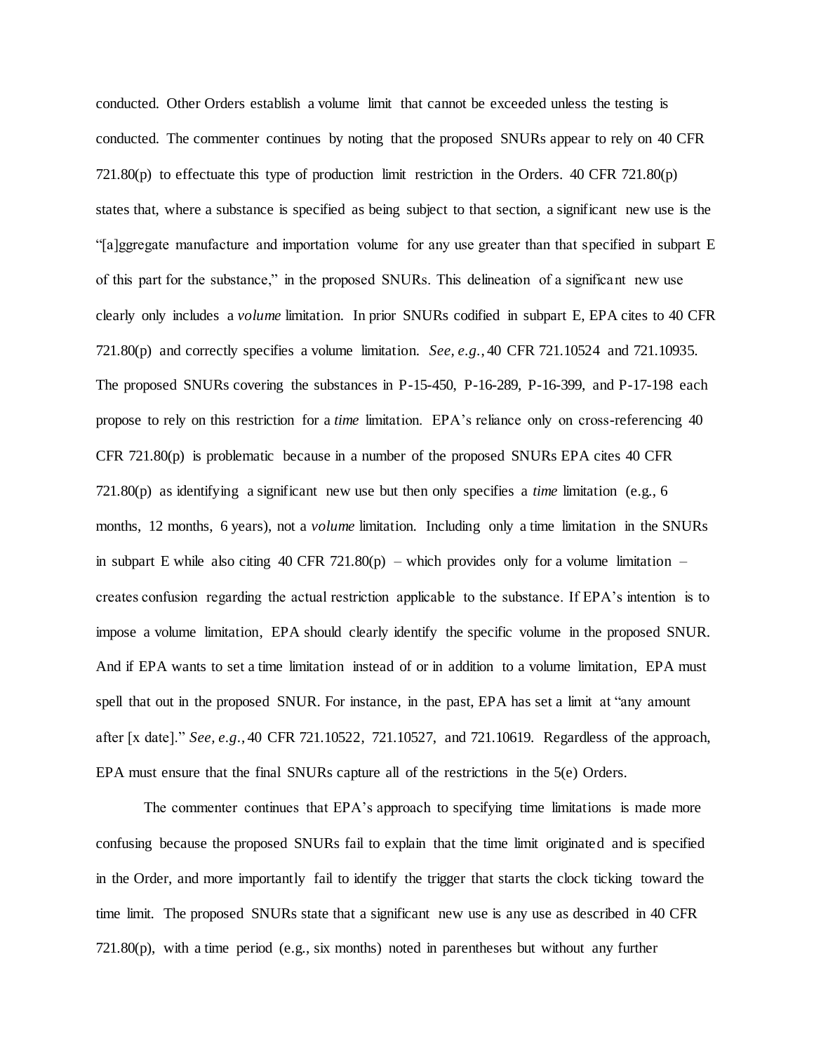conducted. Other Orders establish a volume limit that cannot be exceeded unless the testing is conducted. The commenter continues by noting that the proposed SNURs appear to rely on 40 CFR 721.80(p) to effectuate this type of production limit restriction in the Orders. 40 CFR 721.80(p) states that, where a substance is specified as being subject to that section, a significant new use is the "[a]ggregate manufacture and importation volume for any use greater than that specified in subpart E of this part for the substance," in the proposed SNURs. This delineation of a significant new use clearly only includes a *volume* limitation. In prior SNURs codified in subpart E, EPA cites to 40 CFR 721.80(p) and correctly specifies a volume limitation. *See, e.g.*, 40 CFR 721.10524 and 721.10935. The proposed SNURs covering the substances in P-15-450, P-16-289, P-16-399, and P-17-198 each propose to rely on this restriction for a *time* limitation. EPA's reliance only on cross-referencing 40 CFR 721.80(p) is problematic because in a number of the proposed SNURs EPA cites 40 CFR 721.80(p) as identifying a significant new use but then only specifies a *time* limitation (e.g., 6 months, 12 months, 6 years), not a *volume* limitation. Including only a time limitation in the SNURs in subpart E while also citing 40 CFR 721.80(p) – which provides only for a volume limitation – creates confusion regarding the actual restriction applicable to the substance. If EPA's intention is to impose a volume limitation, EPA should clearly identify the specific volume in the proposed SNUR. And if EPA wants to set a time limitation instead of or in addition to a volume limitation, EPA must spell that out in the proposed SNUR. For instance, in the past, EPA has set a limit at "any amount after [x date]." *See, e.g.*, 40 CFR 721.10522, 721.10527, and 721.10619. Regardless of the approach, EPA must ensure that the final SNURs capture all of the restrictions in the 5(e) Orders.

The commenter continues that EPA's approach to specifying time limitations is made more confusing because the proposed SNURs fail to explain that the time limit originated and is specified in the Order, and more importantly fail to identify the trigger that starts the clock ticking toward the time limit. The proposed SNURs state that a significant new use is any use as described in 40 CFR 721.80(p), with a time period (e.g., six months) noted in parentheses but without any further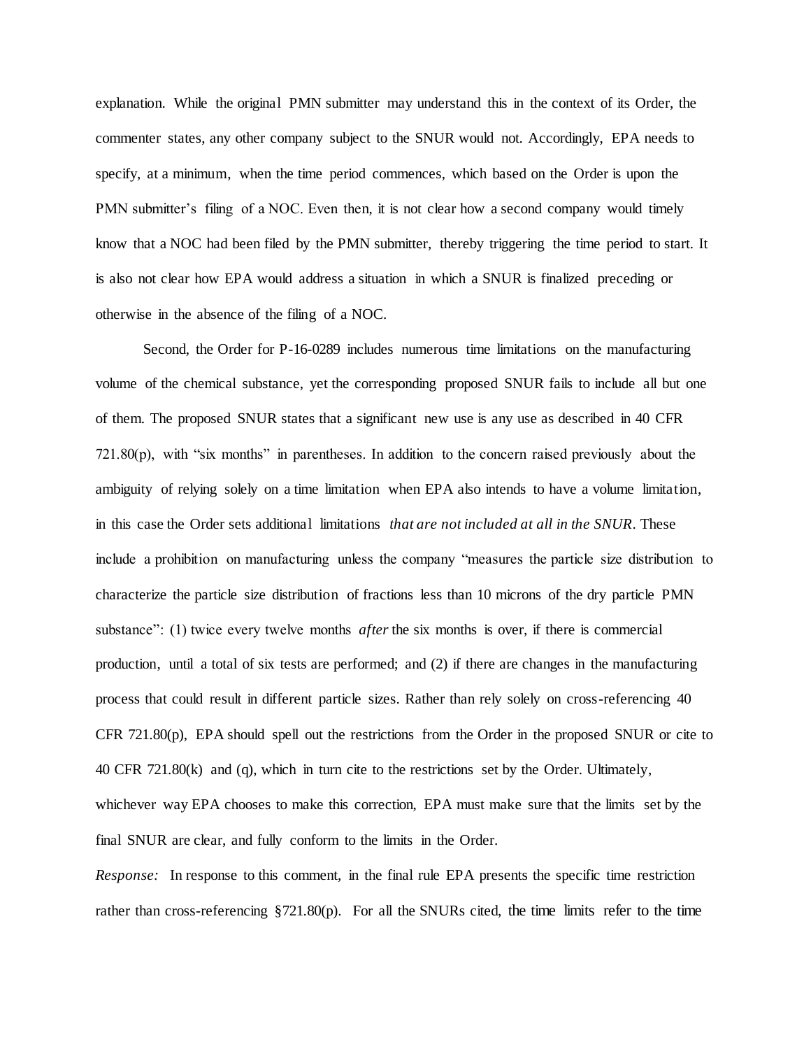explanation. While the original PMN submitter may understand this in the context of its Order, the commenter states, any other company subject to the SNUR would not. Accordingly, EPA needs to specify, at a minimum, when the time period commences, which based on the Order is upon the PMN submitter's filing of a NOC. Even then, it is not clear how a second company would timely know that a NOC had been filed by the PMN submitter, thereby triggering the time period to start. It is also not clear how EPA would address a situation in which a SNUR is finalized preceding or otherwise in the absence of the filing of a NOC.

Second, the Order for P-16-0289 includes numerous time limitations on the manufacturing volume of the chemical substance, yet the corresponding proposed SNUR fails to include all but one of them. The proposed SNUR states that a significant new use is any use as described in 40 CFR 721.80(p), with "six months" in parentheses. In addition to the concern raised previously about the ambiguity of relying solely on a time limitation when EPA also intends to have a volume limitation, in this case the Order sets additional limitations *that are not included at all in the SNUR*. These include a prohibition on manufacturing unless the company "measures the particle size distribution to characterize the particle size distribution of fractions less than 10 microns of the dry particle PMN substance": (1) twice every twelve months *after* the six months is over, if there is commercial production, until a total of six tests are performed; and (2) if there are changes in the manufacturing process that could result in different particle sizes. Rather than rely solely on cross-referencing 40 CFR 721.80(p), EPA should spell out the restrictions from the Order in the proposed SNUR or cite to 40 CFR 721.80(k) and (q), which in turn cite to the restrictions set by the Order. Ultimately, whichever way EPA chooses to make this correction, EPA must make sure that the limits set by the final SNUR are clear, and fully conform to the limits in the Order.

*Response:* In response to this comment, in the final rule EPA presents the specific time restriction rather than cross-referencing §721.80(p). For all the SNURs cited, the time limits refer to the time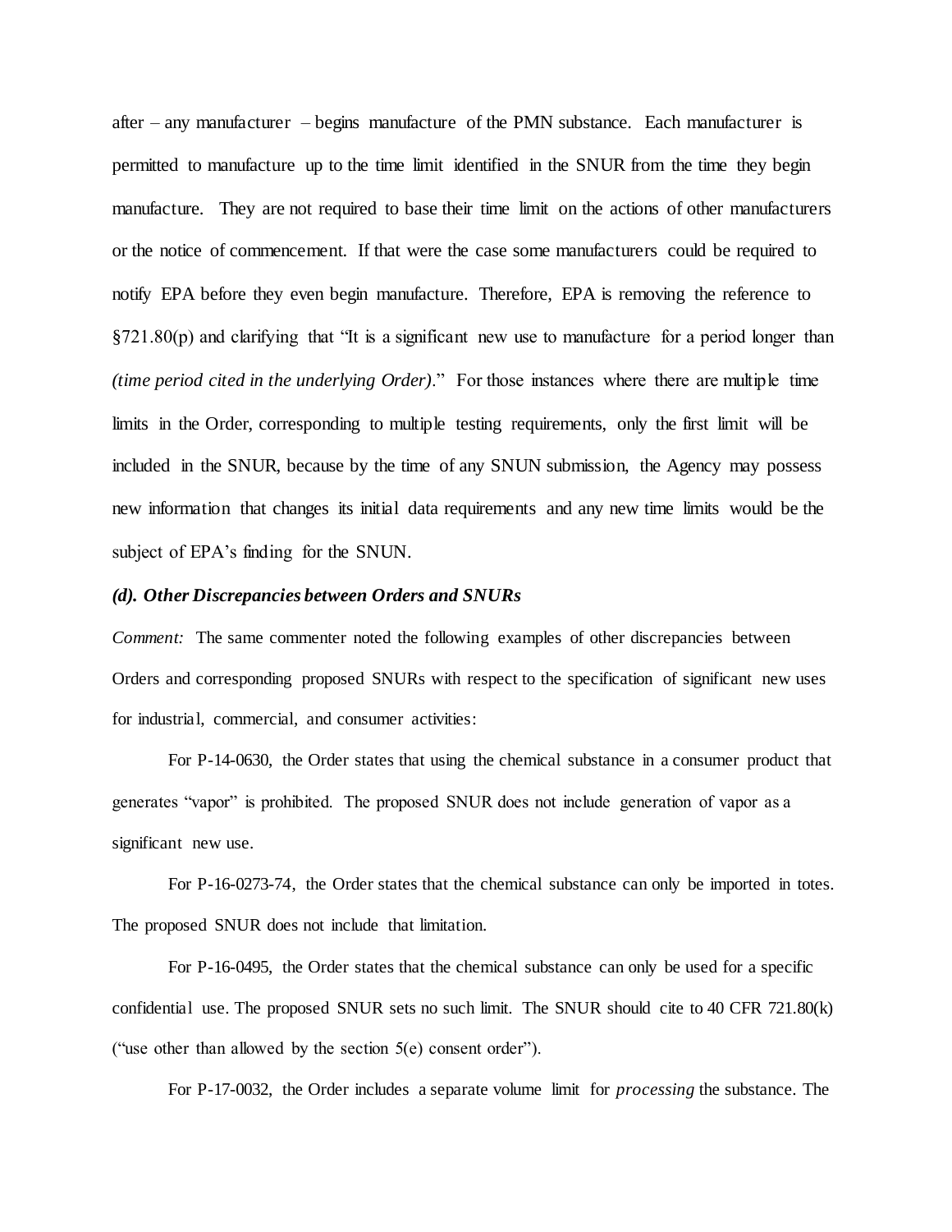after – any manufacturer – begins manufacture of the PMN substance. Each manufacturer is permitted to manufacture up to the time limit identified in the SNUR from the time they begin manufacture. They are not required to base their time limit on the actions of other manufacturers or the notice of commencement. If that were the case some manufacturers could be required to notify EPA before they even begin manufacture. Therefore, EPA is removing the reference to §721.80(p) and clarifying that "It is a significant new use to manufacture for a period longer than *(time period cited in the underlying Order)*." For those instances where there are multiple time limits in the Order, corresponding to multiple testing requirements, only the first limit will be included in the SNUR, because by the time of any SNUN submission, the Agency may possess new information that changes its initial data requirements and any new time limits would be the subject of EPA's finding for the SNUN.

### *(d). Other Discrepancies between Orders and SNURs*

*Comment:* The same commenter noted the following examples of other discrepancies between Orders and corresponding proposed SNURs with respect to the specification of significant new uses for industrial, commercial, and consumer activities:

For P-14-0630, the Order states that using the chemical substance in a consumer product that generates "vapor" is prohibited. The proposed SNUR does not include generation of vapor as a significant new use.

For P-16-0273-74, the Order states that the chemical substance can only be imported in totes. The proposed SNUR does not include that limitation.

For P-16-0495, the Order states that the chemical substance can only be used for a specific confidential use. The proposed SNUR sets no such limit. The SNUR should cite to 40 CFR 721.80(k) ("use other than allowed by the section 5(e) consent order").

For P-17-0032, the Order includes a separate volume limit for *processing* the substance. The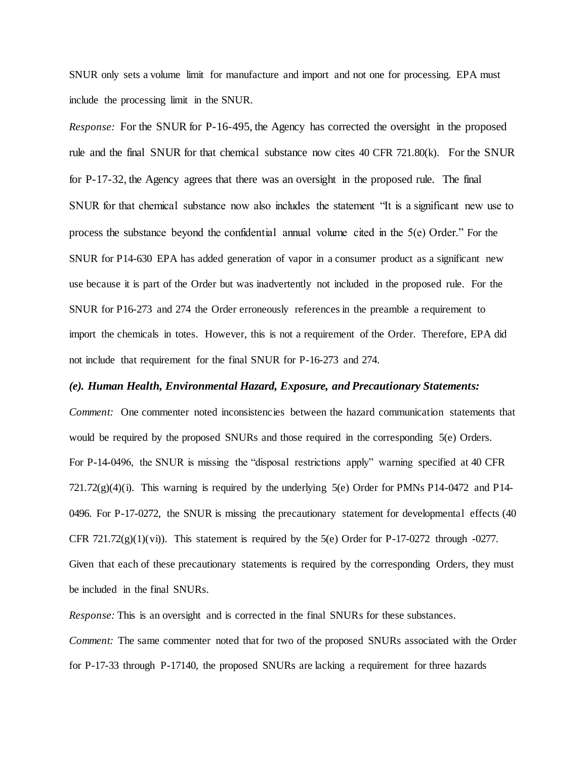SNUR only sets a volume limit for manufacture and import and not one for processing. EPA must include the processing limit in the SNUR.

*Response:* For the SNUR for P-16-495, the Agency has corrected the oversight in the proposed rule and the final SNUR for that chemical substance now cites 40 CFR 721.80(k). For the SNUR for P-17-32, the Agency agrees that there was an oversight in the proposed rule. The final SNUR for that chemical substance now also includes the statement "It is a significant new use to process the substance beyond the confidential annual volume cited in the 5(e) Order." For the SNUR for P14-630 EPA has added generation of vapor in a consumer product as a significant new use because it is part of the Order but was inadvertently not included in the proposed rule. For the SNUR for P16-273 and 274 the Order erroneously references in the preamble a requirement to import the chemicals in totes. However, this is not a requirement of the Order. Therefore, EPA did not include that requirement for the final SNUR for P-16-273 and 274.

***(e). Human Health, Environmental Hazard, Exposure, and Precautionary Statements:***

*Comment:* One commenter noted inconsistencies between the hazard communication statements that would be required by the proposed SNURs and those required in the corresponding 5(e) Orders. For P-14-0496, the SNUR is missing the "disposal restrictions apply" warning specified at 40 CFR 721.72(g)(4)(i). This warning is required by the underlying 5(e) Order for PMNs P14-0472 and P14-0496. For P-17-0272, the SNUR is missing the precautionary statement for developmental effects (40 CFR 721.72(g)(1)(vi)). This statement is required by the 5(e) Order for P-17-0272 through -0277. Given that each of these precautionary statements is required by the corresponding Orders, they must be included in the final SNURs.

*Response:* This is an oversight and is corrected in the final SNURs for these substances.

*Comment:* The same commenter noted that for two of the proposed SNURs associated with the Order for P-17-33 through P-17140, the proposed SNURs are lacking a requirement for three hazards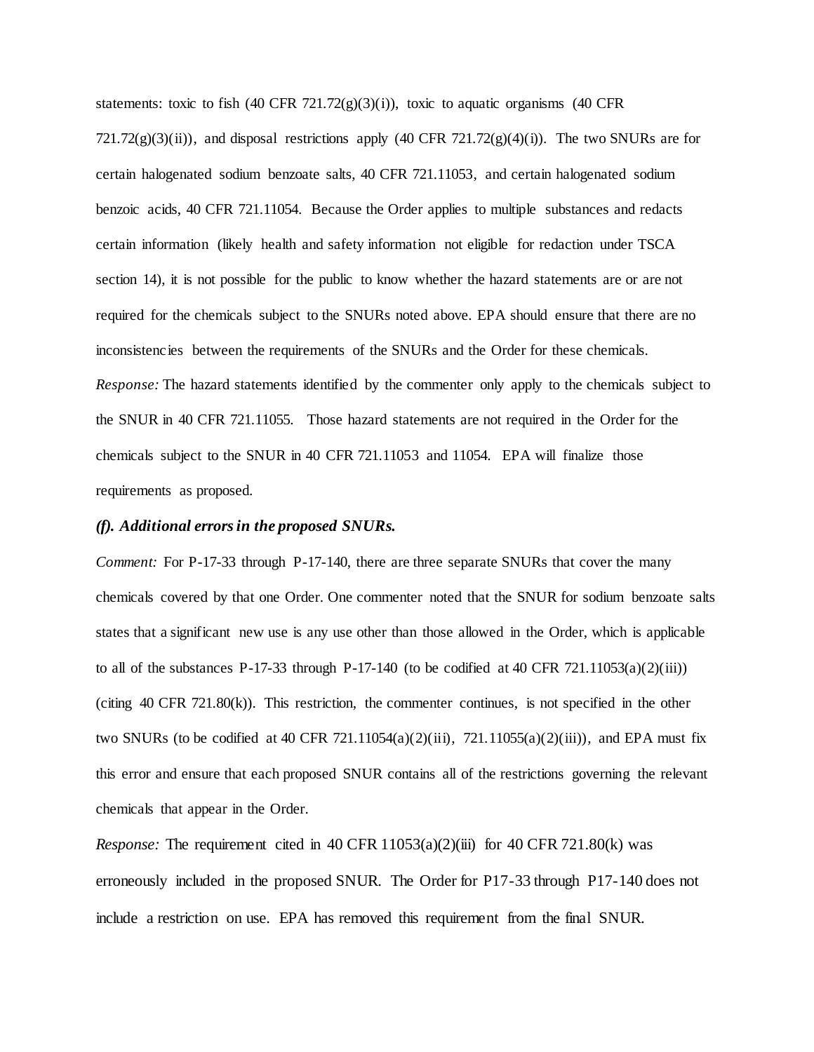statements: toxic to fish (40 CFR 721.72(g)(3)(i)), toxic to aquatic organisms (40 CFR 721.72(g)(3)(ii)), and disposal restrictions apply (40 CFR 721.72(g)(4)(i)). The two SNURs are for certain halogenated sodium benzoate salts, 40 CFR 721.11053, and certain halogenated sodium benzoic acids, 40 CFR 721.11054. Because the Order applies to multiple substances and redacts certain information (likely health and safety information not eligible for redaction under TSCA section 14), it is not possible for the public to know whether the hazard statements are or are not required for the chemicals subject to the SNURs noted above. EPA should ensure that there are no inconsistencies between the requirements of the SNURs and the Order for these chemicals.

*Response:* The hazard statements identified by the commenter only apply to the chemicals subject to the SNUR in 40 CFR 721.11055. Those hazard statements are not required in the Order for the chemicals subject to the SNUR in 40 CFR 721.11053 and 11054. EPA will finalize those requirements as proposed.

***(f). Additional errors in the proposed SNURs.***

*Comment:* For P-17-33 through P-17-140, there are three separate SNURs that cover the many chemicals covered by that one Order. One commenter noted that the SNUR for sodium benzoate salts states that a significant new use is any use other than those allowed in the Order, which is applicable to all of the substances P-17-33 through P-17-140 (to be codified at 40 CFR 721.11053(a)(2)(iii)) (citing 40 CFR 721.80(k)). This restriction, the commenter continues, is not specified in the other two SNURs (to be codified at 40 CFR 721.11054(a)(2)(iii), 721.11055(a)(2)(iii)), and EPA must fix this error and ensure that each proposed SNUR contains all of the restrictions governing the relevant chemicals that appear in the Order.

*Response:* The requirement cited in 40 CFR 11053(a)(2)(iii) for 40 CFR 721.80(k) was erroneously included in the proposed SNUR. The Order for P17-33 through P17-140 does not include a restriction on use. EPA has removed this requirement from the final SNUR.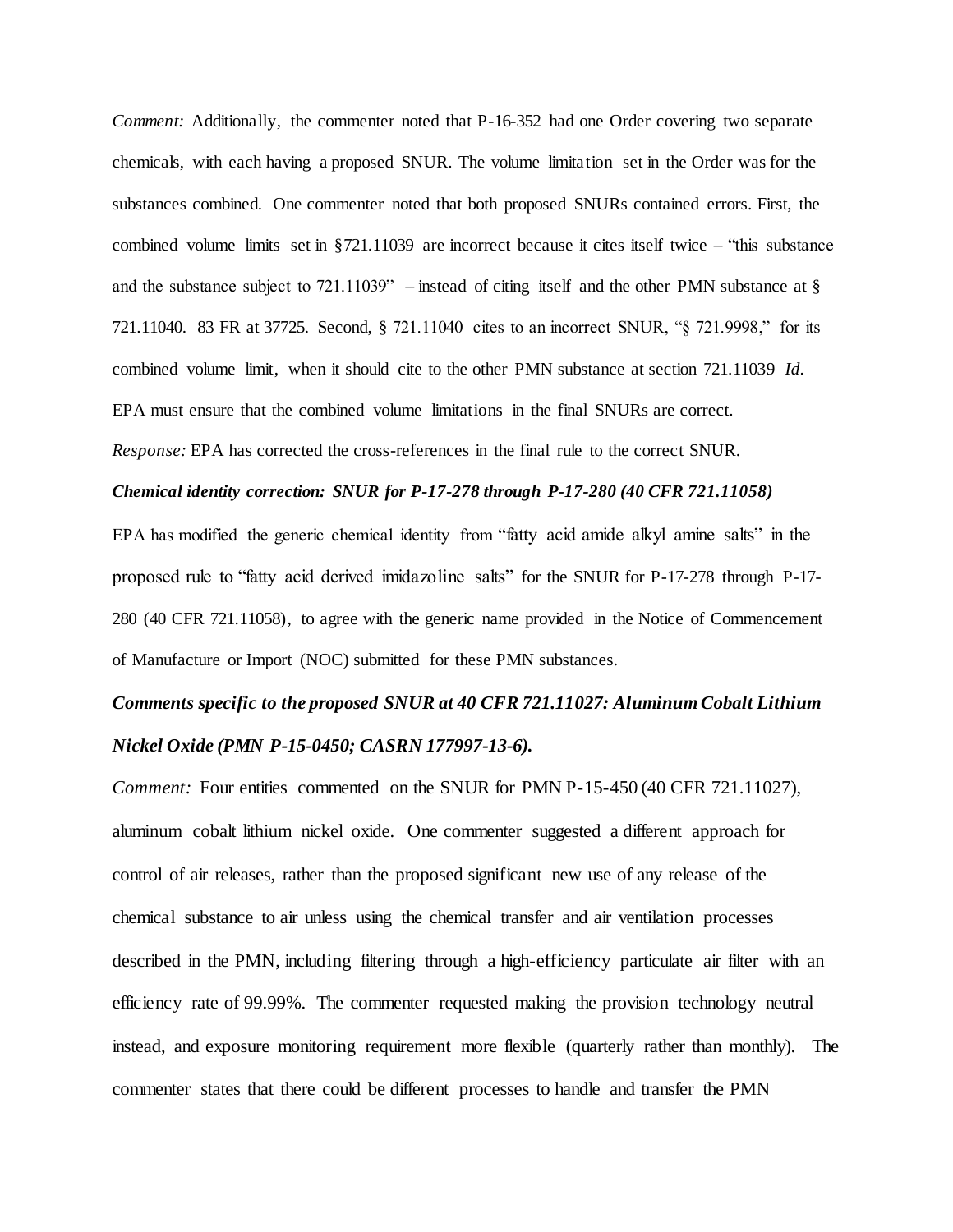*Comment:* Additionally, the commenter noted that P-16-352 had one Order covering two separate chemicals, with each having a proposed SNUR. The volume limitation set in the Order was for the substances combined. One commenter noted that both proposed SNURs contained errors. First, the combined volume limits set in §721.11039 are incorrect because it cites itself twice – "this substance and the substance subject to 721.11039" – instead of citing itself and the other PMN substance at § 721.11040. 83 FR at 37725. Second, § 721.11040 cites to an incorrect SNUR, "§ 721.9998," for its combined volume limit, when it should cite to the other PMN substance at section 721.11039 *Id.* EPA must ensure that the combined volume limitations in the final SNURs are correct.

*Response:* EPA has corrected the cross-references in the final rule to the correct SNUR.

***Chemical identity correction: SNUR for P-17-278 through P-17-280 (40 CFR 721.11058)***

EPA has modified the generic chemical identity from "fatty acid amide alkyl amine salts" in the proposed rule to "fatty acid derived imidazoline salts" for the SNUR for P-17-278 through P-17-280 (40 CFR 721.11058), to agree with the generic name provided in the Notice of Commencement of Manufacture or Import (NOC) submitted for these PMN substances.

***Comments specific to the proposed SNUR at 40 CFR 721.11027: Aluminum Cobalt Lithium Nickel Oxide (PMN P-15-0450; CASRN 177997-13-6).***

*Comment:* Four entities commented on the SNUR for PMN P-15-450 (40 CFR 721.11027), aluminum cobalt lithium nickel oxide. One commenter suggested a different approach for control of air releases, rather than the proposed significant new use of any release of the chemical substance to air unless using the chemical transfer and air ventilation processes described in the PMN, including filtering through a high-efficiency particulate air filter with an efficiency rate of 99.99%. The commenter requested making the provision technology neutral instead, and exposure monitoring requirement more flexible (quarterly rather than monthly). The commenter states that there could be different processes to handle and transfer the PMN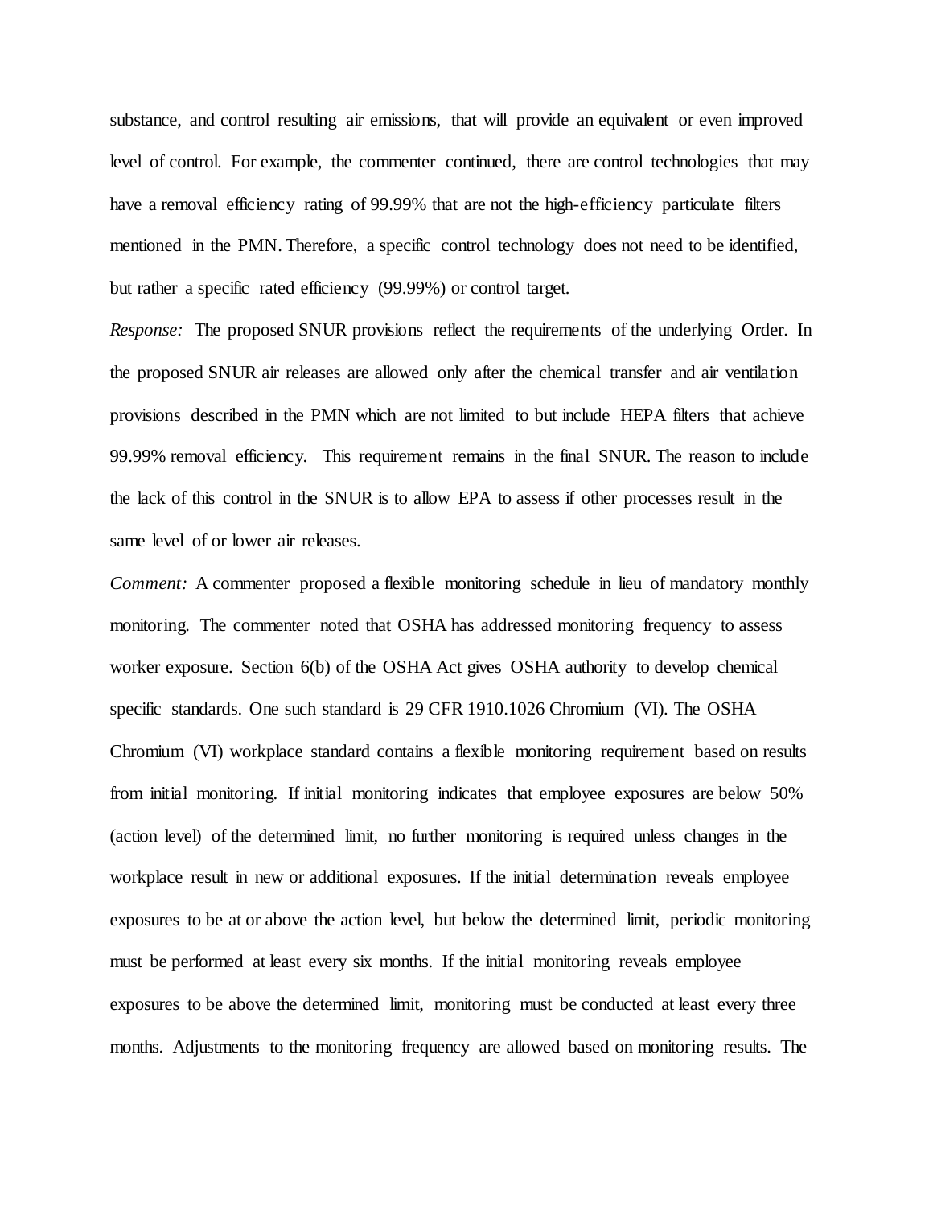substance, and control resulting air emissions, that will provide an equivalent or even improved level of control. For example, the commenter continued, there are control technologies that may have a removal efficiency rating of 99.99% that are not the high-efficiency particulate filters mentioned in the PMN. Therefore, a specific control technology does not need to be identified, but rather a specific rated efficiency (99.99%) or control target.

*Response:* The proposed SNUR provisions reflect the requirements of the underlying Order. In the proposed SNUR air releases are allowed only after the chemical transfer and air ventilation provisions described in the PMN which are not limited to but include HEPA filters that achieve 99.99% removal efficiency. This requirement remains in the final SNUR. The reason to include the lack of this control in the SNUR is to allow EPA to assess if other processes result in the same level of or lower air releases.

*Comment:* A commenter proposed a flexible monitoring schedule in lieu of mandatory monthly monitoring. The commenter noted that OSHA has addressed monitoring frequency to assess worker exposure. Section 6(b) of the OSHA Act gives OSHA authority to develop chemical specific standards. One such standard is 29 CFR 1910.1026 Chromium (VI). The OSHA Chromium (VI) workplace standard contains a flexible monitoring requirement based on results from initial monitoring. If initial monitoring indicates that employee exposures are below 50% (action level) of the determined limit, no further monitoring is required unless changes in the workplace result in new or additional exposures. If the initial determination reveals employee exposures to be at or above the action level, but below the determined limit, periodic monitoring must be performed at least every six months. If the initial monitoring reveals employee exposures to be above the determined limit, monitoring must be conducted at least every three months. Adjustments to the monitoring frequency are allowed based on monitoring results. The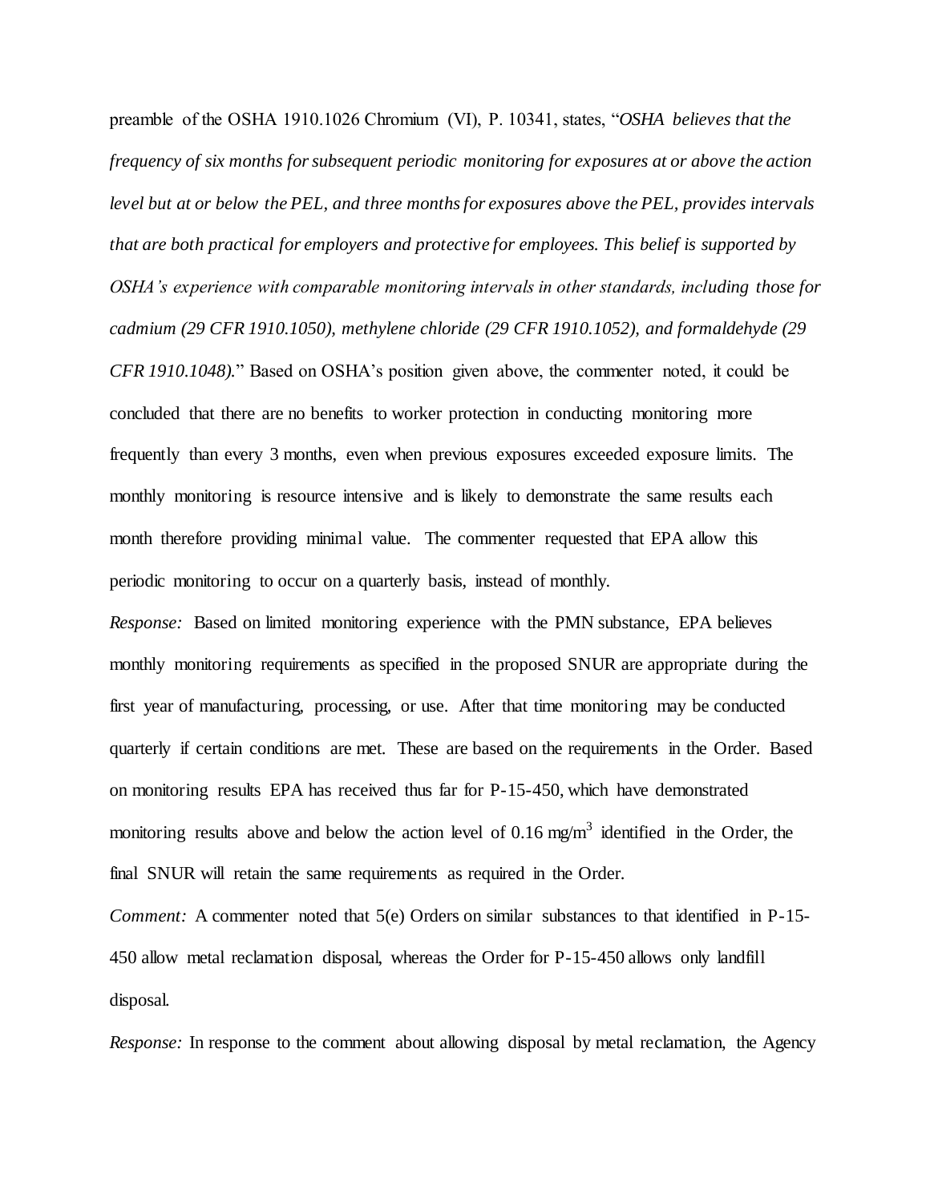preamble of the OSHA 1910.1026 Chromium (VI), P. 10341, states, "*OSHA believes that the frequency of six months for subsequent periodic monitoring for exposures at or above the action level but at or below the PEL, and three months for exposures above the PEL, provides intervals that are both practical for employers and protective for employees. This belief is supported by OSHA's experience with comparable monitoring intervals in other standards, including those for cadmium (29 CFR 1910.1050), methylene chloride (29 CFR 1910.1052), and formaldehyde (29 CFR 1910.1048).*" Based on OSHA's position given above, the commenter noted, it could be concluded that there are no benefits to worker protection in conducting monitoring more frequently than every 3 months, even when previous exposures exceeded exposure limits. The monthly monitoring is resource intensive and is likely to demonstrate the same results each month therefore providing minimal value. The commenter requested that EPA allow this periodic monitoring to occur on a quarterly basis, instead of monthly.

*Response:* Based on limited monitoring experience with the PMN substance, EPA believes monthly monitoring requirements as specified in the proposed SNUR are appropriate during the first year of manufacturing, processing, or use. After that time monitoring may be conducted quarterly if certain conditions are met. These are based on the requirements in the Order. Based on monitoring results EPA has received thus far for P-15-450, which have demonstrated monitoring results above and below the action level of 0.16 mg/m$^3$ identified in the Order, the final SNUR will retain the same requirements as required in the Order.

*Comment:* A commenter noted that 5(e) Orders on similar substances to that identified in P-15-450 allow metal reclamation disposal, whereas the Order for P-15-450 allows only landfill disposal.

*Response:* In response to the comment about allowing disposal by metal reclamation, the Agency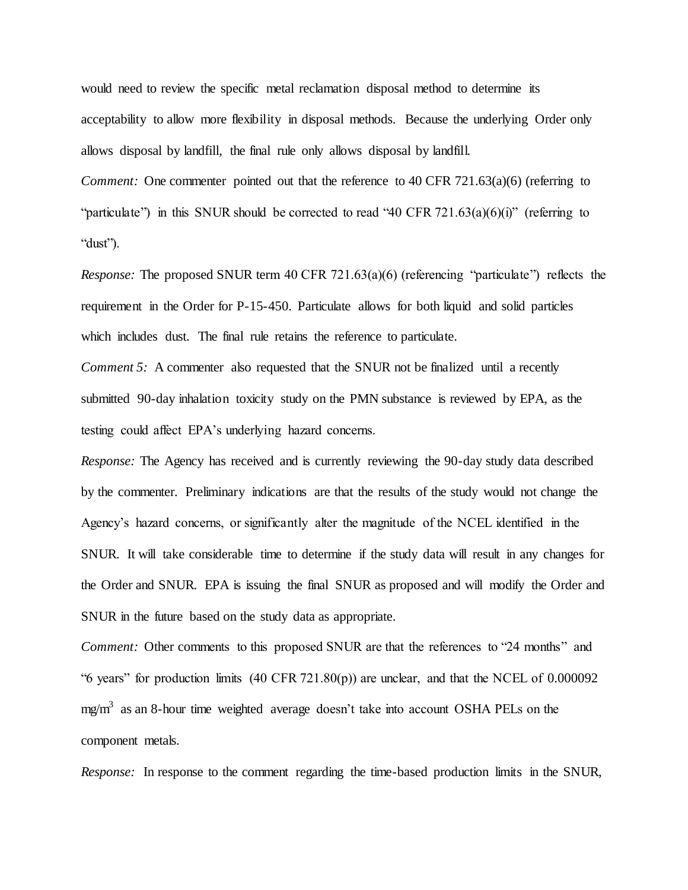would need to review the specific metal reclamation disposal method to determine its acceptability to allow more flexibility in disposal methods. Because the underlying Order only allows disposal by landfill, the final rule only allows disposal by landfill.

*Comment:* One commenter pointed out that the reference to 40 CFR 721.63(a)(6) (referring to "particulate") in this SNUR should be corrected to read "40 CFR 721.63(a)(6)(i)" (referring to "dust").

*Response:* The proposed SNUR term 40 CFR 721.63(a)(6) (referencing "particulate") reflects the requirement in the Order for P-15-450. Particulate allows for both liquid and solid particles which includes dust. The final rule retains the reference to particulate.

*Comment 5:* A commenter also requested that the SNUR not be finalized until a recently submitted 90-day inhalation toxicity study on the PMN substance is reviewed by EPA, as the testing could affect EPA's underlying hazard concerns.

*Response:* The Agency has received and is currently reviewing the 90-day study data described by the commenter. Preliminary indications are that the results of the study would not change the Agency's hazard concerns, or significantly alter the magnitude of the NCEL identified in the SNUR. It will take considerable time to determine if the study data will result in any changes for the Order and SNUR. EPA is issuing the final SNUR as proposed and will modify the Order and SNUR in the future based on the study data as appropriate.

*Comment:* Other comments to this proposed SNUR are that the references to "24 months" and "6 years" for production limits (40 CFR 721.80(p)) are unclear, and that the NCEL of 0.000092 $mg/m^3$ as an 8-hour time weighted average doesn't take into account OSHA PELs on the component metals.

*Response:* In response to the comment regarding the time-based production limits in the SNUR,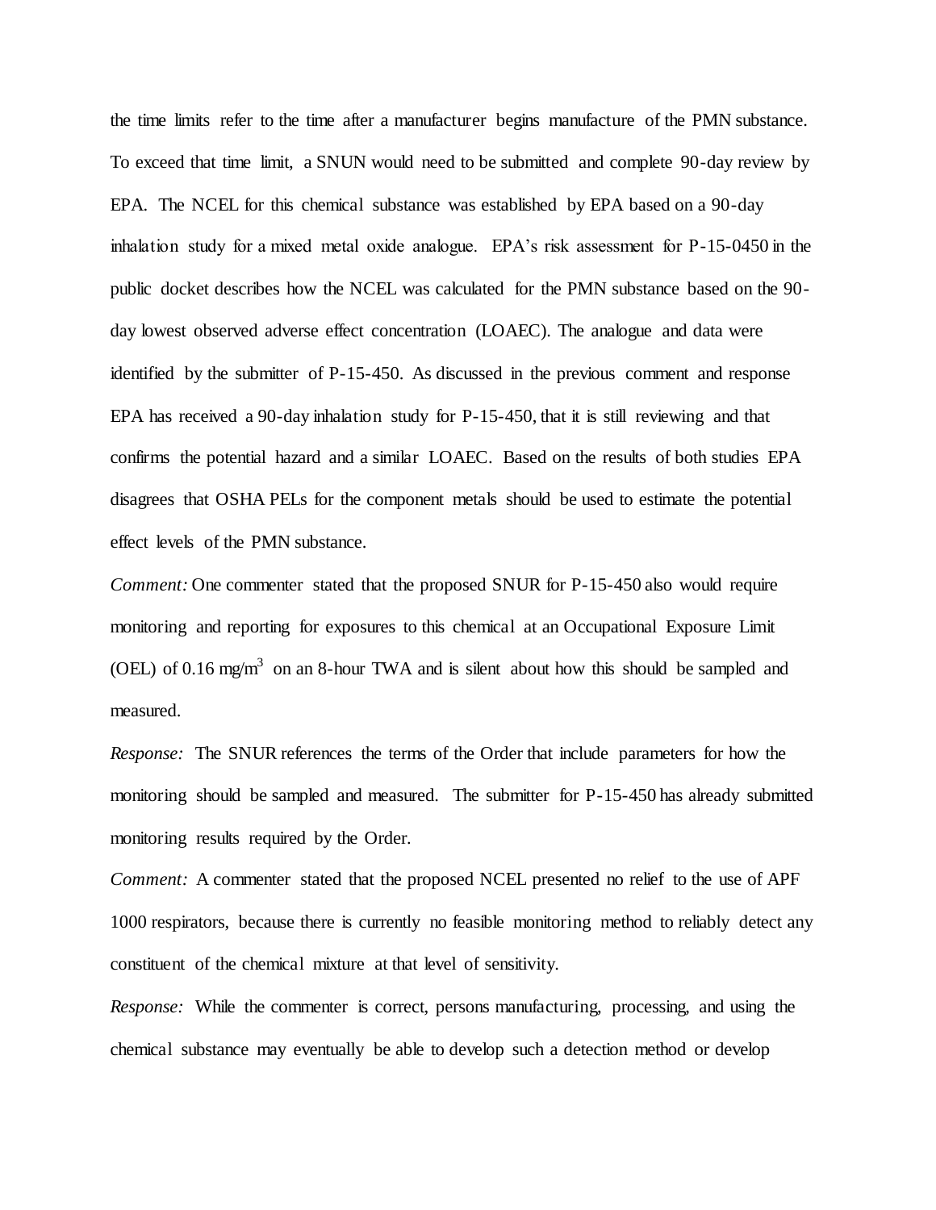the time limits refer to the time after a manufacturer begins manufacture of the PMN substance. To exceed that time limit, a SNUN would need to be submitted and complete 90-day review by EPA. The NCEL for this chemical substance was established by EPA based on a 90-day inhalation study for a mixed metal oxide analogue. EPA's risk assessment for P-15-0450 in the public docket describes how the NCEL was calculated for the PMN substance based on the 90-day lowest observed adverse effect concentration (LOAEC). The analogue and data were identified by the submitter of P-15-450. As discussed in the previous comment and response EPA has received a 90-day inhalation study for P-15-450, that it is still reviewing and that confirms the potential hazard and a similar LOAEC. Based on the results of both studies EPA disagrees that OSHA PELs for the component metals should be used to estimate the potential effect levels of the PMN substance.

*Comment:* One commenter stated that the proposed SNUR for P-15-450 also would require monitoring and reporting for exposures to this chemical at an Occupational Exposure Limit (OEL) of 0.16 mg/m$^3$ on an 8-hour TWA and is silent about how this should be sampled and measured.

*Response:* The SNUR references the terms of the Order that include parameters for how the monitoring should be sampled and measured. The submitter for P-15-450 has already submitted monitoring results required by the Order.

*Comment:* A commenter stated that the proposed NCEL presented no relief to the use of APF 1000 respirators, because there is currently no feasible monitoring method to reliably detect any constituent of the chemical mixture at that level of sensitivity.

*Response:* While the commenter is correct, persons manufacturing, processing, and using the chemical substance may eventually be able to develop such a detection method or develop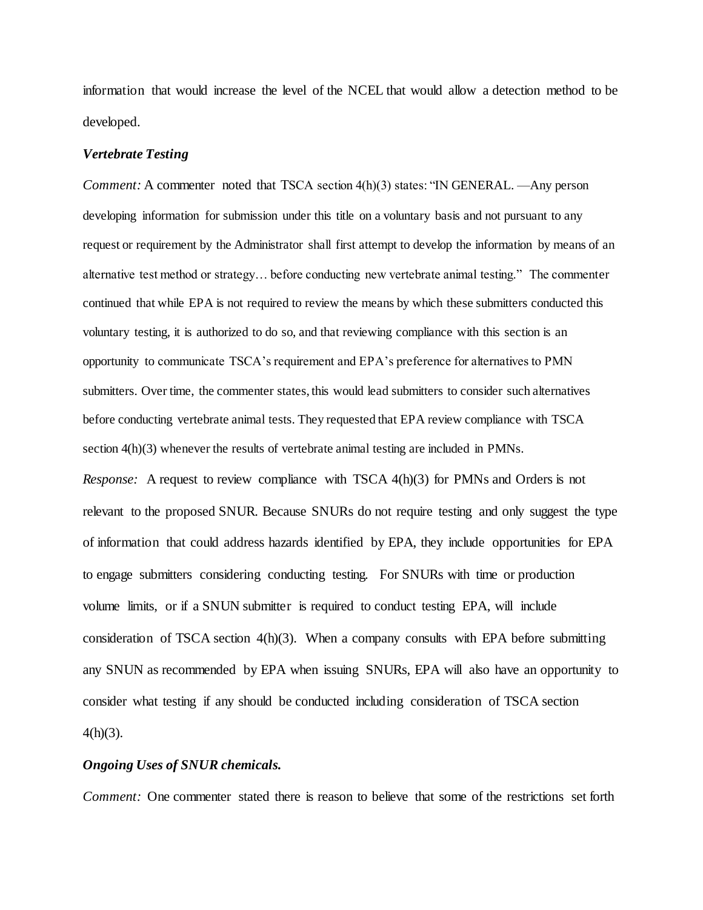information that would increase the level of the NCEL that would allow a detection method to be developed.

***Vertebrate Testing***

*Comment:* A commenter noted that TSCA section 4(h)(3) states: "IN GENERAL. —Any person developing information for submission under this title on a voluntary basis and not pursuant to any request or requirement by the Administrator shall first attempt to develop the information by means of an alternative test method or strategy… before conducting new vertebrate animal testing." The commenter continued that while EPA is not required to review the means by which these submitters conducted this voluntary testing, it is authorized to do so, and that reviewing compliance with this section is an opportunity to communicate TSCA's requirement and EPA's preference for alternatives to PMN submitters. Over time, the commenter states, this would lead submitters to consider such alternatives before conducting vertebrate animal tests. They requested that EPA review compliance with TSCA section 4(h)(3) whenever the results of vertebrate animal testing are included in PMNs.

*Response:* A request to review compliance with TSCA 4(h)(3) for PMNs and Orders is not relevant to the proposed SNUR. Because SNURs do not require testing and only suggest the type of information that could address hazards identified by EPA, they include opportunities for EPA to engage submitters considering conducting testing. For SNURs with time or production volume limits, or if a SNUN submitter is required to conduct testing EPA, will include consideration of TSCA section 4(h)(3). When a company consults with EPA before submitting any SNUN as recommended by EPA when issuing SNURs, EPA will also have an opportunity to consider what testing if any should be conducted including consideration of TSCA section 4(h)(3).

***Ongoing Uses of SNUR chemicals.***

*Comment:* One commenter stated there is reason to believe that some of the restrictions set forth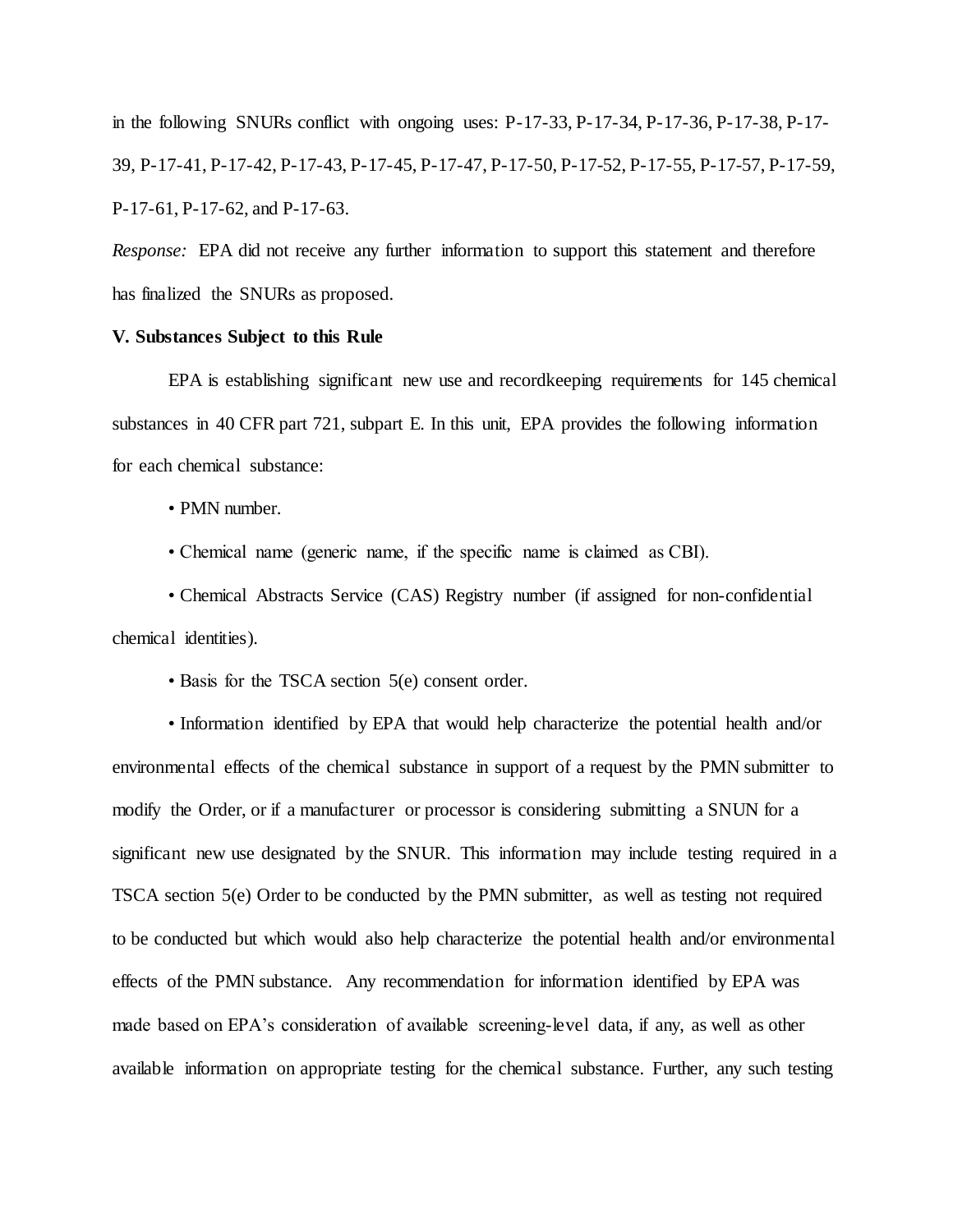in the following SNURs conflict with ongoing uses: P-17-33, P-17-34, P-17-36, P-17-38, P-17-39, P-17-41, P-17-42, P-17-43, P-17-45, P-17-47, P-17-50, P-17-52, P-17-55, P-17-57, P-17-59, P-17-61, P-17-62, and P-17-63.

*Response:* EPA did not receive any further information to support this statement and therefore has finalized the SNURs as proposed.

**V. Substances Subject to this Rule**

EPA is establishing significant new use and recordkeeping requirements for 145 chemical substances in 40 CFR part 721, subpart E. In this unit, EPA provides the following information for each chemical substance:

- PMN number.
- Chemical name (generic name, if the specific name is claimed as CBI).
- Chemical Abstracts Service (CAS) Registry number (if assigned for non-confidential chemical identities).
- Basis for the TSCA section 5(e) consent order.
- Information identified by EPA that would help characterize the potential health and/or environmental effects of the chemical substance in support of a request by the PMN submitter to modify the Order, or if a manufacturer or processor is considering submitting a SNUN for a significant new use designated by the SNUR. This information may include testing required in a TSCA section 5(e) Order to be conducted by the PMN submitter, as well as testing not required to be conducted but which would also help characterize the potential health and/or environmental effects of the PMN substance. Any recommendation for information identified by EPA was made based on EPA's consideration of available screening-level data, if any, as well as other available information on appropriate testing for the chemical substance. Further, any such testing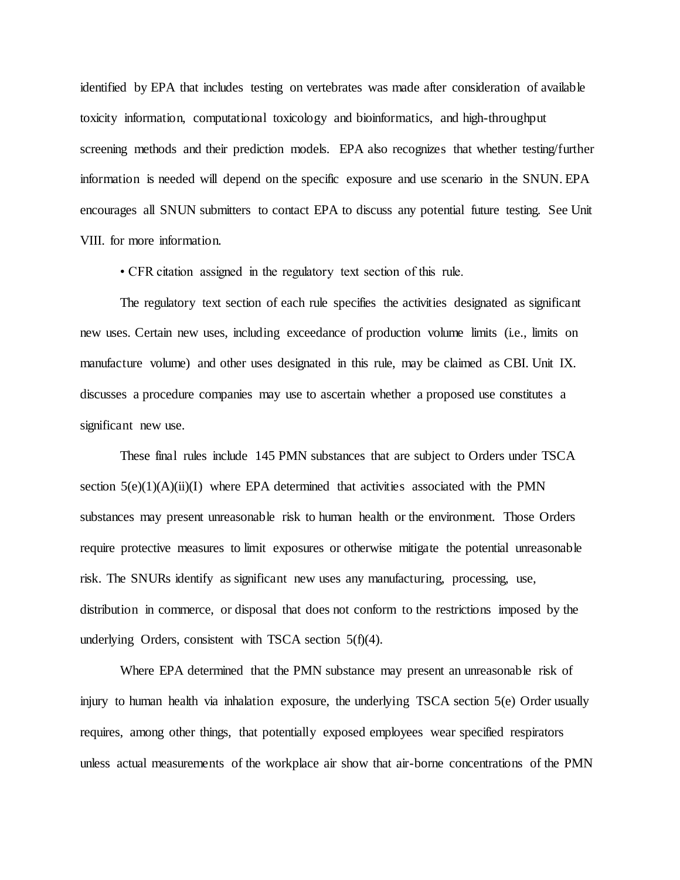identified by EPA that includes testing on vertebrates was made after consideration of available toxicity information, computational toxicology and bioinformatics, and high-throughput screening methods and their prediction models. EPA also recognizes that whether testing/further information is needed will depend on the specific exposure and use scenario in the SNUN. EPA encourages all SNUN submitters to contact EPA to discuss any potential future testing. See Unit VIII. for more information.

• CFR citation assigned in the regulatory text section of this rule.

The regulatory text section of each rule specifies the activities designated as significant new uses. Certain new uses, including exceedance of production volume limits (i.e., limits on manufacture volume) and other uses designated in this rule, may be claimed as CBI. Unit IX. discusses a procedure companies may use to ascertain whether a proposed use constitutes a significant new use.

These final rules include 145 PMN substances that are subject to Orders under TSCA section 5(e)(1)(A)(ii)(I) where EPA determined that activities associated with the PMN substances may present unreasonable risk to human health or the environment. Those Orders require protective measures to limit exposures or otherwise mitigate the potential unreasonable risk. The SNURs identify as significant new uses any manufacturing, processing, use, distribution in commerce, or disposal that does not conform to the restrictions imposed by the underlying Orders, consistent with TSCA section 5(f)(4).

Where EPA determined that the PMN substance may present an unreasonable risk of injury to human health via inhalation exposure, the underlying TSCA section 5(e) Order usually requires, among other things, that potentially exposed employees wear specified respirators unless actual measurements of the workplace air show that air-borne concentrations of the PMN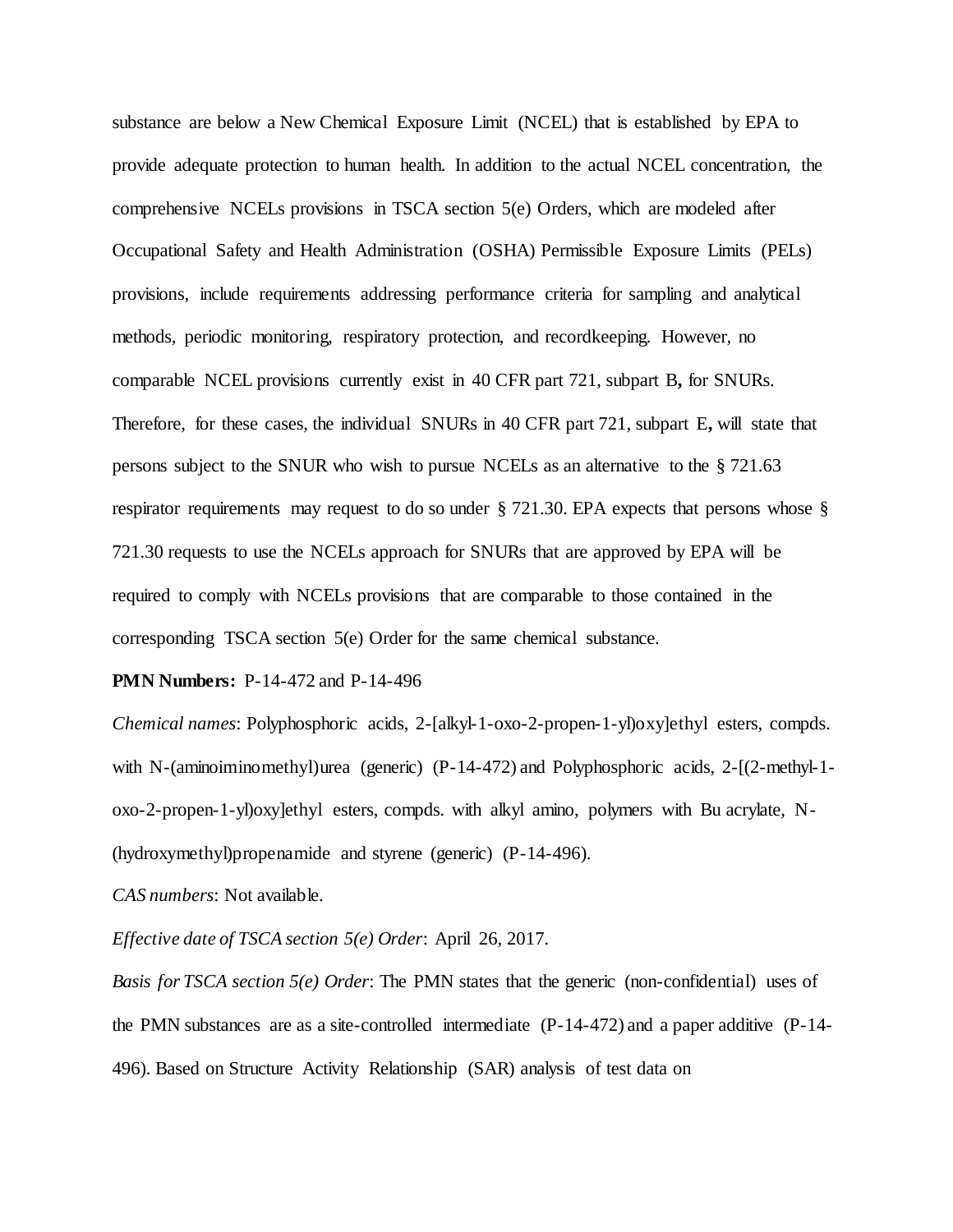substance are below a New Chemical Exposure Limit (NCEL) that is established by EPA to provide adequate protection to human health. In addition to the actual NCEL concentration, the comprehensive NCELs provisions in TSCA section 5(e) Orders, which are modeled after Occupational Safety and Health Administration (OSHA) Permissible Exposure Limits (PELs) provisions, include requirements addressing performance criteria for sampling and analytical methods, periodic monitoring, respiratory protection, and recordkeeping. However, no comparable NCEL provisions currently exist in 40 CFR part 721, subpart B**,** for SNURs. Therefore, for these cases, the individual SNURs in 40 CFR part 721, subpart E**,** will state that persons subject to the SNUR who wish to pursue NCELs as an alternative to the § 721.63 respirator requirements may request to do so under § 721.30. EPA expects that persons whose § 721.30 requests to use the NCELs approach for SNURs that are approved by EPA will be required to comply with NCELs provisions that are comparable to those contained in the corresponding TSCA section 5(e) Order for the same chemical substance.

**PMN Numbers:** P-14-472 and P-14-496

*Chemical names*: Polyphosphoric acids, 2-[alkyl-1-oxo-2-propen-1-yl)oxy]ethyl esters, compds. with N-(aminoiminomethyl)urea (generic) (P-14-472) and Polyphosphoric acids, 2-[(2-methyl-1-oxo-2-propen-1-yl)oxy]ethyl esters, compds. with alkyl amino, polymers with Bu acrylate, N-(hydroxymethyl)propenamide and styrene (generic) (P-14-496).

*CAS numbers*: Not available.

*Effective date of TSCA section 5(e) Order*: April 26, 2017.

*Basis for TSCA section 5(e) Order*: The PMN states that the generic (non-confidential) uses of the PMN substances are as a site-controlled intermediate (P-14-472) and a paper additive (P-14-496). Based on Structure Activity Relationship (SAR) analysis of test data on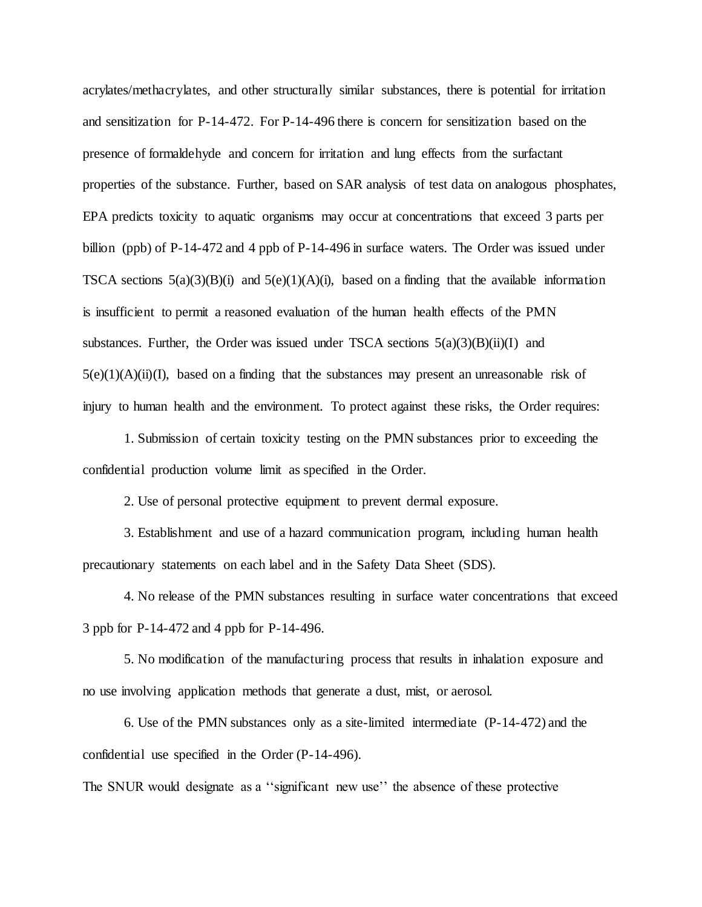acrylates/methacrylates, and other structurally similar substances, there is potential for irritation and sensitization for P-14-472. For P-14-496 there is concern for sensitization based on the presence of formaldehyde and concern for irritation and lung effects from the surfactant properties of the substance. Further, based on SAR analysis of test data on analogous phosphates, EPA predicts toxicity to aquatic organisms may occur at concentrations that exceed 3 parts per billion (ppb) of P-14-472 and 4 ppb of P-14-496 in surface waters. The Order was issued under TSCA sections 5(a)(3)(B)(i) and 5(e)(1)(A)(i), based on a finding that the available information is insufficient to permit a reasoned evaluation of the human health effects of the PMN substances. Further, the Order was issued under TSCA sections 5(a)(3)(B)(ii)(I) and 5(e)(1)(A)(ii)(I), based on a finding that the substances may present an unreasonable risk of injury to human health and the environment. To protect against these risks, the Order requires:

1. Submission of certain toxicity testing on the PMN substances prior to exceeding the confidential production volume limit as specified in the Order.

2. Use of personal protective equipment to prevent dermal exposure.

3. Establishment and use of a hazard communication program, including human health precautionary statements on each label and in the Safety Data Sheet (SDS).

4. No release of the PMN substances resulting in surface water concentrations that exceed 3 ppb for P-14-472 and 4 ppb for P-14-496.

5. No modification of the manufacturing process that results in inhalation exposure and no use involving application methods that generate a dust, mist, or aerosol.

6. Use of the PMN substances only as a site-limited intermediate (P-14-472) and the confidential use specified in the Order (P-14-496).

The SNUR would designate as a ''significant new use'' the absence of these protective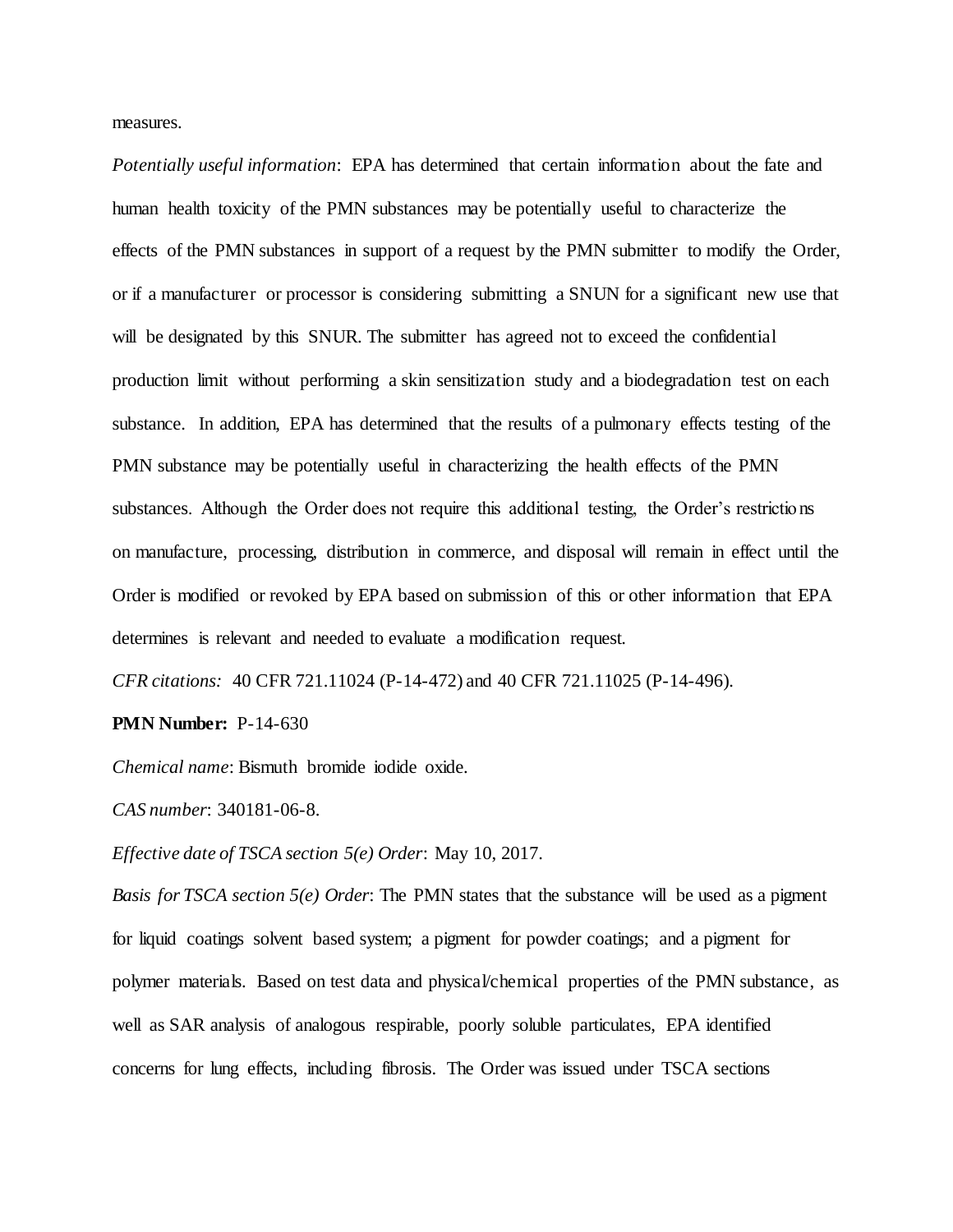measures.

*Potentially useful information*: EPA has determined that certain information about the fate and human health toxicity of the PMN substances may be potentially useful to characterize the effects of the PMN substances in support of a request by the PMN submitter to modify the Order, or if a manufacturer or processor is considering submitting a SNUN for a significant new use that will be designated by this SNUR. The submitter has agreed not to exceed the confidential production limit without performing a skin sensitization study and a biodegradation test on each substance. In addition, EPA has determined that the results of a pulmonary effects testing of the PMN substance may be potentially useful in characterizing the health effects of the PMN substances. Although the Order does not require this additional testing, the Order's restrictions on manufacture, processing, distribution in commerce, and disposal will remain in effect until the Order is modified or revoked by EPA based on submission of this or other information that EPA determines is relevant and needed to evaluate a modification request.

*CFR citations:* 40 CFR 721.11024 (P-14-472) and 40 CFR 721.11025 (P-14-496).

**PMN Number:** P-14-630

*Chemical name*: Bismuth bromide iodide oxide.

*CAS number*: 340181-06-8.

*Effective date of TSCA section 5(e) Order*: May 10, 2017.

*Basis for TSCA section 5(e) Order*: The PMN states that the substance will be used as a pigment for liquid coatings solvent based system; a pigment for powder coatings; and a pigment for polymer materials. Based on test data and physical/chemical properties of the PMN substance, as well as SAR analysis of analogous respirable, poorly soluble particulates, EPA identified concerns for lung effects, including fibrosis. The Order was issued under TSCA sections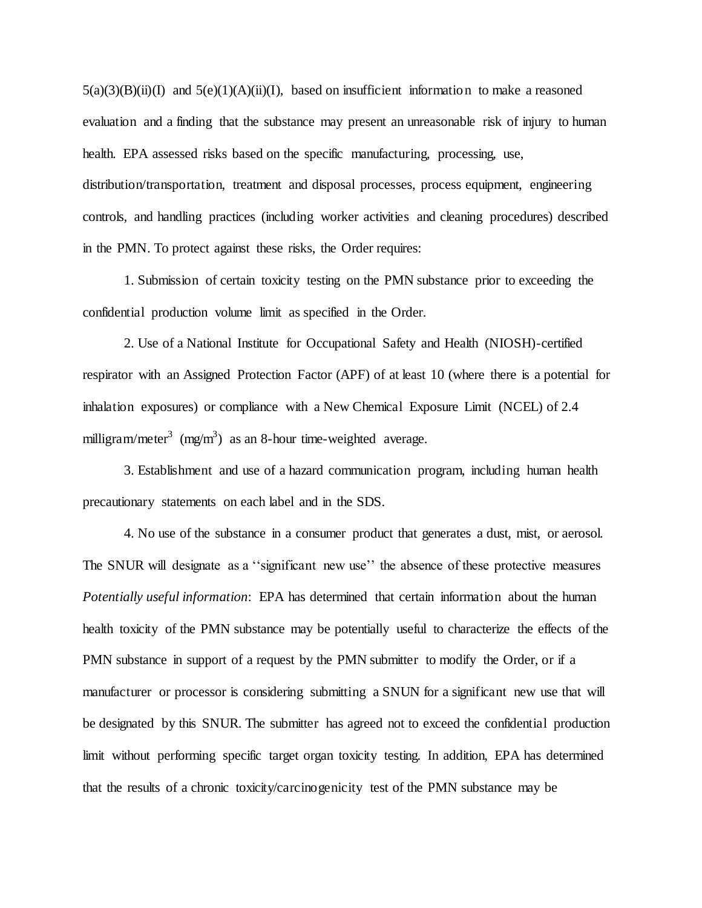5(a)(3)(B)(ii)(I) and 5(e)(1)(A)(ii)(I), based on insufficient information to make a reasoned evaluation and a finding that the substance may present an unreasonable risk of injury to human health. EPA assessed risks based on the specific manufacturing, processing, use, distribution/transportation, treatment and disposal processes, process equipment, engineering controls, and handling practices (including worker activities and cleaning procedures) described in the PMN. To protect against these risks, the Order requires:

1. Submission of certain toxicity testing on the PMN substance prior to exceeding the confidential production volume limit as specified in the Order.

2. Use of a National Institute for Occupational Safety and Health (NIOSH)-certified respirator with an Assigned Protection Factor (APF) of at least 10 (where there is a potential for inhalation exposures) or compliance with a New Chemical Exposure Limit (NCEL) of 2.4 milligram/meter$^3$ (mg/m$^3$) as an 8-hour time-weighted average.

3. Establishment and use of a hazard communication program, including human health precautionary statements on each label and in the SDS.

4. No use of the substance in a consumer product that generates a dust, mist, or aerosol.

The SNUR will designate as a ''significant new use'' the absence of these protective measures

*Potentially useful information*: EPA has determined that certain information about the human health toxicity of the PMN substance may be potentially useful to characterize the effects of the PMN substance in support of a request by the PMN submitter to modify the Order, or if a manufacturer or processor is considering submitting a SNUN for a significant new use that will be designated by this SNUR. The submitter has agreed not to exceed the confidential production limit without performing specific target organ toxicity testing. In addition, EPA has determined that the results of a chronic toxicity/carcinogenicity test of the PMN substance may be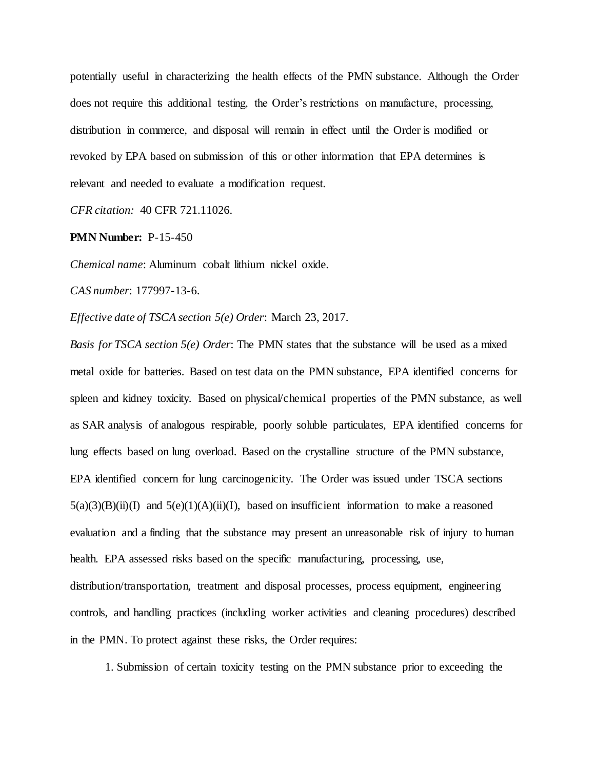potentially useful in characterizing the health effects of the PMN substance. Although the Order does not require this additional testing, the Order's restrictions on manufacture, processing, distribution in commerce, and disposal will remain in effect until the Order is modified or revoked by EPA based on submission of this or other information that EPA determines is relevant and needed to evaluate a modification request.

*CFR citation:* 40 CFR 721.11026.

**PMN Number:** P-15-450

*Chemical name*: Aluminum cobalt lithium nickel oxide.

*CAS number*: 177997-13-6.

*Effective date of TSCA section 5(e) Order*: March 23, 2017.

*Basis for TSCA section 5(e) Order*: The PMN states that the substance will be used as a mixed metal oxide for batteries. Based on test data on the PMN substance, EPA identified concerns for spleen and kidney toxicity. Based on physical/chemical properties of the PMN substance, as well as SAR analysis of analogous respirable, poorly soluble particulates, EPA identified concerns for lung effects based on lung overload. Based on the crystalline structure of the PMN substance, EPA identified concern for lung carcinogenicity. The Order was issued under TSCA sections 5(a)(3)(B)(ii)(I) and 5(e)(1)(A)(ii)(I), based on insufficient information to make a reasoned evaluation and a finding that the substance may present an unreasonable risk of injury to human health. EPA assessed risks based on the specific manufacturing, processing, use, distribution/transportation, treatment and disposal processes, process equipment, engineering controls, and handling practices (including worker activities and cleaning procedures) described in the PMN. To protect against these risks, the Order requires:

1. Submission of certain toxicity testing on the PMN substance prior to exceeding the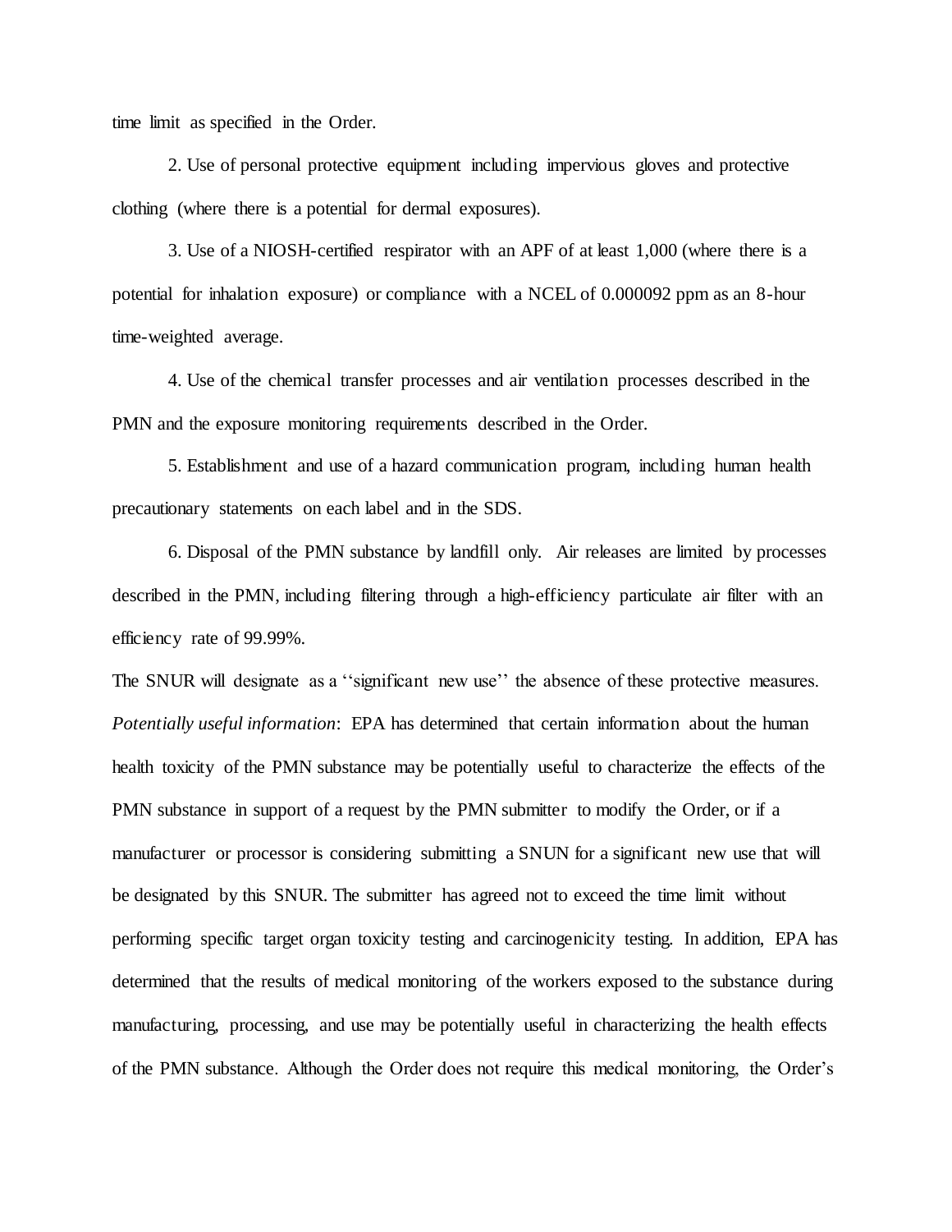time limit as specified in the Order.

2. Use of personal protective equipment including impervious gloves and protective clothing (where there is a potential for dermal exposures).

3. Use of a NIOSH-certified respirator with an APF of at least 1,000 (where there is a potential for inhalation exposure) or compliance with a NCEL of 0.000092 ppm as an 8-hour time-weighted average.

4. Use of the chemical transfer processes and air ventilation processes described in the PMN and the exposure monitoring requirements described in the Order.

5. Establishment and use of a hazard communication program, including human health precautionary statements on each label and in the SDS.

6. Disposal of the PMN substance by landfill only. Air releases are limited by processes described in the PMN, including filtering through a high-efficiency particulate air filter with an efficiency rate of 99.99%.

The SNUR will designate as a ''significant new use'' the absence of these protective measures.

*Potentially useful information*: EPA has determined that certain information about the human health toxicity of the PMN substance may be potentially useful to characterize the effects of the PMN substance in support of a request by the PMN submitter to modify the Order, or if a manufacturer or processor is considering submitting a SNUN for a significant new use that will be designated by this SNUR. The submitter has agreed not to exceed the time limit without performing specific target organ toxicity testing and carcinogenicity testing. In addition, EPA has determined that the results of medical monitoring of the workers exposed to the substance during manufacturing, processing, and use may be potentially useful in characterizing the health effects of the PMN substance. Although the Order does not require this medical monitoring, the Order's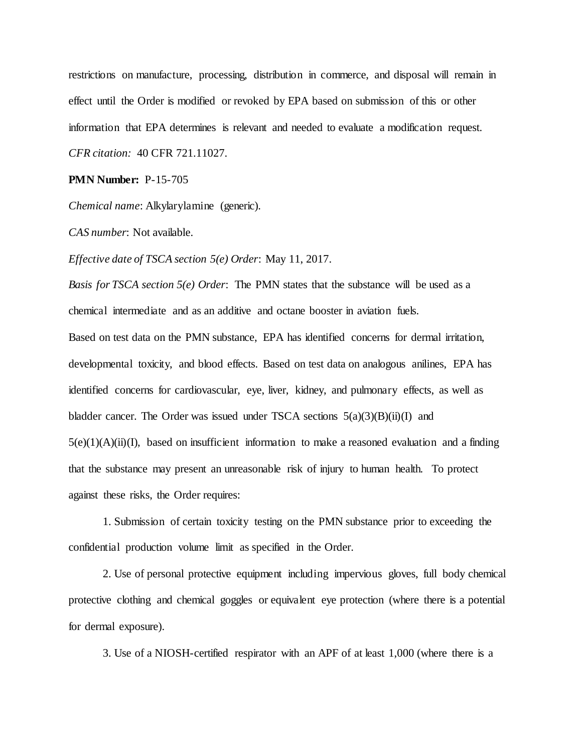restrictions on manufacture, processing, distribution in commerce, and disposal will remain in effect until the Order is modified or revoked by EPA based on submission of this or other information that EPA determines is relevant and needed to evaluate a modification request.

*CFR citation:* 40 CFR 721.11027.

**PMN Number:** P-15-705

*Chemical name*: Alkylarylamine (generic).

*CAS number*: Not available.

*Effective date of TSCA section 5(e) Order*: May 11, 2017.

*Basis for TSCA section 5(e) Order*: The PMN states that the substance will be used as a chemical intermediate and as an additive and octane booster in aviation fuels.

Based on test data on the PMN substance, EPA has identified concerns for dermal irritation, developmental toxicity, and blood effects. Based on test data on analogous anilines, EPA has identified concerns for cardiovascular, eye, liver, kidney, and pulmonary effects, as well as bladder cancer. The Order was issued under TSCA sections 5(a)(3)(B)(ii)(I) and 5(e)(1)(A)(ii)(I), based on insufficient information to make a reasoned evaluation and a finding that the substance may present an unreasonable risk of injury to human health. To protect against these risks, the Order requires:

1. Submission of certain toxicity testing on the PMN substance prior to exceeding the confidential production volume limit as specified in the Order.

2. Use of personal protective equipment including impervious gloves, full body chemical protective clothing and chemical goggles or equivalent eye protection (where there is a potential for dermal exposure).

3. Use of a NIOSH-certified respirator with an APF of at least 1,000 (where there is a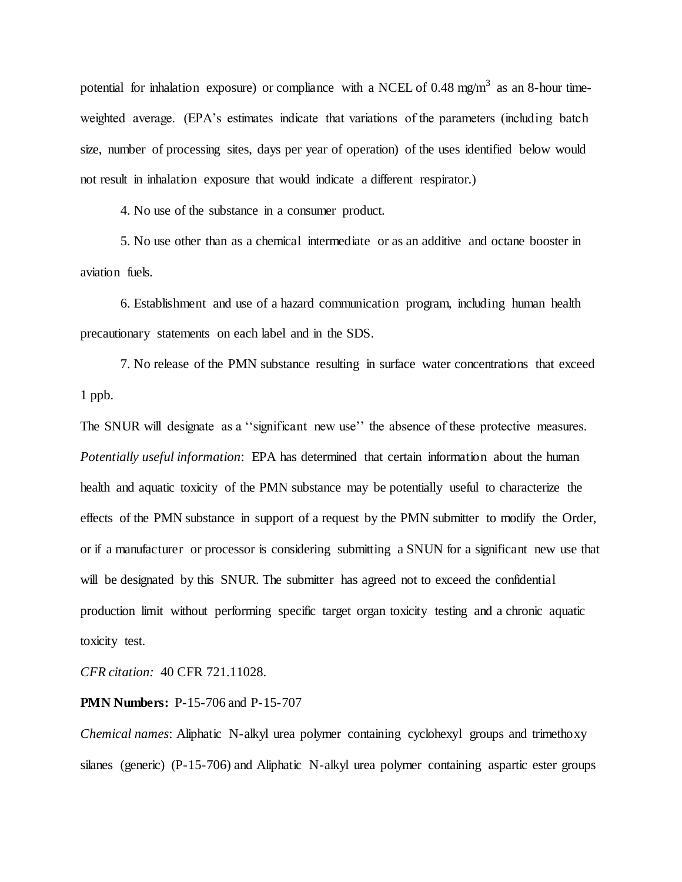potential for inhalation exposure) or compliance with a NCEL of 0.48 mg/m$^3$ as an 8-hour time-weighted average. (EPA's estimates indicate that variations of the parameters (including batch size, number of processing sites, days per year of operation) of the uses identified below would not result in inhalation exposure that would indicate a different respirator.)

4. No use of the substance in a consumer product.

5. No use other than as a chemical intermediate or as an additive and octane booster in aviation fuels.

6. Establishment and use of a hazard communication program, including human health precautionary statements on each label and in the SDS.

7. No release of the PMN substance resulting in surface water concentrations that exceed 1 ppb.

The SNUR will designate as a ''significant new use'' the absence of these protective measures.

*Potentially useful information*: EPA has determined that certain information about the human health and aquatic toxicity of the PMN substance may be potentially useful to characterize the effects of the PMN substance in support of a request by the PMN submitter to modify the Order, or if a manufacturer or processor is considering submitting a SNUN for a significant new use that will be designated by this SNUR. The submitter has agreed not to exceed the confidential production limit without performing specific target organ toxicity testing and a chronic aquatic toxicity test.

*CFR citation:* 40 CFR 721.11028.

**PMN Numbers:** P-15-706 and P-15-707

*Chemical names*: Aliphatic N-alkyl urea polymer containing cyclohexyl groups and trimethoxy silanes (generic) (P-15-706) and Aliphatic N-alkyl urea polymer containing aspartic ester groups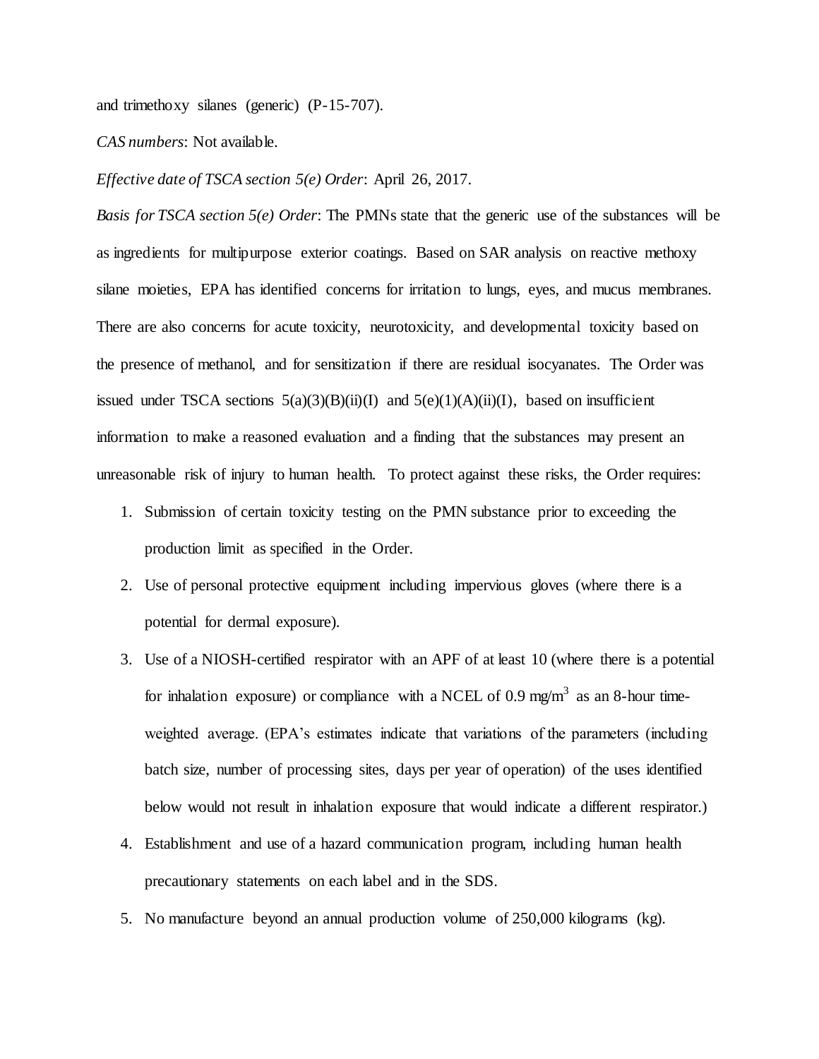and trimethoxy silanes (generic) (P-15-707).

*CAS numbers*: Not available.

*Effective date of TSCA section 5(e) Order*: April 26, 2017.

*Basis for TSCA section 5(e) Order*: The PMNs state that the generic use of the substances will be as ingredients for multipurpose exterior coatings. Based on SAR analysis on reactive methoxy silane moieties, EPA has identified concerns for irritation to lungs, eyes, and mucus membranes. There are also concerns for acute toxicity, neurotoxicity, and developmental toxicity based on the presence of methanol, and for sensitization if there are residual isocyanates. The Order was issued under TSCA sections 5(a)(3)(B)(ii)(I) and 5(e)(1)(A)(ii)(I), based on insufficient information to make a reasoned evaluation and a finding that the substances may present an unreasonable risk of injury to human health. To protect against these risks, the Order requires:

1. Submission of certain toxicity testing on the PMN substance prior to exceeding the production limit as specified in the Order.
2. Use of personal protective equipment including impervious gloves (where there is a potential for dermal exposure).
3. Use of a NIOSH-certified respirator with an APF of at least 10 (where there is a potential for inhalation exposure) or compliance with a NCEL of 0.9 mg/m$^3$ as an 8-hour time-weighted average. (EPA's estimates indicate that variations of the parameters (including batch size, number of processing sites, days per year of operation) of the uses identified below would not result in inhalation exposure that would indicate a different respirator.)
4. Establishment and use of a hazard communication program, including human health precautionary statements on each label and in the SDS.
5. No manufacture beyond an annual production volume of 250,000 kilograms (kg).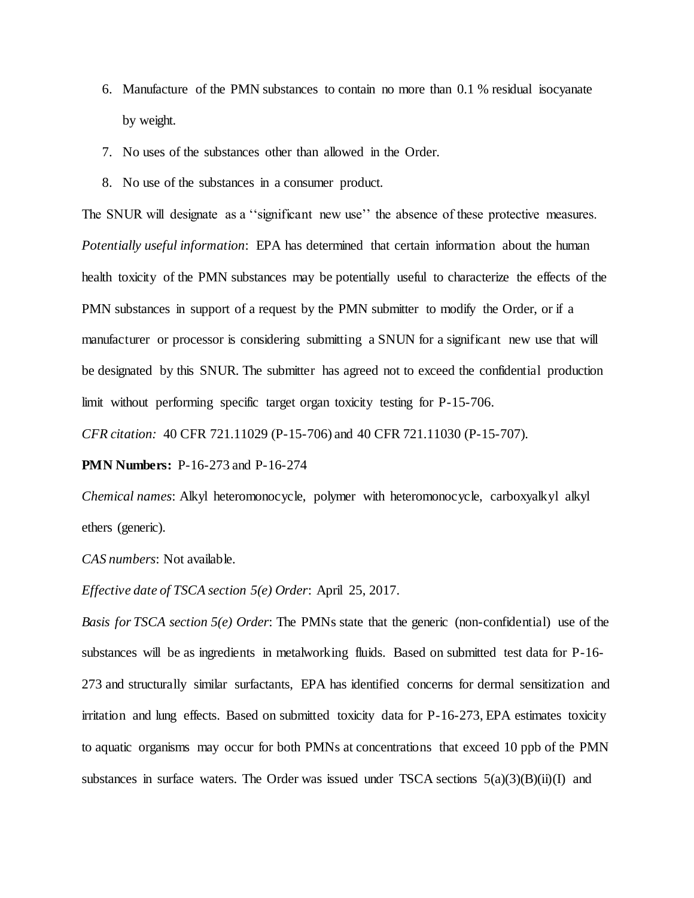6. Manufacture of the PMN substances to contain no more than 0.1 % residual isocyanate by weight.
7. No uses of the substances other than allowed in the Order.
8. No use of the substances in a consumer product.

The SNUR will designate as a ''significant new use'' the absence of these protective measures.

*Potentially useful information*: EPA has determined that certain information about the human health toxicity of the PMN substances may be potentially useful to characterize the effects of the PMN substances in support of a request by the PMN submitter to modify the Order, or if a manufacturer or processor is considering submitting a SNUN for a significant new use that will be designated by this SNUR. The submitter has agreed not to exceed the confidential production limit without performing specific target organ toxicity testing for P-15-706.

*CFR citation:* 40 CFR 721.11029 (P-15-706) and 40 CFR 721.11030 (P-15-707).

**PMN Numbers:** P-16-273 and P-16-274

*Chemical names*: Alkyl heteromonocycle, polymer with heteromonocycle, carboxyalkyl alkyl ethers (generic).

*CAS numbers*: Not available.

*Effective date of TSCA section 5(e) Order*: April 25, 2017.

*Basis for TSCA section 5(e) Order*: The PMNs state that the generic (non-confidential) use of the substances will be as ingredients in metalworking fluids. Based on submitted test data for P-16-273 and structurally similar surfactants, EPA has identified concerns for dermal sensitization and irritation and lung effects. Based on submitted toxicity data for P-16-273, EPA estimates toxicity to aquatic organisms may occur for both PMNs at concentrations that exceed 10 ppb of the PMN substances in surface waters. The Order was issued under TSCA sections 5(a)(3)(B)(ii)(I) and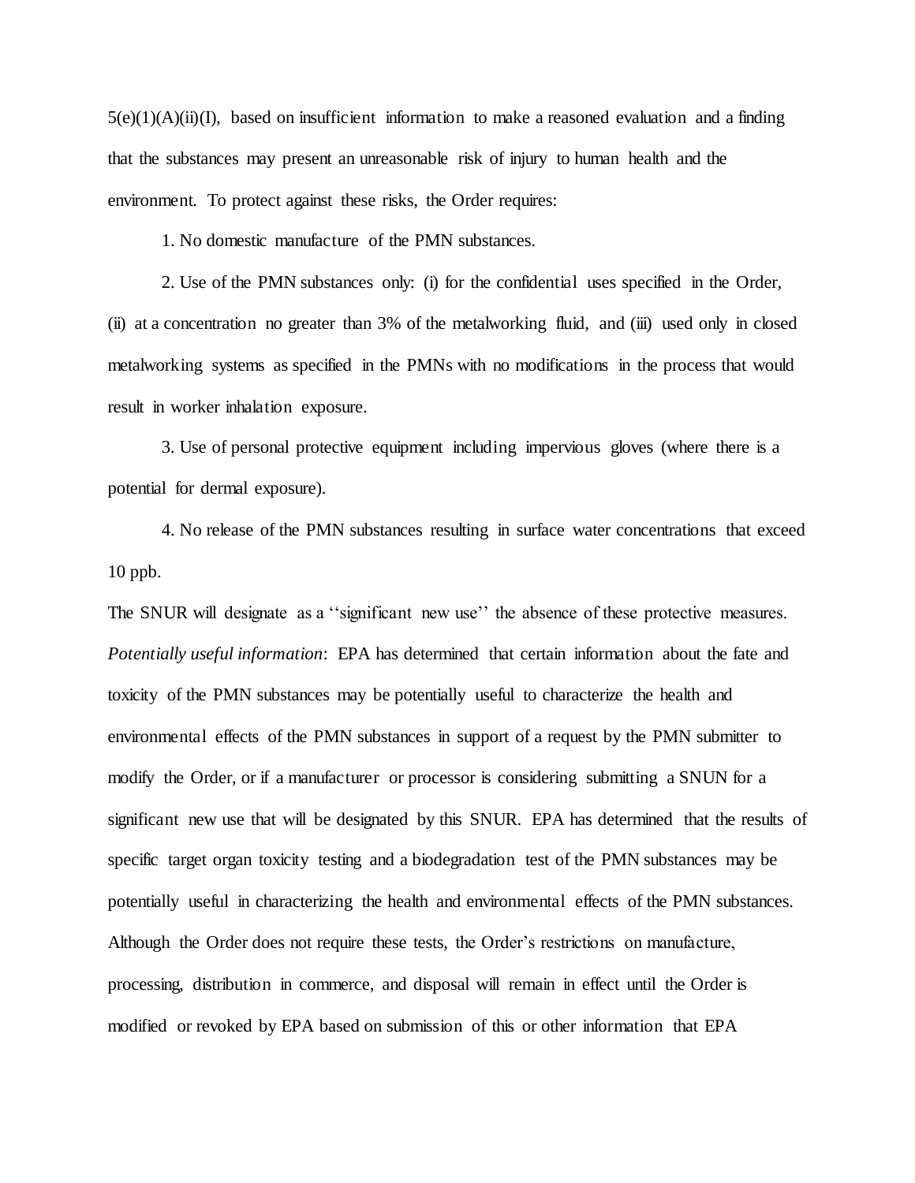5(e)(1)(A)(ii)(I), based on insufficient information to make a reasoned evaluation and a finding that the substances may present an unreasonable risk of injury to human health and the environment. To protect against these risks, the Order requires:

1. No domestic manufacture of the PMN substances.

2. Use of the PMN substances only: (i) for the confidential uses specified in the Order, (ii) at a concentration no greater than 3% of the metalworking fluid, and (iii) used only in closed metalworking systems as specified in the PMNs with no modifications in the process that would result in worker inhalation exposure.

3. Use of personal protective equipment including impervious gloves (where there is a potential for dermal exposure).

4. No release of the PMN substances resulting in surface water concentrations that exceed 10 ppb.

The SNUR will designate as a ''significant new use'' the absence of these protective measures.

*Potentially useful information*: EPA has determined that certain information about the fate and toxicity of the PMN substances may be potentially useful to characterize the health and environmental effects of the PMN substances in support of a request by the PMN submitter to modify the Order, or if a manufacturer or processor is considering submitting a SNUN for a significant new use that will be designated by this SNUR. EPA has determined that the results of specific target organ toxicity testing and a biodegradation test of the PMN substances may be potentially useful in characterizing the health and environmental effects of the PMN substances. Although the Order does not require these tests, the Order's restrictions on manufacture, processing, distribution in commerce, and disposal will remain in effect until the Order is modified or revoked by EPA based on submission of this or other information that EPA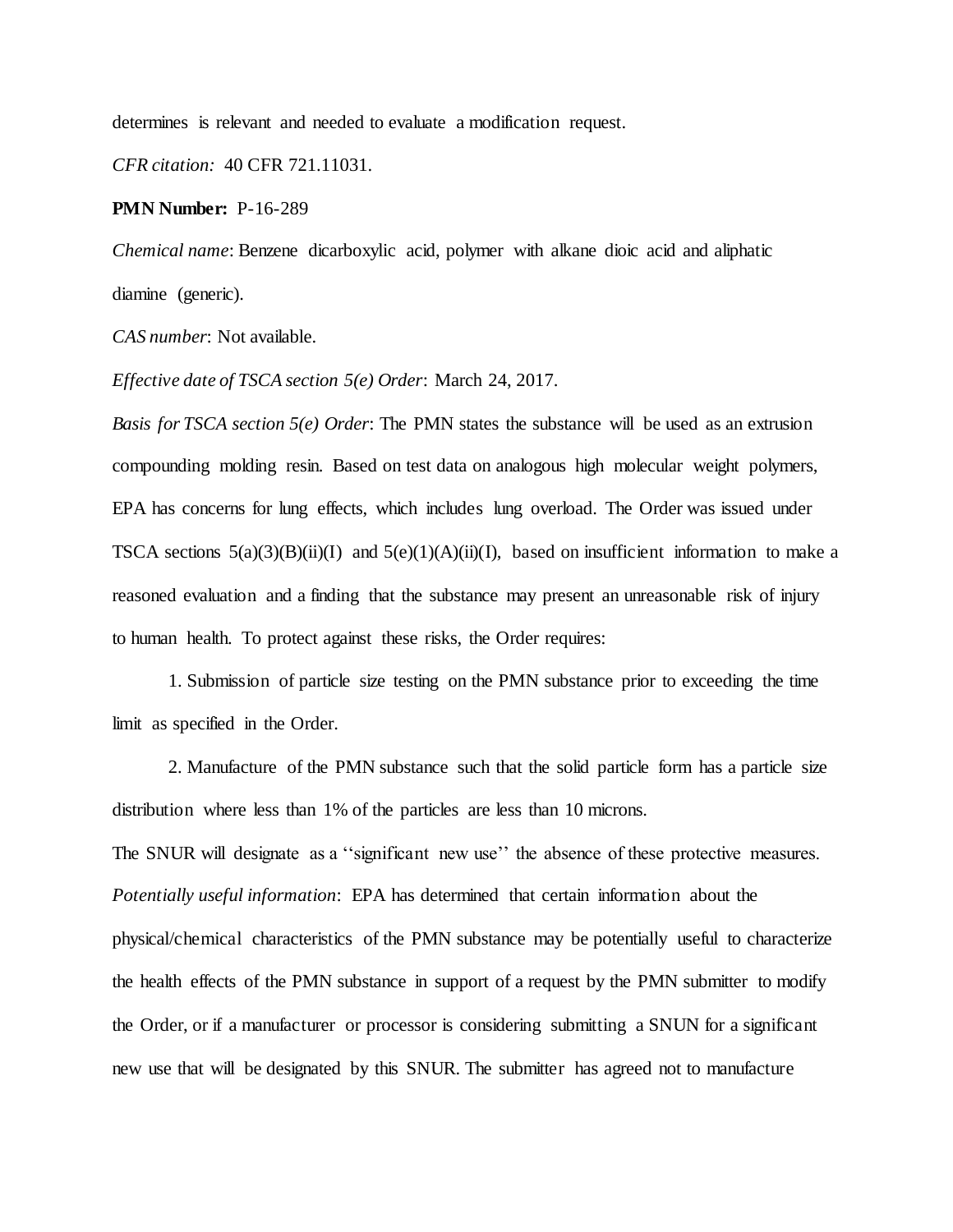determines is relevant and needed to evaluate a modification request.

*CFR citation:* 40 CFR 721.11031.

**PMN Number:** P-16-289

*Chemical name*: Benzene dicarboxylic acid, polymer with alkane dioic acid and aliphatic diamine (generic).

*CAS number*: Not available.

*Effective date of TSCA section 5(e) Order*: March 24, 2017.

*Basis for TSCA section 5(e) Order*: The PMN states the substance will be used as an extrusion compounding molding resin. Based on test data on analogous high molecular weight polymers, EPA has concerns for lung effects, which includes lung overload. The Order was issued under TSCA sections 5(a)(3)(B)(ii)(I) and 5(e)(1)(A)(ii)(I), based on insufficient information to make a reasoned evaluation and a finding that the substance may present an unreasonable risk of injury to human health. To protect against these risks, the Order requires:

1. Submission of particle size testing on the PMN substance prior to exceeding the time limit as specified in the Order.

2. Manufacture of the PMN substance such that the solid particle form has a particle size distribution where less than 1% of the particles are less than 10 microns.

The SNUR will designate as a ''significant new use'' the absence of these protective measures.

*Potentially useful information*: EPA has determined that certain information about the physical/chemical characteristics of the PMN substance may be potentially useful to characterize the health effects of the PMN substance in support of a request by the PMN submitter to modify the Order, or if a manufacturer or processor is considering submitting a SNUN for a significant new use that will be designated by this SNUR. The submitter has agreed not to manufacture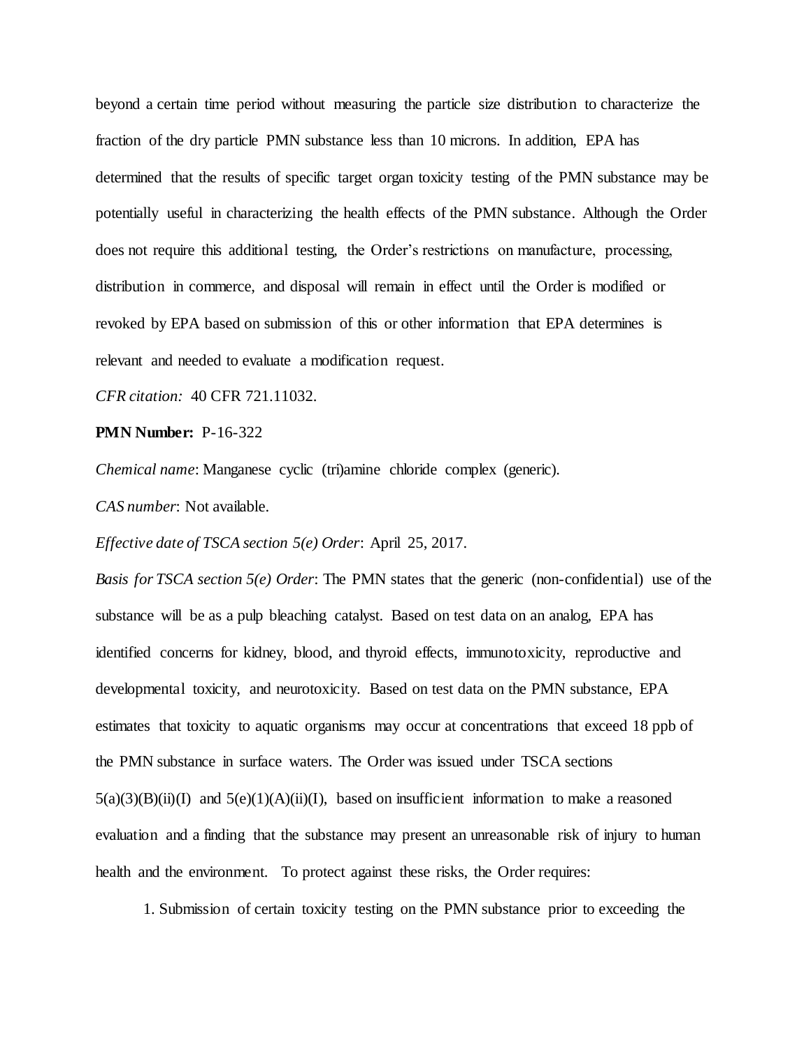beyond a certain time period without measuring the particle size distribution to characterize the fraction of the dry particle PMN substance less than 10 microns. In addition, EPA has determined that the results of specific target organ toxicity testing of the PMN substance may be potentially useful in characterizing the health effects of the PMN substance. Although the Order does not require this additional testing, the Order's restrictions on manufacture, processing, distribution in commerce, and disposal will remain in effect until the Order is modified or revoked by EPA based on submission of this or other information that EPA determines is relevant and needed to evaluate a modification request.

*CFR citation:* 40 CFR 721.11032.

**PMN Number:** P-16-322

*Chemical name*: Manganese cyclic (tri)amine chloride complex (generic).

*CAS number*: Not available.

*Effective date of TSCA section 5(e) Order*: April 25, 2017.

*Basis for TSCA section 5(e) Order*: The PMN states that the generic (non-confidential) use of the substance will be as a pulp bleaching catalyst. Based on test data on an analog, EPA has identified concerns for kidney, blood, and thyroid effects, immunotoxicity, reproductive and developmental toxicity, and neurotoxicity. Based on test data on the PMN substance, EPA estimates that toxicity to aquatic organisms may occur at concentrations that exceed 18 ppb of the PMN substance in surface waters. The Order was issued under TSCA sections 5(a)(3)(B)(ii)(I) and 5(e)(1)(A)(ii)(I), based on insufficient information to make a reasoned evaluation and a finding that the substance may present an unreasonable risk of injury to human health and the environment. To protect against these risks, the Order requires:

1. Submission of certain toxicity testing on the PMN substance prior to exceeding the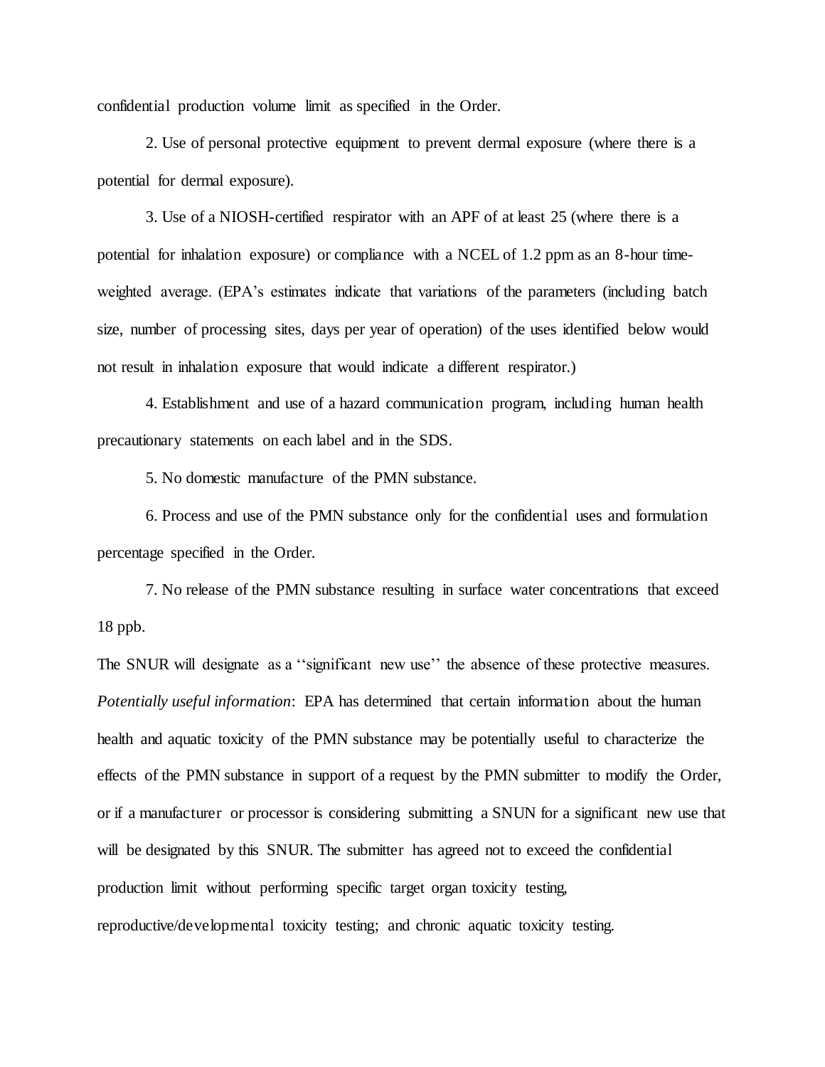confidential production volume limit as specified in the Order.

2. Use of personal protective equipment to prevent dermal exposure (where there is a potential for dermal exposure).

3. Use of a NIOSH-certified respirator with an APF of at least 25 (where there is a potential for inhalation exposure) or compliance with a NCEL of 1.2 ppm as an 8-hour time-weighted average. (EPA's estimates indicate that variations of the parameters (including batch size, number of processing sites, days per year of operation) of the uses identified below would not result in inhalation exposure that would indicate a different respirator.)

4. Establishment and use of a hazard communication program, including human health precautionary statements on each label and in the SDS.

5. No domestic manufacture of the PMN substance.

6. Process and use of the PMN substance only for the confidential uses and formulation percentage specified in the Order.

7. No release of the PMN substance resulting in surface water concentrations that exceed 18 ppb.

The SNUR will designate as a ''significant new use'' the absence of these protective measures. *Potentially useful information*: EPA has determined that certain information about the human health and aquatic toxicity of the PMN substance may be potentially useful to characterize the effects of the PMN substance in support of a request by the PMN submitter to modify the Order, or if a manufacturer or processor is considering submitting a SNUN for a significant new use that will be designated by this SNUR. The submitter has agreed not to exceed the confidential production limit without performing specific target organ toxicity testing, reproductive/developmental toxicity testing; and chronic aquatic toxicity testing.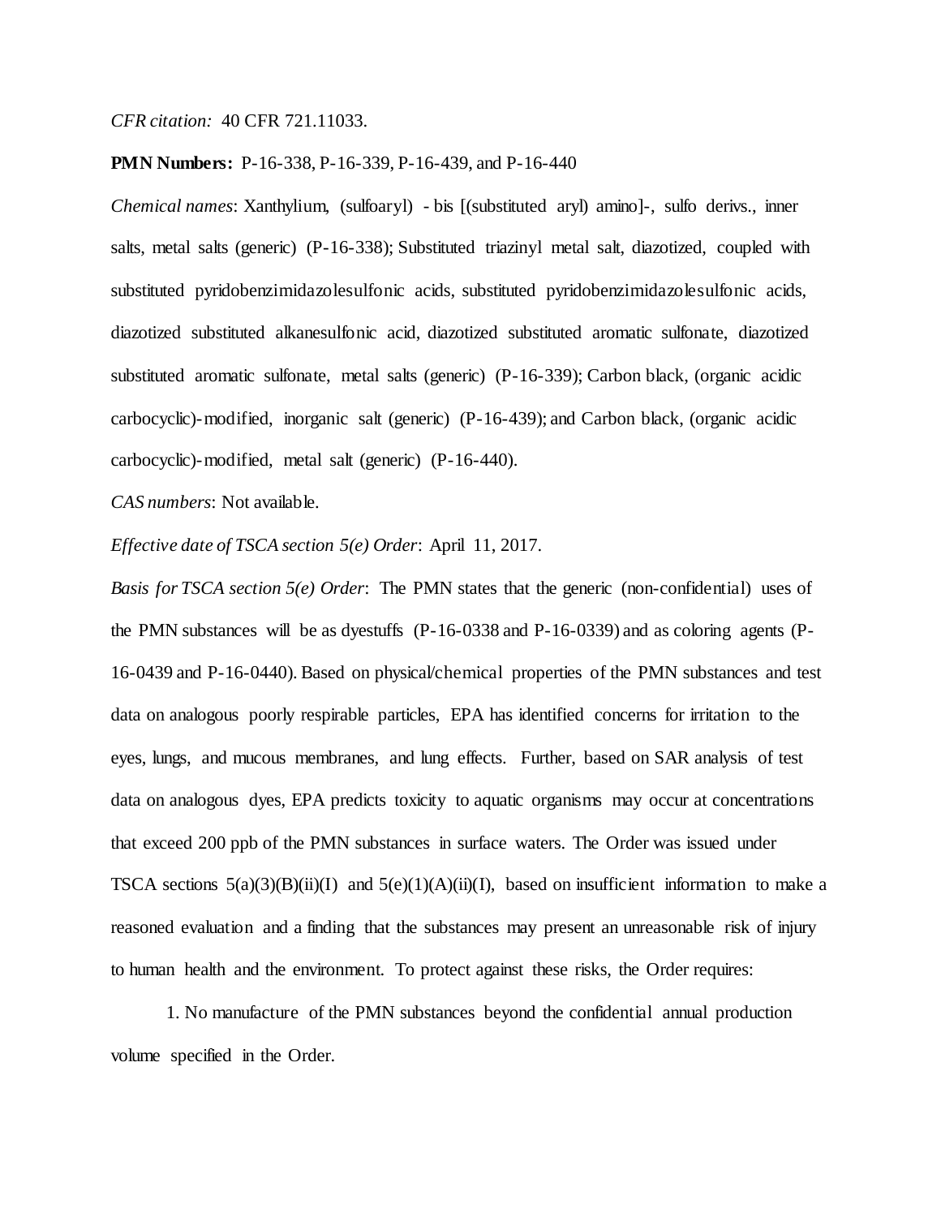*CFR citation:* 40 CFR 721.11033.

**PMN Numbers:** P-16-338, P-16-339, P-16-439, and P-16-440

*Chemical names*: Xanthylium, (sulfoaryl) - bis [(substituted aryl) amino]-, sulfo derivs., inner salts, metal salts (generic) (P-16-338); Substituted triazinyl metal salt, diazotized, coupled with substituted pyridobenzimidazolesulfonic acids, substituted pyridobenzimidazolesulfonic acids, diazotized substituted alkanesulfonic acid, diazotized substituted aromatic sulfonate, diazotized substituted aromatic sulfonate, metal salts (generic) (P-16-339); Carbon black, (organic acidic carbocyclic)-modified, inorganic salt (generic) (P-16-439); and Carbon black, (organic acidic carbocyclic)-modified, metal salt (generic) (P-16-440).

*CAS numbers*: Not available.

*Effective date of TSCA section 5(e) Order*: April 11, 2017.

*Basis for TSCA section 5(e) Order*: The PMN states that the generic (non-confidential) uses of the PMN substances will be as dyestuffs (P-16-0338 and P-16-0339) and as coloring agents (P-16-0439 and P-16-0440). Based on physical/chemical properties of the PMN substances and test data on analogous poorly respirable particles, EPA has identified concerns for irritation to the eyes, lungs, and mucous membranes, and lung effects. Further, based on SAR analysis of test data on analogous dyes, EPA predicts toxicity to aquatic organisms may occur at concentrations that exceed 200 ppb of the PMN substances in surface waters. The Order was issued under TSCA sections 5(a)(3)(B)(ii)(I) and 5(e)(1)(A)(ii)(I), based on insufficient information to make a reasoned evaluation and a finding that the substances may present an unreasonable risk of injury to human health and the environment. To protect against these risks, the Order requires:

1. No manufacture of the PMN substances beyond the confidential annual production volume specified in the Order.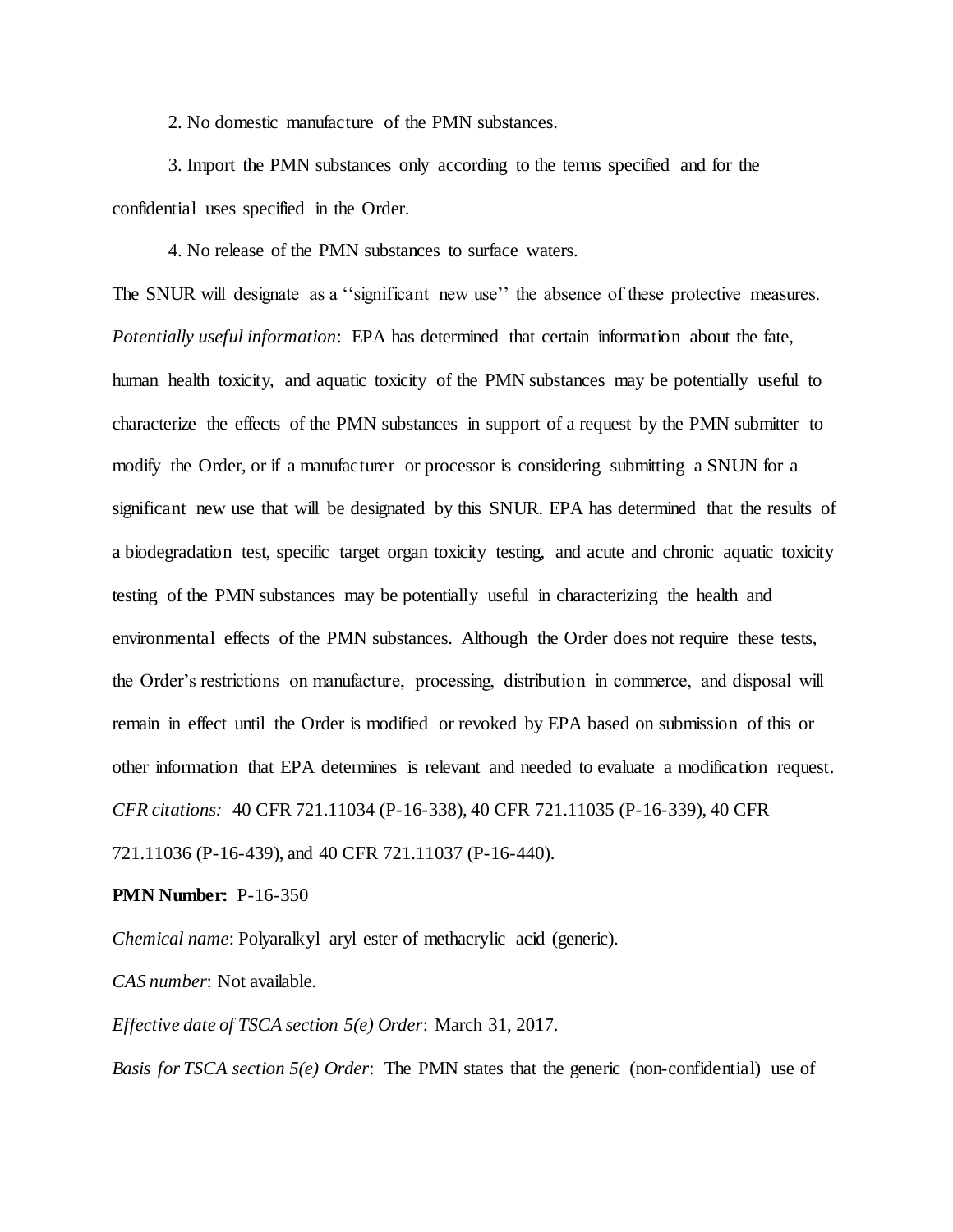2. No domestic manufacture of the PMN substances.

3. Import the PMN substances only according to the terms specified and for the confidential uses specified in the Order.

4. No release of the PMN substances to surface waters.

The SNUR will designate as a ''significant new use'' the absence of these protective measures.

*Potentially useful information*: EPA has determined that certain information about the fate, human health toxicity, and aquatic toxicity of the PMN substances may be potentially useful to characterize the effects of the PMN substances in support of a request by the PMN submitter to modify the Order, or if a manufacturer or processor is considering submitting a SNUN for a significant new use that will be designated by this SNUR. EPA has determined that the results of a biodegradation test, specific target organ toxicity testing, and acute and chronic aquatic toxicity testing of the PMN substances may be potentially useful in characterizing the health and environmental effects of the PMN substances. Although the Order does not require these tests, the Order's restrictions on manufacture, processing, distribution in commerce, and disposal will remain in effect until the Order is modified or revoked by EPA based on submission of this or other information that EPA determines is relevant and needed to evaluate a modification request.

*CFR citations:* 40 CFR 721.11034 (P-16-338), 40 CFR 721.11035 (P-16-339), 40 CFR 721.11036 (P-16-439), and 40 CFR 721.11037 (P-16-440).

**PMN Number:** P-16-350

*Chemical name*: Polyaralkyl aryl ester of methacrylic acid (generic).

*CAS number*: Not available.

*Effective date of TSCA section 5(e) Order*: March 31, 2017.

*Basis for TSCA section 5(e) Order*: The PMN states that the generic (non-confidential) use of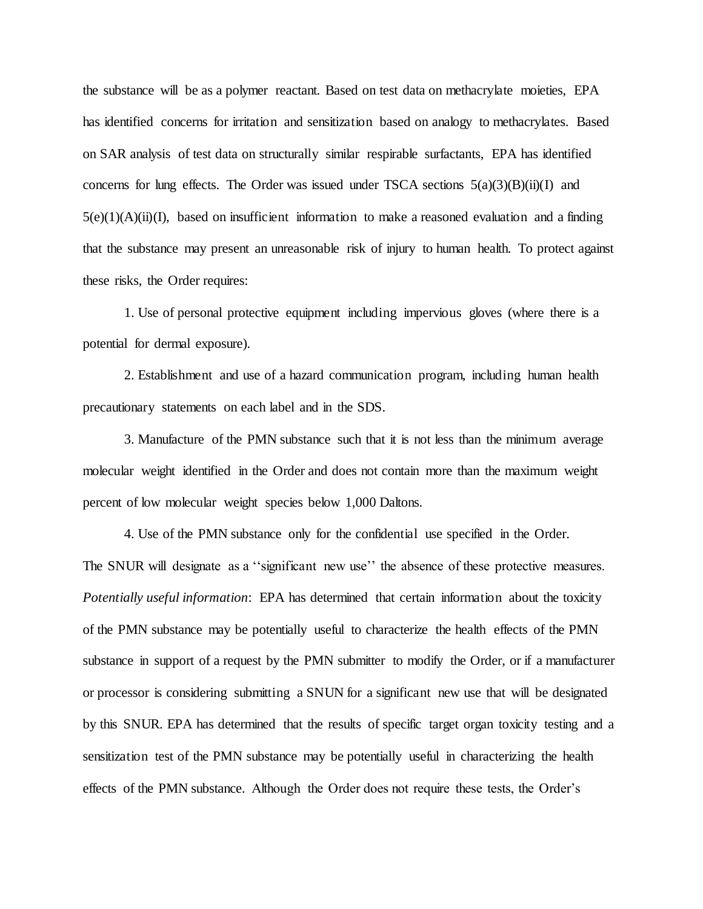the substance will be as a polymer reactant. Based on test data on methacrylate moieties, EPA has identified concerns for irritation and sensitization based on analogy to methacrylates. Based on SAR analysis of test data on structurally similar respirable surfactants, EPA has identified concerns for lung effects. The Order was issued under TSCA sections 5(a)(3)(B)(ii)(I) and 5(e)(1)(A)(ii)(I), based on insufficient information to make a reasoned evaluation and a finding that the substance may present an unreasonable risk of injury to human health. To protect against these risks, the Order requires:

1. Use of personal protective equipment including impervious gloves (where there is a potential for dermal exposure).

2. Establishment and use of a hazard communication program, including human health precautionary statements on each label and in the SDS.

3. Manufacture of the PMN substance such that it is not less than the minimum average molecular weight identified in the Order and does not contain more than the maximum weight percent of low molecular weight species below 1,000 Daltons.

4. Use of the PMN substance only for the confidential use specified in the Order.

The SNUR will designate as a ''significant new use'' the absence of these protective measures.

*Potentially useful information*: EPA has determined that certain information about the toxicity of the PMN substance may be potentially useful to characterize the health effects of the PMN substance in support of a request by the PMN submitter to modify the Order, or if a manufacturer or processor is considering submitting a SNUN for a significant new use that will be designated by this SNUR. EPA has determined that the results of specific target organ toxicity testing and a sensitization test of the PMN substance may be potentially useful in characterizing the health effects of the PMN substance. Although the Order does not require these tests, the Order's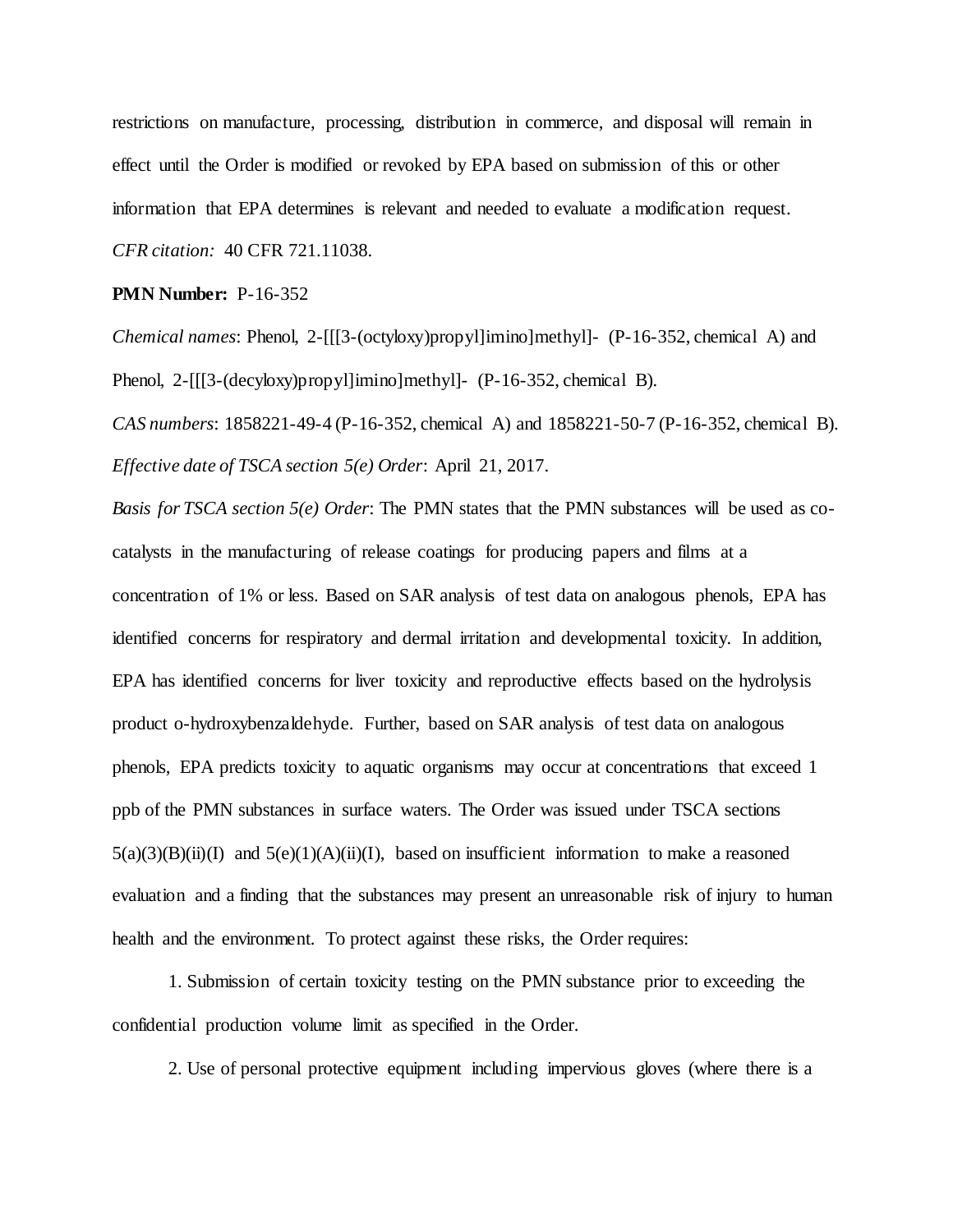restrictions on manufacture, processing, distribution in commerce, and disposal will remain in effect until the Order is modified or revoked by EPA based on submission of this or other information that EPA determines is relevant and needed to evaluate a modification request.

*CFR citation:* 40 CFR 721.11038.

**PMN Number:** P-16-352

*Chemical names*: Phenol, 2-[[[3-(octyloxy)propyl]imino]methyl]- (P-16-352, chemical A) and Phenol, 2-[[[3-(decyloxy)propyl]imino]methyl]- (P-16-352, chemical B).

*CAS numbers*: 1858221-49-4 (P-16-352, chemical A) and 1858221-50-7 (P-16-352, chemical B).

*Effective date of TSCA section 5(e) Order*: April 21, 2017.

*Basis for TSCA section 5(e) Order*: The PMN states that the PMN substances will be used as co-catalysts in the manufacturing of release coatings for producing papers and films at a concentration of 1% or less. Based on SAR analysis of test data on analogous phenols, EPA has identified concerns for respiratory and dermal irritation and developmental toxicity. In addition, EPA has identified concerns for liver toxicity and reproductive effects based on the hydrolysis product o-hydroxybenzaldehyde. Further, based on SAR analysis of test data on analogous phenols, EPA predicts toxicity to aquatic organisms may occur at concentrations that exceed 1 ppb of the PMN substances in surface waters. The Order was issued under TSCA sections 5(a)(3)(B)(ii)(I) and 5(e)(1)(A)(ii)(I), based on insufficient information to make a reasoned evaluation and a finding that the substances may present an unreasonable risk of injury to human health and the environment. To protect against these risks, the Order requires:

1. Submission of certain toxicity testing on the PMN substance prior to exceeding the confidential production volume limit as specified in the Order.

2. Use of personal protective equipment including impervious gloves (where there is a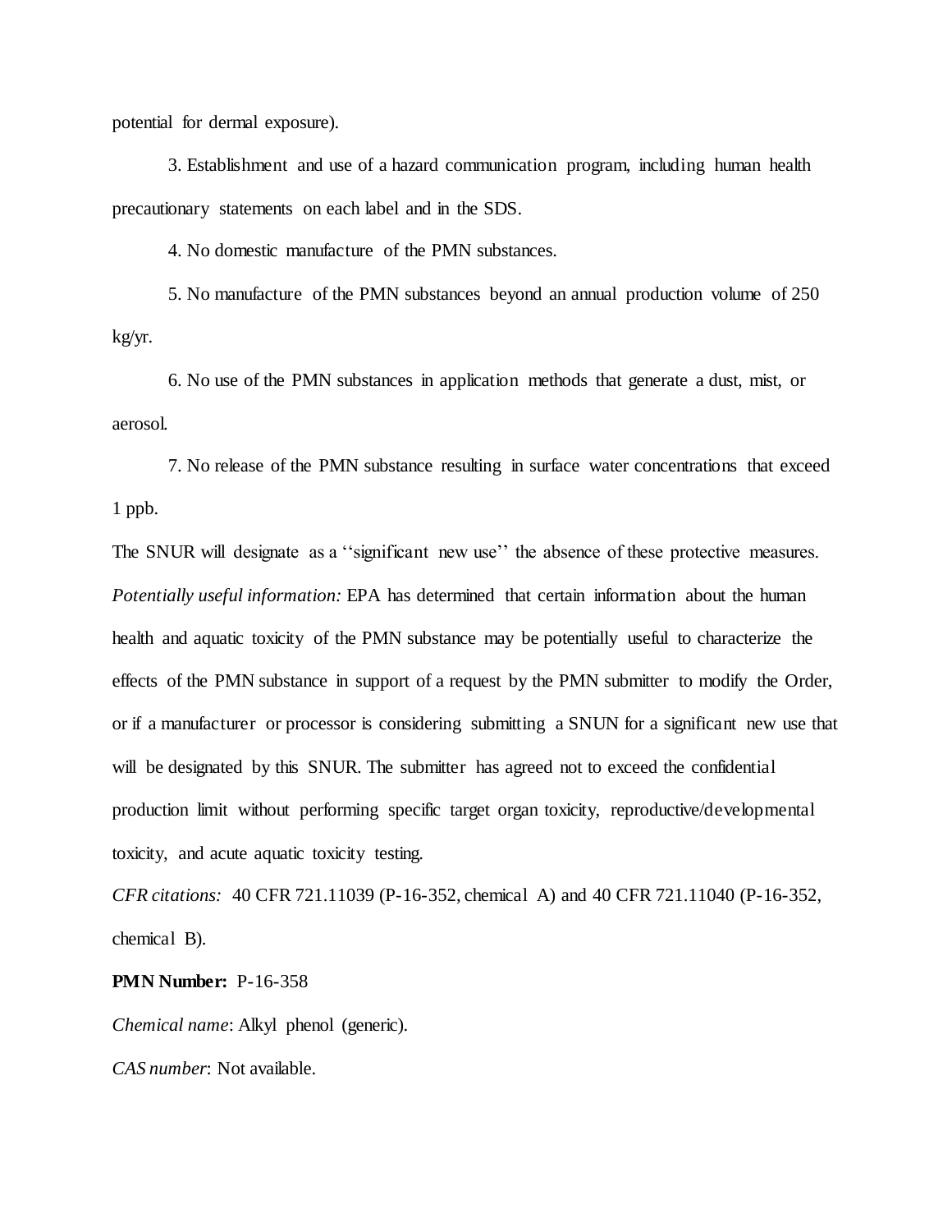potential for dermal exposure).

3. Establishment and use of a hazard communication program, including human health precautionary statements on each label and in the SDS.

4. No domestic manufacture of the PMN substances.

5. No manufacture of the PMN substances beyond an annual production volume of 250 kg/yr.

6. No use of the PMN substances in application methods that generate a dust, mist, or aerosol.

7. No release of the PMN substance resulting in surface water concentrations that exceed 1 ppb.

The SNUR will designate as a ''significant new use'' the absence of these protective measures.

*Potentially useful information:* EPA has determined that certain information about the human health and aquatic toxicity of the PMN substance may be potentially useful to characterize the effects of the PMN substance in support of a request by the PMN submitter to modify the Order, or if a manufacturer or processor is considering submitting a SNUN for a significant new use that will be designated by this SNUR. The submitter has agreed not to exceed the confidential production limit without performing specific target organ toxicity, reproductive/developmental toxicity, and acute aquatic toxicity testing.

*CFR citations:* 40 CFR 721.11039 (P-16-352, chemical A) and 40 CFR 721.11040 (P-16-352, chemical B).

**PMN Number:** P-16-358

*Chemical name*: Alkyl phenol (generic).

*CAS number*: Not available.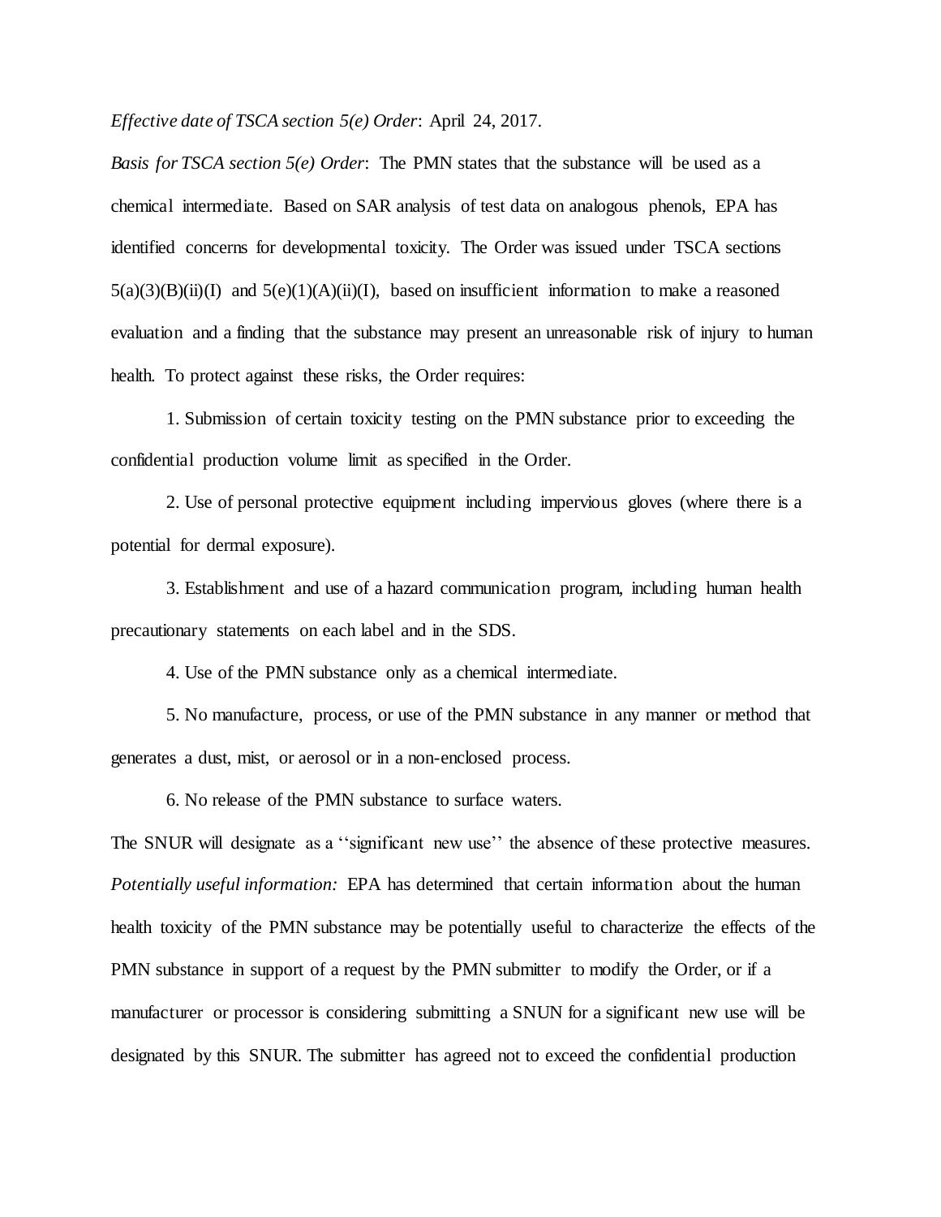*Effective date of TSCA section 5(e) Order*: April 24, 2017.

*Basis for TSCA section 5(e) Order*: The PMN states that the substance will be used as a chemical intermediate. Based on SAR analysis of test data on analogous phenols, EPA has identified concerns for developmental toxicity. The Order was issued under TSCA sections 5(a)(3)(B)(ii)(I) and 5(e)(1)(A)(ii)(I), based on insufficient information to make a reasoned evaluation and a finding that the substance may present an unreasonable risk of injury to human health. To protect against these risks, the Order requires:

1. Submission of certain toxicity testing on the PMN substance prior to exceeding the confidential production volume limit as specified in the Order.

2. Use of personal protective equipment including impervious gloves (where there is a potential for dermal exposure).

3. Establishment and use of a hazard communication program, including human health precautionary statements on each label and in the SDS.

4. Use of the PMN substance only as a chemical intermediate.

5. No manufacture, process, or use of the PMN substance in any manner or method that generates a dust, mist, or aerosol or in a non-enclosed process.

6. No release of the PMN substance to surface waters.

The SNUR will designate as a ''significant new use'' the absence of these protective measures.

*Potentially useful information:* EPA has determined that certain information about the human health toxicity of the PMN substance may be potentially useful to characterize the effects of the PMN substance in support of a request by the PMN submitter to modify the Order, or if a manufacturer or processor is considering submitting a SNUN for a significant new use will be designated by this SNUR. The submitter has agreed not to exceed the confidential production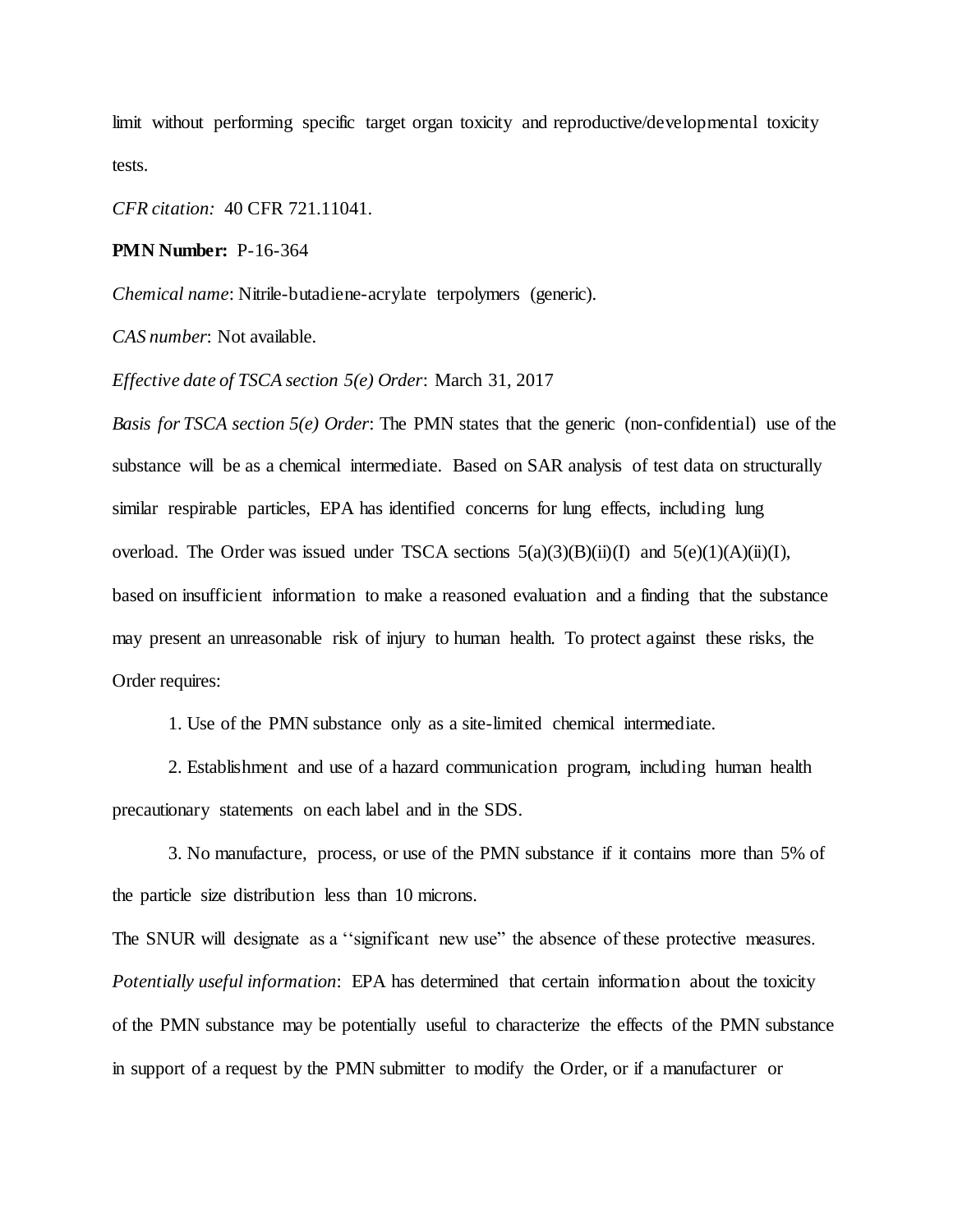limit without performing specific target organ toxicity and reproductive/developmental toxicity tests.

*CFR citation:* 40 CFR 721.11041.

**PMN Number:** P-16-364

*Chemical name*: Nitrile-butadiene-acrylate terpolymers (generic).

*CAS number*: Not available.

*Effective date of TSCA section 5(e) Order*: March 31, 2017

*Basis for TSCA section 5(e) Order*: The PMN states that the generic (non-confidential) use of the substance will be as a chemical intermediate. Based on SAR analysis of test data on structurally similar respirable particles, EPA has identified concerns for lung effects, including lung overload. The Order was issued under TSCA sections 5(a)(3)(B)(ii)(I) and 5(e)(1)(A)(ii)(I), based on insufficient information to make a reasoned evaluation and a finding that the substance may present an unreasonable risk of injury to human health. To protect against these risks, the Order requires:

1. Use of the PMN substance only as a site-limited chemical intermediate.

2. Establishment and use of a hazard communication program, including human health precautionary statements on each label and in the SDS.

3. No manufacture, process, or use of the PMN substance if it contains more than 5% of the particle size distribution less than 10 microns.

The SNUR will designate as a ''significant new use" the absence of these protective measures.

*Potentially useful information*: EPA has determined that certain information about the toxicity of the PMN substance may be potentially useful to characterize the effects of the PMN substance in support of a request by the PMN submitter to modify the Order, or if a manufacturer or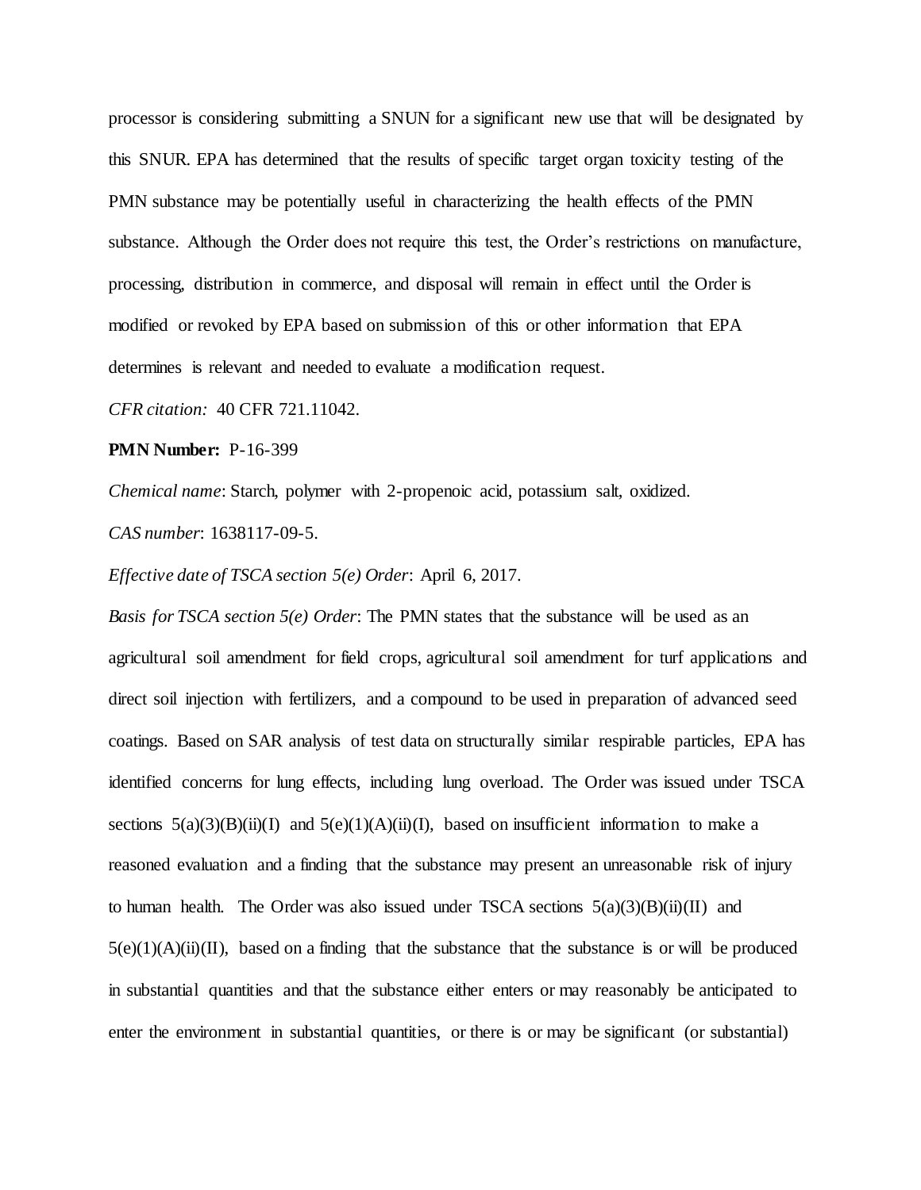processor is considering submitting a SNUN for a significant new use that will be designated by this SNUR. EPA has determined that the results of specific target organ toxicity testing of the PMN substance may be potentially useful in characterizing the health effects of the PMN substance. Although the Order does not require this test, the Order's restrictions on manufacture, processing, distribution in commerce, and disposal will remain in effect until the Order is modified or revoked by EPA based on submission of this or other information that EPA determines is relevant and needed to evaluate a modification request.

*CFR citation:* 40 CFR 721.11042.

**PMN Number:** P-16-399

*Chemical name*: Starch, polymer with 2-propenoic acid, potassium salt, oxidized.

*CAS number*: 1638117-09-5.

*Effective date of TSCA section 5(e) Order*: April 6, 2017.

*Basis for TSCA section 5(e) Order*: The PMN states that the substance will be used as an agricultural soil amendment for field crops, agricultural soil amendment for turf applications and direct soil injection with fertilizers, and a compound to be used in preparation of advanced seed coatings. Based on SAR analysis of test data on structurally similar respirable particles, EPA has identified concerns for lung effects, including lung overload. The Order was issued under TSCA sections 5(a)(3)(B)(ii)(I) and 5(e)(1)(A)(ii)(I), based on insufficient information to make a reasoned evaluation and a finding that the substance may present an unreasonable risk of injury to human health. The Order was also issued under TSCA sections 5(a)(3)(B)(ii)(II) and 5(e)(1)(A)(ii)(II), based on a finding that the substance that the substance is or will be produced in substantial quantities and that the substance either enters or may reasonably be anticipated to enter the environment in substantial quantities, or there is or may be significant (or substantial)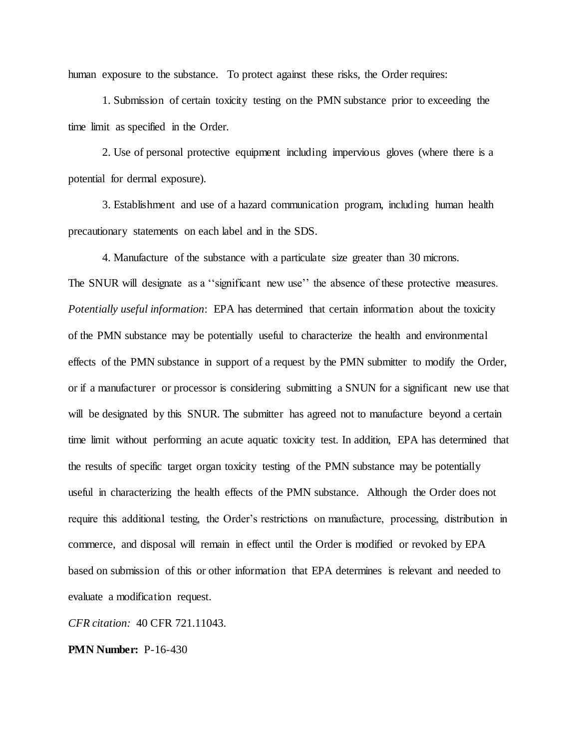human exposure to the substance. To protect against these risks, the Order requires:

1. Submission of certain toxicity testing on the PMN substance prior to exceeding the time limit as specified in the Order.

2. Use of personal protective equipment including impervious gloves (where there is a potential for dermal exposure).

3. Establishment and use of a hazard communication program, including human health precautionary statements on each label and in the SDS.

4. Manufacture of the substance with a particulate size greater than 30 microns.

The SNUR will designate as a ''significant new use'' the absence of these protective measures.

*Potentially useful information*: EPA has determined that certain information about the toxicity of the PMN substance may be potentially useful to characterize the health and environmental effects of the PMN substance in support of a request by the PMN submitter to modify the Order, or if a manufacturer or processor is considering submitting a SNUN for a significant new use that will be designated by this SNUR. The submitter has agreed not to manufacture beyond a certain time limit without performing an acute aquatic toxicity test. In addition, EPA has determined that the results of specific target organ toxicity testing of the PMN substance may be potentially useful in characterizing the health effects of the PMN substance. Although the Order does not require this additional testing, the Order's restrictions on manufacture, processing, distribution in commerce, and disposal will remain in effect until the Order is modified or revoked by EPA based on submission of this or other information that EPA determines is relevant and needed to evaluate a modification request.

*CFR citation:* 40 CFR 721.11043.

**PMN Number:** P-16-430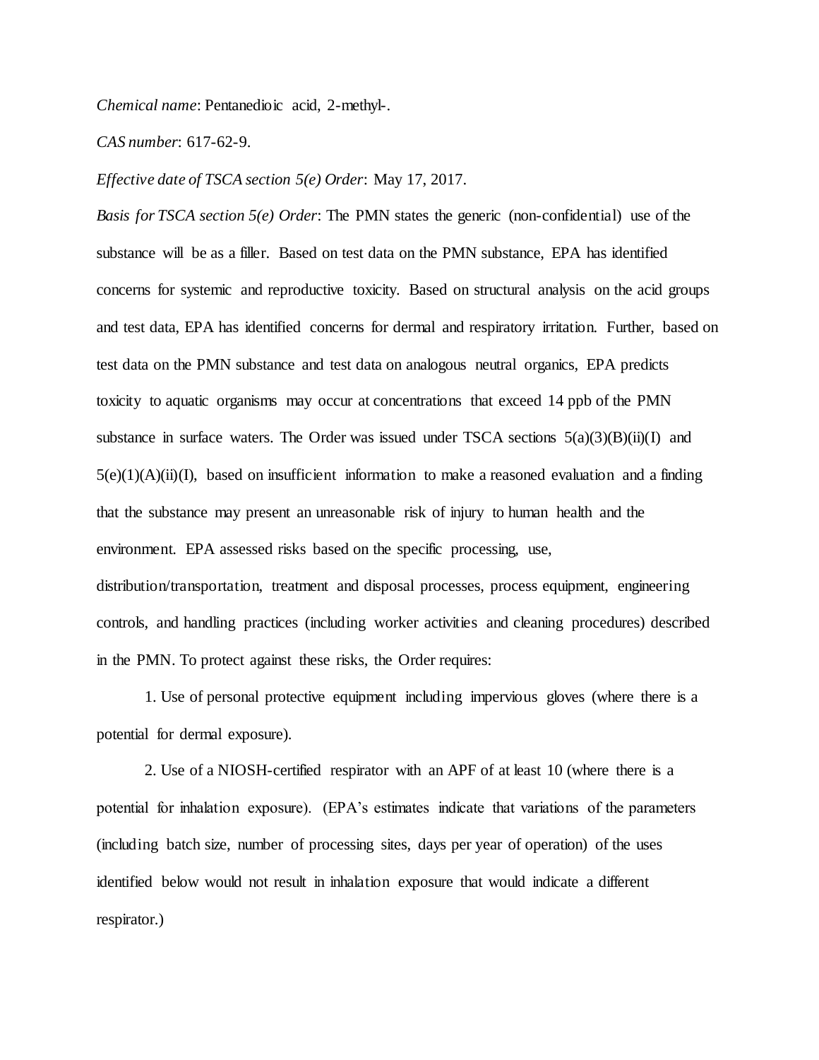*Chemical name*: Pentanedioic acid, 2-methyl-.

*CAS number*: 617-62-9.

*Effective date of TSCA section 5(e) Order*: May 17, 2017.

*Basis for TSCA section 5(e) Order*: The PMN states the generic (non-confidential) use of the substance will be as a filler. Based on test data on the PMN substance, EPA has identified concerns for systemic and reproductive toxicity. Based on structural analysis on the acid groups and test data, EPA has identified concerns for dermal and respiratory irritation. Further, based on test data on the PMN substance and test data on analogous neutral organics, EPA predicts toxicity to aquatic organisms may occur at concentrations that exceed 14 ppb of the PMN substance in surface waters. The Order was issued under TSCA sections 5(a)(3)(B)(ii)(I) and 5(e)(1)(A)(ii)(I), based on insufficient information to make a reasoned evaluation and a finding that the substance may present an unreasonable risk of injury to human health and the environment. EPA assessed risks based on the specific processing, use, distribution/transportation, treatment and disposal processes, process equipment, engineering controls, and handling practices (including worker activities and cleaning procedures) described in the PMN. To protect against these risks, the Order requires:

1. Use of personal protective equipment including impervious gloves (where there is a potential for dermal exposure).

2. Use of a NIOSH-certified respirator with an APF of at least 10 (where there is a potential for inhalation exposure). (EPA's estimates indicate that variations of the parameters (including batch size, number of processing sites, days per year of operation) of the uses identified below would not result in inhalation exposure that would indicate a different respirator.)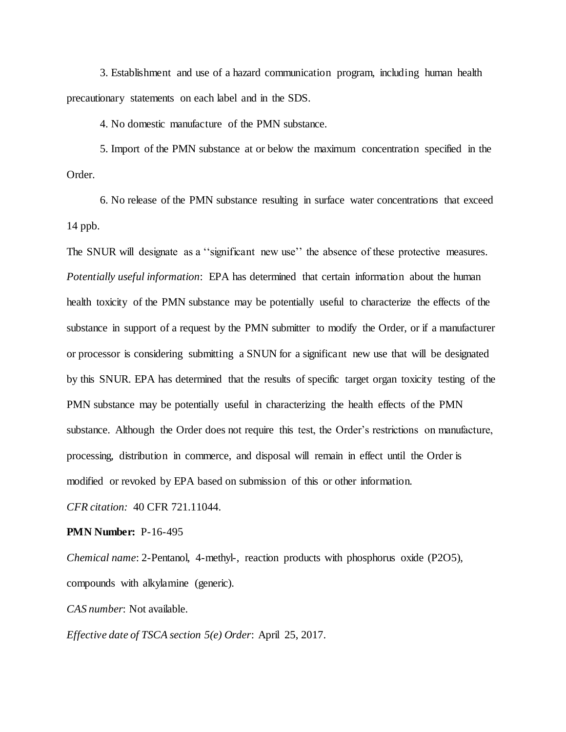3. Establishment and use of a hazard communication program, including human health precautionary statements on each label and in the SDS.

4. No domestic manufacture of the PMN substance.

5. Import of the PMN substance at or below the maximum concentration specified in the Order.

6. No release of the PMN substance resulting in surface water concentrations that exceed 14 ppb.

The SNUR will designate as a ''significant new use'' the absence of these protective measures.

*Potentially useful information*: EPA has determined that certain information about the human health toxicity of the PMN substance may be potentially useful to characterize the effects of the substance in support of a request by the PMN submitter to modify the Order, or if a manufacturer or processor is considering submitting a SNUN for a significant new use that will be designated by this SNUR. EPA has determined that the results of specific target organ toxicity testing of the PMN substance may be potentially useful in characterizing the health effects of the PMN substance. Although the Order does not require this test, the Order's restrictions on manufacture, processing, distribution in commerce, and disposal will remain in effect until the Order is modified or revoked by EPA based on submission of this or other information.

*CFR citation:* 40 CFR 721.11044.

**PMN Number:** P-16-495

*Chemical name*: 2-Pentanol, 4-methyl-, reaction products with phosphorus oxide ($P_2O_5$), compounds with alkylamine (generic).

*CAS number*: Not available.

*Effective date of TSCA section 5(e) Order*: April 25, 2017.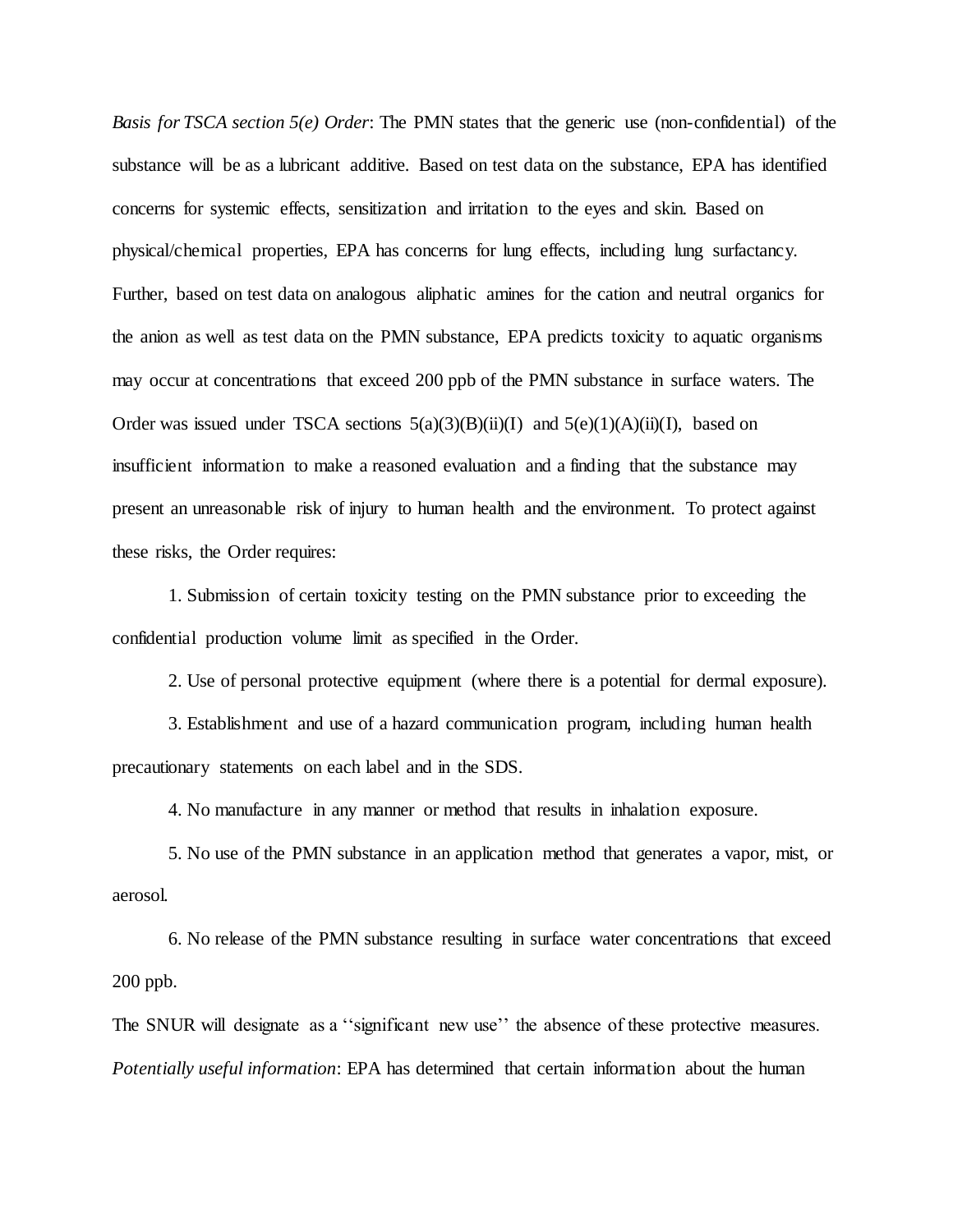*Basis for TSCA section 5(e) Order*: The PMN states that the generic use (non-confidential) of the substance will be as a lubricant additive. Based on test data on the substance, EPA has identified concerns for systemic effects, sensitization and irritation to the eyes and skin. Based on physical/chemical properties, EPA has concerns for lung effects, including lung surfactancy. Further, based on test data on analogous aliphatic amines for the cation and neutral organics for the anion as well as test data on the PMN substance, EPA predicts toxicity to aquatic organisms may occur at concentrations that exceed 200 ppb of the PMN substance in surface waters. The Order was issued under TSCA sections 5(a)(3)(B)(ii)(I) and 5(e)(1)(A)(ii)(I), based on insufficient information to make a reasoned evaluation and a finding that the substance may present an unreasonable risk of injury to human health and the environment. To protect against these risks, the Order requires:

1. Submission of certain toxicity testing on the PMN substance prior to exceeding the confidential production volume limit as specified in the Order.

2. Use of personal protective equipment (where there is a potential for dermal exposure).

3. Establishment and use of a hazard communication program, including human health precautionary statements on each label and in the SDS.

4. No manufacture in any manner or method that results in inhalation exposure.

5. No use of the PMN substance in an application method that generates a vapor, mist, or aerosol.

6. No release of the PMN substance resulting in surface water concentrations that exceed 200 ppb.

The SNUR will designate as a ''significant new use'' the absence of these protective measures.

*Potentially useful information*: EPA has determined that certain information about the human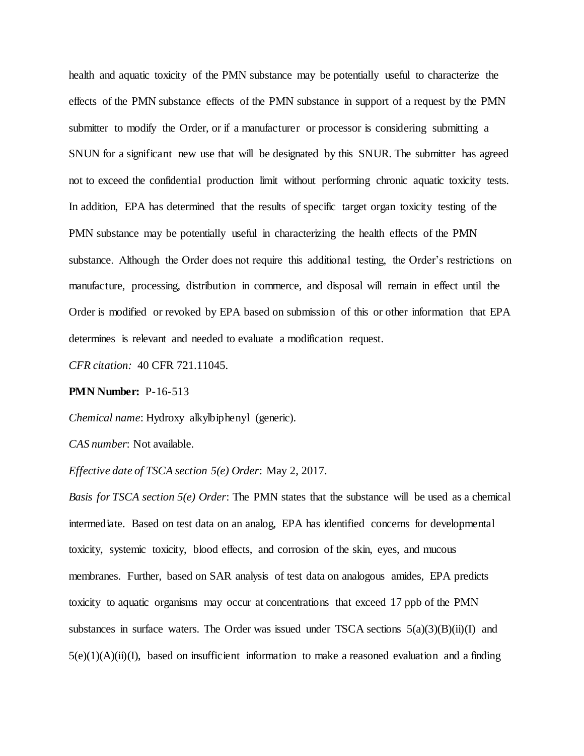health and aquatic toxicity of the PMN substance may be potentially useful to characterize the effects of the PMN substance effects of the PMN substance in support of a request by the PMN submitter to modify the Order, or if a manufacturer or processor is considering submitting a SNUN for a significant new use that will be designated by this SNUR. The submitter has agreed not to exceed the confidential production limit without performing chronic aquatic toxicity tests. In addition, EPA has determined that the results of specific target organ toxicity testing of the PMN substance may be potentially useful in characterizing the health effects of the PMN substance. Although the Order does not require this additional testing, the Order's restrictions on manufacture, processing, distribution in commerce, and disposal will remain in effect until the Order is modified or revoked by EPA based on submission of this or other information that EPA determines is relevant and needed to evaluate a modification request.

*CFR citation:* 40 CFR 721.11045.

**PMN Number:** P-16-513

*Chemical name*: Hydroxy alkylbiphenyl (generic).

*CAS number*: Not available.

*Effective date of TSCA section 5(e) Order*: May 2, 2017.

*Basis for TSCA section 5(e) Order*: The PMN states that the substance will be used as a chemical intermediate. Based on test data on an analog, EPA has identified concerns for developmental toxicity, systemic toxicity, blood effects, and corrosion of the skin, eyes, and mucous membranes. Further, based on SAR analysis of test data on analogous amides, EPA predicts toxicity to aquatic organisms may occur at concentrations that exceed 17 ppb of the PMN substances in surface waters. The Order was issued under TSCA sections 5(a)(3)(B)(ii)(I) and 5(e)(1)(A)(ii)(I), based on insufficient information to make a reasoned evaluation and a finding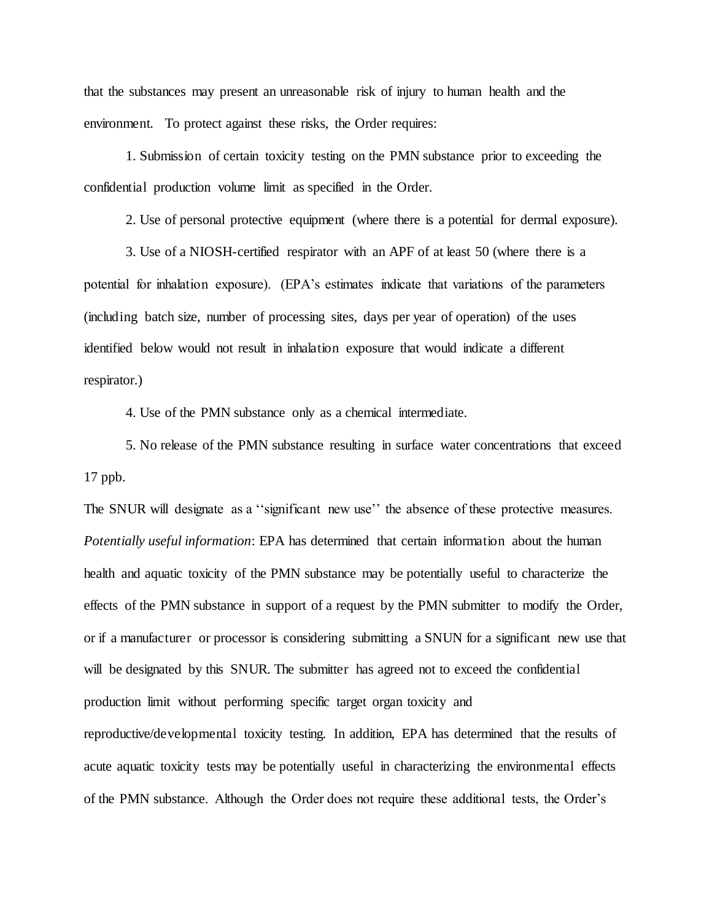that the substances may present an unreasonable risk of injury to human health and the environment. To protect against these risks, the Order requires:

1. Submission of certain toxicity testing on the PMN substance prior to exceeding the confidential production volume limit as specified in the Order.

2. Use of personal protective equipment (where there is a potential for dermal exposure).

3. Use of a NIOSH-certified respirator with an APF of at least 50 (where there is a potential for inhalation exposure). (EPA's estimates indicate that variations of the parameters (including batch size, number of processing sites, days per year of operation) of the uses identified below would not result in inhalation exposure that would indicate a different respirator.)

4. Use of the PMN substance only as a chemical intermediate.

5. No release of the PMN substance resulting in surface water concentrations that exceed 17 ppb.

The SNUR will designate as a ''significant new use'' the absence of these protective measures.

*Potentially useful information*: EPA has determined that certain information about the human health and aquatic toxicity of the PMN substance may be potentially useful to characterize the effects of the PMN substance in support of a request by the PMN submitter to modify the Order, or if a manufacturer or processor is considering submitting a SNUN for a significant new use that will be designated by this SNUR. The submitter has agreed not to exceed the confidential production limit without performing specific target organ toxicity and reproductive/developmental toxicity testing. In addition, EPA has determined that the results of acute aquatic toxicity tests may be potentially useful in characterizing the environmental effects of the PMN substance. Although the Order does not require these additional tests, the Order's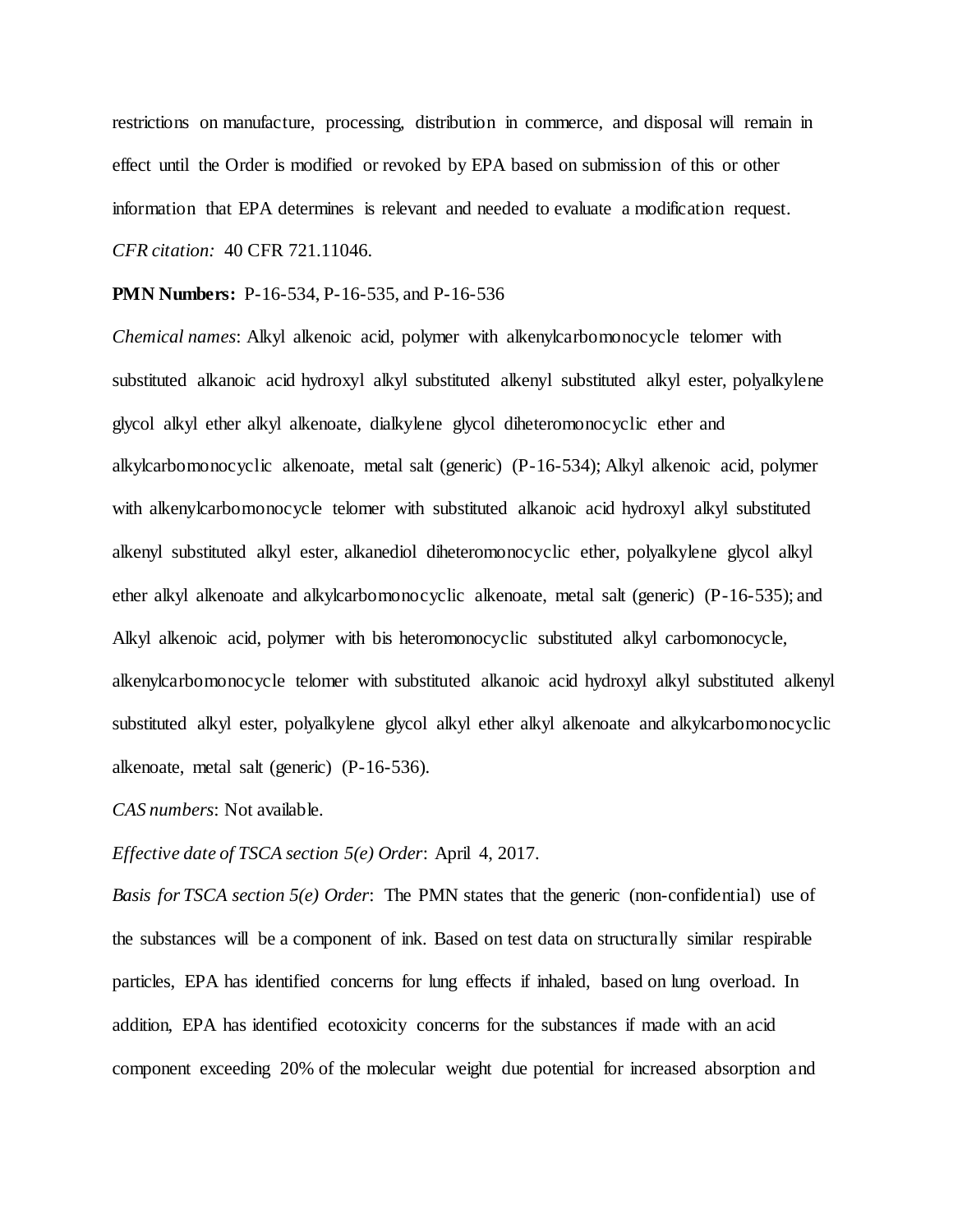restrictions on manufacture, processing, distribution in commerce, and disposal will remain in effect until the Order is modified or revoked by EPA based on submission of this or other information that EPA determines is relevant and needed to evaluate a modification request.

*CFR citation:* 40 CFR 721.11046.

**PMN Numbers:** P-16-534, P-16-535, and P-16-536

*Chemical names*: Alkyl alkenoic acid, polymer with alkenylcarbomonocycle telomer with substituted alkanoic acid hydroxyl alkyl substituted alkenyl substituted alkyl ester, polyalkylene glycol alkyl ether alkyl alkenoate, dialkylene glycol diheteromonocyclic ether and alkylcarbomonocyclic alkenoate, metal salt (generic) (P-16-534); Alkyl alkenoic acid, polymer with alkenylcarbomonocycle telomer with substituted alkanoic acid hydroxyl alkyl substituted alkenyl substituted alkyl ester, alkanediol diheteromonocyclic ether, polyalkylene glycol alkyl ether alkyl alkenoate and alkylcarbomonocyclic alkenoate, metal salt (generic) (P-16-535); and Alkyl alkenoic acid, polymer with bis heteromonocyclic substituted alkyl carbomonocycle, alkenylcarbomonocycle telomer with substituted alkanoic acid hydroxyl alkyl substituted alkenyl substituted alkyl ester, polyalkylene glycol alkyl ether alkyl alkenoate and alkylcarbomonocyclic alkenoate, metal salt (generic) (P-16-536).

*CAS numbers*: Not available.

*Effective date of TSCA section 5(e) Order*: April 4, 2017.

*Basis for TSCA section 5(e) Order*: The PMN states that the generic (non-confidential) use of the substances will be a component of ink. Based on test data on structurally similar respirable particles, EPA has identified concerns for lung effects if inhaled, based on lung overload. In addition, EPA has identified ecotoxicity concerns for the substances if made with an acid component exceeding 20% of the molecular weight due potential for increased absorption and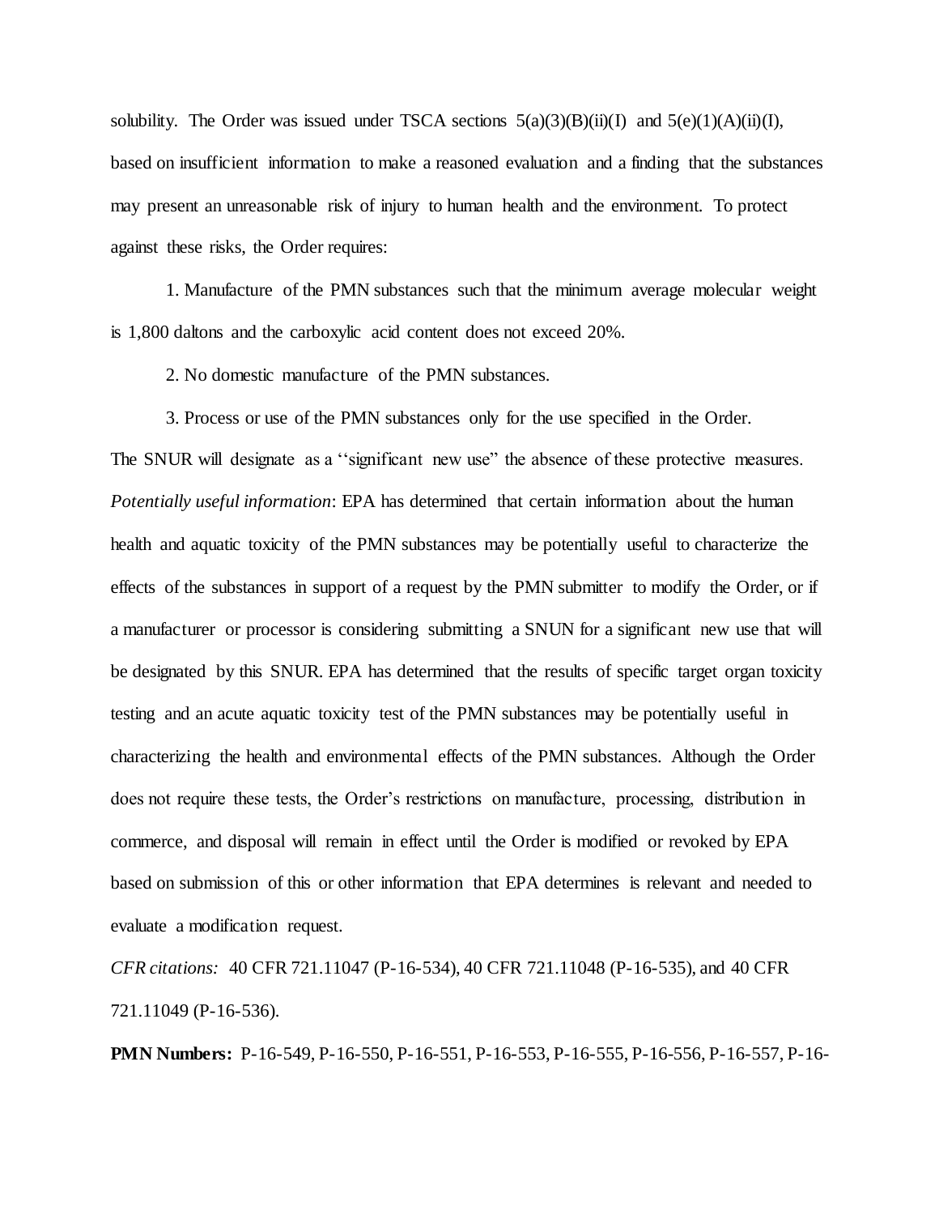solubility. The Order was issued under TSCA sections 5(a)(3)(B)(ii)(I) and 5(e)(1)(A)(ii)(I), based on insufficient information to make a reasoned evaluation and a finding that the substances may present an unreasonable risk of injury to human health and the environment. To protect against these risks, the Order requires:

1. Manufacture of the PMN substances such that the minimum average molecular weight is 1,800 daltons and the carboxylic acid content does not exceed 20%.

2. No domestic manufacture of the PMN substances.

3. Process or use of the PMN substances only for the use specified in the Order.

The SNUR will designate as a ''significant new use" the absence of these protective measures.

*Potentially useful information*: EPA has determined that certain information about the human health and aquatic toxicity of the PMN substances may be potentially useful to characterize the effects of the substances in support of a request by the PMN submitter to modify the Order, or if a manufacturer or processor is considering submitting a SNUN for a significant new use that will be designated by this SNUR. EPA has determined that the results of specific target organ toxicity testing and an acute aquatic toxicity test of the PMN substances may be potentially useful in characterizing the health and environmental effects of the PMN substances. Although the Order does not require these tests, the Order's restrictions on manufacture, processing, distribution in commerce, and disposal will remain in effect until the Order is modified or revoked by EPA based on submission of this or other information that EPA determines is relevant and needed to evaluate a modification request.

*CFR citations:* 40 CFR 721.11047 (P-16-534), 40 CFR 721.11048 (P-16-535), and 40 CFR 721.11049 (P-16-536).

**PMN Numbers:** P-16-549, P-16-550, P-16-551, P-16-553, P-16-555, P-16-556, P-16-557, P-16-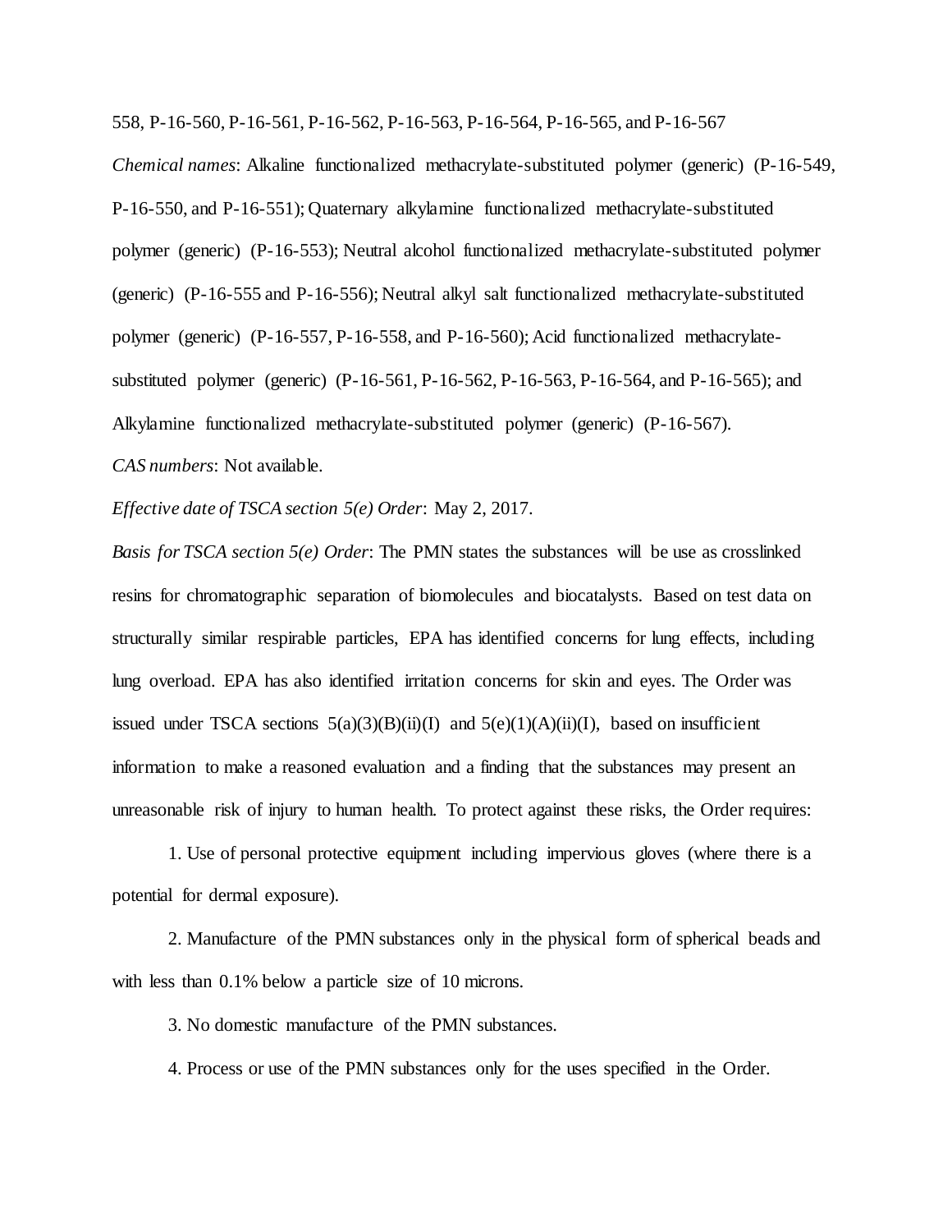558, P-16-560, P-16-561, P-16-562, P-16-563, P-16-564, P-16-565, and P-16-567

*Chemical names*: Alkaline functionalized methacrylate-substituted polymer (generic) (P-16-549, P-16-550, and P-16-551); Quaternary alkylamine functionalized methacrylate-substituted polymer (generic) (P-16-553); Neutral alcohol functionalized methacrylate-substituted polymer (generic) (P-16-555 and P-16-556); Neutral alkyl salt functionalized methacrylate-substituted polymer (generic) (P-16-557, P-16-558, and P-16-560); Acid functionalized methacrylate-substituted polymer (generic) (P-16-561, P-16-562, P-16-563, P-16-564, and P-16-565); and Alkylamine functionalized methacrylate-substituted polymer (generic) (P-16-567).

*CAS numbers*: Not available.

*Effective date of TSCA section 5(e) Order*: May 2, 2017.

*Basis for TSCA section 5(e) Order*: The PMN states the substances will be use as crosslinked resins for chromatographic separation of biomolecules and biocatalysts. Based on test data on structurally similar respirable particles, EPA has identified concerns for lung effects, including lung overload. EPA has also identified irritation concerns for skin and eyes. The Order was issued under TSCA sections 5(a)(3)(B)(ii)(I) and 5(e)(1)(A)(ii)(I), based on insufficient information to make a reasoned evaluation and a finding that the substances may present an unreasonable risk of injury to human health. To protect against these risks, the Order requires:

1. Use of personal protective equipment including impervious gloves (where there is a potential for dermal exposure).

2. Manufacture of the PMN substances only in the physical form of spherical beads and with less than 0.1% below a particle size of 10 microns.

3. No domestic manufacture of the PMN substances.

4. Process or use of the PMN substances only for the uses specified in the Order.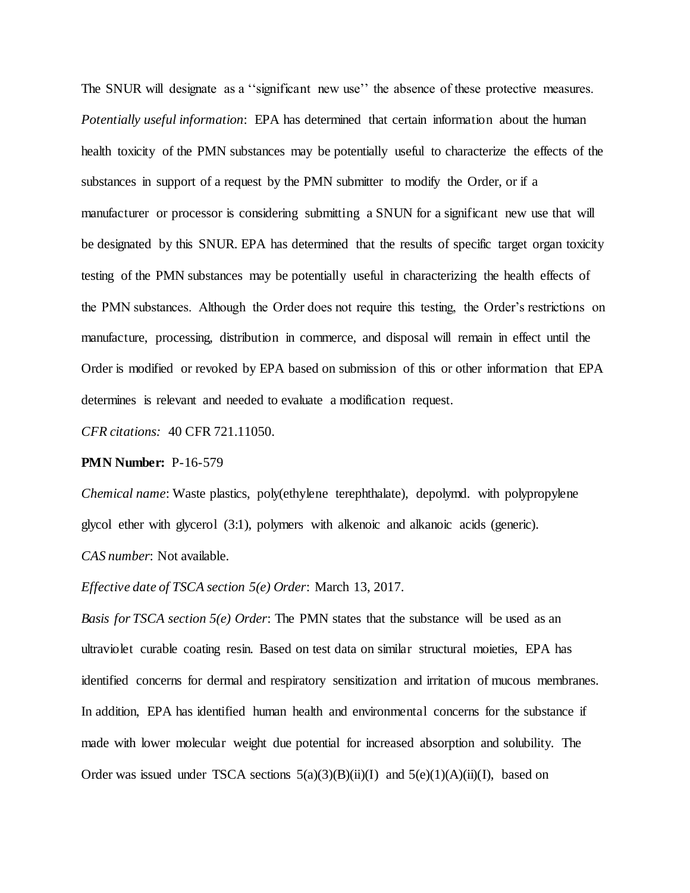The SNUR will designate as a ''significant new use'' the absence of these protective measures.

*Potentially useful information*: EPA has determined that certain information about the human health toxicity of the PMN substances may be potentially useful to characterize the effects of the substances in support of a request by the PMN submitter to modify the Order, or if a manufacturer or processor is considering submitting a SNUN for a significant new use that will be designated by this SNUR. EPA has determined that the results of specific target organ toxicity testing of the PMN substances may be potentially useful in characterizing the health effects of the PMN substances. Although the Order does not require this testing, the Order's restrictions on manufacture, processing, distribution in commerce, and disposal will remain in effect until the Order is modified or revoked by EPA based on submission of this or other information that EPA determines is relevant and needed to evaluate a modification request.

*CFR citations:* 40 CFR 721.11050.

**PMN Number:** P-16-579

*Chemical name*: Waste plastics, poly(ethylene terephthalate), depolymd. with polypropylene glycol ether with glycerol (3:1), polymers with alkenoic and alkanoic acids (generic).

*CAS number*: Not available.

*Effective date of TSCA section 5(e) Order*: March 13, 2017.

*Basis for TSCA section 5(e) Order*: The PMN states that the substance will be used as an ultraviolet curable coating resin. Based on test data on similar structural moieties, EPA has identified concerns for dermal and respiratory sensitization and irritation of mucous membranes. In addition, EPA has identified human health and environmental concerns for the substance if made with lower molecular weight due potential for increased absorption and solubility. The Order was issued under TSCA sections 5(a)(3)(B)(ii)(I) and 5(e)(1)(A)(ii)(I), based on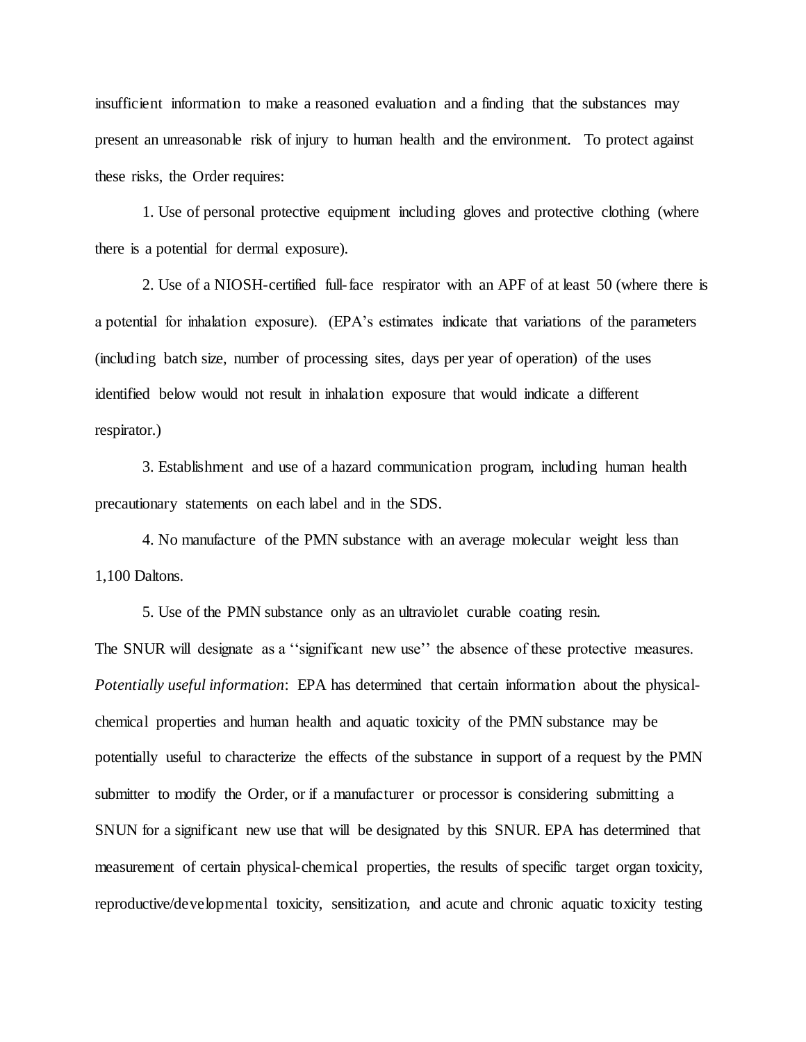insufficient information to make a reasoned evaluation and a finding that the substances may present an unreasonable risk of injury to human health and the environment. To protect against these risks, the Order requires:

1. Use of personal protective equipment including gloves and protective clothing (where there is a potential for dermal exposure).

2. Use of a NIOSH-certified full-face respirator with an APF of at least 50 (where there is a potential for inhalation exposure). (EPA's estimates indicate that variations of the parameters (including batch size, number of processing sites, days per year of operation) of the uses identified below would not result in inhalation exposure that would indicate a different respirator.)

3. Establishment and use of a hazard communication program, including human health precautionary statements on each label and in the SDS.

4. No manufacture of the PMN substance with an average molecular weight less than 1,100 Daltons.

5. Use of the PMN substance only as an ultraviolet curable coating resin.

The SNUR will designate as a ''significant new use'' the absence of these protective measures.

*Potentially useful information*: EPA has determined that certain information about the physical-chemical properties and human health and aquatic toxicity of the PMN substance may be potentially useful to characterize the effects of the substance in support of a request by the PMN submitter to modify the Order, or if a manufacturer or processor is considering submitting a SNUN for a significant new use that will be designated by this SNUR. EPA has determined that measurement of certain physical-chemical properties, the results of specific target organ toxicity, reproductive/developmental toxicity, sensitization, and acute and chronic aquatic toxicity testing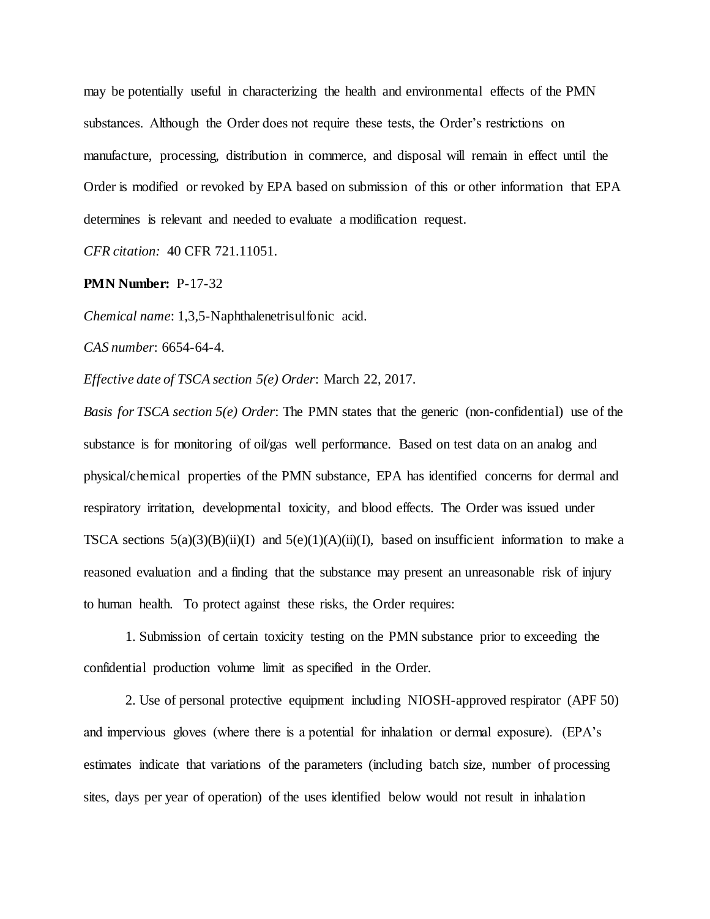may be potentially useful in characterizing the health and environmental effects of the PMN substances. Although the Order does not require these tests, the Order's restrictions on manufacture, processing, distribution in commerce, and disposal will remain in effect until the Order is modified or revoked by EPA based on submission of this or other information that EPA determines is relevant and needed to evaluate a modification request.

*CFR citation:* 40 CFR 721.11051.

**PMN Number:** P-17-32

*Chemical name*: 1,3,5-Naphthalenetrisulfonic acid.

*CAS number*: 6654-64-4.

*Effective date of TSCA section 5(e) Order*: March 22, 2017.

*Basis for TSCA section 5(e) Order*: The PMN states that the generic (non-confidential) use of the substance is for monitoring of oil/gas well performance. Based on test data on an analog and physical/chemical properties of the PMN substance, EPA has identified concerns for dermal and respiratory irritation, developmental toxicity, and blood effects. The Order was issued under TSCA sections 5(a)(3)(B)(ii)(I) and 5(e)(1)(A)(ii)(I), based on insufficient information to make a reasoned evaluation and a finding that the substance may present an unreasonable risk of injury to human health. To protect against these risks, the Order requires:

1. Submission of certain toxicity testing on the PMN substance prior to exceeding the confidential production volume limit as specified in the Order.

2. Use of personal protective equipment including NIOSH-approved respirator (APF 50) and impervious gloves (where there is a potential for inhalation or dermal exposure). (EPA's estimates indicate that variations of the parameters (including batch size, number of processing sites, days per year of operation) of the uses identified below would not result in inhalation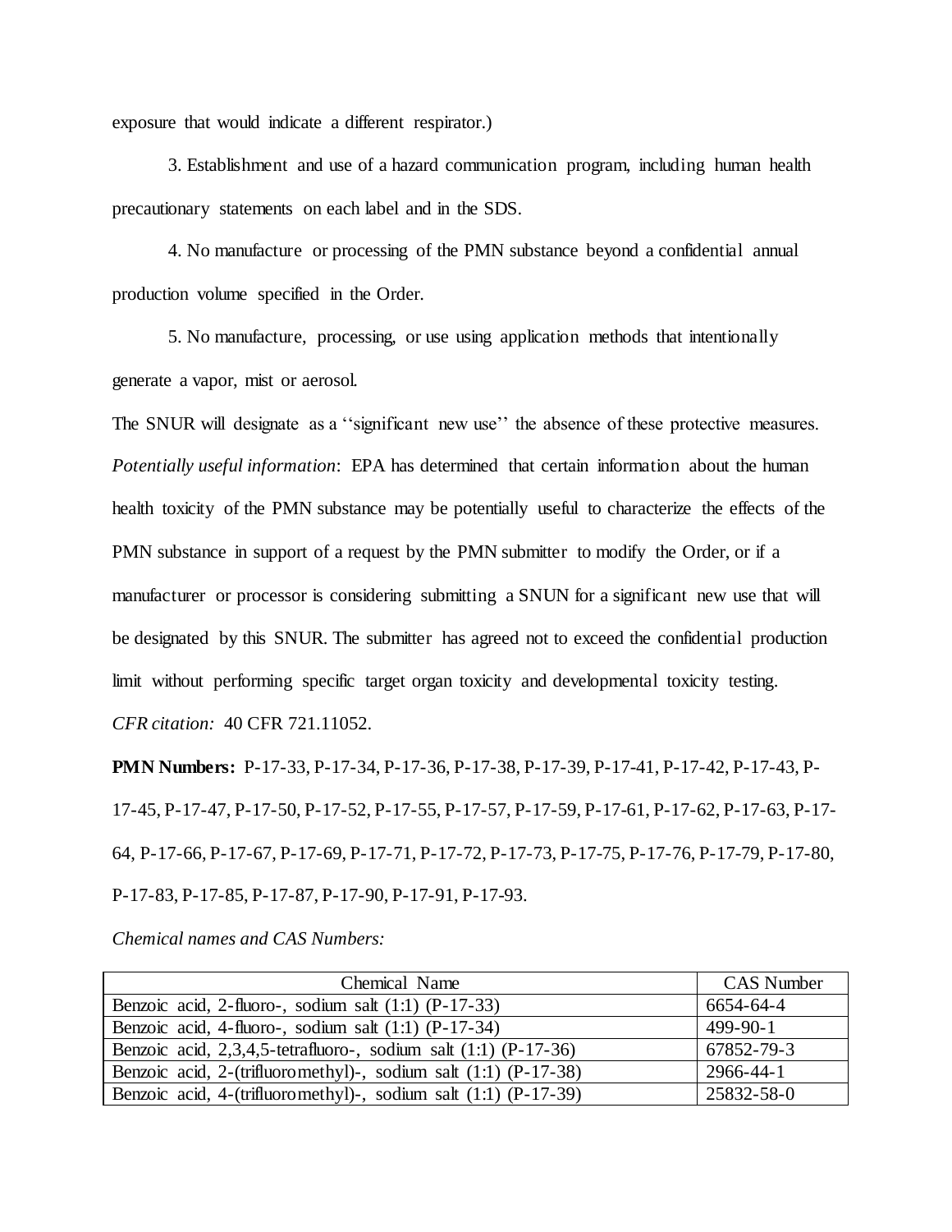exposure that would indicate a different respirator.)

3. Establishment and use of a hazard communication program, including human health precautionary statements on each label and in the SDS.

4. No manufacture or processing of the PMN substance beyond a confidential annual production volume specified in the Order.

5. No manufacture, processing, or use using application methods that intentionally generate a vapor, mist or aerosol.

The SNUR will designate as a ''significant new use'' the absence of these protective measures.

*Potentially useful information*: EPA has determined that certain information about the human health toxicity of the PMN substance may be potentially useful to characterize the effects of the PMN substance in support of a request by the PMN submitter to modify the Order, or if a manufacturer or processor is considering submitting a SNUN for a significant new use that will be designated by this SNUR. The submitter has agreed not to exceed the confidential production limit without performing specific target organ toxicity and developmental toxicity testing.

*CFR citation:* 40 CFR 721.11052.

**PMN Numbers:** P-17-33, P-17-34, P-17-36, P-17-38, P-17-39, P-17-41, P-17-42, P-17-43, P-17-45, P-17-47, P-17-50, P-17-52, P-17-55, P-17-57, P-17-59, P-17-61, P-17-62, P-17-63, P-17-64, P-17-66, P-17-67, P-17-69, P-17-71, P-17-72, P-17-73, P-17-75, P-17-76, P-17-79, P-17-80, P-17-83, P-17-85, P-17-87, P-17-90, P-17-91, P-17-93.

*Chemical names and CAS Numbers:*

| Chemical Name | CAS Number |
|---|---|
| Benzoic acid, 2-fluoro-, sodium salt (1:1) (P-17-33) | 6654-64-4 |
| Benzoic acid, 4-fluoro-, sodium salt (1:1) (P-17-34) | 499-90-1 |
| Benzoic acid, 2,3,4,5-tetrafluoro-, sodium salt (1:1) (P-17-36) | 67852-79-3 |
| Benzoic acid, 2-(trifluoromethyl)-, sodium salt (1:1) (P-17-38) | 2966-44-1 |
| Benzoic acid, 4-(trifluoromethyl)-, sodium salt (1:1) (P-17-39) | 25832-58-0 |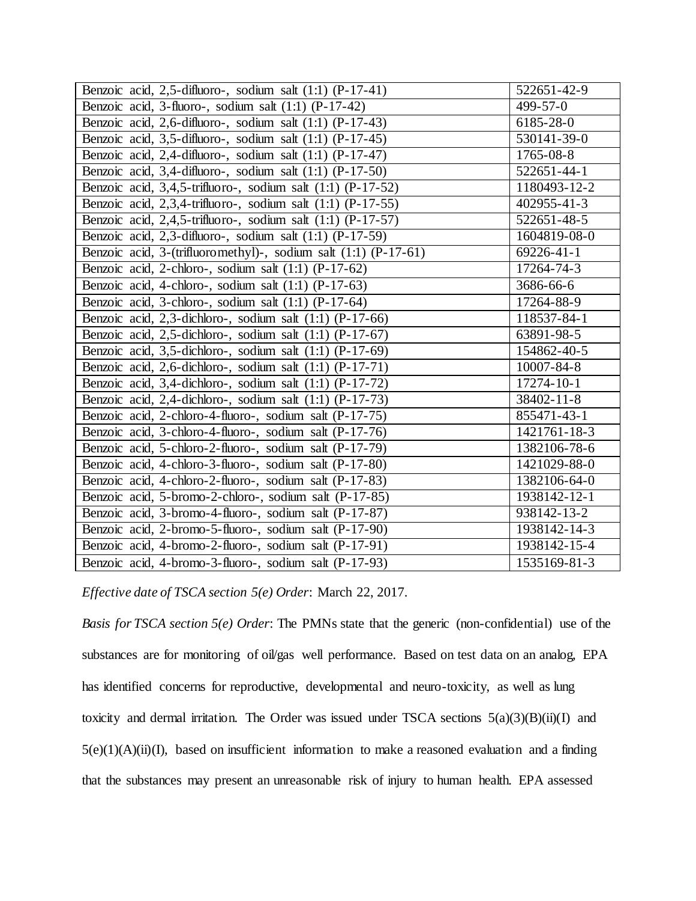| Benzoic acid, 2,5-difluoro-, sodium salt (1:1) (P-17-41) | 522651-42-9 |
|---|---|
| Benzoic acid, 3-fluoro-, sodium salt (1:1) (P-17-42) | 499-57-0 |
| Benzoic acid, 2,6-difluoro-, sodium salt (1:1) (P-17-43) | 6185-28-0 |
| Benzoic acid, 3,5-difluoro-, sodium salt (1:1) (P-17-45) | 530141-39-0 |
| Benzoic acid, 2,4-difluoro-, sodium salt (1:1) (P-17-47) | 1765-08-8 |
| Benzoic acid, 3,4-difluoro-, sodium salt (1:1) (P-17-50) | 522651-44-1 |
| Benzoic acid, 3,4,5-trifluoro-, sodium salt (1:1) (P-17-52) | 1180493-12-2 |
| Benzoic acid, 2,3,4-trifluoro-, sodium salt (1:1) (P-17-55) | 402955-41-3 |
| Benzoic acid, 2,4,5-trifluoro-, sodium salt (1:1) (P-17-57) | 522651-48-5 |
| Benzoic acid, 2,3-difluoro-, sodium salt (1:1) (P-17-59) | 1604819-08-0 |
| Benzoic acid, 3-(trifluoromethyl)-, sodium salt (1:1) (P-17-61) | 69226-41-1 |
| Benzoic acid, 2-chloro-, sodium salt (1:1) (P-17-62) | 17264-74-3 |
| Benzoic acid, 4-chloro-, sodium salt (1:1) (P-17-63) | 3686-66-6 |
| Benzoic acid, 3-chloro-, sodium salt (1:1) (P-17-64) | 17264-88-9 |
| Benzoic acid, 2,3-dichloro-, sodium salt (1:1) (P-17-66) | 118537-84-1 |
| Benzoic acid, 2,5-dichloro-, sodium salt (1:1) (P-17-67) | 63891-98-5 |
| Benzoic acid, 3,5-dichloro-, sodium salt (1:1) (P-17-69) | 154862-40-5 |
| Benzoic acid, 2,6-dichloro-, sodium salt (1:1) (P-17-71) | 10007-84-8 |
| Benzoic acid, 3,4-dichloro-, sodium salt (1:1) (P-17-72) | 17274-10-1 |
| Benzoic acid, 2,4-dichloro-, sodium salt (1:1) (P-17-73) | 38402-11-8 |
| Benzoic acid, 2-chloro-4-fluoro-, sodium salt (P-17-75) | 855471-43-1 |
| Benzoic acid, 3-chloro-4-fluoro-, sodium salt (P-17-76) | 1421761-18-3 |
| Benzoic acid, 5-chloro-2-fluoro-, sodium salt (P-17-79) | 1382106-78-6 |
| Benzoic acid, 4-chloro-3-fluoro-, sodium salt (P-17-80) | 1421029-88-0 |
| Benzoic acid, 4-chloro-2-fluoro-, sodium salt (P-17-83) | 1382106-64-0 |
| Benzoic acid, 5-bromo-2-chloro-, sodium salt (P-17-85) | 1938142-12-1 |
| Benzoic acid, 3-bromo-4-fluoro-, sodium salt (P-17-87) | 938142-13-2 |
| Benzoic acid, 2-bromo-5-fluoro-, sodium salt (P-17-90) | 1938142-14-3 |
| Benzoic acid, 4-bromo-2-fluoro-, sodium salt (P-17-91) | 1938142-15-4 |
| Benzoic acid, 4-bromo-3-fluoro-, sodium salt (P-17-93) | 1535169-81-3 |

*Effective date of TSCA section 5(e) Order*: March 22, 2017.

*Basis for TSCA section 5(e) Order*: The PMNs state that the generic (non-confidential) use of the substances are for monitoring of oil/gas well performance. Based on test data on an analog, EPA has identified concerns for reproductive, developmental and neuro-toxicity, as well as lung toxicity and dermal irritation. The Order was issued under TSCA sections 5(a)(3)(B)(ii)(I) and 5(e)(1)(A)(ii)(I), based on insufficient information to make a reasoned evaluation and a finding that the substances may present an unreasonable risk of injury to human health. EPA assessed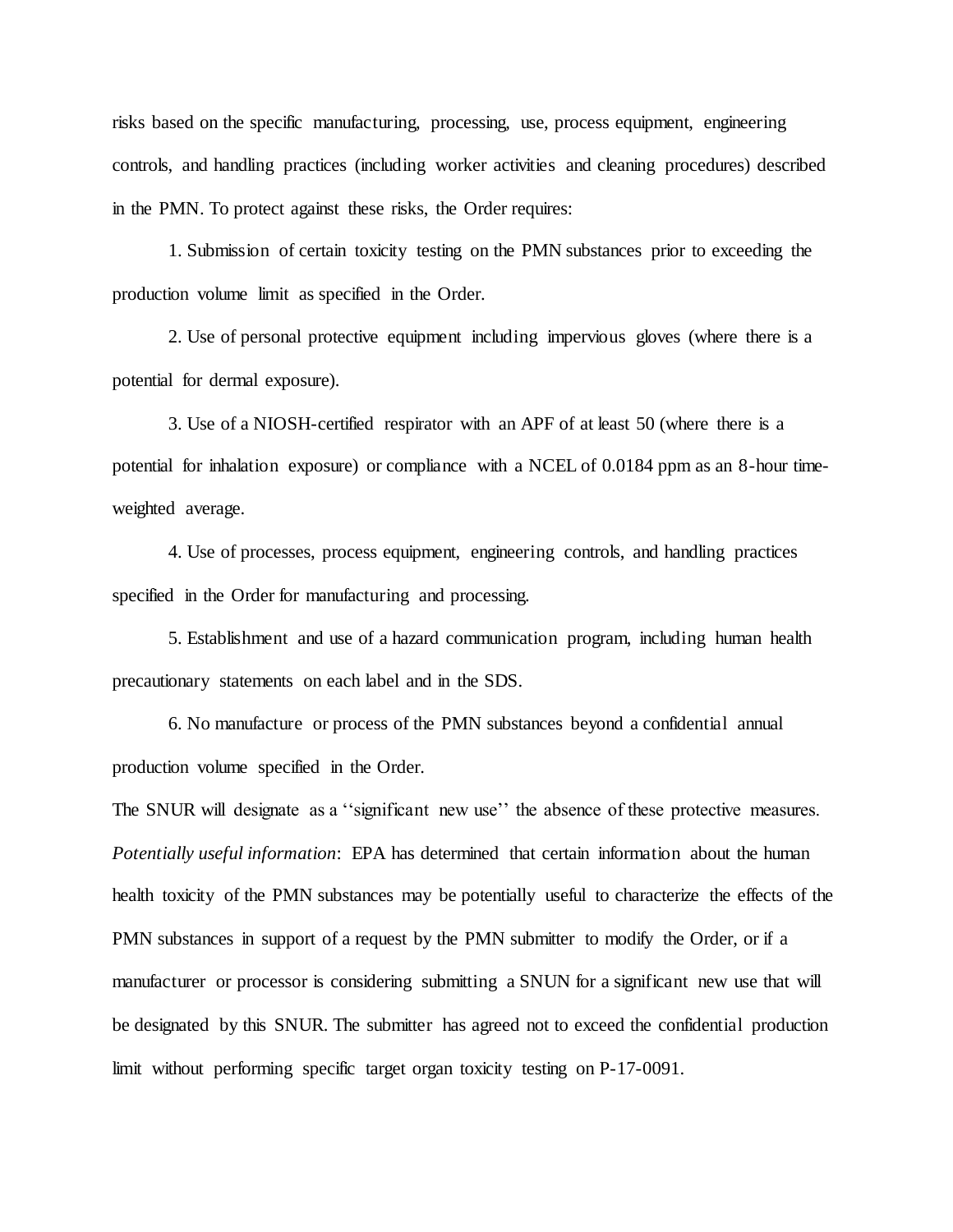risks based on the specific manufacturing, processing, use, process equipment, engineering controls, and handling practices (including worker activities and cleaning procedures) described in the PMN. To protect against these risks, the Order requires:

1. Submission of certain toxicity testing on the PMN substances prior to exceeding the production volume limit as specified in the Order.

2. Use of personal protective equipment including impervious gloves (where there is a potential for dermal exposure).

3. Use of a NIOSH-certified respirator with an APF of at least 50 (where there is a potential for inhalation exposure) or compliance with a NCEL of 0.0184 ppm as an 8-hour time-weighted average.

4. Use of processes, process equipment, engineering controls, and handling practices specified in the Order for manufacturing and processing.

5. Establishment and use of a hazard communication program, including human health precautionary statements on each label and in the SDS.

6. No manufacture or process of the PMN substances beyond a confidential annual production volume specified in the Order.

The SNUR will designate as a ''significant new use'' the absence of these protective measures.

*Potentially useful information*: EPA has determined that certain information about the human health toxicity of the PMN substances may be potentially useful to characterize the effects of the PMN substances in support of a request by the PMN submitter to modify the Order, or if a manufacturer or processor is considering submitting a SNUN for a significant new use that will be designated by this SNUR. The submitter has agreed not to exceed the confidential production limit without performing specific target organ toxicity testing on P-17-0091.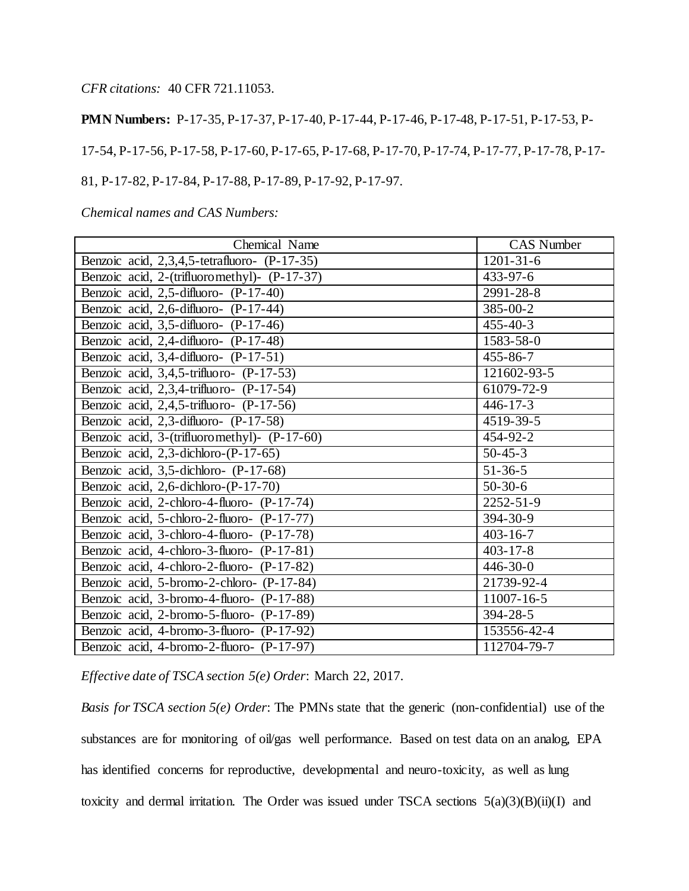*CFR citations:* 40 CFR 721.11053.

**PMN Numbers:** P-17-35, P-17-37, P-17-40, P-17-44, P-17-46, P-17-48, P-17-51, P-17-53, P-17-54, P-17-56, P-17-58, P-17-60, P-17-65, P-17-68, P-17-70, P-17-74, P-17-77, P-17-78, P-17-81, P-17-82, P-17-84, P-17-88, P-17-89, P-17-92, P-17-97.

*Chemical names and CAS Numbers:*

| Chemical Name | CAS Number |
|---|---|
| Benzoic acid, 2,3,4,5-tetrafluoro- (P-17-35) | 1201-31-6 |
| Benzoic acid, 2-(trifluoromethyl)- (P-17-37) | 433-97-6 |
| Benzoic acid, 2,5-difluoro- (P-17-40) | 2991-28-8 |
| Benzoic acid, 2,6-difluoro- (P-17-44) | 385-00-2 |
| Benzoic acid, 3,5-difluoro- (P-17-46) | 455-40-3 |
| Benzoic acid, 2,4-difluoro- (P-17-48) | 1583-58-0 |
| Benzoic acid, 3,4-difluoro- (P-17-51) | 455-86-7 |
| Benzoic acid, 3,4,5-trifluoro- (P-17-53) | 121602-93-5 |
| Benzoic acid, 2,3,4-trifluoro- (P-17-54) | 61079-72-9 |
| Benzoic acid, 2,4,5-trifluoro- (P-17-56) | 446-17-3 |
| Benzoic acid, 2,3-difluoro- (P-17-58) | 4519-39-5 |
| Benzoic acid, 3-(trifluoromethyl)- (P-17-60) | 454-92-2 |
| Benzoic acid, 2,3-dichloro-(P-17-65) | 50-45-3 |
| Benzoic acid, 3,5-dichloro- (P-17-68) | 51-36-5 |
| Benzoic acid, 2,6-dichloro-(P-17-70) | 50-30-6 |
| Benzoic acid, 2-chloro-4-fluoro- (P-17-74) | 2252-51-9 |
| Benzoic acid, 5-chloro-2-fluoro- (P-17-77) | 394-30-9 |
| Benzoic acid, 3-chloro-4-fluoro- (P-17-78) | 403-16-7 |
| Benzoic acid, 4-chloro-3-fluoro- (P-17-81) | 403-17-8 |
| Benzoic acid, 4-chloro-2-fluoro- (P-17-82) | 446-30-0 |
| Benzoic acid, 5-bromo-2-chloro- (P-17-84) | 21739-92-4 |
| Benzoic acid, 3-bromo-4-fluoro- (P-17-88) | 11007-16-5 |
| Benzoic acid, 2-bromo-5-fluoro- (P-17-89) | 394-28-5 |
| Benzoic acid, 4-bromo-3-fluoro- (P-17-92) | 153556-42-4 |
| Benzoic acid, 4-bromo-2-fluoro- (P-17-97) | 112704-79-7 |

*Effective date of TSCA section 5(e) Order*: March 22, 2017.

*Basis for TSCA section 5(e) Order*: The PMNs state that the generic (non-confidential) use of the substances are for monitoring of oil/gas well performance. Based on test data on an analog, EPA has identified concerns for reproductive, developmental and neuro-toxicity, as well as lung toxicity and dermal irritation. The Order was issued under TSCA sections 5(a)(3)(B)(ii)(I) and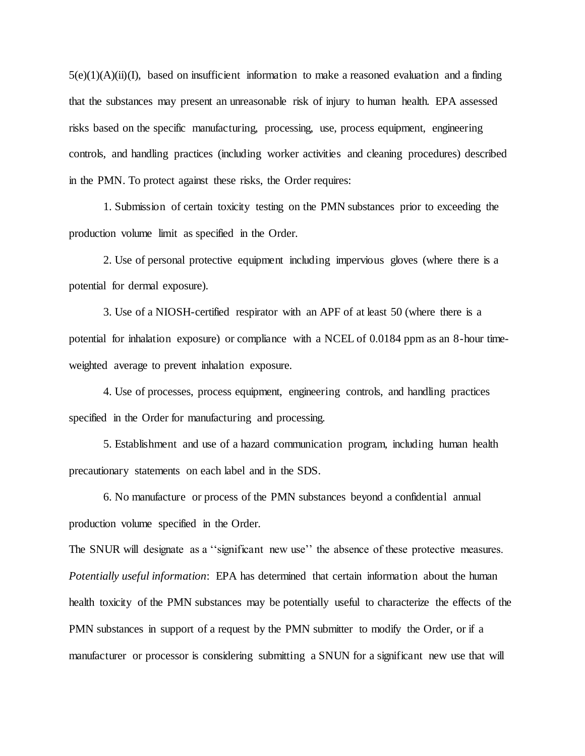5(e)(1)(A)(ii)(I), based on insufficient information to make a reasoned evaluation and a finding that the substances may present an unreasonable risk of injury to human health. EPA assessed risks based on the specific manufacturing, processing, use, process equipment, engineering controls, and handling practices (including worker activities and cleaning procedures) described in the PMN. To protect against these risks, the Order requires:

1. Submission of certain toxicity testing on the PMN substances prior to exceeding the production volume limit as specified in the Order.

2. Use of personal protective equipment including impervious gloves (where there is a potential for dermal exposure).

3. Use of a NIOSH-certified respirator with an APF of at least 50 (where there is a potential for inhalation exposure) or compliance with a NCEL of 0.0184 ppm as an 8-hour time-weighted average to prevent inhalation exposure.

4. Use of processes, process equipment, engineering controls, and handling practices specified in the Order for manufacturing and processing.

5. Establishment and use of a hazard communication program, including human health precautionary statements on each label and in the SDS.

6. No manufacture or process of the PMN substances beyond a confidential annual production volume specified in the Order.

The SNUR will designate as a ''significant new use'' the absence of these protective measures.

*Potentially useful information*: EPA has determined that certain information about the human health toxicity of the PMN substances may be potentially useful to characterize the effects of the PMN substances in support of a request by the PMN submitter to modify the Order, or if a manufacturer or processor is considering submitting a SNUN for a significant new use that will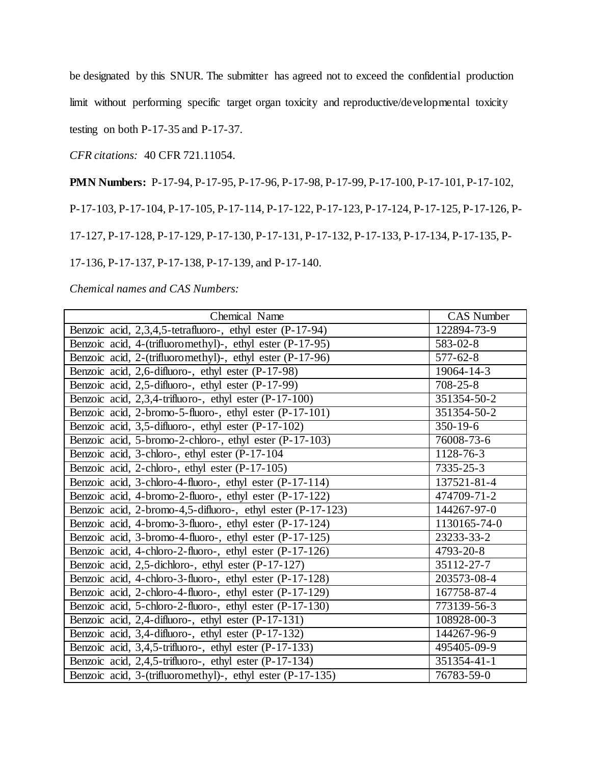be designated by this SNUR. The submitter has agreed not to exceed the confidential production limit without performing specific target organ toxicity and reproductive/developmental toxicity testing on both P-17-35 and P-17-37.

*CFR citations:* 40 CFR 721.11054.

**PMN Numbers:** P-17-94, P-17-95, P-17-96, P-17-98, P-17-99, P-17-100, P-17-101, P-17-102, P-17-103, P-17-104, P-17-105, P-17-114, P-17-122, P-17-123, P-17-124, P-17-125, P-17-126, P-17-127, P-17-128, P-17-129, P-17-130, P-17-131, P-17-132, P-17-133, P-17-134, P-17-135, P-17-136, P-17-137, P-17-138, P-17-139, and P-17-140.

*Chemical names and CAS Numbers:*

| Chemical Name | CAS Number |
| --- | --- |
| Benzoic acid, 2,3,4,5-tetrafluoro-, ethyl ester (P-17-94) | 122894-73-9 |
| Benzoic acid, 4-(trifluoromethyl)-, ethyl ester (P-17-95) | 583-02-8 |
| Benzoic acid, 2-(trifluoromethyl)-, ethyl ester (P-17-96) | 577-62-8 |
| Benzoic acid, 2,6-difluoro-, ethyl ester (P-17-98) | 19064-14-3 |
| Benzoic acid, 2,5-difluoro-, ethyl ester (P-17-99) | 708-25-8 |
| Benzoic acid, 2,3,4-trifluoro-, ethyl ester (P-17-100) | 351354-50-2 |
| Benzoic acid, 2-bromo-5-fluoro-, ethyl ester (P-17-101) | 351354-50-2 |
| Benzoic acid, 3,5-difluoro-, ethyl ester (P-17-102) | 350-19-6 |
| Benzoic acid, 5-bromo-2-chloro-, ethyl ester (P-17-103) | 76008-73-6 |
| Benzoic acid, 3-chloro-, ethyl ester (P-17-104 | 1128-76-3 |
| Benzoic acid, 2-chloro-, ethyl ester (P-17-105) | 7335-25-3 |
| Benzoic acid, 3-chloro-4-fluoro-, ethyl ester (P-17-114) | 137521-81-4 |
| Benzoic acid, 4-bromo-2-fluoro-, ethyl ester (P-17-122) | 474709-71-2 |
| Benzoic acid, 2-bromo-4,5-difluoro-, ethyl ester (P-17-123) | 144267-97-0 |
| Benzoic acid, 4-bromo-3-fluoro-, ethyl ester (P-17-124) | 1130165-74-0 |
| Benzoic acid, 3-bromo-4-fluoro-, ethyl ester (P-17-125) | 23233-33-2 |
| Benzoic acid, 4-chloro-2-fluoro-, ethyl ester (P-17-126) | 4793-20-8 |
| Benzoic acid, 2,5-dichloro-, ethyl ester (P-17-127) | 35112-27-7 |
| Benzoic acid, 4-chloro-3-fluoro-, ethyl ester (P-17-128) | 203573-08-4 |
| Benzoic acid, 2-chloro-4-fluoro-, ethyl ester (P-17-129) | 167758-87-4 |
| Benzoic acid, 5-chloro-2-fluoro-, ethyl ester (P-17-130) | 773139-56-3 |
| Benzoic acid, 2,4-difluoro-, ethyl ester (P-17-131) | 108928-00-3 |
| Benzoic acid, 3,4-difluoro-, ethyl ester (P-17-132) | 144267-96-9 |
| Benzoic acid, 3,4,5-trifluoro-, ethyl ester (P-17-133) | 495405-09-9 |
| Benzoic acid, 2,4,5-trifluoro-, ethyl ester (P-17-134) | 351354-41-1 |
| Benzoic acid, 3-(trifluoromethyl)-, ethyl ester (P-17-135) | 76783-59-0 |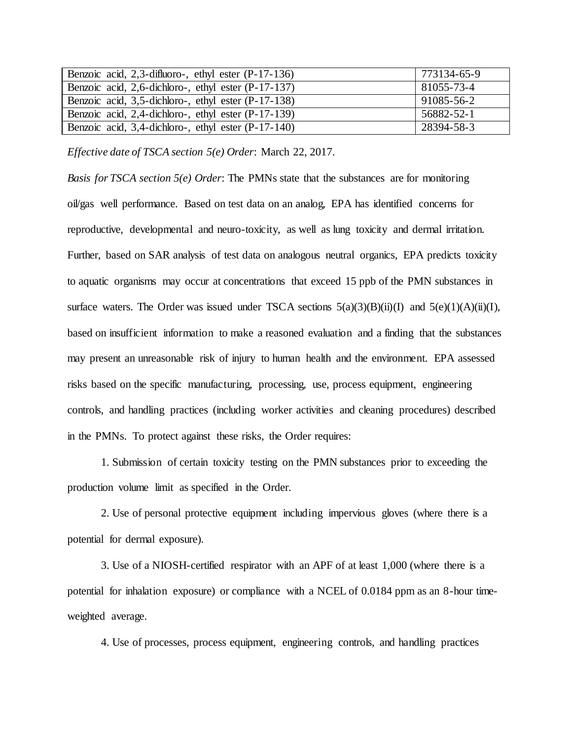| Benzoic acid, 2,3-difluoro-, ethyl ester (P-17-136) | 773134-65-9 |
| --- | --- |
| Benzoic acid, 2,6-dichloro-, ethyl ester (P-17-137) | 81055-73-4 |
| Benzoic acid, 3,5-dichloro-, ethyl ester (P-17-138) | 91085-56-2 |
| Benzoic acid, 2,4-dichloro-, ethyl ester (P-17-139) | 56882-52-1 |
| Benzoic acid, 3,4-dichloro-, ethyl ester (P-17-140) | 28394-58-3 |

*Effective date of TSCA section 5(e) Order*: March 22, 2017.

*Basis for TSCA section 5(e) Order*: The PMNs state that the substances are for monitoring oil/gas well performance. Based on test data on an analog, EPA has identified concerns for reproductive, developmental and neuro-toxicity, as well as lung toxicity and dermal irritation. Further, based on SAR analysis of test data on analogous neutral organics, EPA predicts toxicity to aquatic organisms may occur at concentrations that exceed 15 ppb of the PMN substances in surface waters. The Order was issued under TSCA sections 5(a)(3)(B)(ii)(I) and 5(e)(1)(A)(ii)(I), based on insufficient information to make a reasoned evaluation and a finding that the substances may present an unreasonable risk of injury to human health and the environment. EPA assessed risks based on the specific manufacturing, processing, use, process equipment, engineering controls, and handling practices (including worker activities and cleaning procedures) described in the PMNs. To protect against these risks, the Order requires:

1. Submission of certain toxicity testing on the PMN substances prior to exceeding the production volume limit as specified in the Order.

2. Use of personal protective equipment including impervious gloves (where there is a potential for dermal exposure).

3. Use of a NIOSH-certified respirator with an APF of at least 1,000 (where there is a potential for inhalation exposure) or compliance with a NCEL of 0.0184 ppm as an 8-hour time-weighted average.

4. Use of processes, process equipment, engineering controls, and handling practices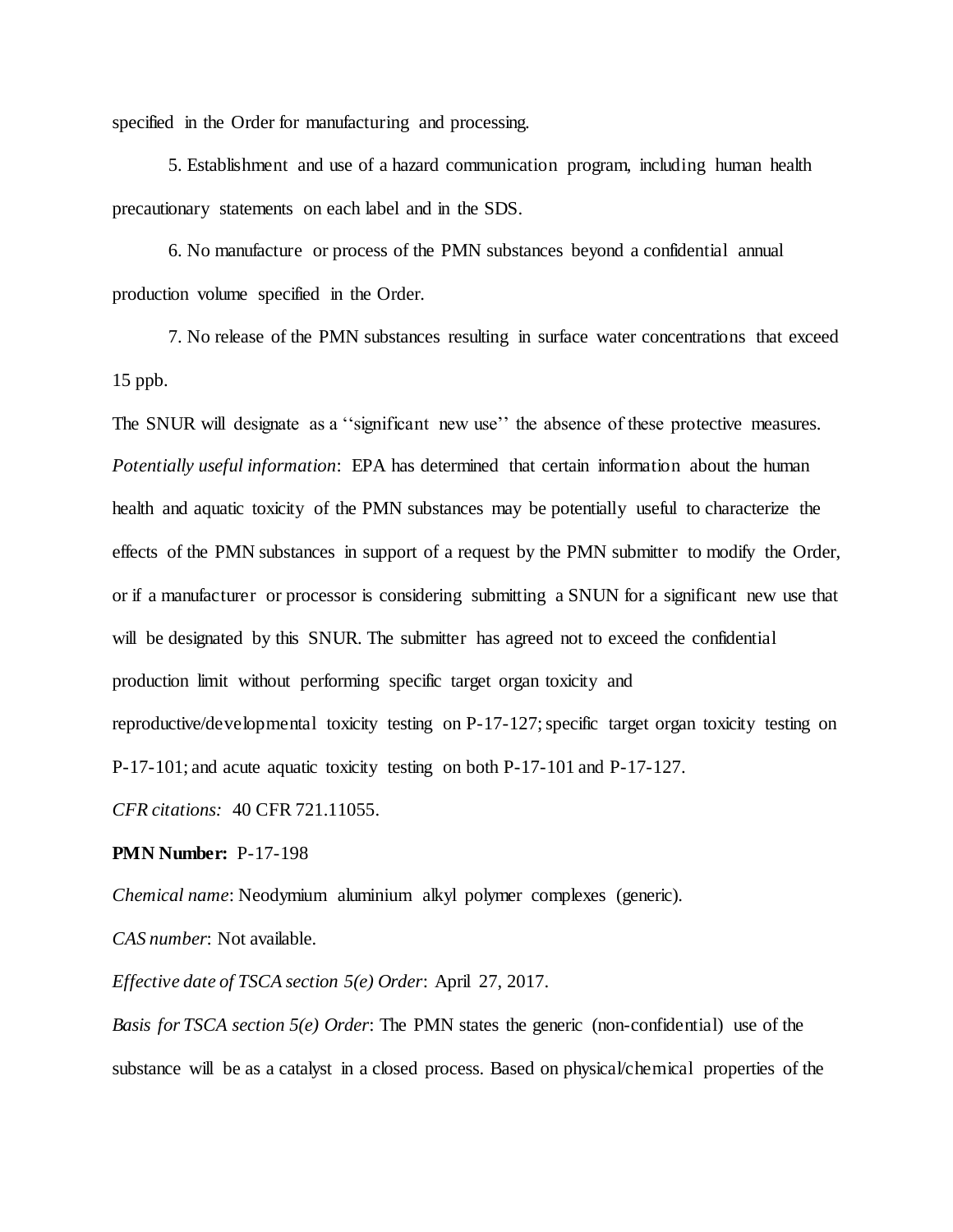specified in the Order for manufacturing and processing.

5. Establishment and use of a hazard communication program, including human health precautionary statements on each label and in the SDS.

6. No manufacture or process of the PMN substances beyond a confidential annual production volume specified in the Order.

7. No release of the PMN substances resulting in surface water concentrations that exceed 15 ppb.

The SNUR will designate as a ''significant new use'' the absence of these protective measures.

*Potentially useful information*: EPA has determined that certain information about the human health and aquatic toxicity of the PMN substances may be potentially useful to characterize the effects of the PMN substances in support of a request by the PMN submitter to modify the Order, or if a manufacturer or processor is considering submitting a SNUN for a significant new use that will be designated by this SNUR. The submitter has agreed not to exceed the confidential production limit without performing specific target organ toxicity and reproductive/developmental toxicity testing on P-17-127; specific target organ toxicity testing on P-17-101; and acute aquatic toxicity testing on both P-17-101 and P-17-127.

*CFR citations:* 40 CFR 721.11055.

**PMN Number:** P-17-198

*Chemical name*: Neodymium aluminium alkyl polymer complexes (generic).

*CAS number*: Not available.

*Effective date of TSCA section 5(e) Order*: April 27, 2017.

*Basis for TSCA section 5(e) Order*: The PMN states the generic (non-confidential) use of the substance will be as a catalyst in a closed process. Based on physical/chemical properties of the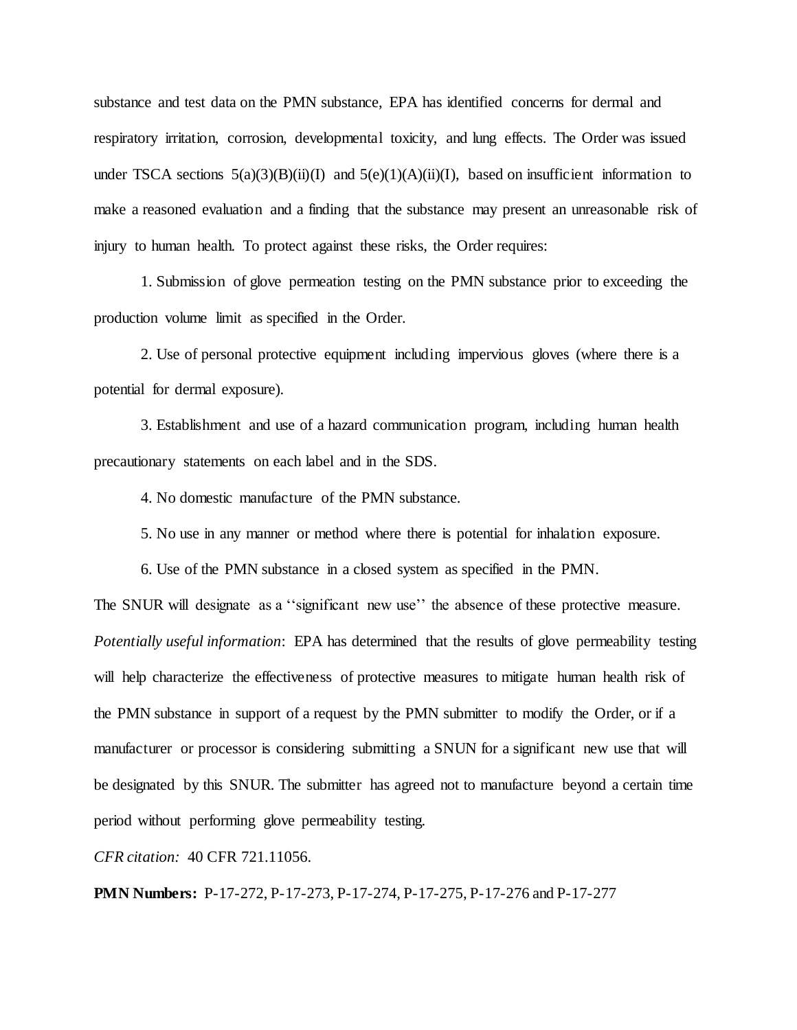substance and test data on the PMN substance, EPA has identified concerns for dermal and respiratory irritation, corrosion, developmental toxicity, and lung effects. The Order was issued under TSCA sections 5(a)(3)(B)(ii)(I) and 5(e)(1)(A)(ii)(I), based on insufficient information to make a reasoned evaluation and a finding that the substance may present an unreasonable risk of injury to human health. To protect against these risks, the Order requires:

1. Submission of glove permeation testing on the PMN substance prior to exceeding the production volume limit as specified in the Order.

2. Use of personal protective equipment including impervious gloves (where there is a potential for dermal exposure).

3. Establishment and use of a hazard communication program, including human health precautionary statements on each label and in the SDS.

4. No domestic manufacture of the PMN substance.

5. No use in any manner or method where there is potential for inhalation exposure.

6. Use of the PMN substance in a closed system as specified in the PMN.

The SNUR will designate as a ''significant new use'' the absence of these protective measure.

*Potentially useful information*: EPA has determined that the results of glove permeability testing will help characterize the effectiveness of protective measures to mitigate human health risk of the PMN substance in support of a request by the PMN submitter to modify the Order, or if a manufacturer or processor is considering submitting a SNUN for a significant new use that will be designated by this SNUR. The submitter has agreed not to manufacture beyond a certain time period without performing glove permeability testing.

*CFR citation:* 40 CFR 721.11056.

**PMN Numbers:** P-17-272, P-17-273, P-17-274, P-17-275, P-17-276 and P-17-277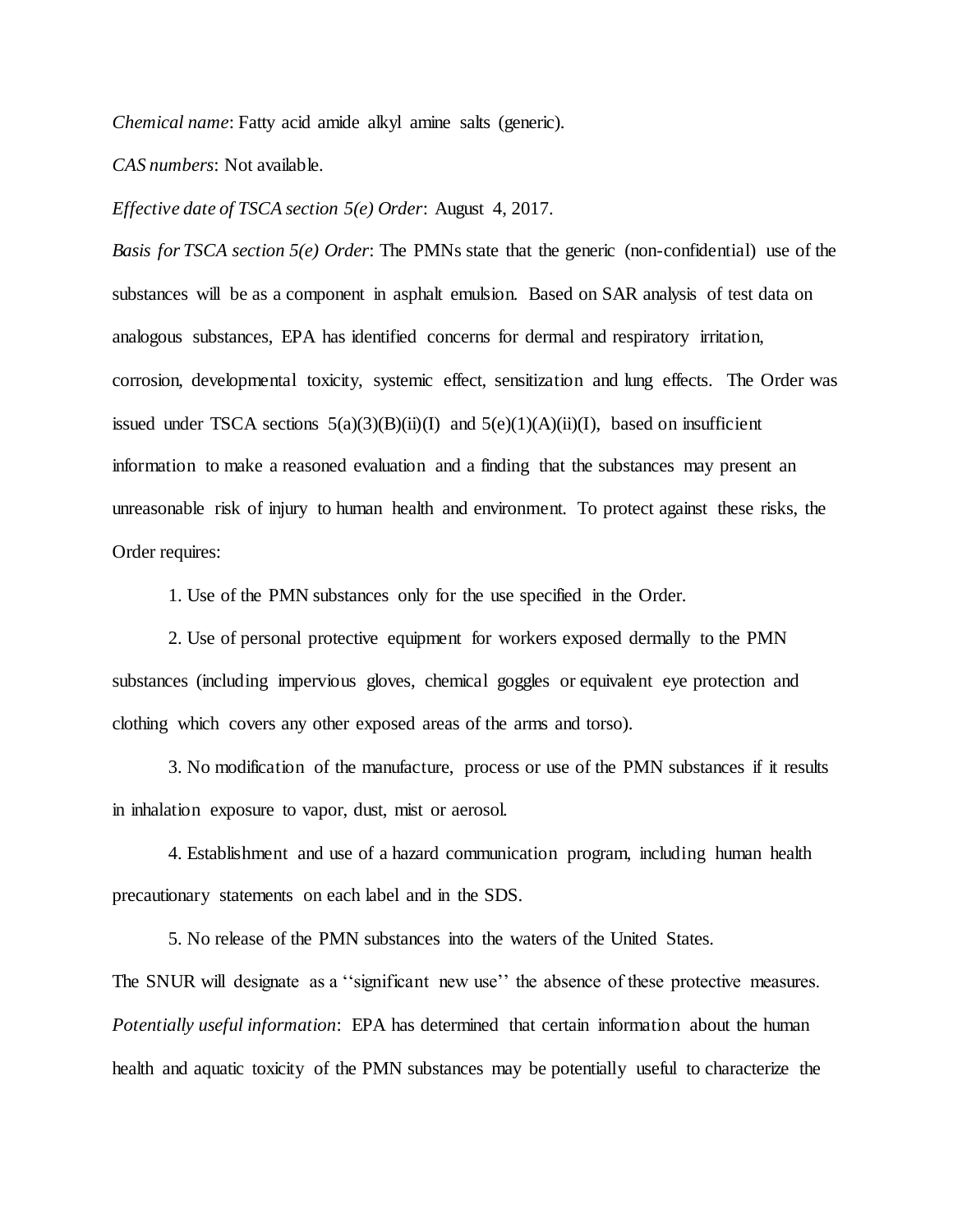*Chemical name*: Fatty acid amide alkyl amine salts (generic).

*CAS numbers*: Not available.

*Effective date of TSCA section 5(e) Order*: August 4, 2017.

*Basis for TSCA section 5(e) Order*: The PMNs state that the generic (non-confidential) use of the substances will be as a component in asphalt emulsion. Based on SAR analysis of test data on analogous substances, EPA has identified concerns for dermal and respiratory irritation, corrosion, developmental toxicity, systemic effect, sensitization and lung effects. The Order was issued under TSCA sections 5(a)(3)(B)(ii)(I) and 5(e)(1)(A)(ii)(I), based on insufficient information to make a reasoned evaluation and a finding that the substances may present an unreasonable risk of injury to human health and environment. To protect against these risks, the Order requires:

1. Use of the PMN substances only for the use specified in the Order.

2. Use of personal protective equipment for workers exposed dermally to the PMN substances (including impervious gloves, chemical goggles or equivalent eye protection and clothing which covers any other exposed areas of the arms and torso).

3. No modification of the manufacture, process or use of the PMN substances if it results in inhalation exposure to vapor, dust, mist or aerosol.

4. Establishment and use of a hazard communication program, including human health precautionary statements on each label and in the SDS.

5. No release of the PMN substances into the waters of the United States.

The SNUR will designate as a ‘‘significant new use’’ the absence of these protective measures.

*Potentially useful information*: EPA has determined that certain information about the human health and aquatic toxicity of the PMN substances may be potentially useful to characterize the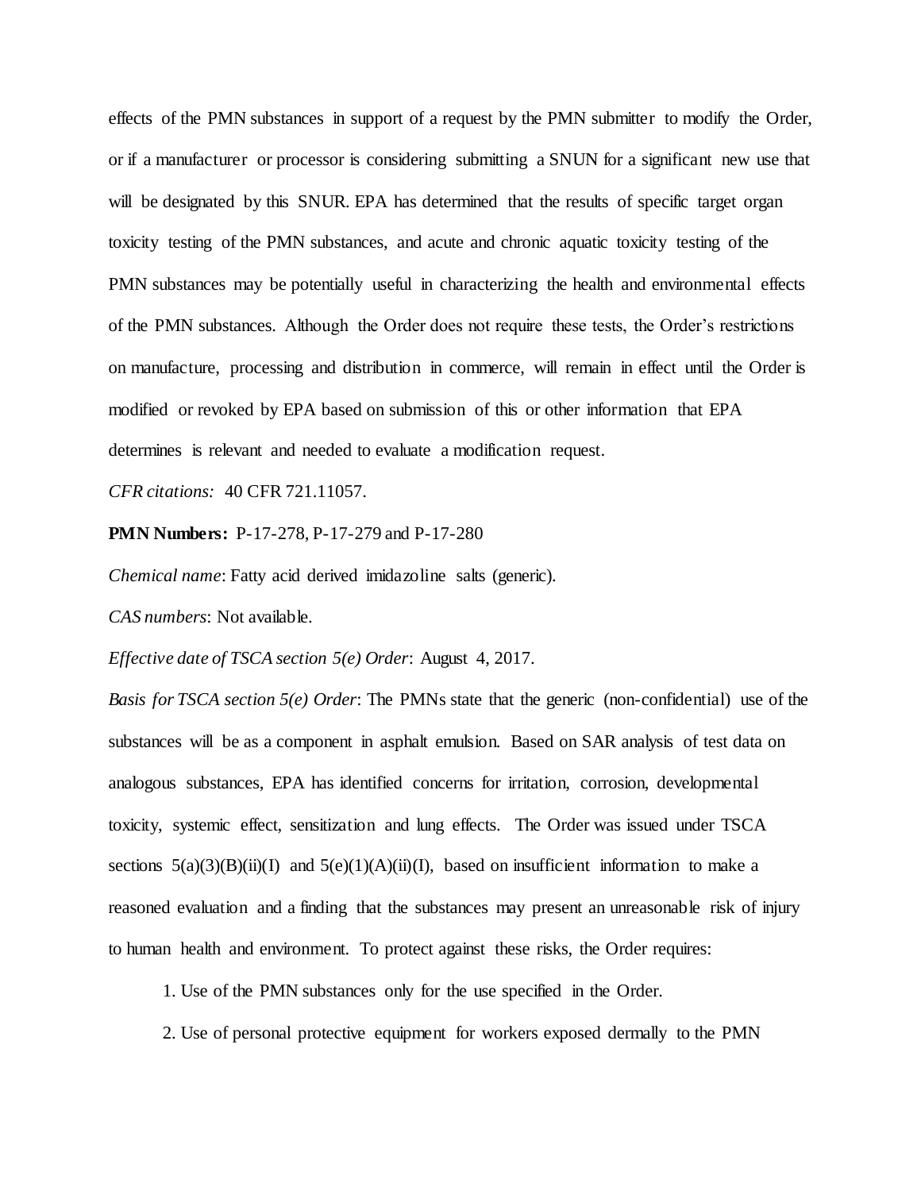effects of the PMN substances in support of a request by the PMN submitter to modify the Order, or if a manufacturer or processor is considering submitting a SNUN for a significant new use that will be designated by this SNUR. EPA has determined that the results of specific target organ toxicity testing of the PMN substances, and acute and chronic aquatic toxicity testing of the PMN substances may be potentially useful in characterizing the health and environmental effects of the PMN substances. Although the Order does not require these tests, the Order's restrictions on manufacture, processing and distribution in commerce, will remain in effect until the Order is modified or revoked by EPA based on submission of this or other information that EPA determines is relevant and needed to evaluate a modification request.

*CFR citations:* 40 CFR 721.11057.

**PMN Numbers:** P-17-278, P-17-279 and P-17-280

*Chemical name*: Fatty acid derived imidazoline salts (generic).

*CAS numbers*: Not available.

*Effective date of TSCA section 5(e) Order*: August 4, 2017.

*Basis for TSCA section 5(e) Order*: The PMNs state that the generic (non-confidential) use of the substances will be as a component in asphalt emulsion. Based on SAR analysis of test data on analogous substances, EPA has identified concerns for irritation, corrosion, developmental toxicity, systemic effect, sensitization and lung effects. The Order was issued under TSCA sections 5(a)(3)(B)(ii)(I) and 5(e)(1)(A)(ii)(I), based on insufficient information to make a reasoned evaluation and a finding that the substances may present an unreasonable risk of injury to human health and environment. To protect against these risks, the Order requires:

1. Use of the PMN substances only for the use specified in the Order.

2. Use of personal protective equipment for workers exposed dermally to the PMN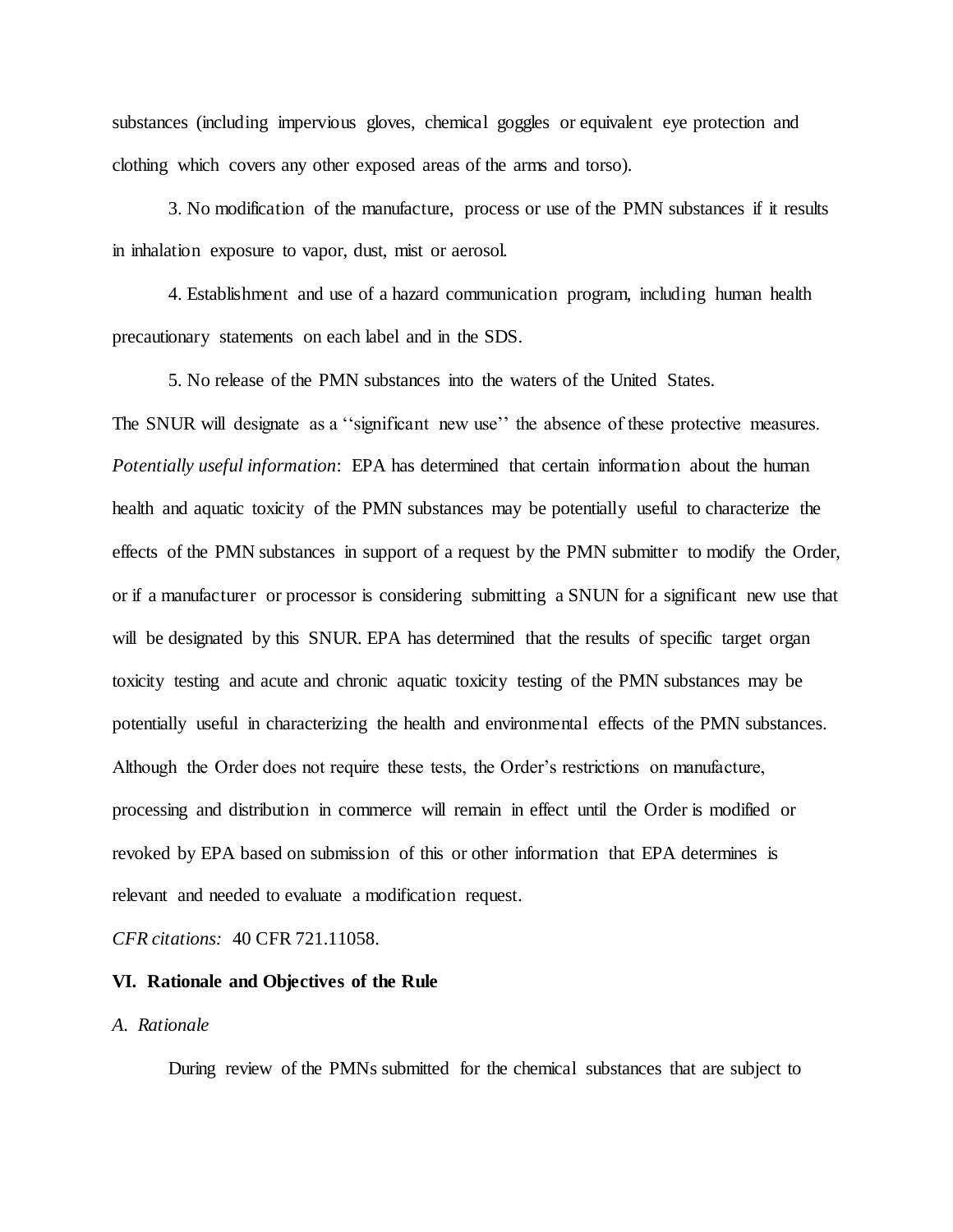substances (including impervious gloves, chemical goggles or equivalent eye protection and clothing which covers any other exposed areas of the arms and torso).

3. No modification of the manufacture, process or use of the PMN substances if it results in inhalation exposure to vapor, dust, mist or aerosol.

4. Establishment and use of a hazard communication program, including human health precautionary statements on each label and in the SDS.

5. No release of the PMN substances into the waters of the United States.

The SNUR will designate as a ''significant new use'' the absence of these protective measures.

*Potentially useful information*: EPA has determined that certain information about the human health and aquatic toxicity of the PMN substances may be potentially useful to characterize the effects of the PMN substances in support of a request by the PMN submitter to modify the Order, or if a manufacturer or processor is considering submitting a SNUN for a significant new use that will be designated by this SNUR. EPA has determined that the results of specific target organ toxicity testing and acute and chronic aquatic toxicity testing of the PMN substances may be potentially useful in characterizing the health and environmental effects of the PMN substances. Although the Order does not require these tests, the Order's restrictions on manufacture, processing and distribution in commerce will remain in effect until the Order is modified or revoked by EPA based on submission of this or other information that EPA determines is relevant and needed to evaluate a modification request.

*CFR citations:* 40 CFR 721.11058.

## VI. Rationale and Objectives of the Rule

### *A. Rationale*

During review of the PMNs submitted for the chemical substances that are subject to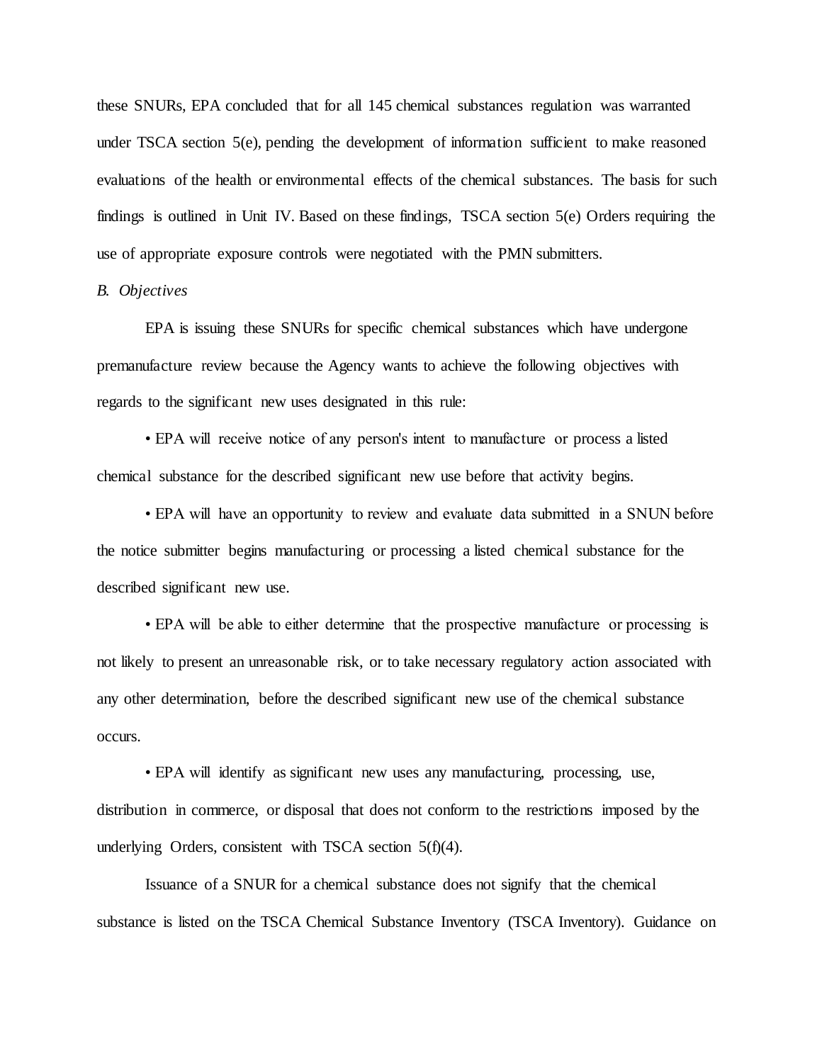these SNURs, EPA concluded that for all 145 chemical substances regulation was warranted under TSCA section 5(e), pending the development of information sufficient to make reasoned evaluations of the health or environmental effects of the chemical substances. The basis for such findings is outlined in Unit IV. Based on these findings, TSCA section 5(e) Orders requiring the use of appropriate exposure controls were negotiated with the PMN submitters.

*B. Objectives*

EPA is issuing these SNURs for specific chemical substances which have undergone premanufacture review because the Agency wants to achieve the following objectives with regards to the significant new uses designated in this rule:

- EPA will receive notice of any person's intent to manufacture or process a listed chemical substance for the described significant new use before that activity begins.

- EPA will have an opportunity to review and evaluate data submitted in a SNUN before the notice submitter begins manufacturing or processing a listed chemical substance for the described significant new use.

- EPA will be able to either determine that the prospective manufacture or processing is not likely to present an unreasonable risk, or to take necessary regulatory action associated with any other determination, before the described significant new use of the chemical substance occurs.

- EPA will identify as significant new uses any manufacturing, processing, use, distribution in commerce, or disposal that does not conform to the restrictions imposed by the underlying Orders, consistent with TSCA section 5(f)(4).

Issuance of a SNUR for a chemical substance does not signify that the chemical substance is listed on the TSCA Chemical Substance Inventory (TSCA Inventory). Guidance on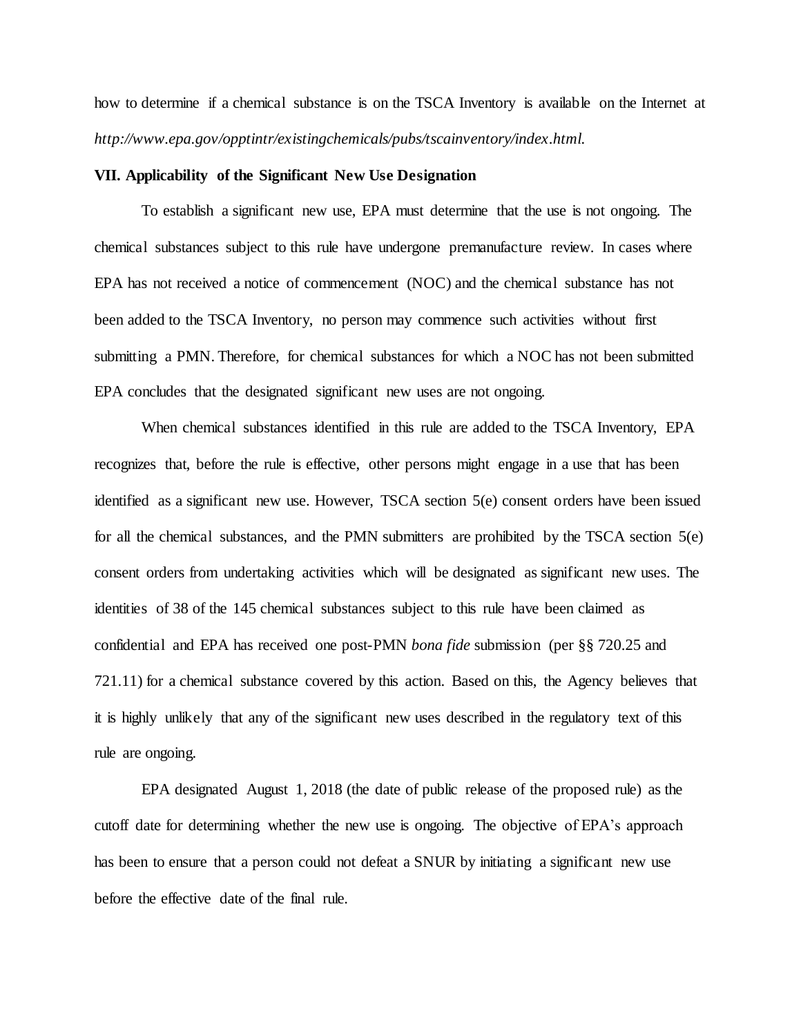how to determine if a chemical substance is on the TSCA Inventory is available on the Internet at *http://www.epa.gov/opptintr/existingchemicals/pubs/tscainventory/index.html*.

**VII. Applicability of the Significant New Use Designation**

To establish a significant new use, EPA must determine that the use is not ongoing. The chemical substances subject to this rule have undergone premanufacture review. In cases where EPA has not received a notice of commencement (NOC) and the chemical substance has not been added to the TSCA Inventory, no person may commence such activities without first submitting a PMN. Therefore, for chemical substances for which a NOC has not been submitted EPA concludes that the designated significant new uses are not ongoing.

When chemical substances identified in this rule are added to the TSCA Inventory, EPA recognizes that, before the rule is effective, other persons might engage in a use that has been identified as a significant new use. However, TSCA section 5(e) consent orders have been issued for all the chemical substances, and the PMN submitters are prohibited by the TSCA section 5(e) consent orders from undertaking activities which will be designated as significant new uses. The identities of 38 of the 145 chemical substances subject to this rule have been claimed as confidential and EPA has received one post-PMN *bona fide* submission (per §§ 720.25 and 721.11) for a chemical substance covered by this action. Based on this, the Agency believes that it is highly unlikely that any of the significant new uses described in the regulatory text of this rule are ongoing.

EPA designated August 1, 2018 (the date of public release of the proposed rule) as the cutoff date for determining whether the new use is ongoing. The objective of EPA's approach has been to ensure that a person could not defeat a SNUR by initiating a significant new use before the effective date of the final rule.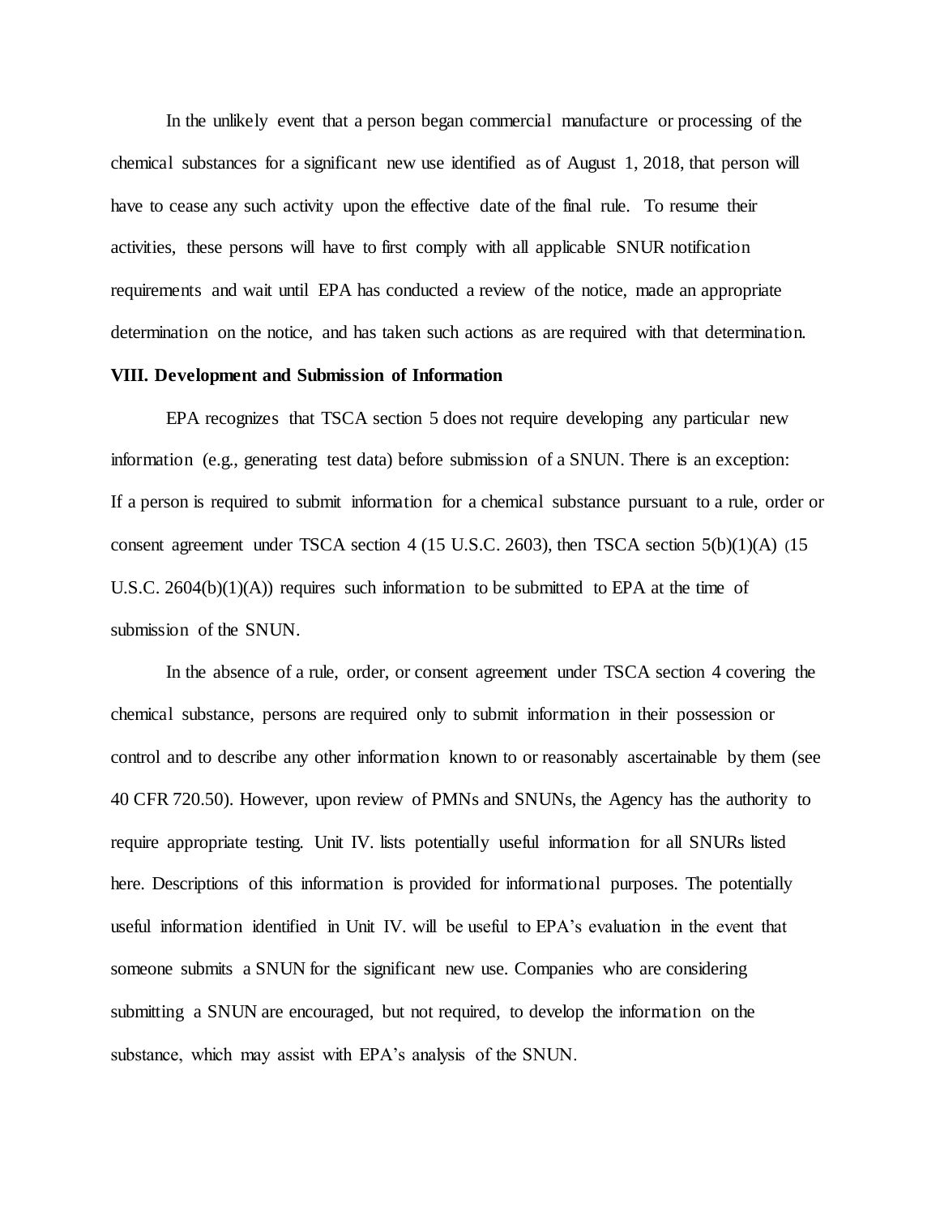In the unlikely event that a person began commercial manufacture or processing of the chemical substances for a significant new use identified as of August 1, 2018, that person will have to cease any such activity upon the effective date of the final rule. To resume their activities, these persons will have to first comply with all applicable SNUR notification requirements and wait until EPA has conducted a review of the notice, made an appropriate determination on the notice, and has taken such actions as are required with that determination.

**VIII. Development and Submission of Information**

EPA recognizes that TSCA section 5 does not require developing any particular new information (e.g., generating test data) before submission of a SNUN. There is an exception: If a person is required to submit information for a chemical substance pursuant to a rule, order or consent agreement under TSCA section 4 (15 U.S.C. 2603), then TSCA section 5(b)(1)(A) (15 U.S.C. 2604(b)(1)(A)) requires such information to be submitted to EPA at the time of submission of the SNUN.

In the absence of a rule, order, or consent agreement under TSCA section 4 covering the chemical substance, persons are required only to submit information in their possession or control and to describe any other information known to or reasonably ascertainable by them (see 40 CFR 720.50). However, upon review of PMNs and SNUNs, the Agency has the authority to require appropriate testing. Unit IV. lists potentially useful information for all SNURs listed here. Descriptions of this information is provided for informational purposes. The potentially useful information identified in Unit IV. will be useful to EPA's evaluation in the event that someone submits a SNUN for the significant new use. Companies who are considering submitting a SNUN are encouraged, but not required, to develop the information on the substance, which may assist with EPA's analysis of the SNUN.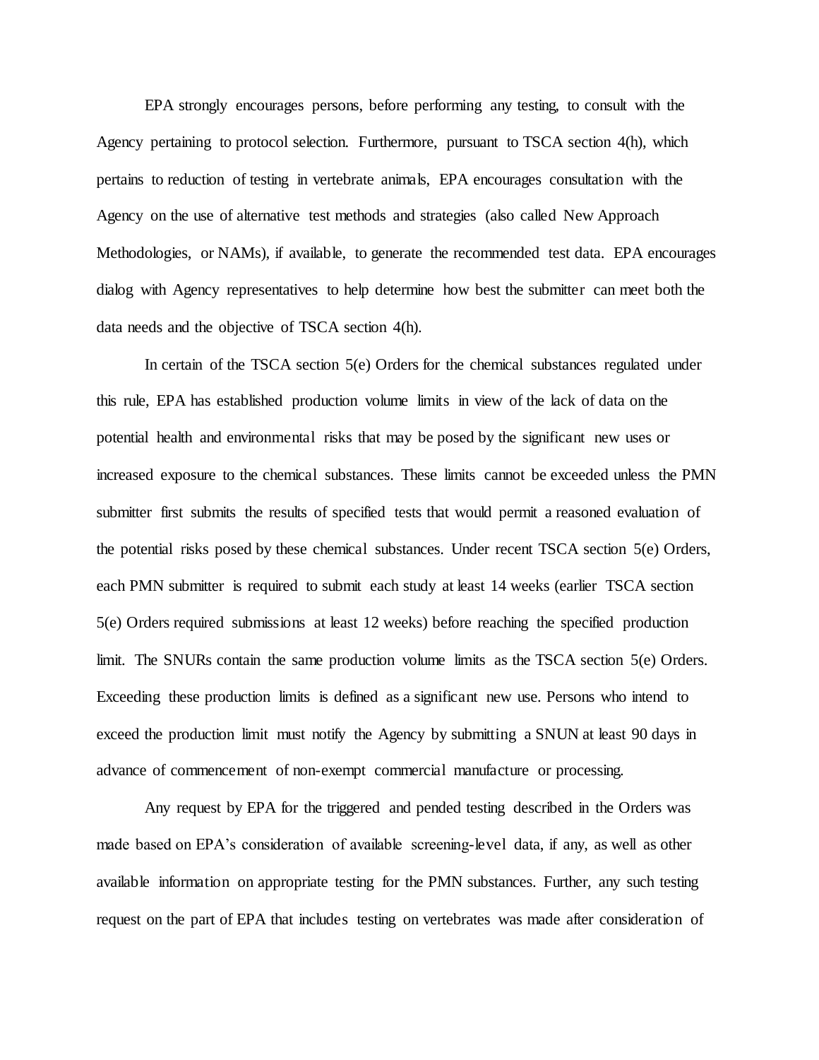EPA strongly encourages persons, before performing any testing, to consult with the Agency pertaining to protocol selection. Furthermore, pursuant to TSCA section 4(h), which pertains to reduction of testing in vertebrate animals, EPA encourages consultation with the Agency on the use of alternative test methods and strategies (also called New Approach Methodologies, or NAMs), if available, to generate the recommended test data. EPA encourages dialog with Agency representatives to help determine how best the submitter can meet both the data needs and the objective of TSCA section 4(h).

In certain of the TSCA section 5(e) Orders for the chemical substances regulated under this rule, EPA has established production volume limits in view of the lack of data on the potential health and environmental risks that may be posed by the significant new uses or increased exposure to the chemical substances. These limits cannot be exceeded unless the PMN submitter first submits the results of specified tests that would permit a reasoned evaluation of the potential risks posed by these chemical substances. Under recent TSCA section 5(e) Orders, each PMN submitter is required to submit each study at least 14 weeks (earlier TSCA section 5(e) Orders required submissions at least 12 weeks) before reaching the specified production limit. The SNURs contain the same production volume limits as the TSCA section 5(e) Orders. Exceeding these production limits is defined as a significant new use. Persons who intend to exceed the production limit must notify the Agency by submitting a SNUN at least 90 days in advance of commencement of non-exempt commercial manufacture or processing.

Any request by EPA for the triggered and pended testing described in the Orders was made based on EPA's consideration of available screening-level data, if any, as well as other available information on appropriate testing for the PMN substances. Further, any such testing request on the part of EPA that includes testing on vertebrates was made after consideration of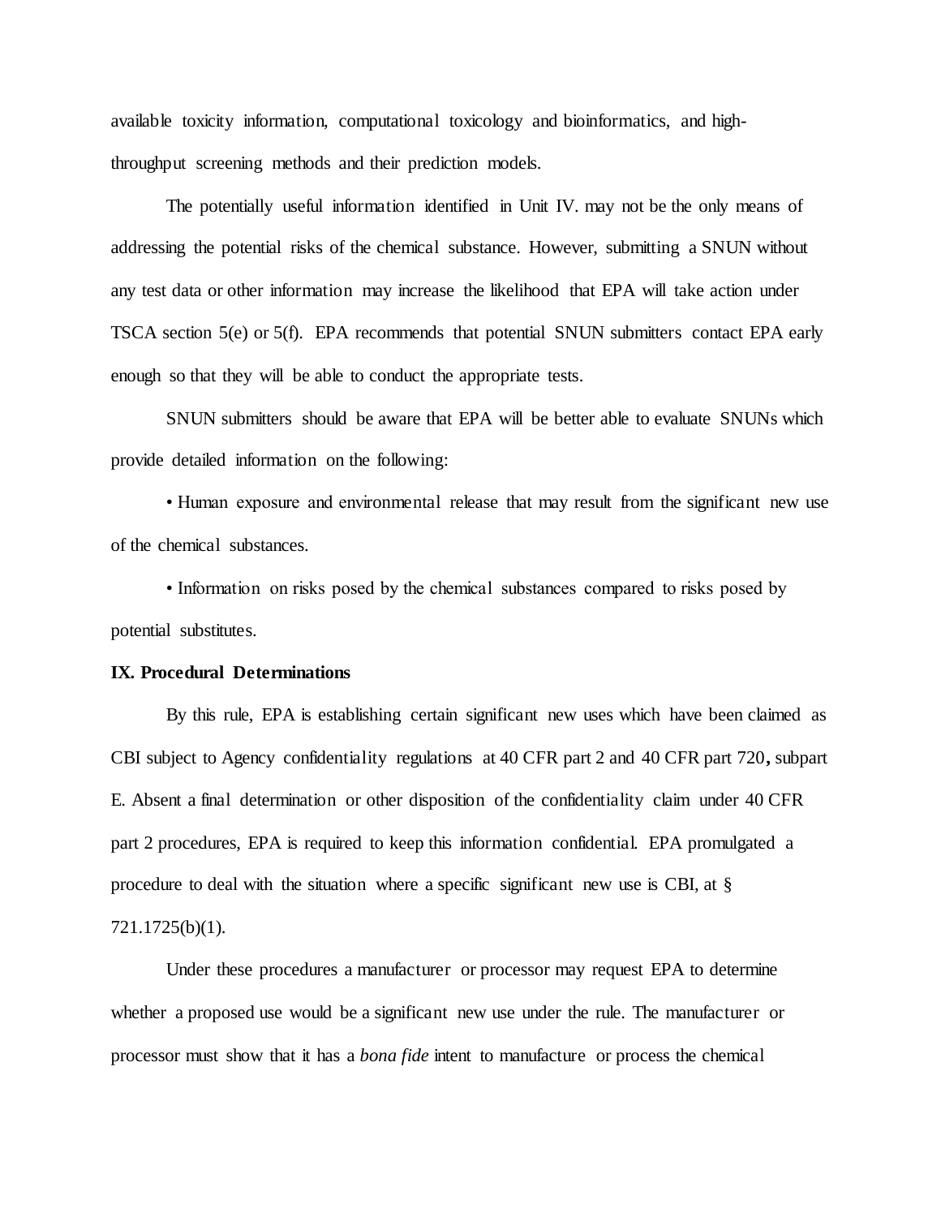available toxicity information, computational toxicology and bioinformatics, and high-throughput screening methods and their prediction models.

The potentially useful information identified in Unit IV. may not be the only means of addressing the potential risks of the chemical substance. However, submitting a SNUN without any test data or other information may increase the likelihood that EPA will take action under TSCA section 5(e) or 5(f). EPA recommends that potential SNUN submitters contact EPA early enough so that they will be able to conduct the appropriate tests.

SNUN submitters should be aware that EPA will be better able to evaluate SNUNs which provide detailed information on the following:

• Human exposure and environmental release that may result from the significant new use of the chemical substances.

• Information on risks posed by the chemical substances compared to risks posed by potential substitutes.

**IX. Procedural Determinations**

By this rule, EPA is establishing certain significant new uses which have been claimed as CBI subject to Agency confidentiality regulations at 40 CFR part 2 and 40 CFR part 720**,** subpart E. Absent a final determination or other disposition of the confidentiality claim under 40 CFR part 2 procedures, EPA is required to keep this information confidential. EPA promulgated a procedure to deal with the situation where a specific significant new use is CBI, at § 721.1725(b)(1).

Under these procedures a manufacturer or processor may request EPA to determine whether a proposed use would be a significant new use under the rule. The manufacturer or processor must show that it has a *bona fide* intent to manufacture or process the chemical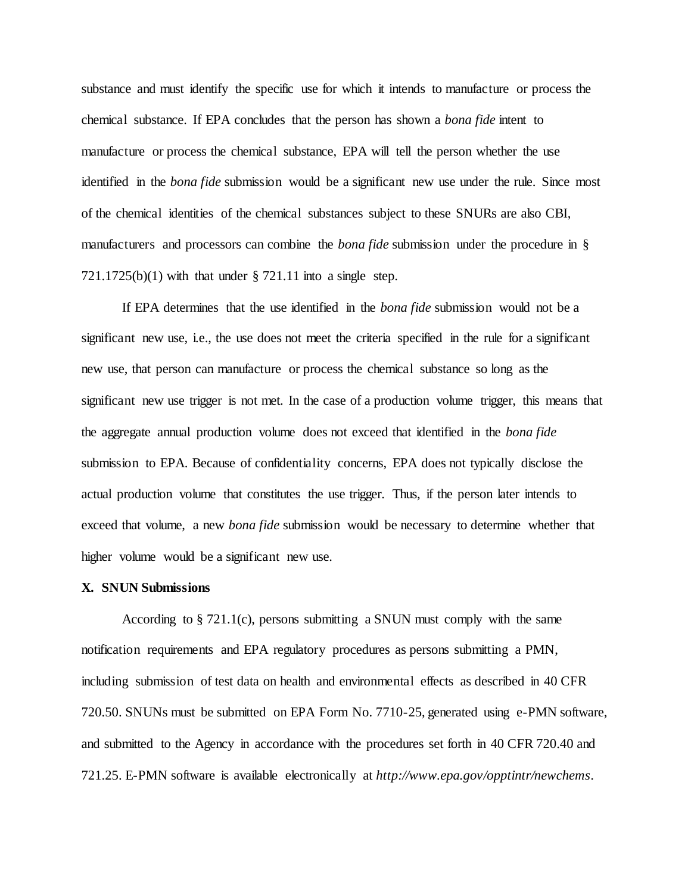substance and must identify the specific use for which it intends to manufacture or process the chemical substance. If EPA concludes that the person has shown a *bona fide* intent to manufacture or process the chemical substance, EPA will tell the person whether the use identified in the *bona fide* submission would be a significant new use under the rule. Since most of the chemical identities of the chemical substances subject to these SNURs are also CBI, manufacturers and processors can combine the *bona fide* submission under the procedure in § 721.1725(b)(1) with that under § 721.11 into a single step.

If EPA determines that the use identified in the *bona fide* submission would not be a significant new use, i.e., the use does not meet the criteria specified in the rule for a significant new use, that person can manufacture or process the chemical substance so long as the significant new use trigger is not met. In the case of a production volume trigger, this means that the aggregate annual production volume does not exceed that identified in the *bona fide* submission to EPA. Because of confidentiality concerns, EPA does not typically disclose the actual production volume that constitutes the use trigger. Thus, if the person later intends to exceed that volume, a new *bona fide* submission would be necessary to determine whether that higher volume would be a significant new use.

**X. SNUN Submissions**

According to § 721.1(c), persons submitting a SNUN must comply with the same notification requirements and EPA regulatory procedures as persons submitting a PMN, including submission of test data on health and environmental effects as described in 40 CFR 720.50. SNUNs must be submitted on EPA Form No. 7710-25, generated using e-PMN software, and submitted to the Agency in accordance with the procedures set forth in 40 CFR 720.40 and 721.25. E-PMN software is available electronically at *http://www.epa.gov/opptintr/newchems*.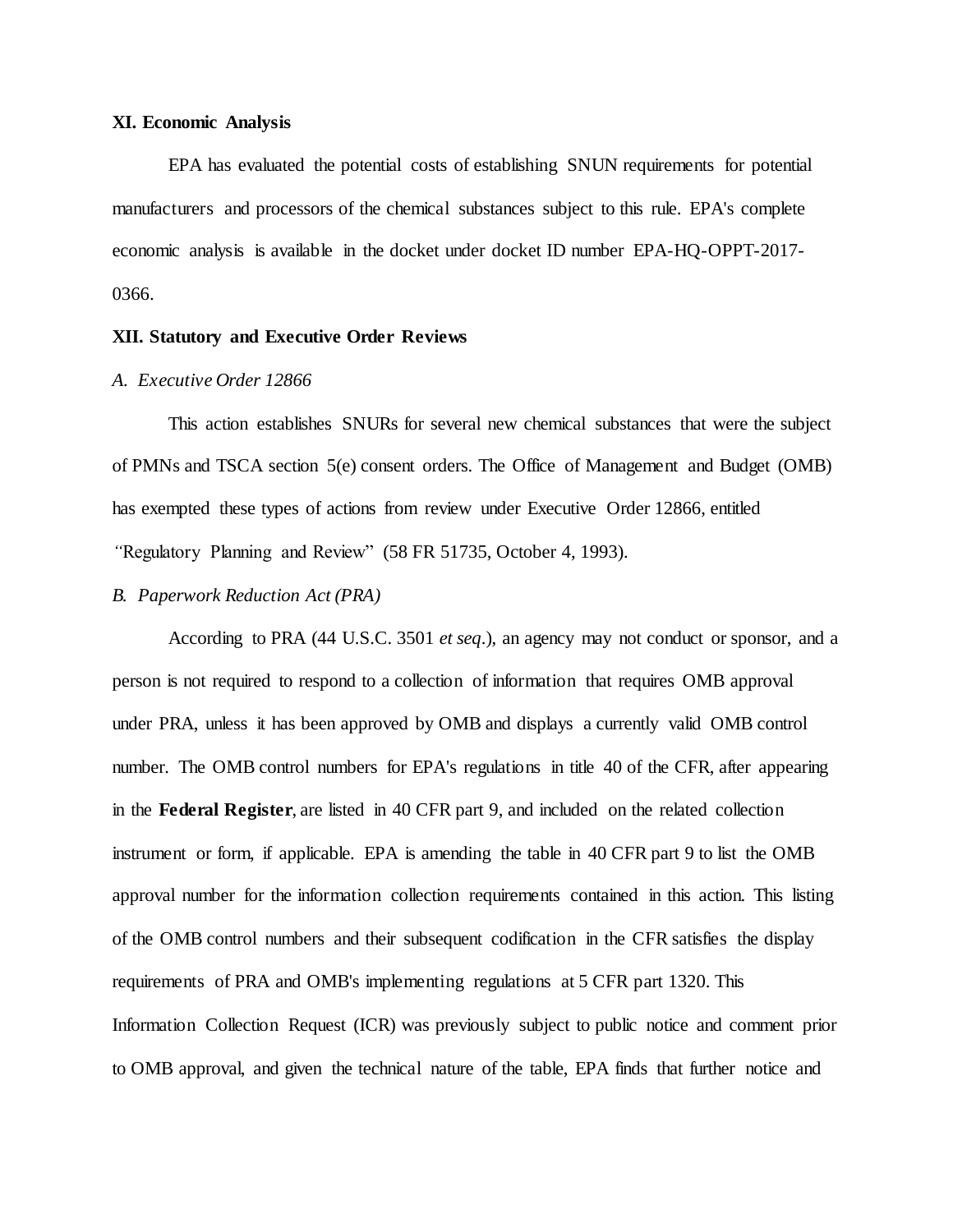## XI. Economic Analysis

EPA has evaluated the potential costs of establishing SNUN requirements for potential manufacturers and processors of the chemical substances subject to this rule. EPA's complete economic analysis is available in the docket under docket ID number EPA-HQ-OPPT-2017-0366.

## XII. Statutory and Executive Order Reviews

### *A. Executive Order 12866*

This action establishes SNURs for several new chemical substances that were the subject of PMNs and TSCA section 5(e) consent orders. The Office of Management and Budget (OMB) has exempted these types of actions from review under Executive Order 12866, entitled "Regulatory Planning and Review" (58 FR 51735, October 4, 1993).

### *B. Paperwork Reduction Act (PRA)*

According to PRA (44 U.S.C. 3501 *et seq*.), an agency may not conduct or sponsor, and a person is not required to respond to a collection of information that requires OMB approval under PRA, unless it has been approved by OMB and displays a currently valid OMB control number. The OMB control numbers for EPA's regulations in title 40 of the CFR, after appearing in the **Federal Register**, are listed in 40 CFR part 9, and included on the related collection instrument or form, if applicable. EPA is amending the table in 40 CFR part 9 to list the OMB approval number for the information collection requirements contained in this action. This listing of the OMB control numbers and their subsequent codification in the CFR satisfies the display requirements of PRA and OMB's implementing regulations at 5 CFR part 1320. This Information Collection Request (ICR) was previously subject to public notice and comment prior to OMB approval, and given the technical nature of the table, EPA finds that further notice and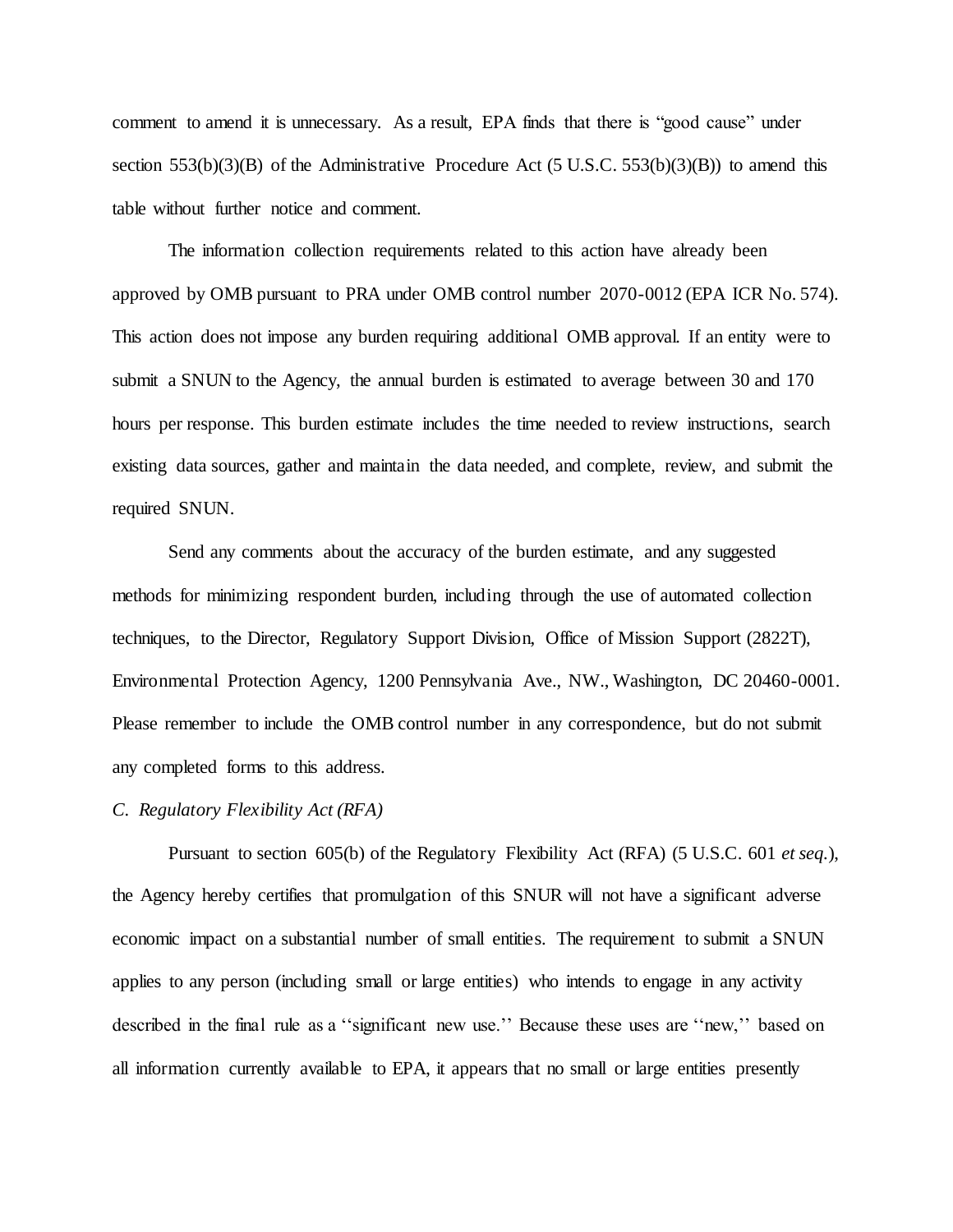comment to amend it is unnecessary. As a result, EPA finds that there is "good cause" under section 553(b)(3)(B) of the Administrative Procedure Act (5 U.S.C. 553(b)(3)(B)) to amend this table without further notice and comment.

The information collection requirements related to this action have already been approved by OMB pursuant to PRA under OMB control number 2070-0012 (EPA ICR No. 574). This action does not impose any burden requiring additional OMB approval. If an entity were to submit a SNUN to the Agency, the annual burden is estimated to average between 30 and 170 hours per response. This burden estimate includes the time needed to review instructions, search existing data sources, gather and maintain the data needed, and complete, review, and submit the required SNUN.

Send any comments about the accuracy of the burden estimate, and any suggested methods for minimizing respondent burden, including through the use of automated collection techniques, to the Director, Regulatory Support Division, Office of Mission Support (2822T), Environmental Protection Agency, 1200 Pennsylvania Ave., NW., Washington, DC 20460-0001. Please remember to include the OMB control number in any correspondence, but do not submit any completed forms to this address.

*C. Regulatory Flexibility Act (RFA)*

Pursuant to section 605(b) of the Regulatory Flexibility Act (RFA) (5 U.S.C. 601 *et seq.*), the Agency hereby certifies that promulgation of this SNUR will not have a significant adverse economic impact on a substantial number of small entities. The requirement to submit a SNUN applies to any person (including small or large entities) who intends to engage in any activity described in the final rule as a ''significant new use.'' Because these uses are ''new,'' based on all information currently available to EPA, it appears that no small or large entities presently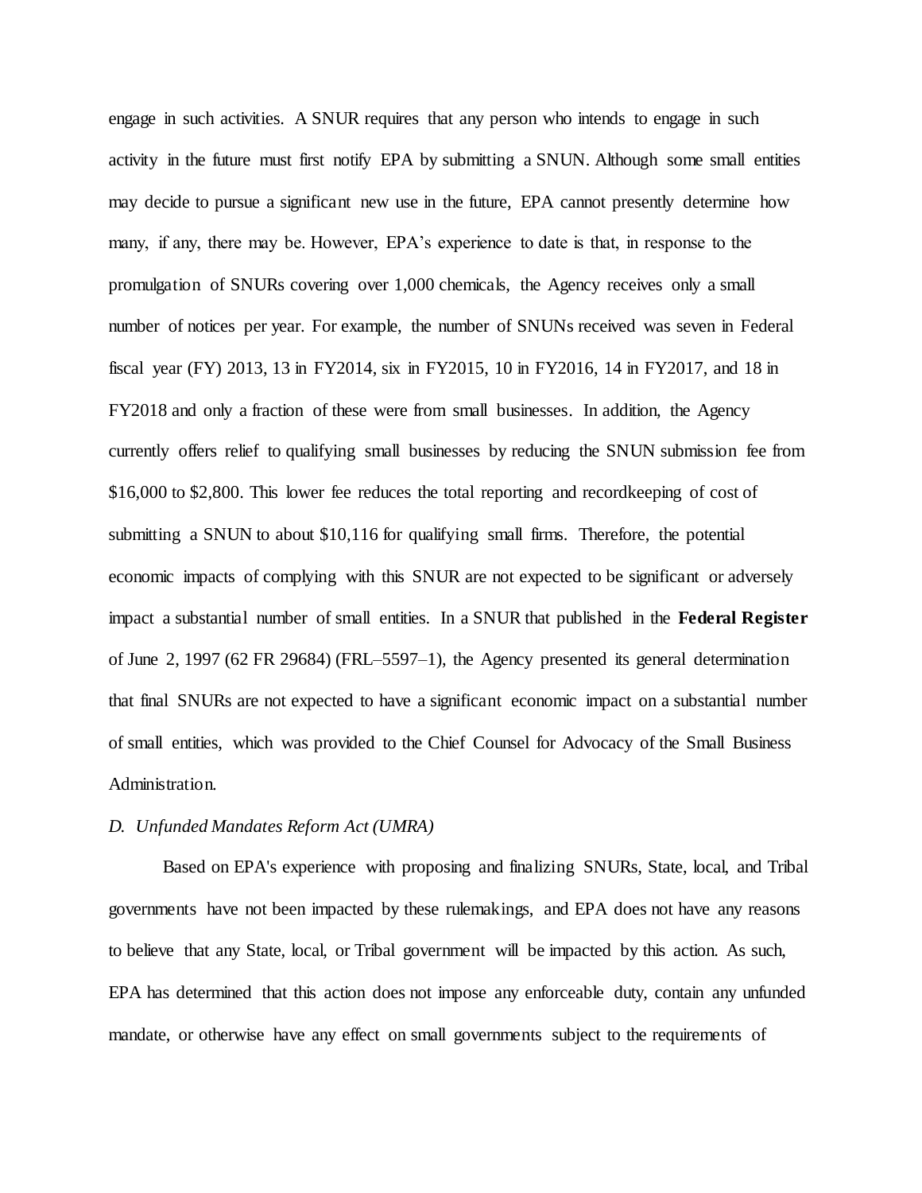engage in such activities. A SNUR requires that any person who intends to engage in such activity in the future must first notify EPA by submitting a SNUN. Although some small entities may decide to pursue a significant new use in the future, EPA cannot presently determine how many, if any, there may be. However, EPA's experience to date is that, in response to the promulgation of SNURs covering over 1,000 chemicals, the Agency receives only a small number of notices per year. For example, the number of SNUNs received was seven in Federal fiscal year (FY) 2013, 13 in FY2014, six in FY2015, 10 in FY2016, 14 in FY2017, and 18 in FY2018 and only a fraction of these were from small businesses. In addition, the Agency currently offers relief to qualifying small businesses by reducing the SNUN submission fee from $16,000 to $2,800. This lower fee reduces the total reporting and recordkeeping of cost of submitting a SNUN to about $10,116 for qualifying small firms. Therefore, the potential economic impacts of complying with this SNUR are not expected to be significant or adversely impact a substantial number of small entities. In a SNUR that published in the **Federal Register** of June 2, 1997 (62 FR 29684) (FRL–5597–1), the Agency presented its general determination that final SNURs are not expected to have a significant economic impact on a substantial number of small entities, which was provided to the Chief Counsel for Advocacy of the Small Business Administration.

*D. Unfunded Mandates Reform Act (UMRA)*

Based on EPA's experience with proposing and finalizing SNURs, State, local, and Tribal governments have not been impacted by these rulemakings, and EPA does not have any reasons to believe that any State, local, or Tribal government will be impacted by this action. As such, EPA has determined that this action does not impose any enforceable duty, contain any unfunded mandate, or otherwise have any effect on small governments subject to the requirements of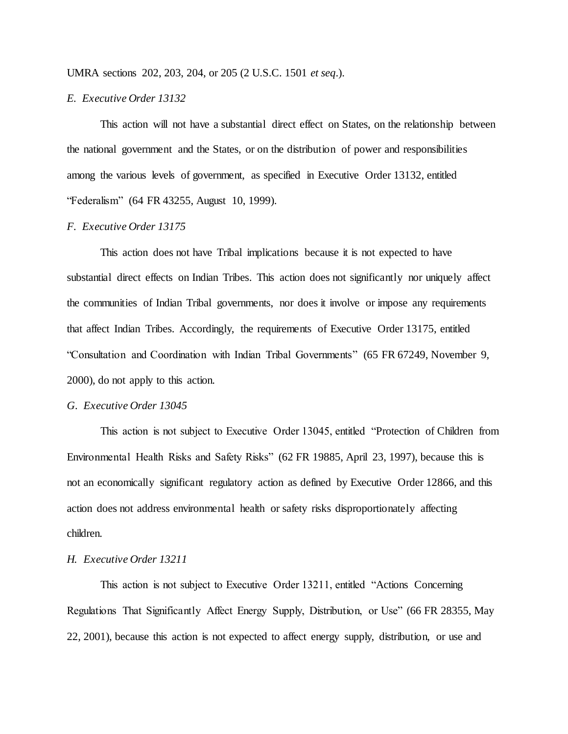UMRA sections 202, 203, 204, or 205 (2 U.S.C. 1501 *et seq*.).

### *E. Executive Order 13132*

This action will not have a substantial direct effect on States, on the relationship between the national government and the States, or on the distribution of power and responsibilities among the various levels of government, as specified in Executive Order 13132, entitled "Federalism" (64 FR 43255, August 10, 1999).

### *F. Executive Order 13175*

This action does not have Tribal implications because it is not expected to have substantial direct effects on Indian Tribes. This action does not significantly nor uniquely affect the communities of Indian Tribal governments, nor does it involve or impose any requirements that affect Indian Tribes. Accordingly, the requirements of Executive Order 13175, entitled "Consultation and Coordination with Indian Tribal Governments" (65 FR 67249, November 9, 2000), do not apply to this action.

### *G. Executive Order 13045*

This action is not subject to Executive Order 13045, entitled "Protection of Children from Environmental Health Risks and Safety Risks" (62 FR 19885, April 23, 1997), because this is not an economically significant regulatory action as defined by Executive Order 12866, and this action does not address environmental health or safety risks disproportionately affecting children.

### *H. Executive Order 13211*

This action is not subject to Executive Order 13211, entitled "Actions Concerning Regulations That Significantly Affect Energy Supply, Distribution, or Use" (66 FR 28355, May 22, 2001), because this action is not expected to affect energy supply, distribution, or use and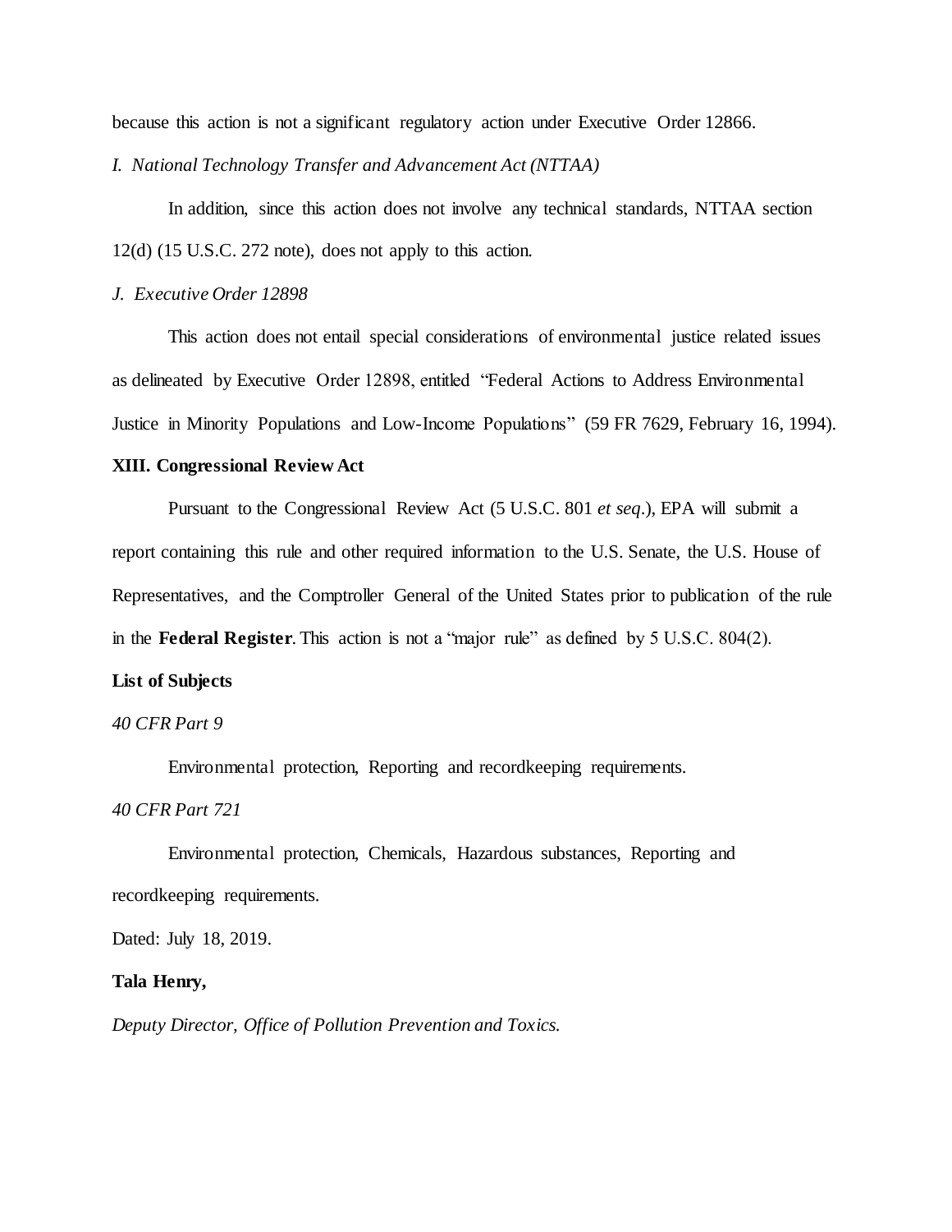because this action is not a significant regulatory action under Executive Order 12866.

*I. National Technology Transfer and Advancement Act (NTTAA)*

In addition, since this action does not involve any technical standards, NTTAA section 12(d) (15 U.S.C. 272 note), does not apply to this action.

*J. Executive Order 12898*

This action does not entail special considerations of environmental justice related issues as delineated by Executive Order 12898, entitled "Federal Actions to Address Environmental Justice in Minority Populations and Low-Income Populations" (59 FR 7629, February 16, 1994).

**XIII. Congressional Review Act**

Pursuant to the Congressional Review Act (5 U.S.C. 801 *et seq*.), EPA will submit a report containing this rule and other required information to the U.S. Senate, the U.S. House of Representatives, and the Comptroller General of the United States prior to publication of the rule in the **Federal Register**. This action is not a "major rule" as defined by 5 U.S.C. 804(2).

**List of Subjects**

*40 CFR Part 9*

Environmental protection, Reporting and recordkeeping requirements.

*40 CFR Part 721*

Environmental protection, Chemicals, Hazardous substances, Reporting and recordkeeping requirements.

Dated: July 18, 2019.

**Tala Henry,**

*Deputy Director, Office of Pollution Prevention and Toxics.*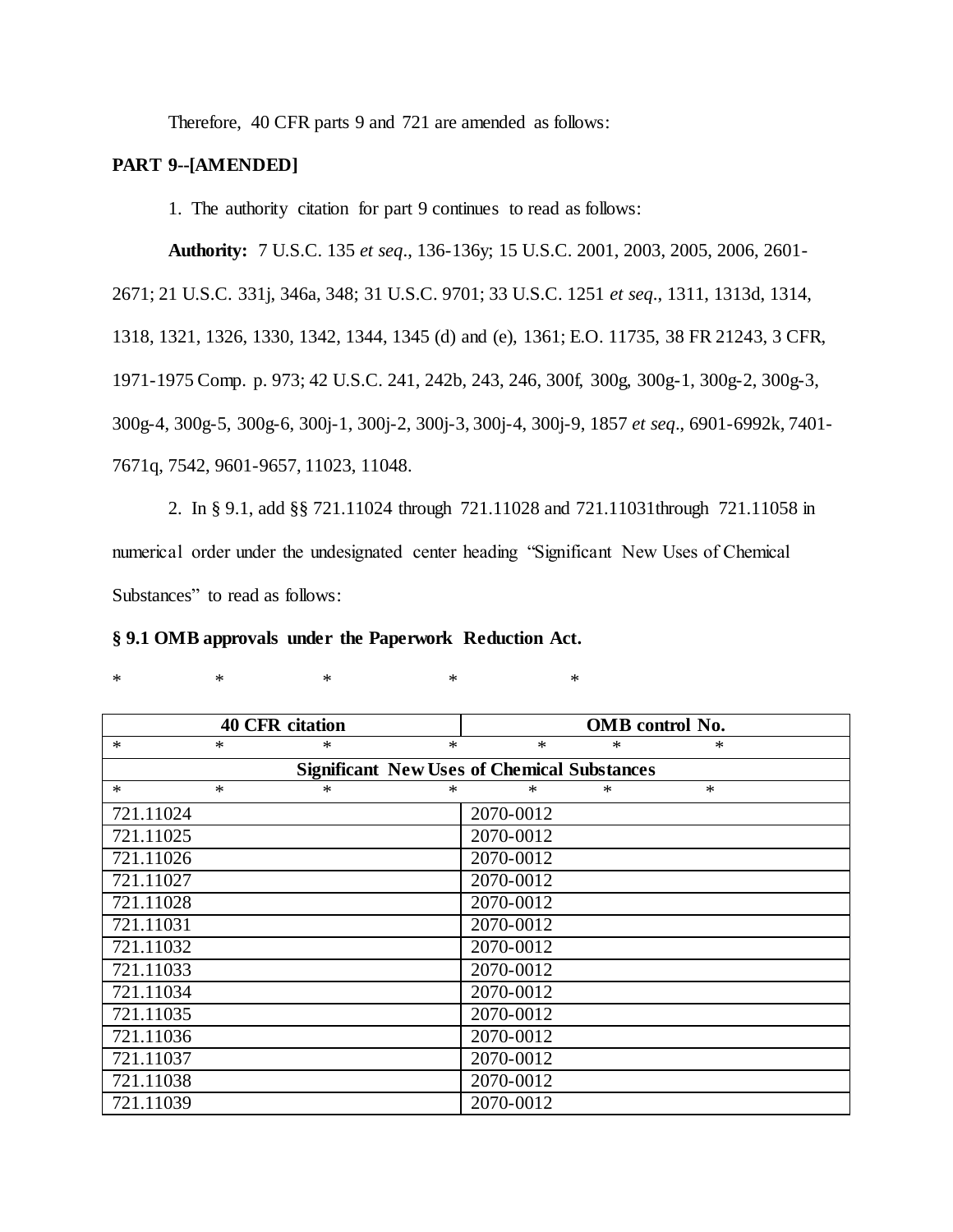Therefore, 40 CFR parts 9 and 721 are amended as follows:

**PART 9--[AMENDED]**

1. The authority citation for part 9 continues to read as follows:

**Authority:** 7 U.S.C. 135 *et seq*., 136-136y; 15 U.S.C. 2001, 2003, 2005, 2006, 2601-2671; 21 U.S.C. 331j, 346a, 348; 31 U.S.C. 9701; 33 U.S.C. 1251 *et seq*., 1311, 1313d, 1314, 1318, 1321, 1326, 1330, 1342, 1344, 1345 (d) and (e), 1361; E.O. 11735, 38 FR 21243, 3 CFR, 1971-1975 Comp. p. 973; 42 U.S.C. 241, 242b, 243, 246, 300f, 300g, 300g-1, 300g-2, 300g-3, 300g-4, 300g-5, 300g-6, 300j-1, 300j-2, 300j-3, 300j-4, 300j-9, 1857 *et seq*., 6901-6992k, 7401-7671q, 7542, 9601-9657, 11023, 11048.

2. In § 9.1, add §§ 721.11024 through 721.11028 and 721.11031through 721.11058 in numerical order under the undesignated center heading "Significant New Uses of Chemical Substances" to read as follows:

**§ 9.1 OMB approvals under the Paperwork Reduction Act.**

\* \* \* \* \*

| 40 CFR citation | OMB control No. |
|---|---|
| * * * * | * * * |
| **Significant New Uses of Chemical Substances** | |
| * * * * | * * * |
| 721.11024 | 2070-0012 |
| 721.11025 | 2070-0012 |
| 721.11026 | 2070-0012 |
| 721.11027 | 2070-0012 |
| 721.11028 | 2070-0012 |
| 721.11031 | 2070-0012 |
| 721.11032 | 2070-0012 |
| 721.11033 | 2070-0012 |
| 721.11034 | 2070-0012 |
| 721.11035 | 2070-0012 |
| 721.11036 | 2070-0012 |
| 721.11037 | 2070-0012 |
| 721.11038 | 2070-0012 |
| 721.11039 | 2070-0012 |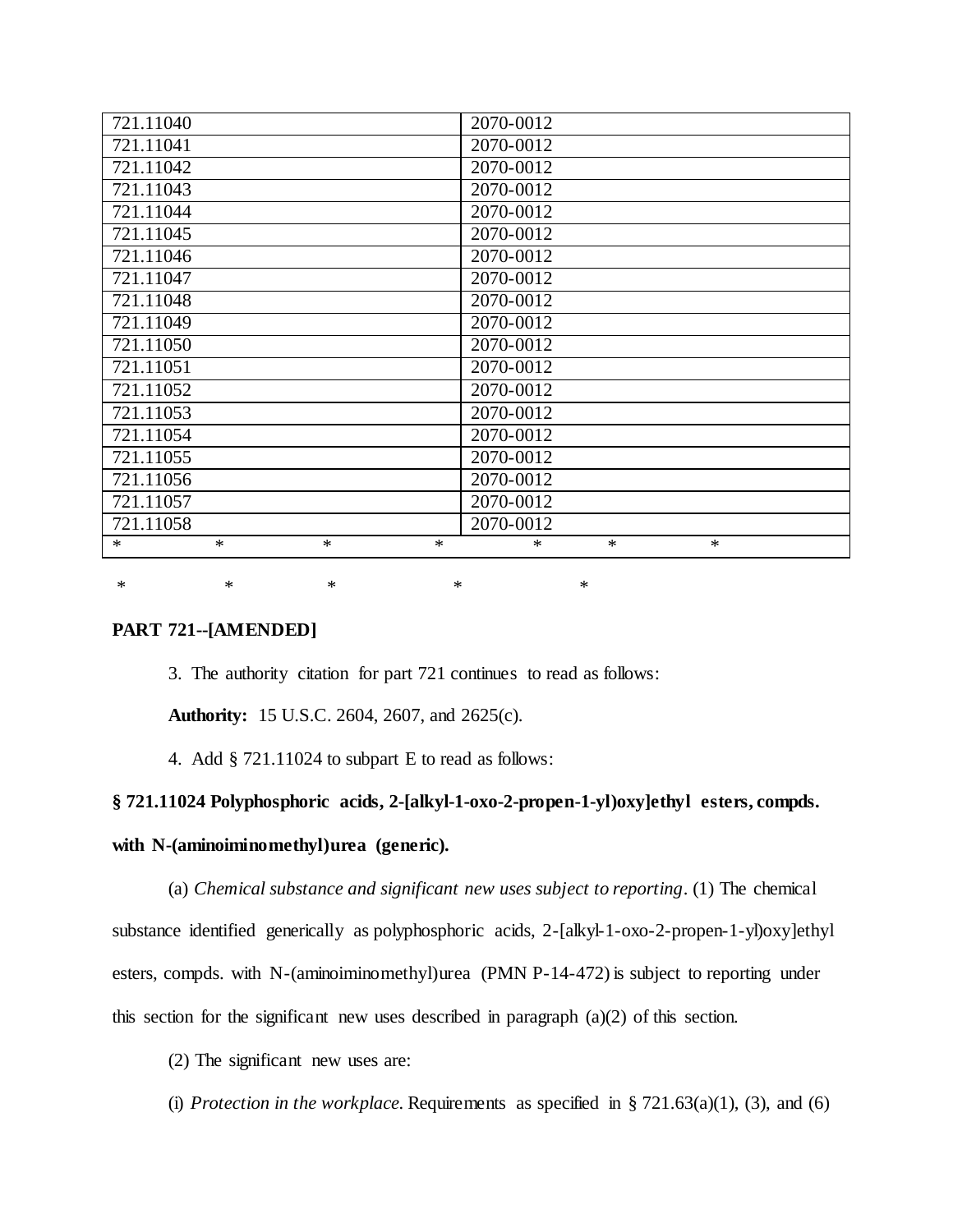| 721.11040 | 2070-0012 |
|---|---|
| 721.11041 | 2070-0012 |
| 721.11042 | 2070-0012 |
| 721.11043 | 2070-0012 |
| 721.11044 | 2070-0012 |
| 721.11045 | 2070-0012 |
| 721.11046 | 2070-0012 |
| 721.11047 | 2070-0012 |
| 721.11048 | 2070-0012 |
| 721.11049 | 2070-0012 |
| 721.11050 | 2070-0012 |
| 721.11051 | 2070-0012 |
| 721.11052 | 2070-0012 |
| 721.11053 | 2070-0012 |
| 721.11054 | 2070-0012 |
| 721.11055 | 2070-0012 |
| 721.11056 | 2070-0012 |
| 721.11057 | 2070-0012 |
| 721.11058 | 2070-0012 |
| * * * * | * * * |

\* \* \* \* \*

**PART 721--[AMENDED]**

3. The authority citation for part 721 continues to read as follows:

**Authority:** 15 U.S.C. 2604, 2607, and 2625(c).

4. Add § 721.11024 to subpart E to read as follows:

**§ 721.11024 Polyphosphoric acids, 2-[alkyl-1-oxo-2-propen-1-yl)oxy]ethyl esters, compds. with N-(aminoiminomethyl)urea (generic).**

(a) *Chemical substance and significant new uses subject to reporting*. (1) The chemical substance identified generically as polyphosphoric acids, 2-[alkyl-1-oxo-2-propen-1-yl)oxy]ethyl esters, compds. with N-(aminoiminomethyl)urea (PMN P-14-472) is subject to reporting under this section for the significant new uses described in paragraph (a)(2) of this section.

(2) The significant new uses are:

(i) *Protection in the workplace.* Requirements as specified in § 721.63(a)(1), (3), and (6)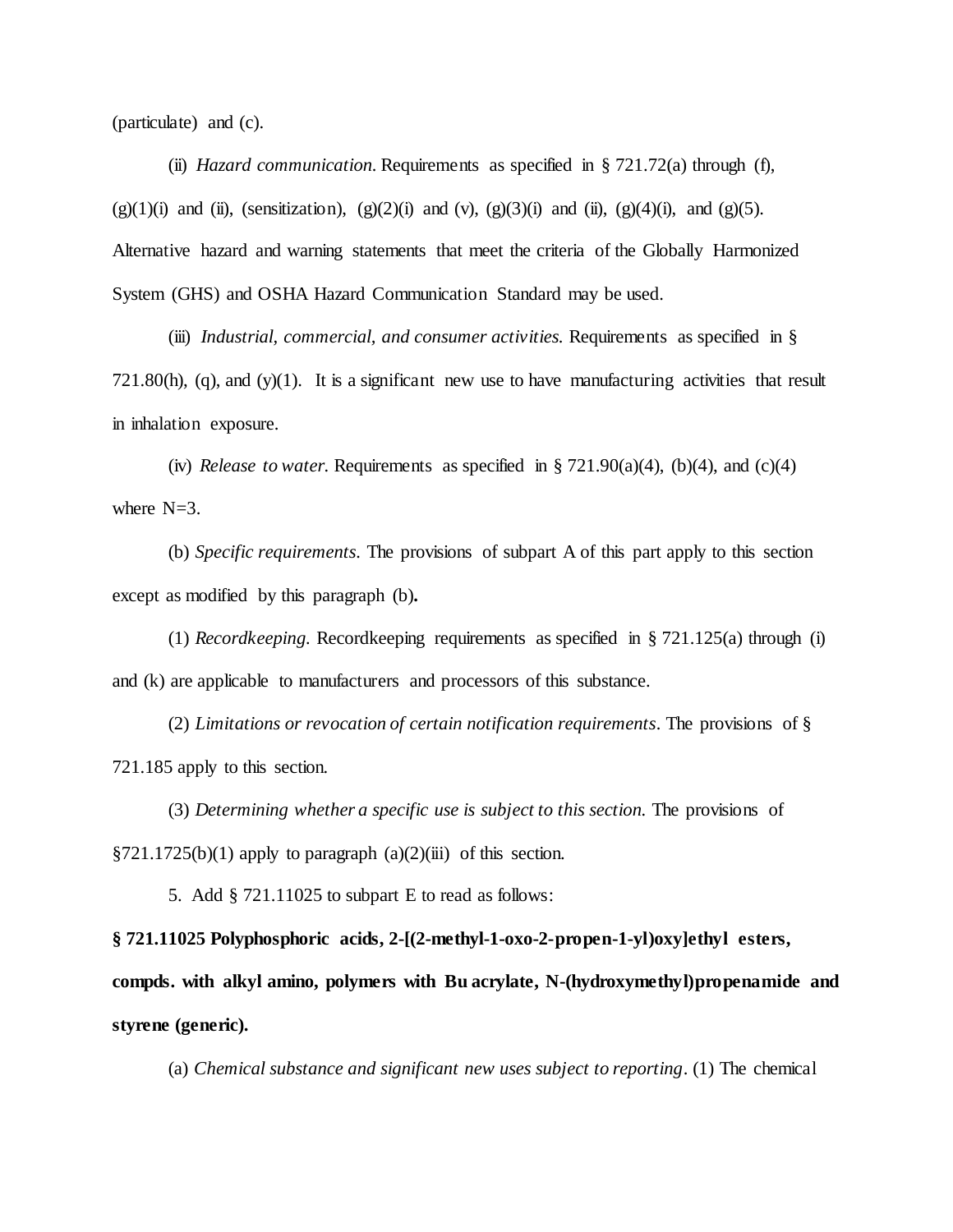(particulate) and (c).

(ii) *Hazard communication.* Requirements as specified in § 721.72(a) through (f), (g)(1)(i) and (ii), (sensitization), (g)(2)(i) and (v), (g)(3)(i) and (ii), (g)(4)(i), and (g)(5). Alternative hazard and warning statements that meet the criteria of the Globally Harmonized System (GHS) and OSHA Hazard Communication Standard may be used.

(iii) *Industrial, commercial, and consumer activities.* Requirements as specified in § 721.80(h), (q), and (y)(1). It is a significant new use to have manufacturing activities that result in inhalation exposure.

(iv) *Release to water.* Requirements as specified in § 721.90(a)(4), (b)(4), and (c)(4) where N=3.

(b) *Specific requirements*. The provisions of subpart A of this part apply to this section except as modified by this paragraph (b)**.**

(1) *Recordkeeping.* Recordkeeping requirements as specified in § 721.125(a) through (i) and (k) are applicable to manufacturers and processors of this substance.

(2) *Limitations or revocation of certain notification requirements*. The provisions of § 721.185 apply to this section.

(3) *Determining whether a specific use is subject to this section.* The provisions of §721.1725(b)(1) apply to paragraph (a)(2)(iii) of this section.

5. Add § 721.11025 to subpart E to read as follows:

**§ 721.11025 Polyphosphoric acids, 2-[(2-methyl-1-oxo-2-propen-1-yl)oxy]ethyl esters, compds. with alkyl amino, polymers with Bu acrylate, N-(hydroxymethyl)propenamide and styrene (generic).**

(a) *Chemical substance and significant new uses subject to reporting*. (1) The chemical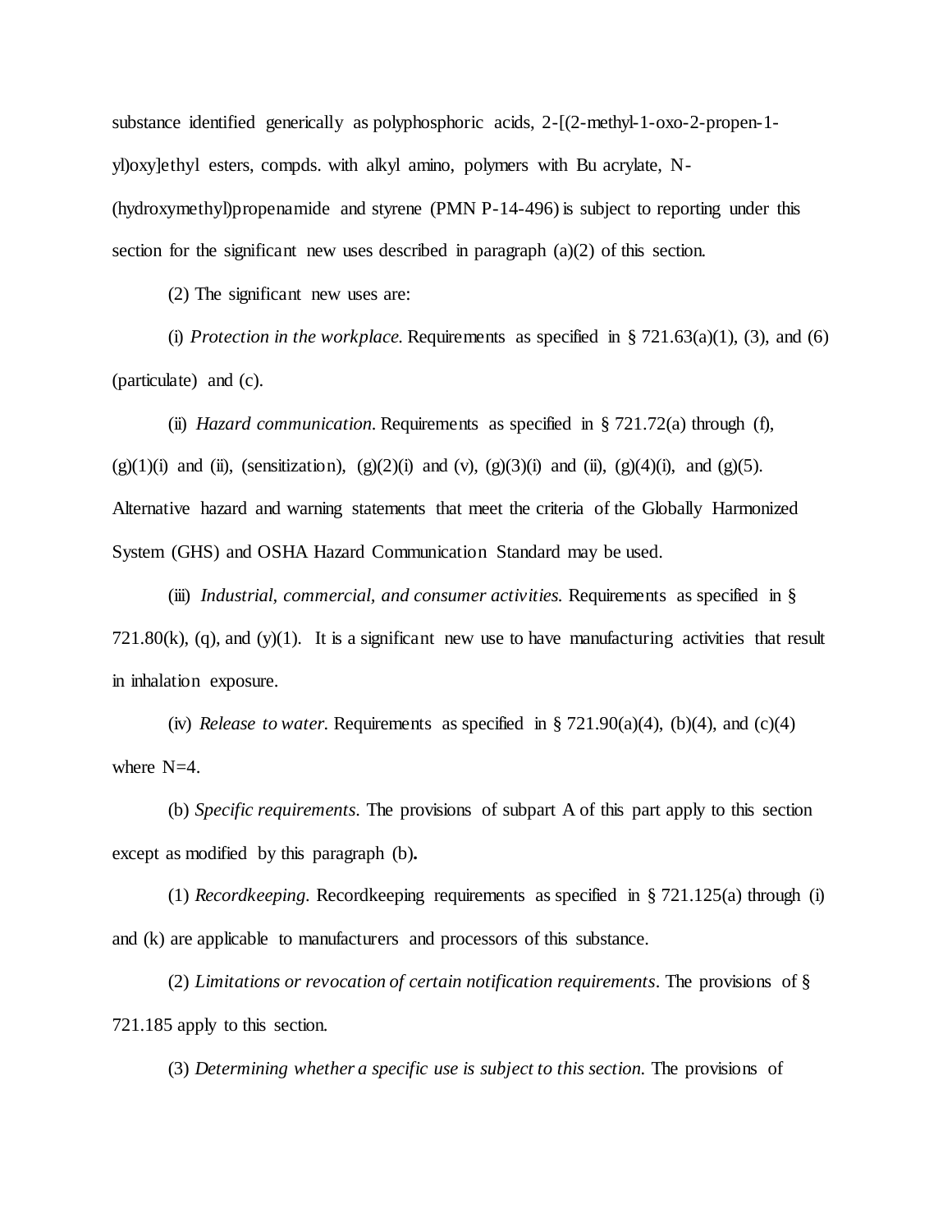substance identified generically as polyphosphoric acids, 2-[(2-methyl-1-oxo-2-propen-1-yl)oxy]ethyl esters, compds. with alkyl amino, polymers with Bu acrylate, N-(hydroxymethyl)propenamide and styrene (PMN P-14-496) is subject to reporting under this section for the significant new uses described in paragraph (a)(2) of this section.

(2) The significant new uses are:

(i) *Protection in the workplace*. Requirements as specified in § 721.63(a)(1), (3), and (6) (particulate) and (c).

(ii) *Hazard communication*. Requirements as specified in § 721.72(a) through (f), (g)(1)(i) and (ii), (sensitization), (g)(2)(i) and (v), (g)(3)(i) and (ii), (g)(4)(i), and (g)(5). Alternative hazard and warning statements that meet the criteria of the Globally Harmonized System (GHS) and OSHA Hazard Communication Standard may be used.

(iii) *Industrial, commercial, and consumer activities*. Requirements as specified in § 721.80(k), (q), and (y)(1). It is a significant new use to have manufacturing activities that result in inhalation exposure.

(iv) *Release to water*. Requirements as specified in § 721.90(a)(4), (b)(4), and (c)(4) where N=4.

(b) *Specific requirements*. The provisions of subpart A of this part apply to this section except as modified by this paragraph (b)**.**

(1) *Recordkeeping*. Recordkeeping requirements as specified in § 721.125(a) through (i) and (k) are applicable to manufacturers and processors of this substance.

(2) *Limitations or revocation of certain notification requirements*. The provisions of § 721.185 apply to this section.

(3) *Determining whether a specific use is subject to this section*. The provisions of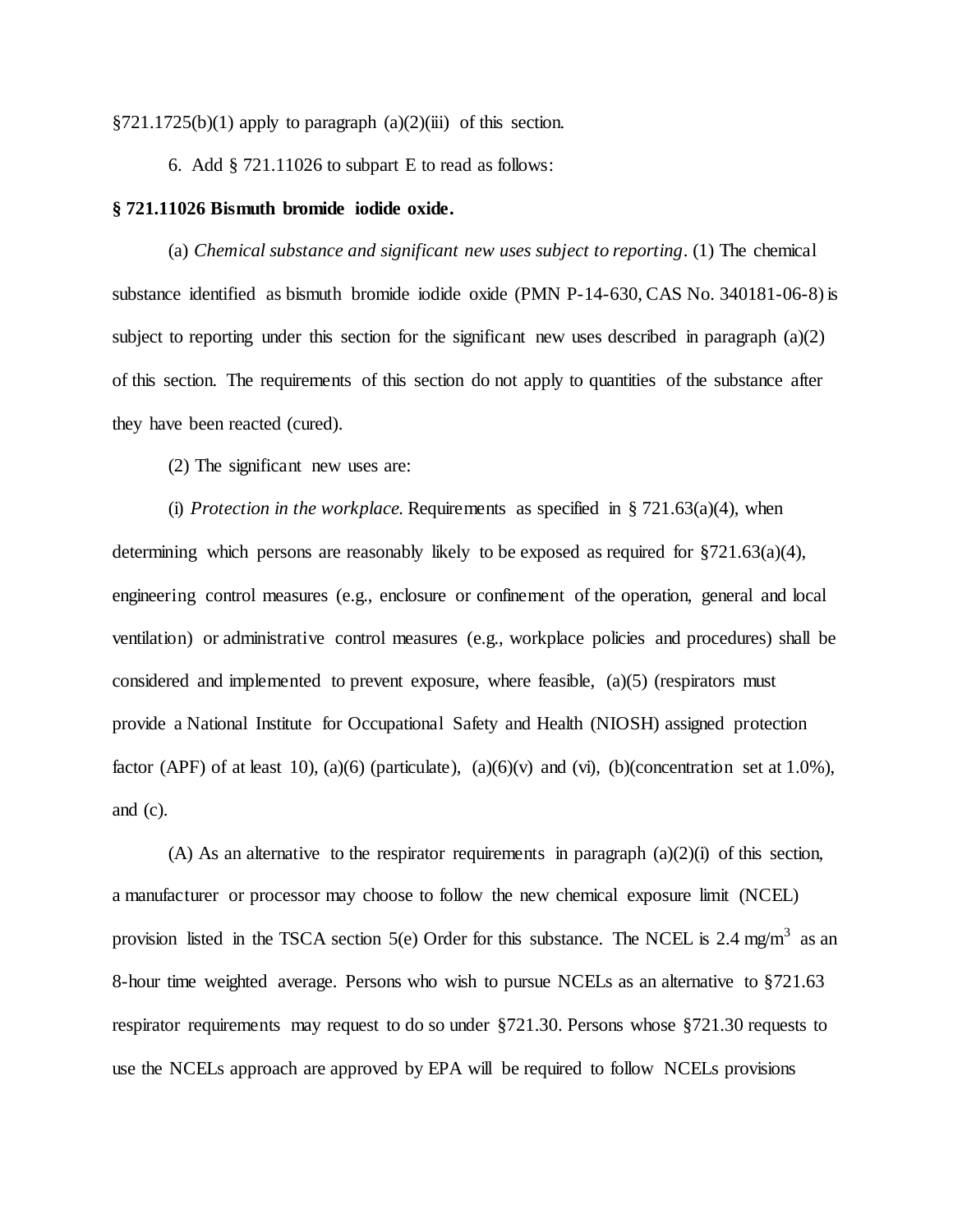§721.1725(b)(1) apply to paragraph (a)(2)(iii) of this section.

6. Add § 721.11026 to subpart E to read as follows:

**§ 721.11026 Bismuth bromide iodide oxide.**

(a) *Chemical substance and significant new uses subject to reporting*. (1) The chemical substance identified as bismuth bromide iodide oxide (PMN P-14-630, CAS No. 340181-06-8) is subject to reporting under this section for the significant new uses described in paragraph (a)(2) of this section. The requirements of this section do not apply to quantities of the substance after they have been reacted (cured).

(2) The significant new uses are:

(i) *Protection in the workplace.* Requirements as specified in § 721.63(a)(4), when determining which persons are reasonably likely to be exposed as required for §721.63(a)(4), engineering control measures (e.g., enclosure or confinement of the operation, general and local ventilation) or administrative control measures (e.g., workplace policies and procedures) shall be considered and implemented to prevent exposure, where feasible, (a)(5) (respirators must provide a National Institute for Occupational Safety and Health (NIOSH) assigned protection factor (APF) of at least 10), (a)(6) (particulate), (a)(6)(v) and (vi), (b)(concentration set at 1.0%), and (c).

(A) As an alternative to the respirator requirements in paragraph (a)(2)(i) of this section, a manufacturer or processor may choose to follow the new chemical exposure limit (NCEL) provision listed in the TSCA section 5(e) Order for this substance. The NCEL is 2.4 mg/$m^3$ as an 8-hour time weighted average. Persons who wish to pursue NCELs as an alternative to §721.63 respirator requirements may request to do so under §721.30. Persons whose §721.30 requests to use the NCELs approach are approved by EPA will be required to follow NCELs provisions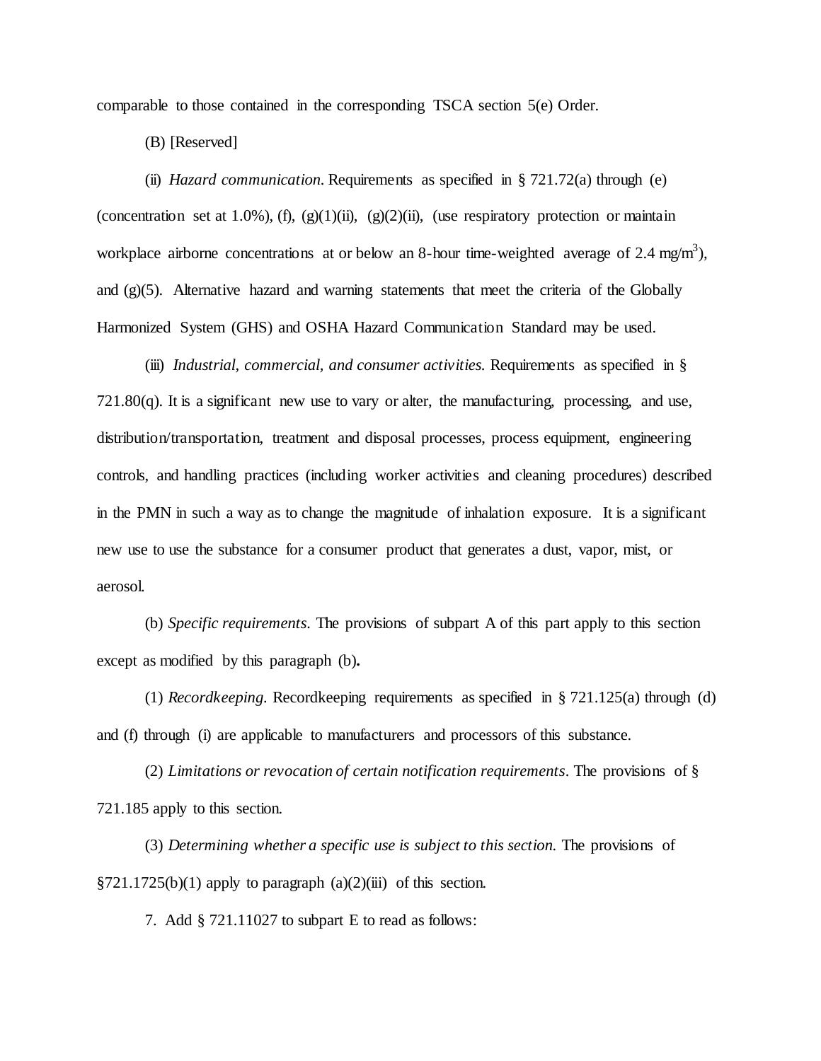comparable to those contained in the corresponding TSCA section 5(e) Order.

(B) [Reserved]

(ii) *Hazard communication*. Requirements as specified in § 721.72(a) through (e) (concentration set at 1.0%), (f), (g)(1)(ii), (g)(2)(ii), (use respiratory protection or maintain workplace airborne concentrations at or below an 8-hour time-weighted average of 2.4 mg/m$^3$), and (g)(5). Alternative hazard and warning statements that meet the criteria of the Globally Harmonized System (GHS) and OSHA Hazard Communication Standard may be used.

(iii) *Industrial, commercial, and consumer activities*. Requirements as specified in § 721.80(q). It is a significant new use to vary or alter, the manufacturing, processing, and use, distribution/transportation, treatment and disposal processes, process equipment, engineering controls, and handling practices (including worker activities and cleaning procedures) described in the PMN in such a way as to change the magnitude of inhalation exposure. It is a significant new use to use the substance for a consumer product that generates a dust, vapor, mist, or aerosol.

(b) *Specific requirements*. The provisions of subpart A of this part apply to this section except as modified by this paragraph (b)**.**

(1) *Recordkeeping*. Recordkeeping requirements as specified in § 721.125(a) through (d) and (f) through (i) are applicable to manufacturers and processors of this substance.

(2) *Limitations or revocation of certain notification requirements*. The provisions of § 721.185 apply to this section.

(3) *Determining whether a specific use is subject to this section.* The provisions of §721.1725(b)(1) apply to paragraph (a)(2)(iii) of this section.

7. Add § 721.11027 to subpart E to read as follows: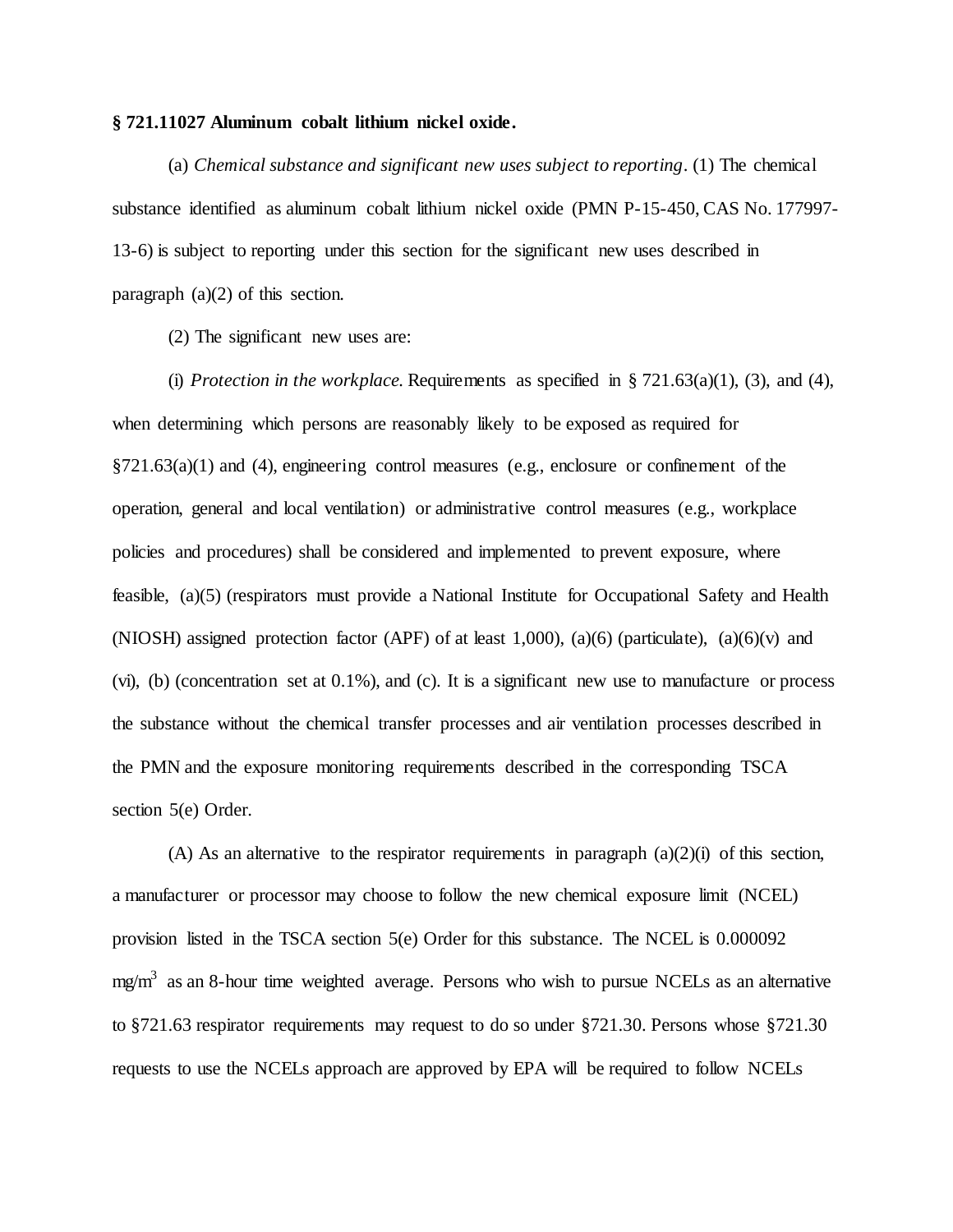**§ 721.11027 Aluminum cobalt lithium nickel oxide.**

(a) *Chemical substance and significant new uses subject to reporting*. (1) The chemical substance identified as aluminum cobalt lithium nickel oxide (PMN P-15-450, CAS No. 177997-13-6) is subject to reporting under this section for the significant new uses described in paragraph (a)(2) of this section.

(2) The significant new uses are:

(i) *Protection in the workplace.* Requirements as specified in § 721.63(a)(1), (3), and (4), when determining which persons are reasonably likely to be exposed as required for §721.63(a)(1) and (4), engineering control measures (e.g., enclosure or confinement of the operation, general and local ventilation) or administrative control measures (e.g., workplace policies and procedures) shall be considered and implemented to prevent exposure, where feasible, (a)(5) (respirators must provide a National Institute for Occupational Safety and Health (NIOSH) assigned protection factor (APF) of at least 1,000), (a)(6) (particulate), (a)(6)(v) and (vi), (b) (concentration set at 0.1%), and (c). It is a significant new use to manufacture or process the substance without the chemical transfer processes and air ventilation processes described in the PMN and the exposure monitoring requirements described in the corresponding TSCA section 5(e) Order.

(A) As an alternative to the respirator requirements in paragraph (a)(2)(i) of this section, a manufacturer or processor may choose to follow the new chemical exposure limit (NCEL) provision listed in the TSCA section 5(e) Order for this substance. The NCEL is 0.000092 $mg/m^3$ as an 8-hour time weighted average. Persons who wish to pursue NCELs as an alternative to §721.63 respirator requirements may request to do so under §721.30. Persons whose §721.30 requests to use the NCELs approach are approved by EPA will be required to follow NCELs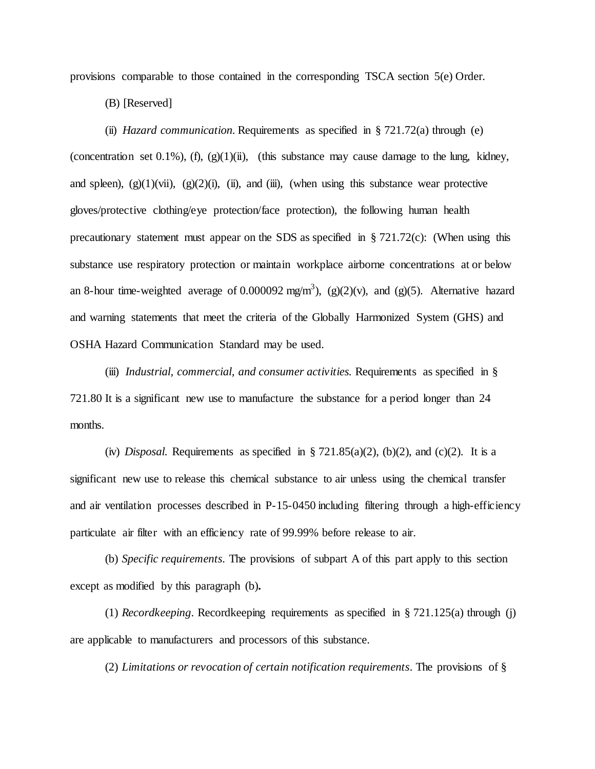provisions comparable to those contained in the corresponding TSCA section 5(e) Order.

(B) [Reserved]

(ii) *Hazard communication*. Requirements as specified in § 721.72(a) through (e) (concentration set 0.1%), (f), (g)(1)(ii), (this substance may cause damage to the lung, kidney, and spleen), (g)(1)(vii), (g)(2)(i), (ii), and (iii), (when using this substance wear protective gloves/protective clothing/eye protection/face protection), the following human health precautionary statement must appear on the SDS as specified in § 721.72(c): (When using this substance use respiratory protection or maintain workplace airborne concentrations at or below an 8-hour time-weighted average of 0.000092 mg/m$^3$), (g)(2)(v), and (g)(5). Alternative hazard and warning statements that meet the criteria of the Globally Harmonized System (GHS) and OSHA Hazard Communication Standard may be used.

(iii) *Industrial, commercial, and consumer activities.* Requirements as specified in § 721.80 It is a significant new use to manufacture the substance for a period longer than 24 months.

(iv) *Disposal.* Requirements as specified in § 721.85(a)(2), (b)(2), and (c)(2). It is a significant new use to release this chemical substance to air unless using the chemical transfer and air ventilation processes described in P-15-0450 including filtering through a high-efficiency particulate air filter with an efficiency rate of 99.99% before release to air.

(b) *Specific requirements*. The provisions of subpart A of this part apply to this section except as modified by this paragraph (b)**.**

(1) *Recordkeeping*. Recordkeeping requirements as specified in § 721.125(a) through (j) are applicable to manufacturers and processors of this substance.

(2) *Limitations or revocation of certain notification requirements*. The provisions of §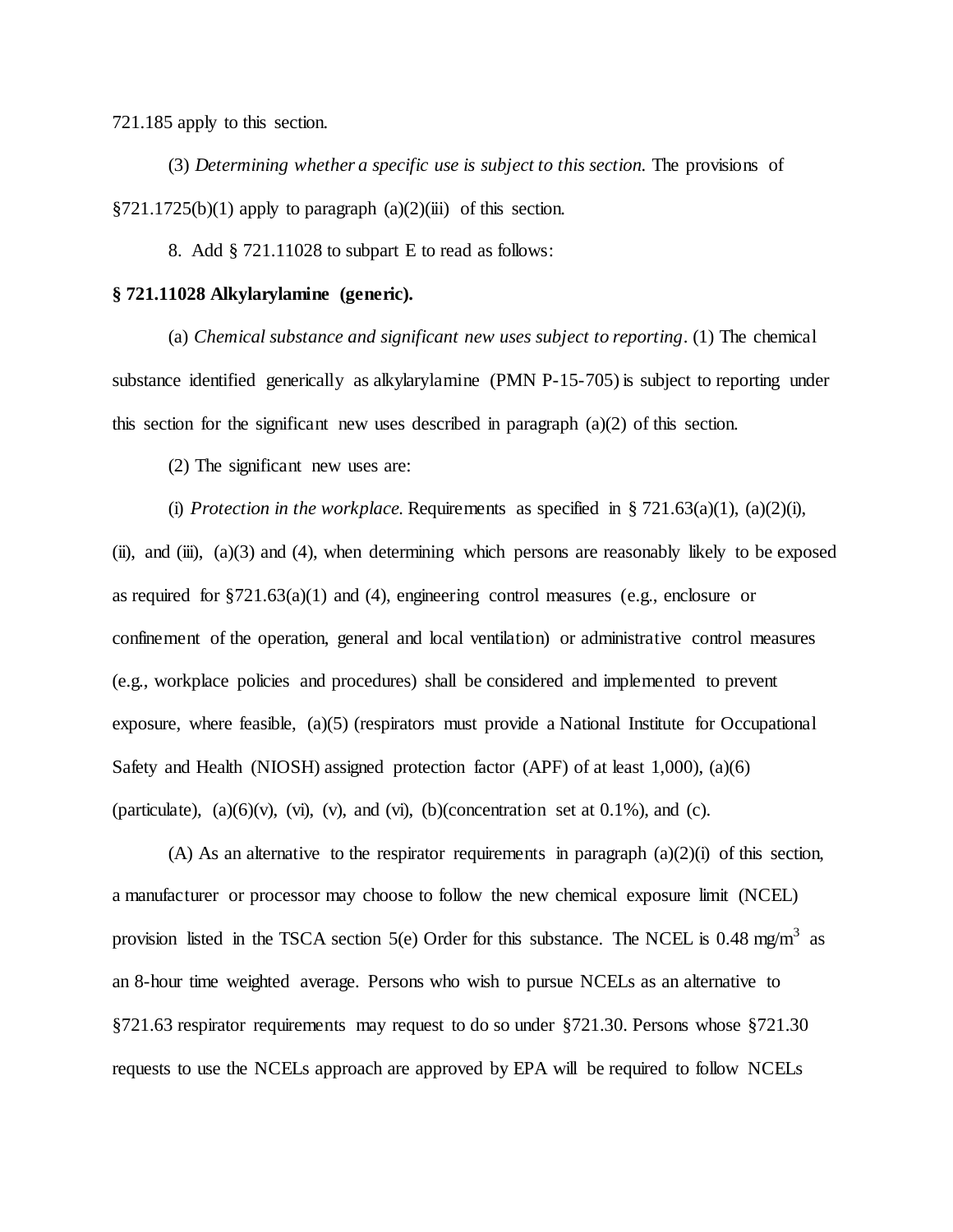721.185 apply to this section.

(3) *Determining whether a specific use is subject to this section.* The provisions of §721.1725(b)(1) apply to paragraph (a)(2)(iii) of this section.

8. Add § 721.11028 to subpart E to read as follows:

**§ 721.11028 Alkylarylamine (generic).**

(a) *Chemical substance and significant new uses subject to reporting*. (1) The chemical substance identified generically as alkylarylamine (PMN P-15-705) is subject to reporting under this section for the significant new uses described in paragraph (a)(2) of this section.

(2) The significant new uses are:

(i) *Protection in the workplace.* Requirements as specified in § 721.63(a)(1), (a)(2)(i), (ii), and (iii), (a)(3) and (4), when determining which persons are reasonably likely to be exposed as required for §721.63(a)(1) and (4), engineering control measures (e.g., enclosure or confinement of the operation, general and local ventilation) or administrative control measures (e.g., workplace policies and procedures) shall be considered and implemented to prevent exposure, where feasible, (a)(5) (respirators must provide a National Institute for Occupational Safety and Health (NIOSH) assigned protection factor (APF) of at least 1,000), (a)(6) (particulate), (a)(6)(v), (vi), (v), and (vi), (b)(concentration set at 0.1%), and (c).

(A) As an alternative to the respirator requirements in paragraph (a)(2)(i) of this section, a manufacturer or processor may choose to follow the new chemical exposure limit (NCEL) provision listed in the TSCA section 5(e) Order for this substance. The NCEL is 0.48 $mg/m^3$ as an 8-hour time weighted average. Persons who wish to pursue NCELs as an alternative to §721.63 respirator requirements may request to do so under §721.30. Persons whose §721.30 requests to use the NCELs approach are approved by EPA will be required to follow NCELs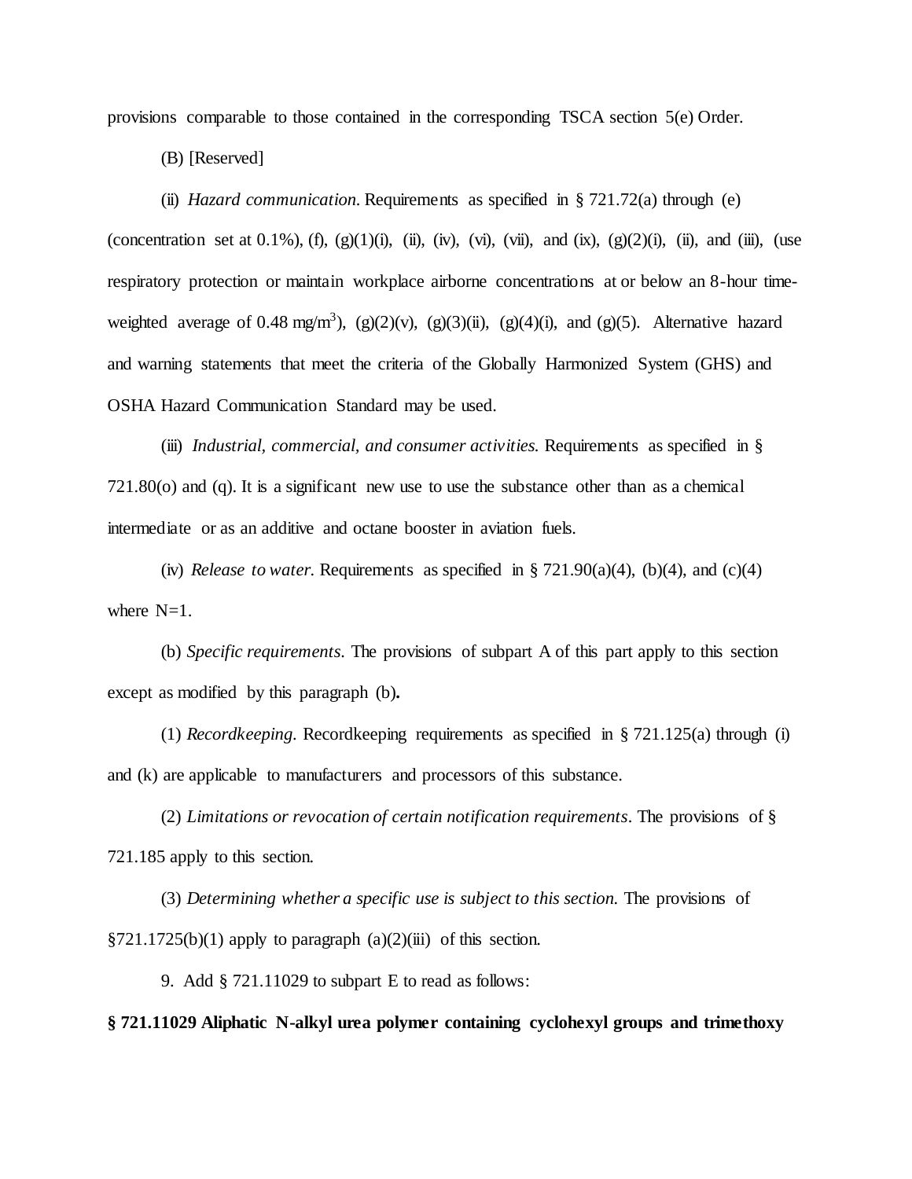provisions comparable to those contained in the corresponding TSCA section 5(e) Order.

(B) [Reserved]

(ii) *Hazard communication.* Requirements as specified in § 721.72(a) through (e) (concentration set at 0.1%), (f), (g)(1)(i), (ii), (iv), (vi), (vii), and (ix), (g)(2)(i), (ii), and (iii), (use respiratory protection or maintain workplace airborne concentrations at or below an 8-hour time-weighted average of 0.48 mg/m$^3$), (g)(2)(v), (g)(3)(ii), (g)(4)(i), and (g)(5). Alternative hazard and warning statements that meet the criteria of the Globally Harmonized System (GHS) and OSHA Hazard Communication Standard may be used.

(iii) *Industrial, commercial, and consumer activities.* Requirements as specified in § 721.80(o) and (q). It is a significant new use to use the substance other than as a chemical intermediate or as an additive and octane booster in aviation fuels.

(iv) *Release to water.* Requirements as specified in § 721.90(a)(4), (b)(4), and (c)(4) where N=1.

(b) *Specific requirements.* The provisions of subpart A of this part apply to this section except as modified by this paragraph (b)**.**

(1) *Recordkeeping.* Recordkeeping requirements as specified in § 721.125(a) through (i) and (k) are applicable to manufacturers and processors of this substance.

(2) *Limitations or revocation of certain notification requirements*. The provisions of § 721.185 apply to this section.

(3) *Determining whether a specific use is subject to this section.* The provisions of §721.1725(b)(1) apply to paragraph (a)(2)(iii) of this section.

9. Add § 721.11029 to subpart E to read as follows:

**§ 721.11029 Aliphatic N-alkyl urea polymer containing cyclohexyl groups and trimethoxy**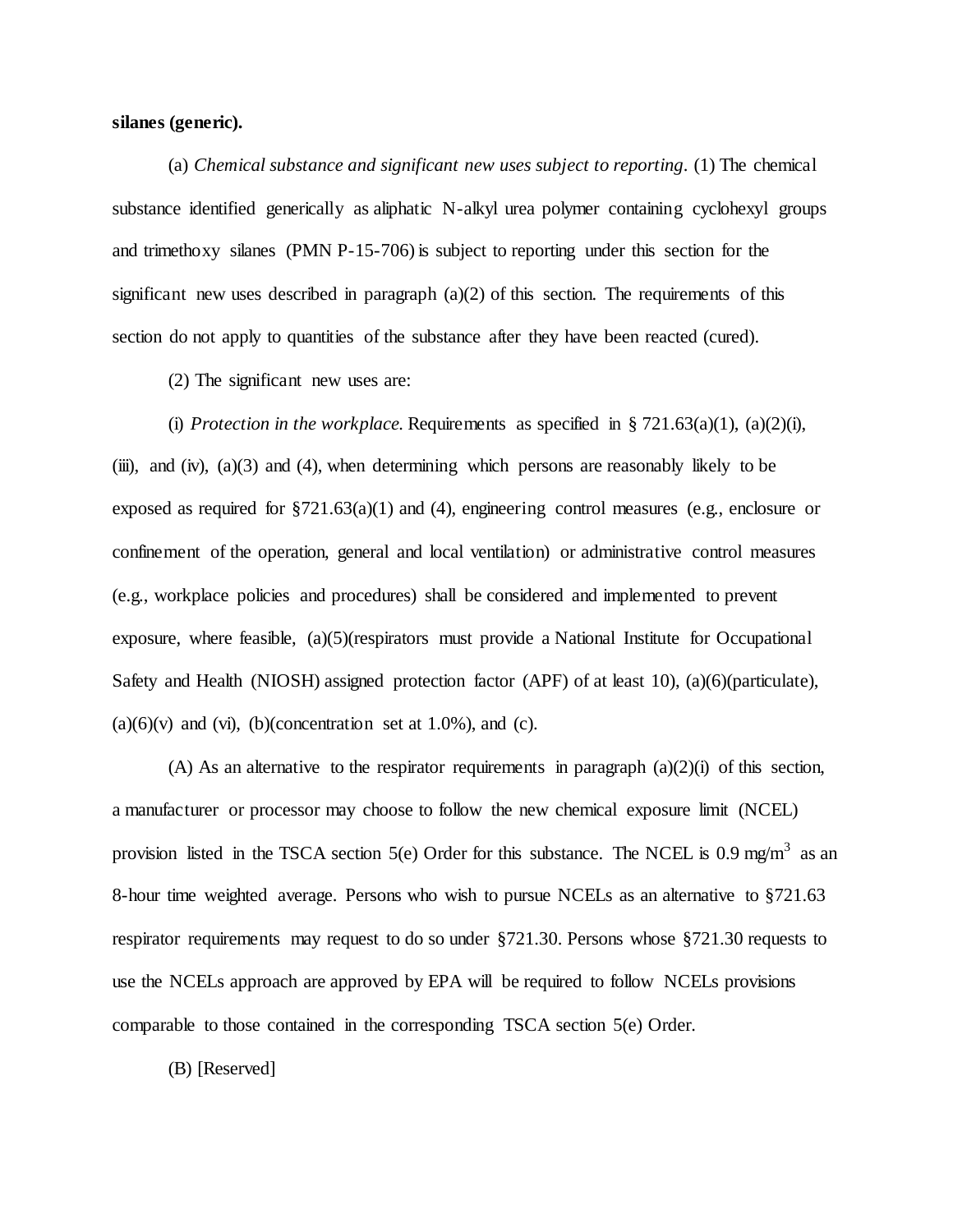**silanes (generic).**

(a) *Chemical substance and significant new uses subject to reporting*. (1) The chemical substance identified generically as aliphatic N-alkyl urea polymer containing cyclohexyl groups and trimethoxy silanes (PMN P-15-706) is subject to reporting under this section for the significant new uses described in paragraph (a)(2) of this section. The requirements of this section do not apply to quantities of the substance after they have been reacted (cured).

(2) The significant new uses are:

(i) *Protection in the workplace*. Requirements as specified in § 721.63(a)(1), (a)(2)(i), (iii), and (iv), (a)(3) and (4), when determining which persons are reasonably likely to be exposed as required for §721.63(a)(1) and (4), engineering control measures (e.g., enclosure or confinement of the operation, general and local ventilation) or administrative control measures (e.g., workplace policies and procedures) shall be considered and implemented to prevent exposure, where feasible, (a)(5)(respirators must provide a National Institute for Occupational Safety and Health (NIOSH) assigned protection factor (APF) of at least 10), (a)(6)(particulate), (a)(6)(v) and (vi), (b)(concentration set at 1.0%), and (c).

(A) As an alternative to the respirator requirements in paragraph (a)(2)(i) of this section, a manufacturer or processor may choose to follow the new chemical exposure limit (NCEL) provision listed in the TSCA section 5(e) Order for this substance. The NCEL is 0.9 $mg/m^3$ as an 8-hour time weighted average. Persons who wish to pursue NCELs as an alternative to §721.63 respirator requirements may request to do so under §721.30. Persons whose §721.30 requests to use the NCELs approach are approved by EPA will be required to follow NCELs provisions comparable to those contained in the corresponding TSCA section 5(e) Order.

(B) [Reserved]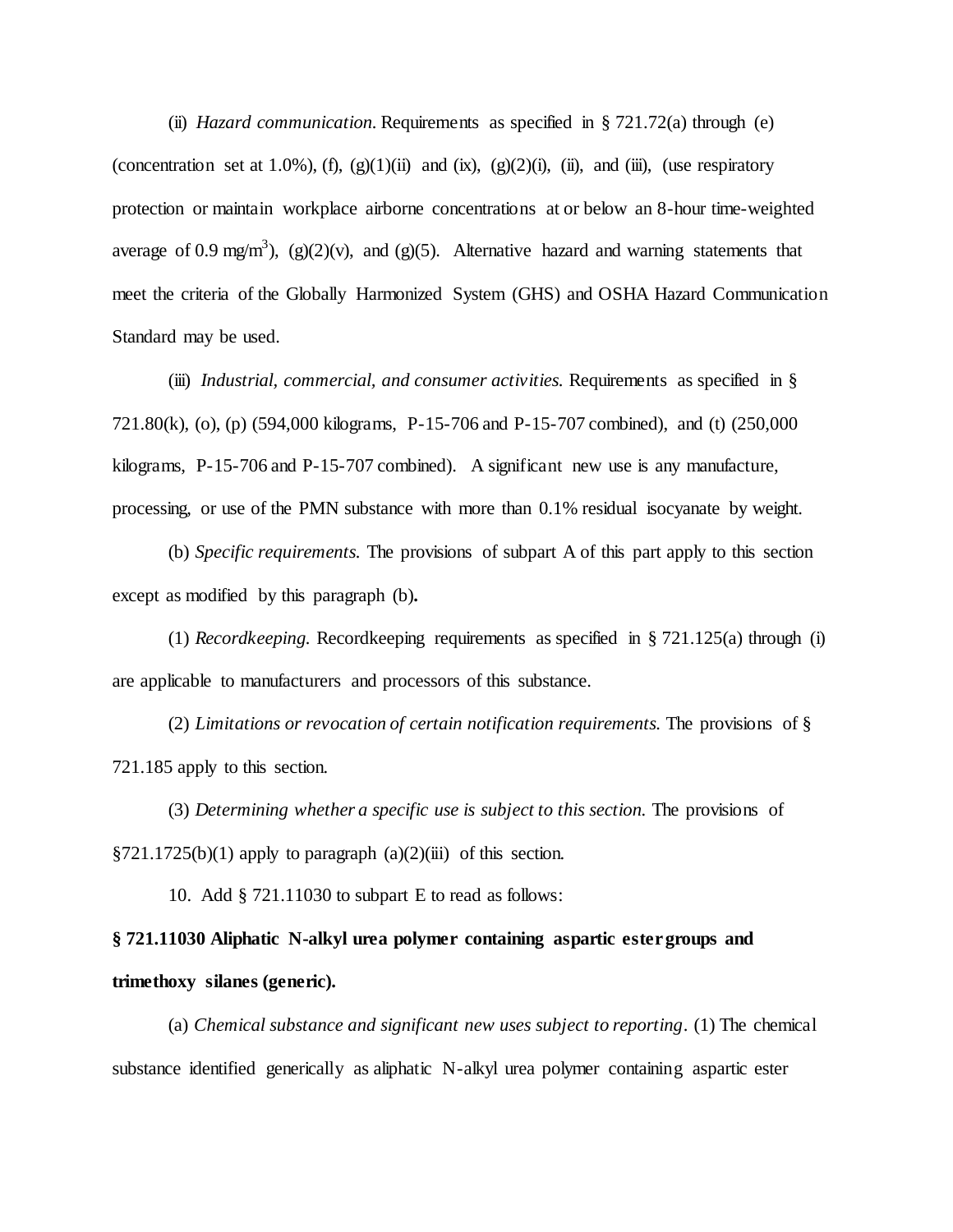(ii) *Hazard communication.* Requirements as specified in § 721.72(a) through (e) (concentration set at 1.0%), (f), (g)(1)(ii) and (ix), (g)(2)(i), (ii), and (iii), (use respiratory protection or maintain workplace airborne concentrations at or below an 8-hour time-weighted average of 0.9 mg/$m^3$), (g)(2)(v), and (g)(5). Alternative hazard and warning statements that meet the criteria of the Globally Harmonized System (GHS) and OSHA Hazard Communication Standard may be used.

(iii) *Industrial, commercial, and consumer activities.* Requirements as specified in § 721.80(k), (o), (p) (594,000 kilograms, P-15-706 and P-15-707 combined), and (t) (250,000 kilograms, P-15-706 and P-15-707 combined). A significant new use is any manufacture, processing, or use of the PMN substance with more than 0.1% residual isocyanate by weight.

(b) *Specific requirements.* The provisions of subpart A of this part apply to this section except as modified by this paragraph (b)**.**

(1) *Recordkeeping.* Recordkeeping requirements as specified in § 721.125(a) through (i) are applicable to manufacturers and processors of this substance.

(2) *Limitations or revocation of certain notification requirements.* The provisions of § 721.185 apply to this section.

(3) *Determining whether a specific use is subject to this section.* The provisions of §721.1725(b)(1) apply to paragraph (a)(2)(iii) of this section.

10. Add § 721.11030 to subpart E to read as follows:

**§ 721.11030 Aliphatic N-alkyl urea polymer containing aspartic ester groups and trimethoxy silanes (generic).**

(a) *Chemical substance and significant new uses subject to reporting.* (1) The chemical substance identified generically as aliphatic N-alkyl urea polymer containing aspartic ester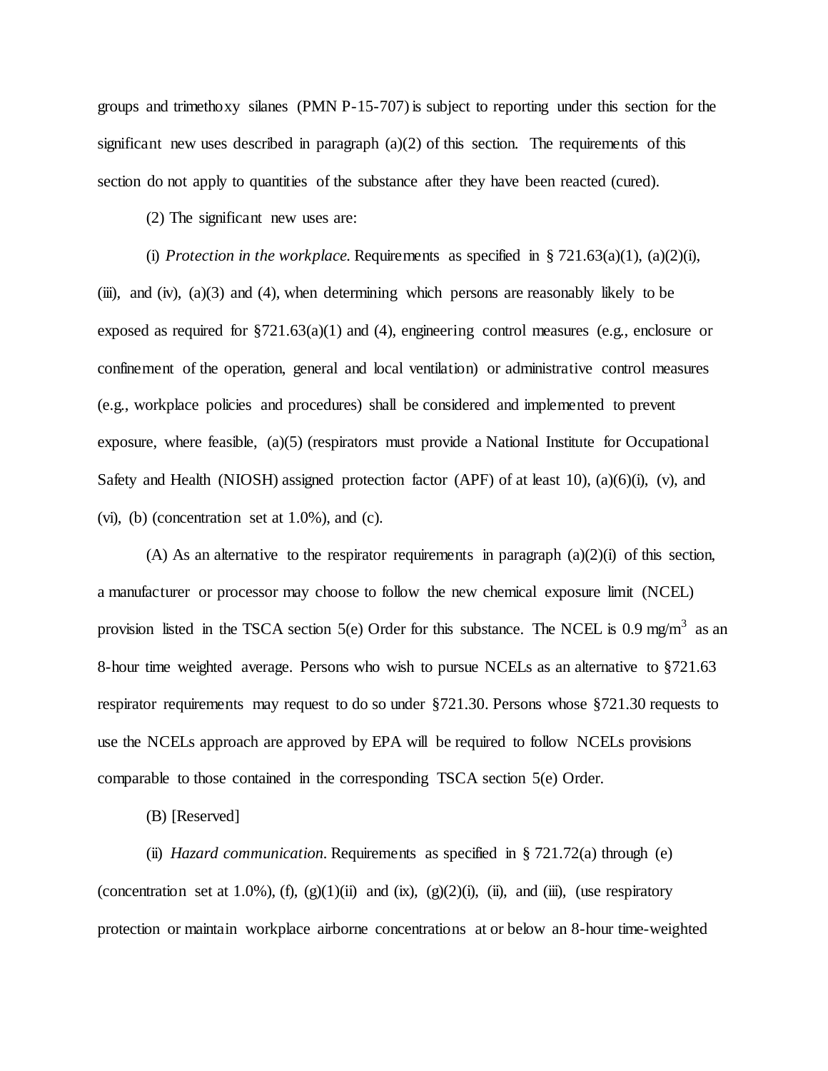groups and trimethoxy silanes (PMN P-15-707) is subject to reporting under this section for the significant new uses described in paragraph (a)(2) of this section. The requirements of this section do not apply to quantities of the substance after they have been reacted (cured).

(2) The significant new uses are:

(i) *Protection in the workplace*. Requirements as specified in § 721.63(a)(1), (a)(2)(i), (iii), and (iv), (a)(3) and (4), when determining which persons are reasonably likely to be exposed as required for §721.63(a)(1) and (4), engineering control measures (e.g., enclosure or confinement of the operation, general and local ventilation) or administrative control measures (e.g., workplace policies and procedures) shall be considered and implemented to prevent exposure, where feasible, (a)(5) (respirators must provide a National Institute for Occupational Safety and Health (NIOSH) assigned protection factor (APF) of at least 10), (a)(6)(i), (v), and (vi), (b) (concentration set at 1.0%), and (c).

(A) As an alternative to the respirator requirements in paragraph (a)(2)(i) of this section, a manufacturer or processor may choose to follow the new chemical exposure limit (NCEL) provision listed in the TSCA section 5(e) Order for this substance. The NCEL is 0.9 mg/m$^3$ as an 8-hour time weighted average. Persons who wish to pursue NCELs as an alternative to §721.63 respirator requirements may request to do so under §721.30. Persons whose §721.30 requests to use the NCELs approach are approved by EPA will be required to follow NCELs provisions comparable to those contained in the corresponding TSCA section 5(e) Order.

(B) [Reserved]

(ii) *Hazard communication*. Requirements as specified in § 721.72(a) through (e) (concentration set at 1.0%), (f), (g)(1)(ii) and (ix), (g)(2)(i), (ii), and (iii), (use respiratory protection or maintain workplace airborne concentrations at or below an 8-hour time-weighted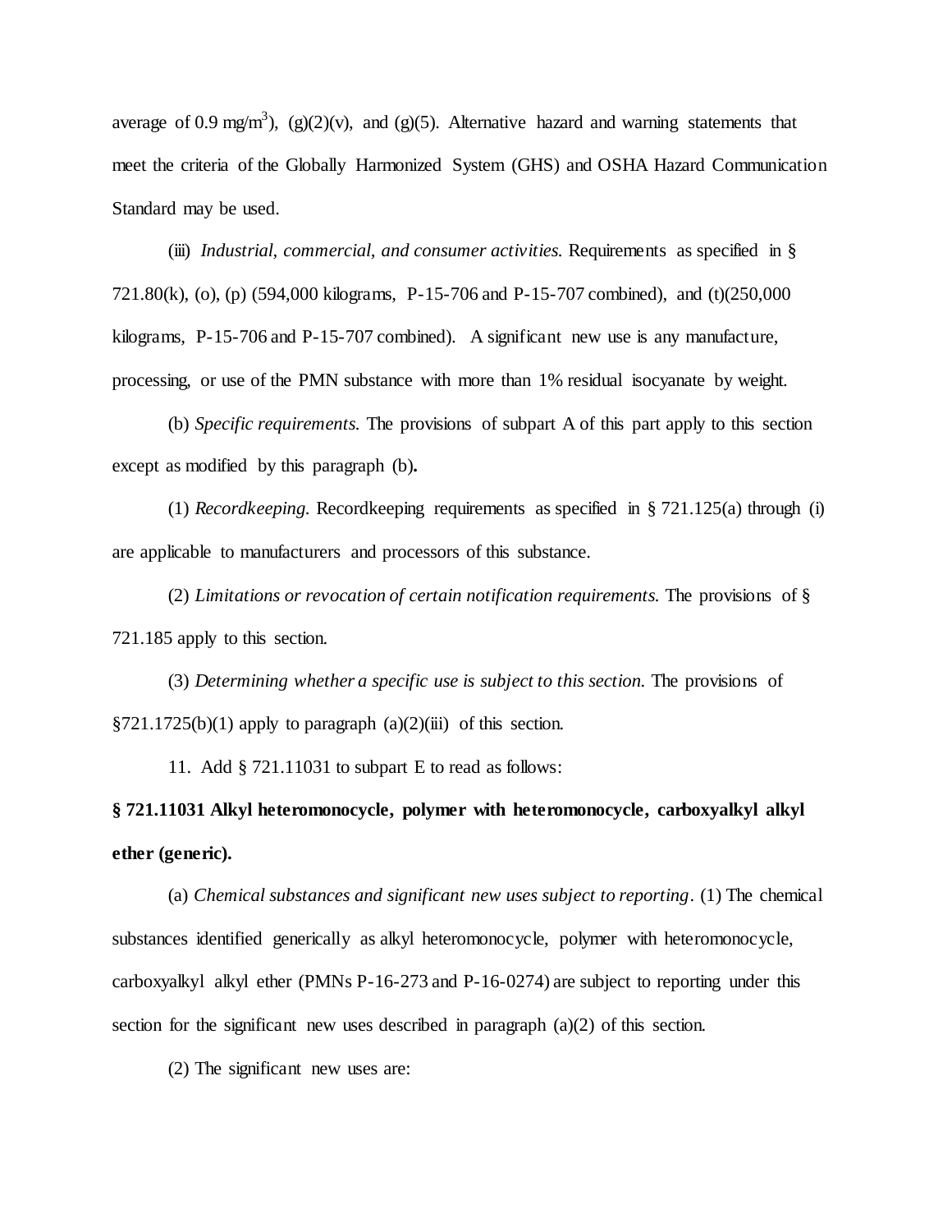average of 0.9 mg/m$^3$), (g)(2)(v), and (g)(5). Alternative hazard and warning statements that meet the criteria of the Globally Harmonized System (GHS) and OSHA Hazard Communication Standard may be used.

(iii) *Industrial, commercial, and consumer activities.* Requirements as specified in § 721.80(k), (o), (p) (594,000 kilograms, P-15-706 and P-15-707 combined), and (t)(250,000 kilograms, P-15-706 and P-15-707 combined). A significant new use is any manufacture, processing, or use of the PMN substance with more than 1% residual isocyanate by weight.

(b) *Specific requirements.* The provisions of subpart A of this part apply to this section except as modified by this paragraph (b)**.**

(1) *Recordkeeping.* Recordkeeping requirements as specified in § 721.125(a) through (i) are applicable to manufacturers and processors of this substance.

(2) *Limitations or revocation of certain notification requirements.* The provisions of § 721.185 apply to this section.

(3) *Determining whether a specific use is subject to this section.* The provisions of §721.1725(b)(1) apply to paragraph (a)(2)(iii) of this section.

11. Add § 721.11031 to subpart E to read as follows:

**§ 721.11031 Alkyl heteromonocycle, polymer with heteromonocycle, carboxyalkyl alkyl ether (generic).**

(a) *Chemical substances and significant new uses subject to reporting*. (1) The chemical substances identified generically as alkyl heteromonocycle, polymer with heteromonocycle, carboxyalkyl alkyl ether (PMNs P-16-273 and P-16-0274) are subject to reporting under this section for the significant new uses described in paragraph (a)(2) of this section.

(2) The significant new uses are: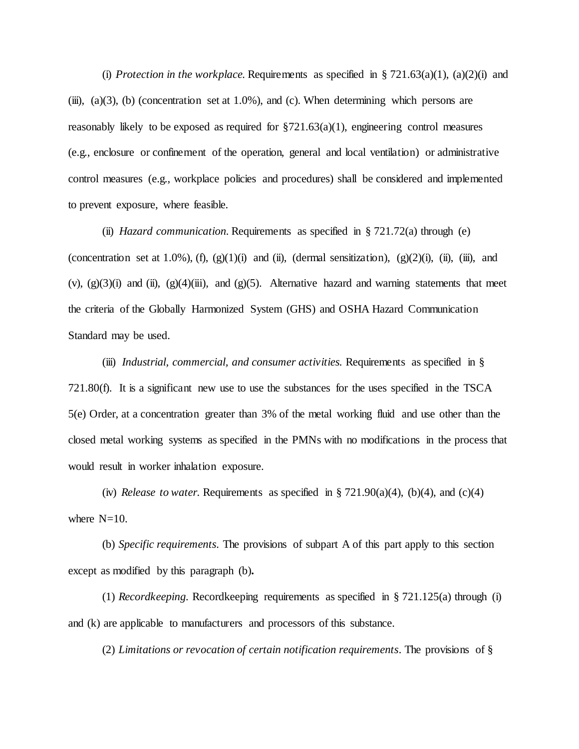(i) *Protection in the workplace.* Requirements as specified in § 721.63(a)(1), (a)(2)(i) and (iii), (a)(3), (b) (concentration set at 1.0%), and (c). When determining which persons are reasonably likely to be exposed as required for §721.63(a)(1), engineering control measures (e.g., enclosure or confinement of the operation, general and local ventilation) or administrative control measures (e.g., workplace policies and procedures) shall be considered and implemented to prevent exposure, where feasible.

(ii) *Hazard communication.* Requirements as specified in § 721.72(a) through (e) (concentration set at 1.0%), (f), (g)(1)(i) and (ii), (dermal sensitization), (g)(2)(i), (ii), (iii), and (v), (g)(3)(i) and (ii), (g)(4)(iii), and (g)(5). Alternative hazard and warning statements that meet the criteria of the Globally Harmonized System (GHS) and OSHA Hazard Communication Standard may be used.

(iii) *Industrial, commercial, and consumer activities.* Requirements as specified in § 721.80(f). It is a significant new use to use the substances for the uses specified in the TSCA 5(e) Order, at a concentration greater than 3% of the metal working fluid and use other than the closed metal working systems as specified in the PMNs with no modifications in the process that would result in worker inhalation exposure.

(iv) *Release to water.* Requirements as specified in § 721.90(a)(4), (b)(4), and (c)(4) where N=10.

(b) *Specific requirements.* The provisions of subpart A of this part apply to this section except as modified by this paragraph (b)**.**

(1) *Recordkeeping.* Recordkeeping requirements as specified in § 721.125(a) through (i) and (k) are applicable to manufacturers and processors of this substance.

(2) *Limitations or revocation of certain notification requirements*. The provisions of §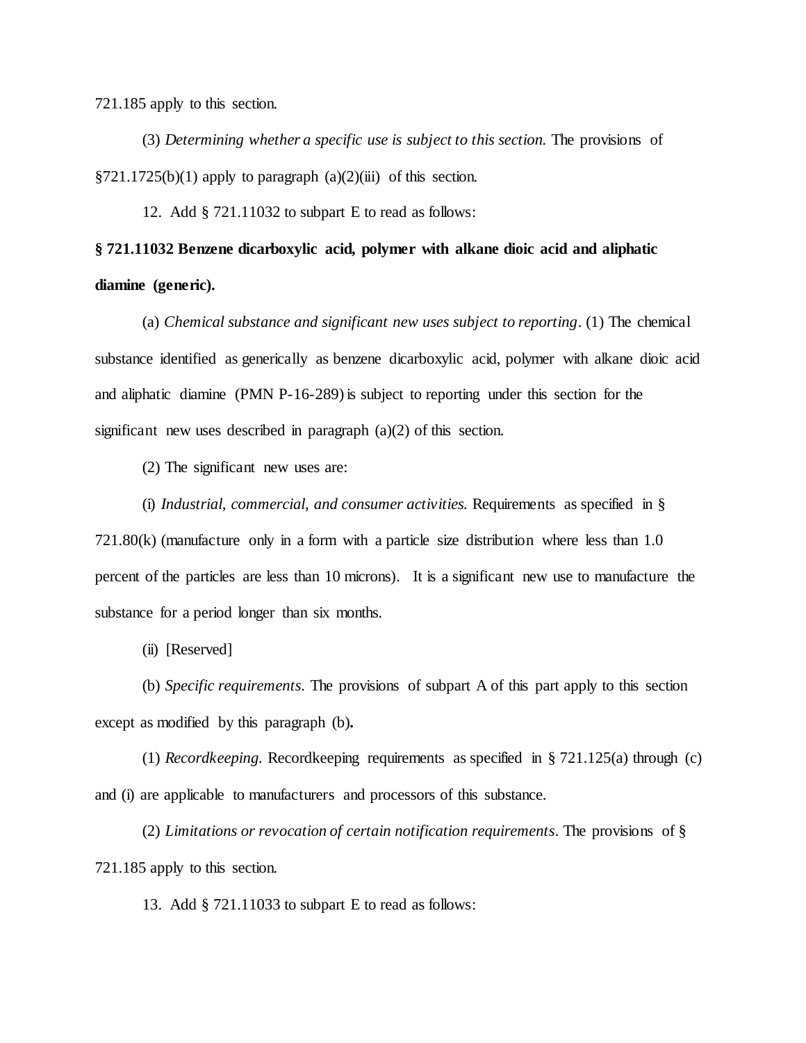721.185 apply to this section.

(3) *Determining whether a specific use is subject to this section.* The provisions of §721.1725(b)(1) apply to paragraph (a)(2)(iii) of this section.

12. Add § 721.11032 to subpart E to read as follows:

**§ 721.11032 Benzene dicarboxylic acid, polymer with alkane dioic acid and aliphatic diamine (generic).**

(a) *Chemical substance and significant new uses subject to reporting*. (1) The chemical substance identified as generically as benzene dicarboxylic acid, polymer with alkane dioic acid and aliphatic diamine (PMN P-16-289) is subject to reporting under this section for the significant new uses described in paragraph (a)(2) of this section.

(2) The significant new uses are:

(i) *Industrial, commercial, and consumer activities.* Requirements as specified in § 721.80(k) (manufacture only in a form with a particle size distribution where less than 1.0 percent of the particles are less than 10 microns). It is a significant new use to manufacture the substance for a period longer than six months.

(ii) [Reserved]

(b) *Specific requirements*. The provisions of subpart A of this part apply to this section except as modified by this paragraph (b)**.**

(1) *Recordkeeping*. Recordkeeping requirements as specified in § 721.125(a) through (c) and (i) are applicable to manufacturers and processors of this substance.

(2) *Limitations or revocation of certain notification requirements*. The provisions of § 721.185 apply to this section.

13. Add § 721.11033 to subpart E to read as follows: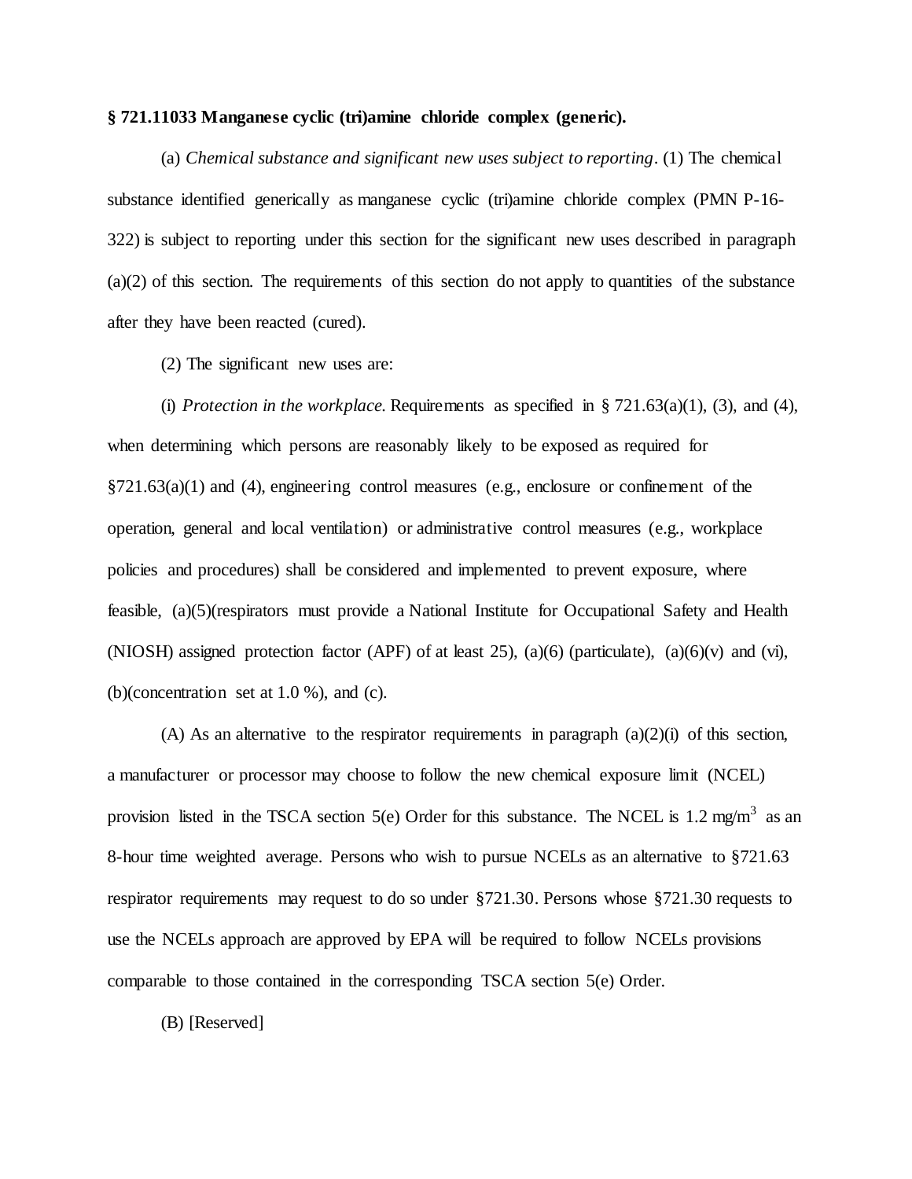**§ 721.11033 Manganese cyclic (tri)amine chloride complex (generic).**

(a) *Chemical substance and significant new uses subject to reporting*. (1) The chemical substance identified generically as manganese cyclic (tri)amine chloride complex (PMN P-16-322) is subject to reporting under this section for the significant new uses described in paragraph (a)(2) of this section. The requirements of this section do not apply to quantities of the substance after they have been reacted (cured).

(2) The significant new uses are:

(i) *Protection in the workplace.* Requirements as specified in § 721.63(a)(1), (3), and (4), when determining which persons are reasonably likely to be exposed as required for §721.63(a)(1) and (4), engineering control measures (e.g., enclosure or confinement of the operation, general and local ventilation) or administrative control measures (e.g., workplace policies and procedures) shall be considered and implemented to prevent exposure, where feasible, (a)(5)(respirators must provide a National Institute for Occupational Safety and Health (NIOSH) assigned protection factor (APF) of at least 25), (a)(6) (particulate), (a)(6)(v) and (vi), (b)(concentration set at 1.0 %), and (c).

(A) As an alternative to the respirator requirements in paragraph (a)(2)(i) of this section, a manufacturer or processor may choose to follow the new chemical exposure limit (NCEL) provision listed in the TSCA section 5(e) Order for this substance. The NCEL is 1.2 mg/m$^3$ as an 8-hour time weighted average. Persons who wish to pursue NCELs as an alternative to §721.63 respirator requirements may request to do so under §721.30. Persons whose §721.30 requests to use the NCELs approach are approved by EPA will be required to follow NCELs provisions comparable to those contained in the corresponding TSCA section 5(e) Order.

(B) [Reserved]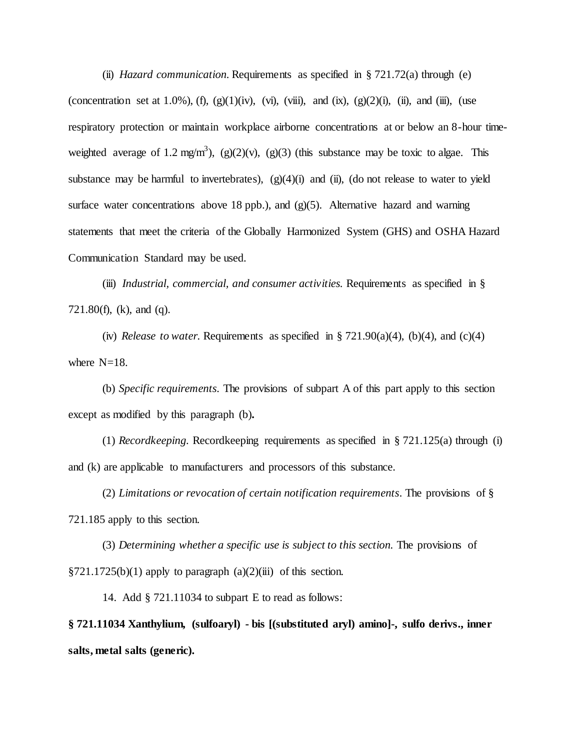(ii) *Hazard communication.* Requirements as specified in § 721.72(a) through (e) (concentration set at 1.0%), (f), (g)(1)(iv), (vi), (viii), and (ix), (g)(2)(i), (ii), and (iii), (use respiratory protection or maintain workplace airborne concentrations at or below an 8-hour time-weighted average of 1.2 mg/m$^3$), (g)(2)(v), (g)(3) (this substance may be toxic to algae. This substance may be harmful to invertebrates), (g)(4)(i) and (ii), (do not release to water to yield surface water concentrations above 18 ppb.), and (g)(5). Alternative hazard and warning statements that meet the criteria of the Globally Harmonized System (GHS) and OSHA Hazard Communication Standard may be used.

(iii) *Industrial, commercial, and consumer activities.* Requirements as specified in § 721.80(f), (k), and (q).

(iv) *Release to water.* Requirements as specified in § 721.90(a)(4), (b)(4), and (c)(4) where N=18.

(b) *Specific requirements.* The provisions of subpart A of this part apply to this section except as modified by this paragraph (b)**.**

(1) *Recordkeeping.* Recordkeeping requirements as specified in § 721.125(a) through (i) and (k) are applicable to manufacturers and processors of this substance.

(2) *Limitations or revocation of certain notification requirements*. The provisions of § 721.185 apply to this section.

(3) *Determining whether a specific use is subject to this section.* The provisions of §721.1725(b)(1) apply to paragraph (a)(2)(iii) of this section.

14. Add § 721.11034 to subpart E to read as follows:

**§ 721.11034 Xanthylium, (sulfoaryl) - bis [(substituted aryl) amino]-, sulfo derivs., inner salts, metal salts (generic).**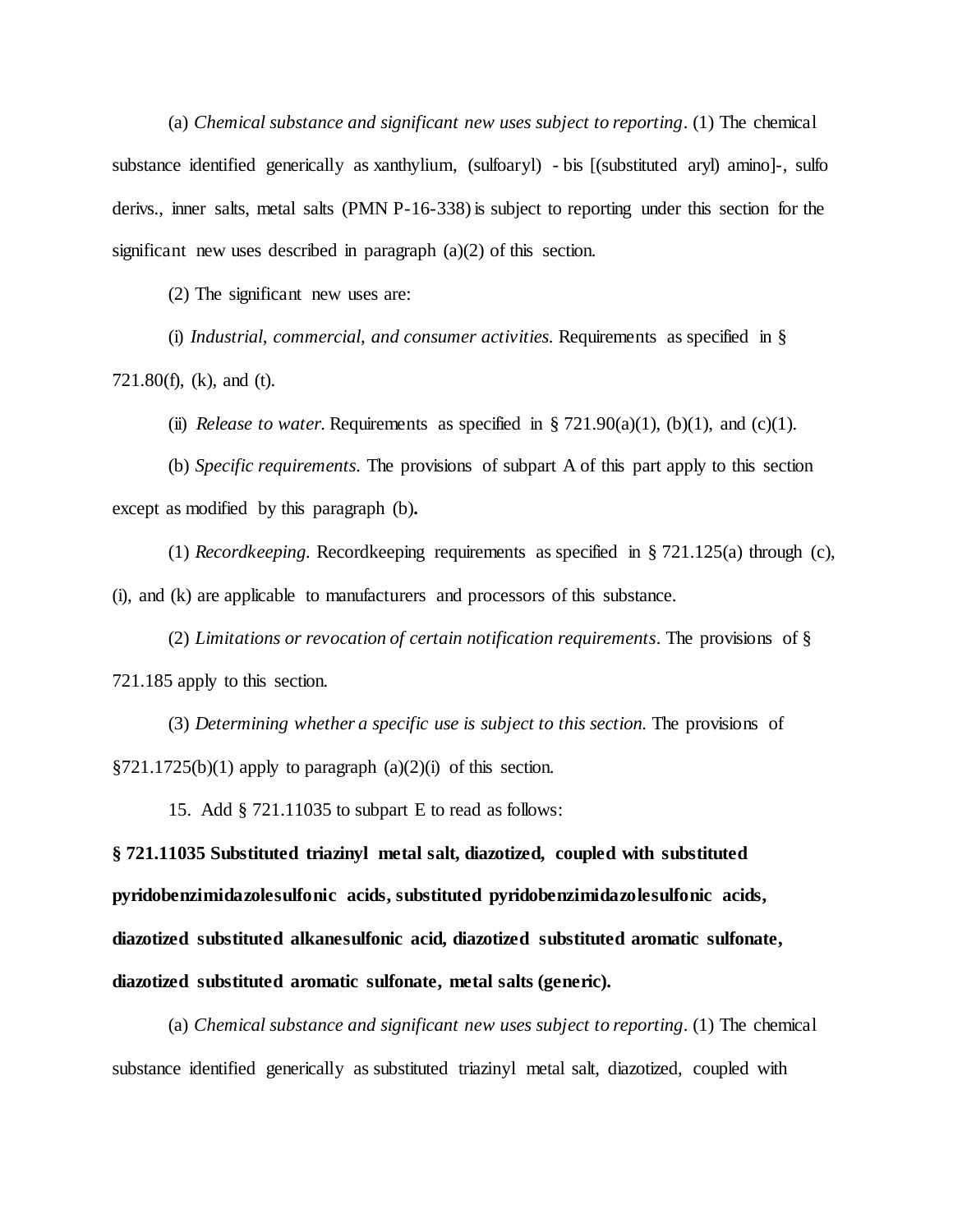(a) *Chemical substance and significant new uses subject to reporting*. (1) The chemical substance identified generically as xanthylium, (sulfoaryl) - bis [(substituted aryl) amino]-, sulfo derivs., inner salts, metal salts (PMN P-16-338) is subject to reporting under this section for the significant new uses described in paragraph (a)(2) of this section.

(2) The significant new uses are:

(i) *Industrial, commercial, and consumer activities.* Requirements as specified in § 721.80(f), (k), and (t).

(ii) *Release to water.* Requirements as specified in § 721.90(a)(1), (b)(1), and (c)(1).

(b) *Specific requirements*. The provisions of subpart A of this part apply to this section except as modified by this paragraph (b)**.**

(1) *Recordkeeping.* Recordkeeping requirements as specified in § 721.125(a) through (c), (i), and (k) are applicable to manufacturers and processors of this substance.

(2) *Limitations or revocation of certain notification requirements*. The provisions of § 721.185 apply to this section.

(3) *Determining whether a specific use is subject to this section.* The provisions of §721.1725(b)(1) apply to paragraph (a)(2)(i) of this section.

15. Add § 721.11035 to subpart E to read as follows:

**§ 721.11035 Substituted triazinyl metal salt, diazotized, coupled with substituted pyridobenzimidazolesulfonic acids, substituted pyridobenzimidazolesulfonic acids, diazotized substituted alkanesulfonic acid, diazotized substituted aromatic sulfonate, diazotized substituted aromatic sulfonate, metal salts (generic).**

(a) *Chemical substance and significant new uses subject to reporting*. (1) The chemical substance identified generically as substituted triazinyl metal salt, diazotized, coupled with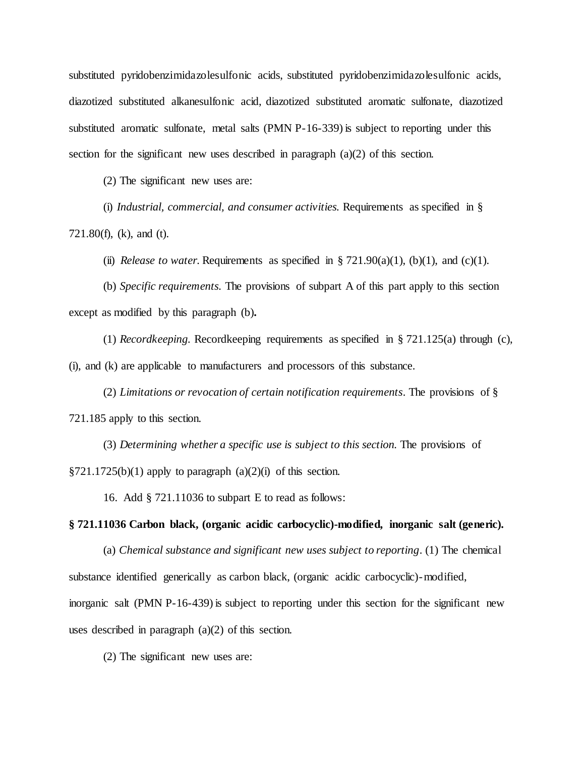substituted pyridobenzimidazolesulfonic acids, substituted pyridobenzimidazolesulfonic acids, diazotized substituted alkanesulfonic acid, diazotized substituted aromatic sulfonate, diazotized substituted aromatic sulfonate, metal salts (PMN P-16-339) is subject to reporting under this section for the significant new uses described in paragraph (a)(2) of this section.

(2) The significant new uses are:

(i) *Industrial, commercial, and consumer activities.* Requirements as specified in § 721.80(f), (k), and (t).

(ii) *Release to water.* Requirements as specified in § 721.90(a)(1), (b)(1), and (c)(1).

(b) *Specific requirements.* The provisions of subpart A of this part apply to this section except as modified by this paragraph (b)**.**

(1) *Recordkeeping.* Recordkeeping requirements as specified in § 721.125(a) through (c), (i), and (k) are applicable to manufacturers and processors of this substance.

(2) *Limitations or revocation of certain notification requirements*. The provisions of § 721.185 apply to this section.

(3) *Determining whether a specific use is subject to this section.* The provisions of §721.1725(b)(1) apply to paragraph (a)(2)(i) of this section.

16. Add § 721.11036 to subpart E to read as follows:

**§ 721.11036 Carbon black, (organic acidic carbocyclic)-modified, inorganic salt (generic).**

(a) *Chemical substance and significant new uses subject to reporting*. (1) The chemical substance identified generically as carbon black, (organic acidic carbocyclic)-modified, inorganic salt (PMN P-16-439) is subject to reporting under this section for the significant new uses described in paragraph (a)(2) of this section.

(2) The significant new uses are: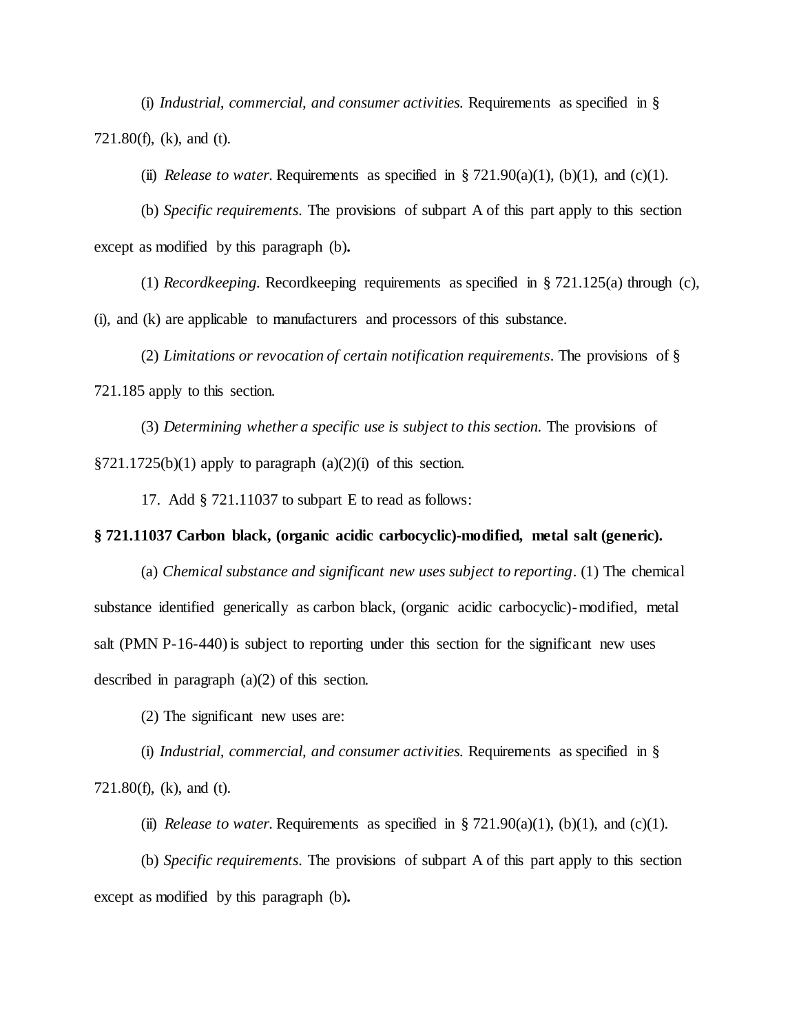(i) *Industrial, commercial, and consumer activities.* Requirements as specified in § 721.80(f), (k), and (t).

(ii) *Release to water.* Requirements as specified in § 721.90(a)(1), (b)(1), and (c)(1).

(b) *Specific requirements*. The provisions of subpart A of this part apply to this section except as modified by this paragraph (b)**.**

(1) *Recordkeeping*. Recordkeeping requirements as specified in § 721.125(a) through (c), (i), and (k) are applicable to manufacturers and processors of this substance.

(2) *Limitations or revocation of certain notification requirements*. The provisions of § 721.185 apply to this section.

(3) *Determining whether a specific use is subject to this section.* The provisions of §721.1725(b)(1) apply to paragraph (a)(2)(i) of this section.

17. Add § 721.11037 to subpart E to read as follows:

**§ 721.11037 Carbon black, (organic acidic carbocyclic)-modified, metal salt (generic).**

(a) *Chemical substance and significant new uses subject to reporting*. (1) The chemical substance identified generically as carbon black, (organic acidic carbocyclic)-modified, metal salt (PMN P-16-440) is subject to reporting under this section for the significant new uses described in paragraph (a)(2) of this section.

(2) The significant new uses are:

(i) *Industrial, commercial, and consumer activities.* Requirements as specified in § 721.80(f), (k), and (t).

(ii) *Release to water.* Requirements as specified in § 721.90(a)(1), (b)(1), and (c)(1).

(b) *Specific requirements*. The provisions of subpart A of this part apply to this section except as modified by this paragraph (b)**.**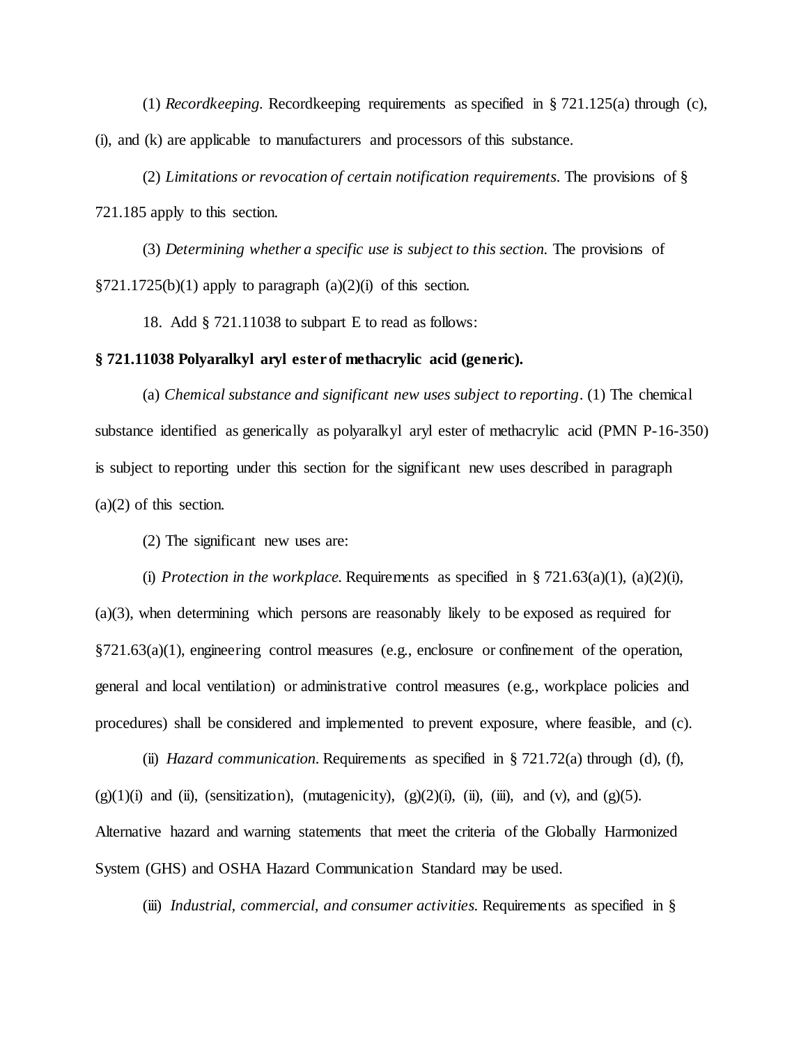(1) *Recordkeeping*. Recordkeeping requirements as specified in § 721.125(a) through (c), (i), and (k) are applicable to manufacturers and processors of this substance.

(2) *Limitations or revocation of certain notification requirements*. The provisions of § 721.185 apply to this section.

(3) *Determining whether a specific use is subject to this section.* The provisions of §721.1725(b)(1) apply to paragraph (a)(2)(i) of this section.

18. Add § 721.11038 to subpart E to read as follows:

**§ 721.11038 Polyaralkyl aryl ester of methacrylic acid (generic).**

(a) *Chemical substance and significant new uses subject to reporting*. (1) The chemical substance identified as generically as polyaralkyl aryl ester of methacrylic acid (PMN P-16-350) is subject to reporting under this section for the significant new uses described in paragraph (a)(2) of this section.

(2) The significant new uses are:

(i) *Protection in the workplace.* Requirements as specified in § 721.63(a)(1), (a)(2)(i), (a)(3), when determining which persons are reasonably likely to be exposed as required for §721.63(a)(1), engineering control measures (e.g., enclosure or confinement of the operation, general and local ventilation) or administrative control measures (e.g., workplace policies and procedures) shall be considered and implemented to prevent exposure, where feasible, and (c).

(ii) *Hazard communication.* Requirements as specified in § 721.72(a) through (d), (f), (g)(1)(i) and (ii), (sensitization), (mutagenicity), (g)(2)(i), (ii), (iii), and (v), and (g)(5). Alternative hazard and warning statements that meet the criteria of the Globally Harmonized System (GHS) and OSHA Hazard Communication Standard may be used.

(iii) *Industrial, commercial, and consumer activities.* Requirements as specified in §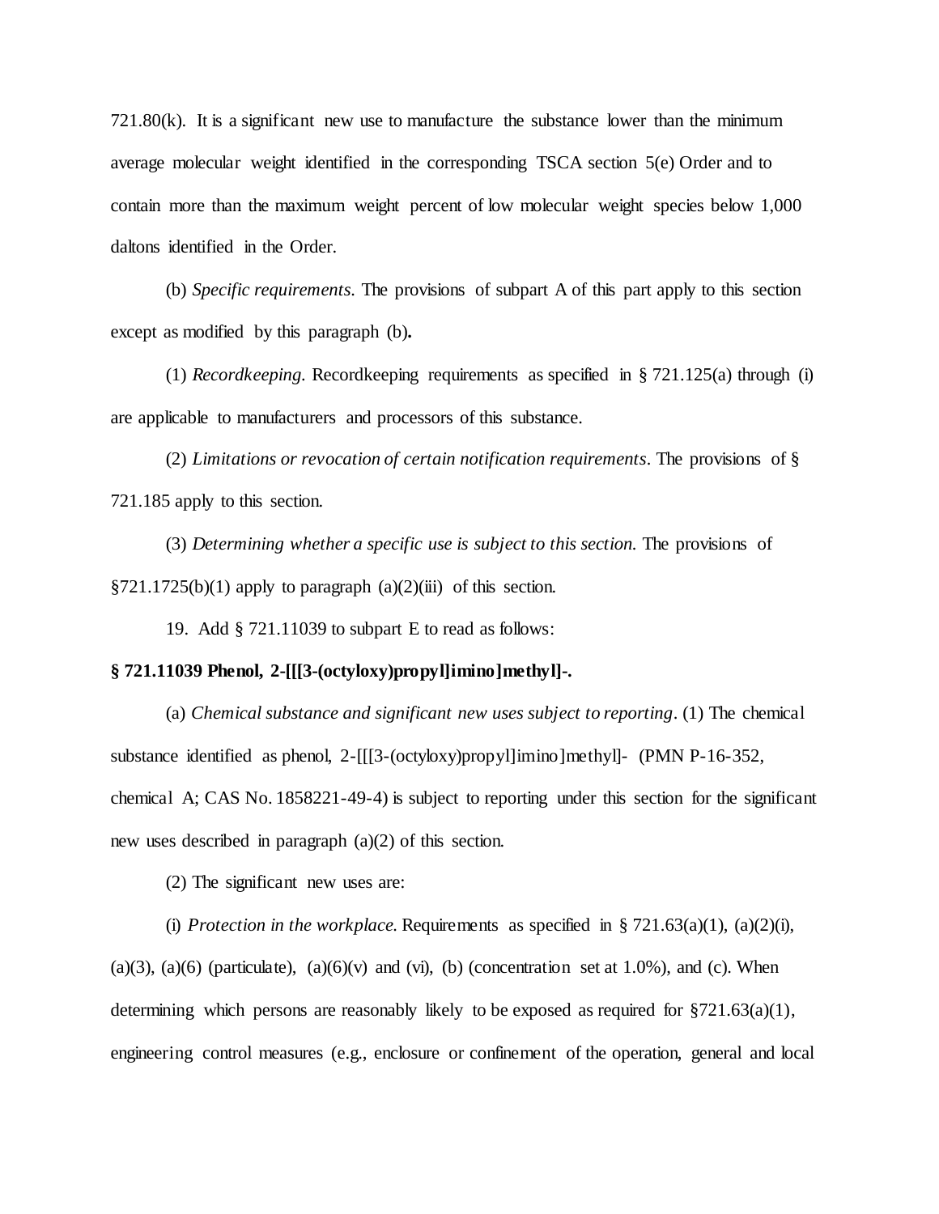721.80(k). It is a significant new use to manufacture the substance lower than the minimum average molecular weight identified in the corresponding TSCA section 5(e) Order and to contain more than the maximum weight percent of low molecular weight species below 1,000 daltons identified in the Order.

(b) *Specific requirements*. The provisions of subpart A of this part apply to this section except as modified by this paragraph (b)**.**

(1) *Recordkeeping*. Recordkeeping requirements as specified in § 721.125(a) through (i) are applicable to manufacturers and processors of this substance.

(2) *Limitations or revocation of certain notification requirements*. The provisions of § 721.185 apply to this section.

(3) *Determining whether a specific use is subject to this section.* The provisions of §721.1725(b)(1) apply to paragraph (a)(2)(iii) of this section.

19. Add § 721.11039 to subpart E to read as follows:

**§ 721.11039 Phenol, 2-[[[3-(octyloxy)propyl]imino]methyl]-.**

(a) *Chemical substance and significant new uses subject to reporting*. (1) The chemical substance identified as phenol, 2-[[[3-(octyloxy)propyl]imino]methyl]- (PMN P-16-352, chemical A; CAS No. 1858221-49-4) is subject to reporting under this section for the significant new uses described in paragraph (a)(2) of this section.

(2) The significant new uses are:

(i) *Protection in the workplace.* Requirements as specified in § 721.63(a)(1), (a)(2)(i), (a)(3), (a)(6) (particulate), (a)(6)(v) and (vi), (b) (concentration set at 1.0%), and (c). When determining which persons are reasonably likely to be exposed as required for §721.63(a)(1), engineering control measures (e.g., enclosure or confinement of the operation, general and local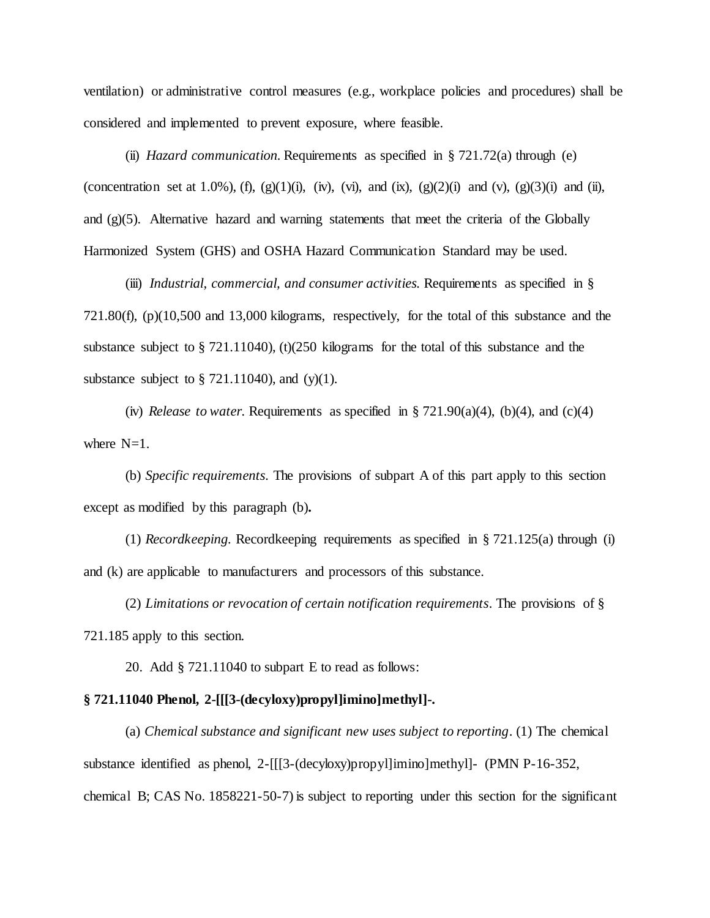ventilation) or administrative control measures (e.g., workplace policies and procedures) shall be considered and implemented to prevent exposure, where feasible.

(ii) *Hazard communication*. Requirements as specified in § 721.72(a) through (e) (concentration set at 1.0%), (f), (g)(1)(i), (iv), (vi), and (ix), (g)(2)(i) and (v), (g)(3)(i) and (ii), and (g)(5). Alternative hazard and warning statements that meet the criteria of the Globally Harmonized System (GHS) and OSHA Hazard Communication Standard may be used.

(iii) *Industrial, commercial, and consumer activities*. Requirements as specified in § 721.80(f), (p)(10,500 and 13,000 kilograms, respectively, for the total of this substance and the substance subject to § 721.11040), (t)(250 kilograms for the total of this substance and the substance subject to § 721.11040), and (y)(1).

(iv) *Release to water*. Requirements as specified in § 721.90(a)(4), (b)(4), and (c)(4) where N=1.

(b) *Specific requirements*. The provisions of subpart A of this part apply to this section except as modified by this paragraph (b)**.**

(1) *Recordkeeping*. Recordkeeping requirements as specified in § 721.125(a) through (i) and (k) are applicable to manufacturers and processors of this substance.

(2) *Limitations or revocation of certain notification requirements*. The provisions of § 721.185 apply to this section.

20. Add § 721.11040 to subpart E to read as follows:

**§ 721.11040 Phenol, 2-[[[3-(decyloxy)propyl]imino]methyl]-.**

(a) *Chemical substance and significant new uses subject to reporting*. (1) The chemical substance identified as phenol, 2-[[[3-(decyloxy)propyl]imino]methyl]- (PMN P-16-352, chemical B; CAS No. 1858221-50-7) is subject to reporting under this section for the significant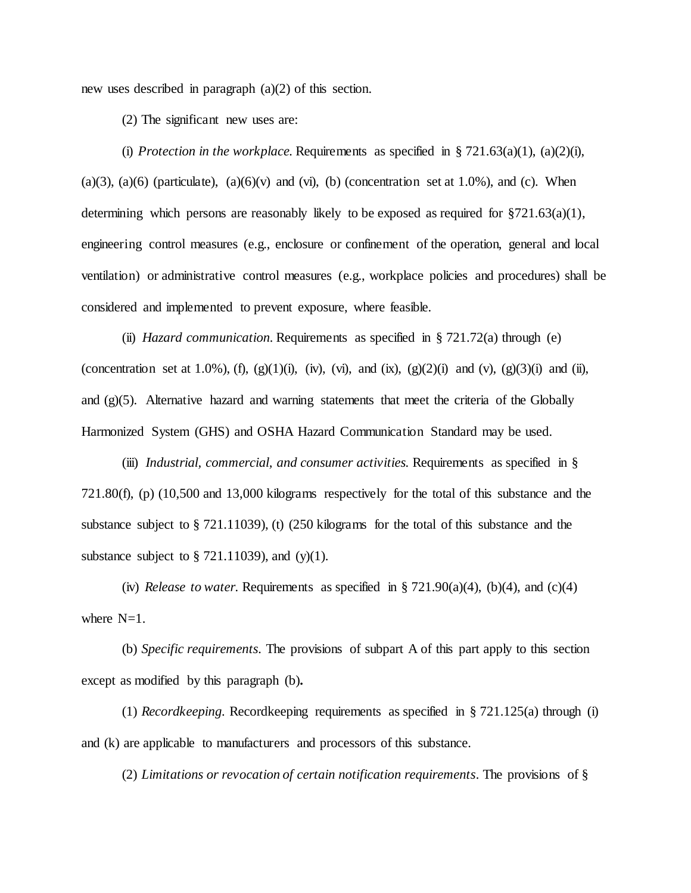new uses described in paragraph (a)(2) of this section.

(2) The significant new uses are:

(i) *Protection in the workplace*. Requirements as specified in § 721.63(a)(1), (a)(2)(i), (a)(3), (a)(6) (particulate), (a)(6)(v) and (vi), (b) (concentration set at 1.0%), and (c). When determining which persons are reasonably likely to be exposed as required for §721.63(a)(1), engineering control measures (e.g., enclosure or confinement of the operation, general and local ventilation) or administrative control measures (e.g., workplace policies and procedures) shall be considered and implemented to prevent exposure, where feasible.

(ii) *Hazard communication*. Requirements as specified in § 721.72(a) through (e) (concentration set at 1.0%), (f), (g)(1)(i), (iv), (vi), and (ix), (g)(2)(i) and (v), (g)(3)(i) and (ii), and (g)(5). Alternative hazard and warning statements that meet the criteria of the Globally Harmonized System (GHS) and OSHA Hazard Communication Standard may be used.

(iii) *Industrial, commercial, and consumer activities*. Requirements as specified in § 721.80(f), (p) (10,500 and 13,000 kilograms respectively for the total of this substance and the substance subject to § 721.11039), (t) (250 kilograms for the total of this substance and the substance subject to § 721.11039), and (y)(1).

(iv) *Release to water*. Requirements as specified in § 721.90(a)(4), (b)(4), and (c)(4) where N=1.

(b) *Specific requirements*. The provisions of subpart A of this part apply to this section except as modified by this paragraph (b)**.**

(1) *Recordkeeping*. Recordkeeping requirements as specified in § 721.125(a) through (i) and (k) are applicable to manufacturers and processors of this substance.

(2) *Limitations or revocation of certain notification requirements*. The provisions of §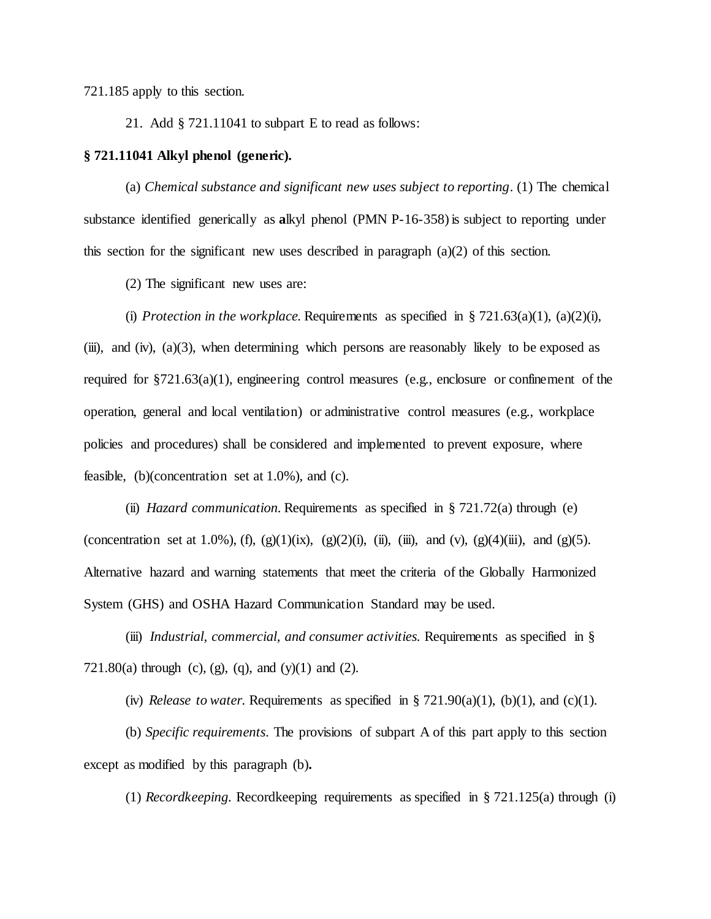721.185 apply to this section.

21. Add § 721.11041 to subpart E to read as follows:

**§ 721.11041 Alkyl phenol (generic).**

(a) *Chemical substance and significant new uses subject to reporting*. (1) The chemical substance identified generically as alkyl phenol (PMN P-16-358) is subject to reporting under this section for the significant new uses described in paragraph (a)(2) of this section.

(2) The significant new uses are:

(i) *Protection in the workplace*. Requirements as specified in § 721.63(a)(1), (a)(2)(i), (iii), and (iv), (a)(3), when determining which persons are reasonably likely to be exposed as required for §721.63(a)(1), engineering control measures (e.g., enclosure or confinement of the operation, general and local ventilation) or administrative control measures (e.g., workplace policies and procedures) shall be considered and implemented to prevent exposure, where feasible, (b)(concentration set at 1.0%), and (c).

(ii) *Hazard communication*. Requirements as specified in § 721.72(a) through (e) (concentration set at 1.0%), (f), (g)(1)(ix), (g)(2)(i), (ii), (iii), and (v), (g)(4)(iii), and (g)(5). Alternative hazard and warning statements that meet the criteria of the Globally Harmonized System (GHS) and OSHA Hazard Communication Standard may be used.

(iii) *Industrial, commercial, and consumer activities*. Requirements as specified in § 721.80(a) through (c), (g), (q), and (y)(1) and (2).

(iv) *Release to water*. Requirements as specified in § 721.90(a)(1), (b)(1), and (c)(1).

(b) *Specific requirements*. The provisions of subpart A of this part apply to this section except as modified by this paragraph (b).

(1) *Recordkeeping*. Recordkeeping requirements as specified in § 721.125(a) through (i)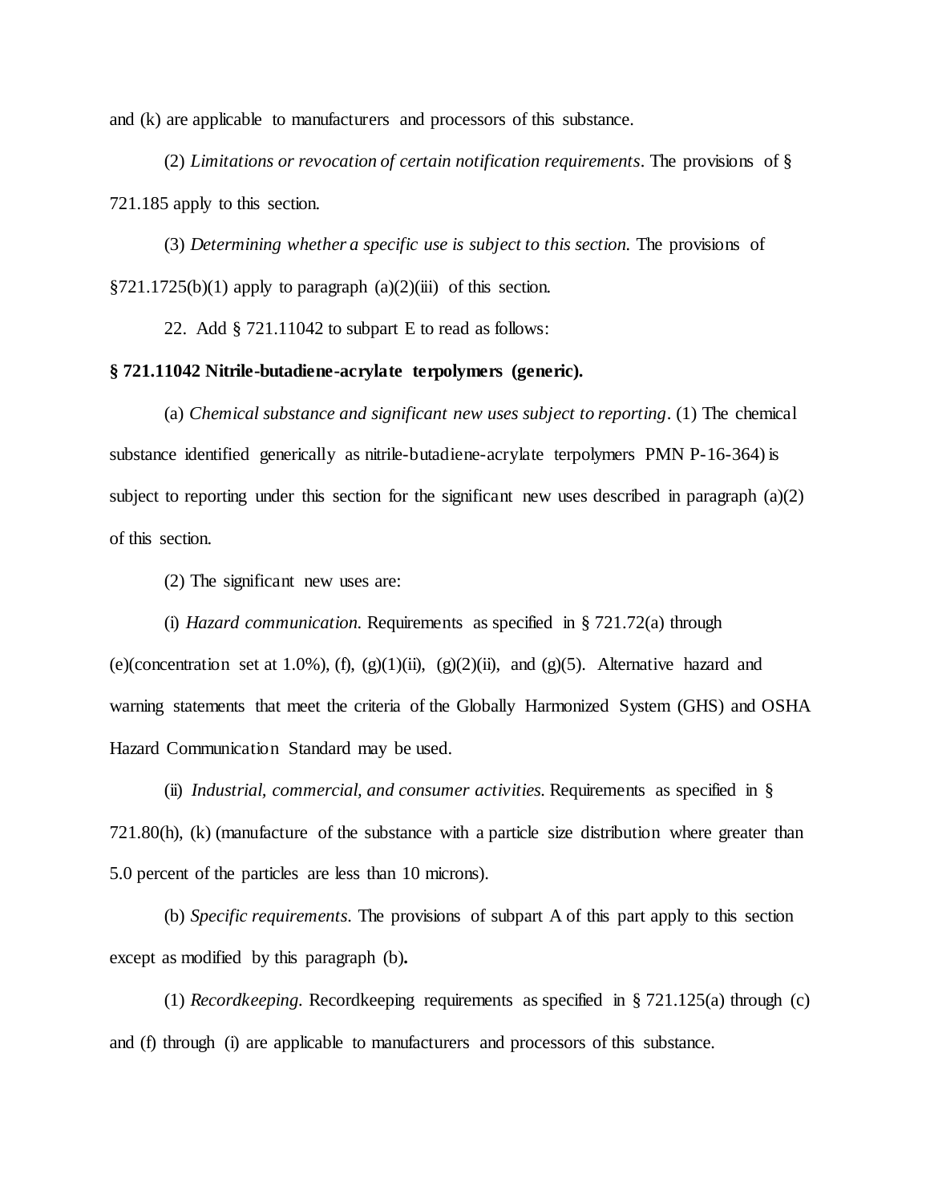and (k) are applicable to manufacturers and processors of this substance.

(2) *Limitations or revocation of certain notification requirements*. The provisions of § 721.185 apply to this section.

(3) *Determining whether a specific use is subject to this section.* The provisions of §721.1725(b)(1) apply to paragraph (a)(2)(iii) of this section.

22. Add § 721.11042 to subpart E to read as follows:

**§ 721.11042 Nitrile-butadiene-acrylate terpolymers (generic).**

(a) *Chemical substance and significant new uses subject to reporting*. (1) The chemical substance identified generically as nitrile-butadiene-acrylate terpolymers PMN P-16-364) is subject to reporting under this section for the significant new uses described in paragraph (a)(2) of this section.

(2) The significant new uses are:

(i) *Hazard communication.* Requirements as specified in § 721.72(a) through (e)(concentration set at 1.0%), (f), (g)(1)(ii), (g)(2)(ii), and (g)(5). Alternative hazard and warning statements that meet the criteria of the Globally Harmonized System (GHS) and OSHA Hazard Communication Standard may be used.

(ii) *Industrial, commercial, and consumer activities.* Requirements as specified in § 721.80(h), (k) (manufacture of the substance with a particle size distribution where greater than 5.0 percent of the particles are less than 10 microns).

(b) *Specific requirements*. The provisions of subpart A of this part apply to this section except as modified by this paragraph (b)**.**

(1) *Recordkeeping.* Recordkeeping requirements as specified in § 721.125(a) through (c) and (f) through (i) are applicable to manufacturers and processors of this substance.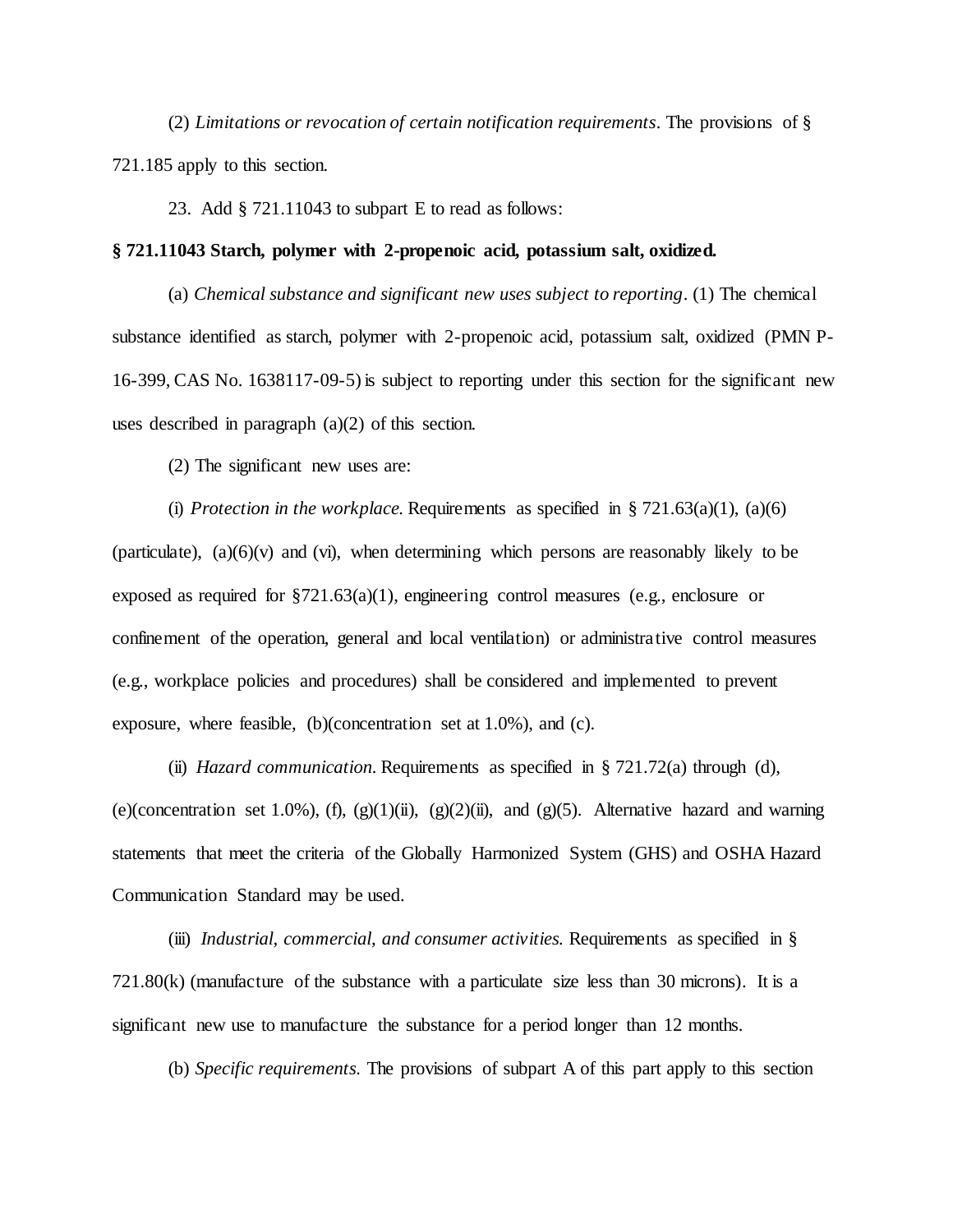(2) *Limitations or revocation of certain notification requirements*. The provisions of § 721.185 apply to this section.

23. Add § 721.11043 to subpart E to read as follows:

**§ 721.11043 Starch, polymer with 2-propenoic acid, potassium salt, oxidized.**

(a) *Chemical substance and significant new uses subject to reporting*. (1) The chemical substance identified as starch, polymer with 2-propenoic acid, potassium salt, oxidized (PMN P-16-399, CAS No. 1638117-09-5) is subject to reporting under this section for the significant new uses described in paragraph (a)(2) of this section.

(2) The significant new uses are:

(i) *Protection in the workplace.* Requirements as specified in § 721.63(a)(1), (a)(6) (particulate), (a)(6)(v) and (vi), when determining which persons are reasonably likely to be exposed as required for §721.63(a)(1), engineering control measures (e.g., enclosure or confinement of the operation, general and local ventilation) or administrative control measures (e.g., workplace policies and procedures) shall be considered and implemented to prevent exposure, where feasible, (b)(concentration set at 1.0%), and (c).

(ii) *Hazard communication.* Requirements as specified in § 721.72(a) through (d), (e)(concentration set 1.0%), (f), (g)(1)(ii), (g)(2)(ii), and (g)(5). Alternative hazard and warning statements that meet the criteria of the Globally Harmonized System (GHS) and OSHA Hazard Communication Standard may be used.

(iii) *Industrial, commercial, and consumer activities.* Requirements as specified in § 721.80(k) (manufacture of the substance with a particulate size less than 30 microns). It is a significant new use to manufacture the substance for a period longer than 12 months.

(b) *Specific requirements*. The provisions of subpart A of this part apply to this section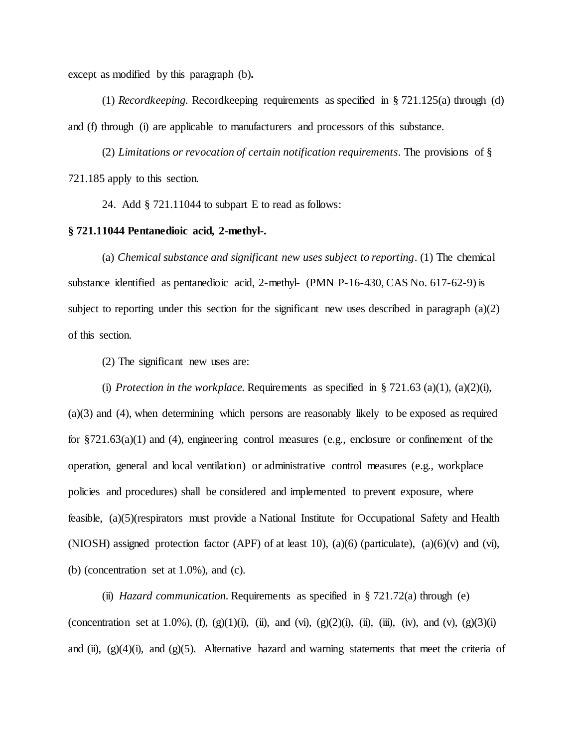except as modified by this paragraph (b)**.**

(1) *Recordkeeping.* Recordkeeping requirements as specified in § 721.125(a) through (d) and (f) through (i) are applicable to manufacturers and processors of this substance.

(2) *Limitations or revocation of certain notification requirements*. The provisions of § 721.185 apply to this section.

24. Add § 721.11044 to subpart E to read as follows:

**§ 721.11044 Pentanedioic acid, 2-methyl-.**

(a) *Chemical substance and significant new uses subject to reporting*. (1) The chemical substance identified as pentanedioic acid, 2-methyl- (PMN P-16-430, CAS No. 617-62-9) is subject to reporting under this section for the significant new uses described in paragraph (a)(2) of this section.

(2) The significant new uses are:

(i) *Protection in the workplace.* Requirements as specified in § 721.63 (a)(1), (a)(2)(i), (a)(3) and (4), when determining which persons are reasonably likely to be exposed as required for §721.63(a)(1) and (4), engineering control measures (e.g., enclosure or confinement of the operation, general and local ventilation) or administrative control measures (e.g., workplace policies and procedures) shall be considered and implemented to prevent exposure, where feasible, (a)(5)(respirators must provide a National Institute for Occupational Safety and Health (NIOSH) assigned protection factor (APF) of at least 10), (a)(6) (particulate), (a)(6)(v) and (vi), (b) (concentration set at 1.0%), and (c).

(ii) *Hazard communication*. Requirements as specified in § 721.72(a) through (e) (concentration set at 1.0%), (f), (g)(1)(i), (ii), and (vi), (g)(2)(i), (ii), (iii), (iv), and (v), (g)(3)(i) and (ii), (g)(4)(i), and (g)(5). Alternative hazard and warning statements that meet the criteria of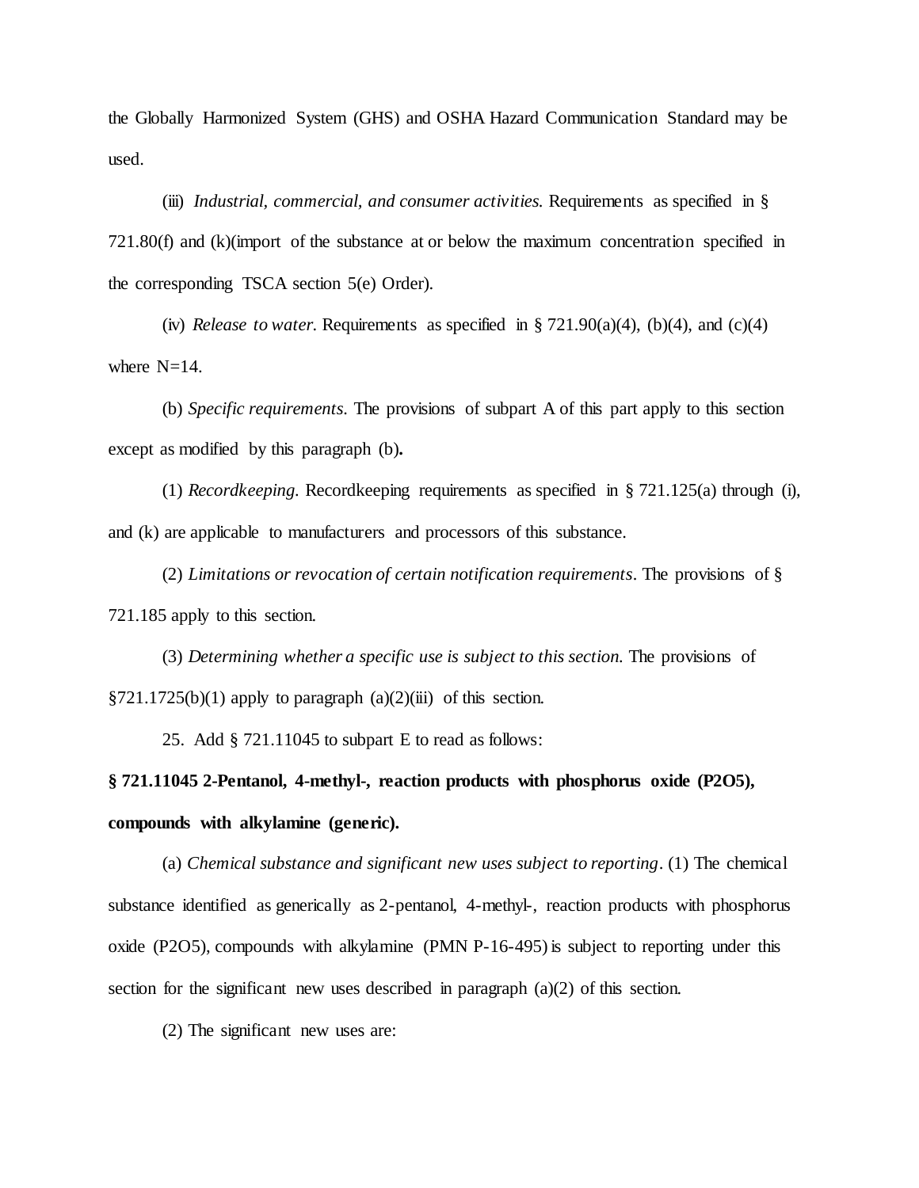the Globally Harmonized System (GHS) and OSHA Hazard Communication Standard may be used.

(iii) *Industrial, commercial, and consumer activities.* Requirements as specified in § 721.80(f) and (k)(import of the substance at or below the maximum concentration specified in the corresponding TSCA section 5(e) Order).

(iv) *Release to water.* Requirements as specified in § 721.90(a)(4), (b)(4), and (c)(4) where N=14.

(b) *Specific requirements*. The provisions of subpart A of this part apply to this section except as modified by this paragraph (b)**.**

(1) *Recordkeeping*. Recordkeeping requirements as specified in § 721.125(a) through (i), and (k) are applicable to manufacturers and processors of this substance.

(2) *Limitations or revocation of certain notification requirements*. The provisions of § 721.185 apply to this section.

(3) *Determining whether a specific use is subject to this section.* The provisions of §721.1725(b)(1) apply to paragraph (a)(2)(iii) of this section.

25. Add § 721.11045 to subpart E to read as follows:

**§ 721.11045 2-Pentanol, 4-methyl-, reaction products with phosphorus oxide (P2O5), compounds with alkylamine (generic).**

(a) *Chemical substance and significant new uses subject to reporting*. (1) The chemical substance identified as generically as 2-pentanol, 4-methyl-, reaction products with phosphorus oxide (P2O5), compounds with alkylamine (PMN P-16-495) is subject to reporting under this section for the significant new uses described in paragraph (a)(2) of this section.

(2) The significant new uses are: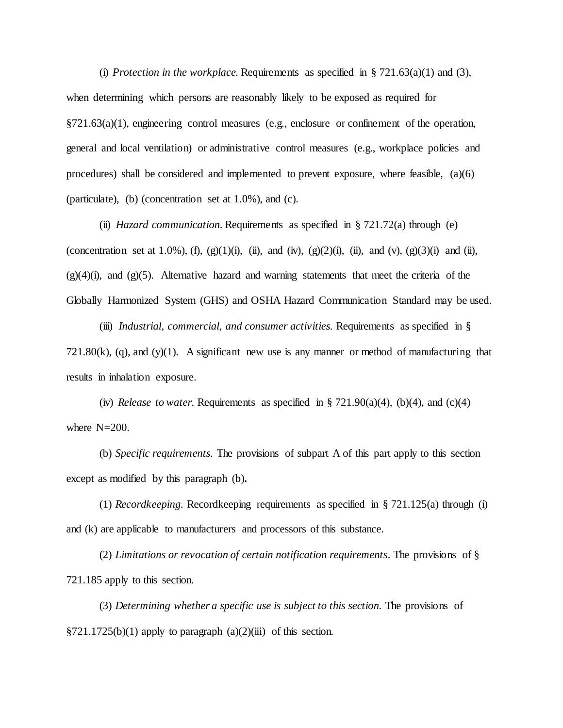(i) *Protection in the workplace.* Requirements as specified in § 721.63(a)(1) and (3), when determining which persons are reasonably likely to be exposed as required for §721.63(a)(1), engineering control measures (e.g., enclosure or confinement of the operation, general and local ventilation) or administrative control measures (e.g., workplace policies and procedures) shall be considered and implemented to prevent exposure, where feasible, (a)(6) (particulate), (b) (concentration set at 1.0%), and (c).

(ii) *Hazard communication.* Requirements as specified in § 721.72(a) through (e) (concentration set at 1.0%), (f), (g)(1)(i), (ii), and (iv), (g)(2)(i), (ii), and (v), (g)(3)(i) and (ii), (g)(4)(i), and (g)(5). Alternative hazard and warning statements that meet the criteria of the Globally Harmonized System (GHS) and OSHA Hazard Communication Standard may be used.

(iii) *Industrial, commercial, and consumer activities.* Requirements as specified in § 721.80(k), (q), and (y)(1). A significant new use is any manner or method of manufacturing that results in inhalation exposure.

(iv) *Release to water.* Requirements as specified in § 721.90(a)(4), (b)(4), and (c)(4) where N=200.

(b) *Specific requirements.* The provisions of subpart A of this part apply to this section except as modified by this paragraph (b)**.**

(1) *Recordkeeping.* Recordkeeping requirements as specified in § 721.125(a) through (i) and (k) are applicable to manufacturers and processors of this substance.

(2) *Limitations or revocation of certain notification requirements*. The provisions of § 721.185 apply to this section.

(3) *Determining whether a specific use is subject to this section.* The provisions of §721.1725(b)(1) apply to paragraph (a)(2)(iii) of this section.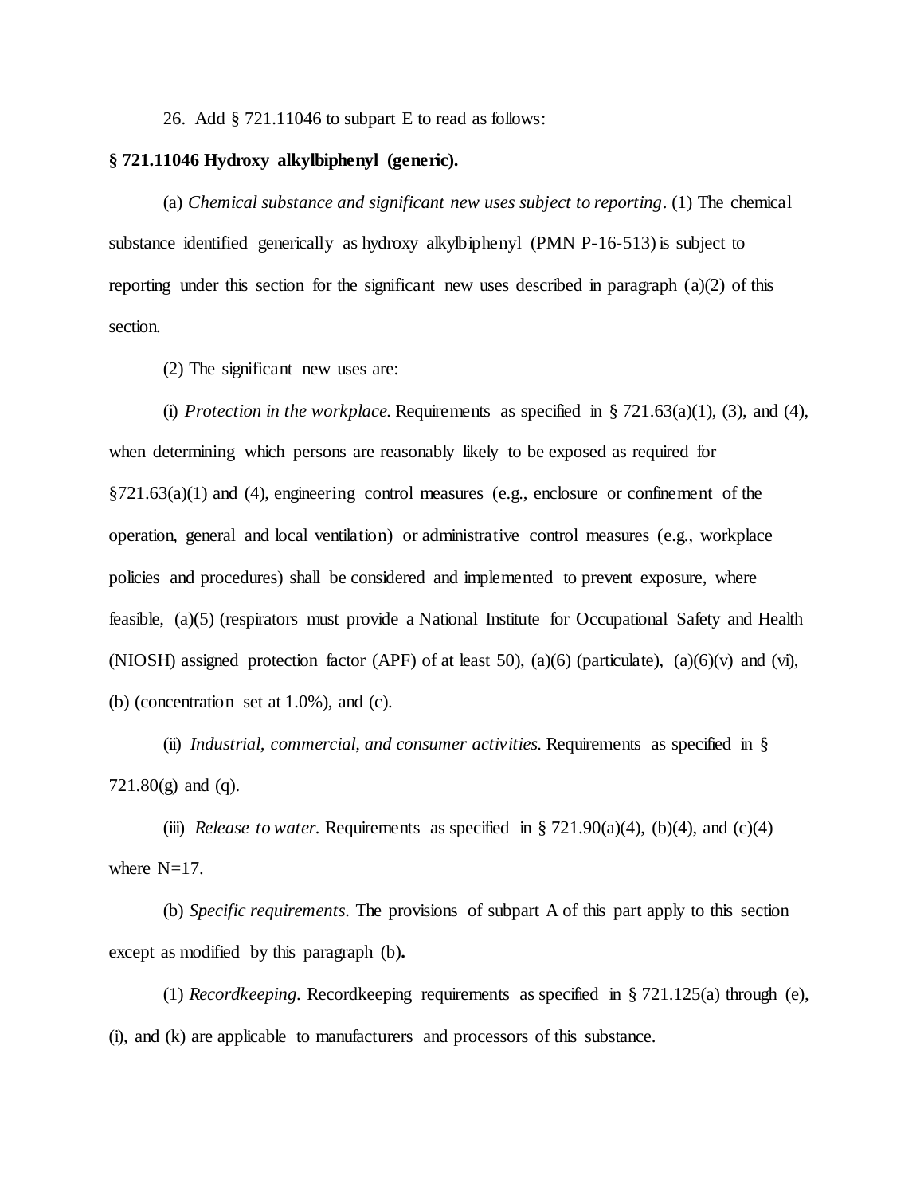26. Add § 721.11046 to subpart E to read as follows:

**§ 721.11046 Hydroxy alkylbiphenyl (generic).**

(a) *Chemical substance and significant new uses subject to reporting*. (1) The chemical substance identified generically as hydroxy alkylbiphenyl (PMN P-16-513) is subject to reporting under this section for the significant new uses described in paragraph (a)(2) of this section.

(2) The significant new uses are:

(i) *Protection in the workplace.* Requirements as specified in § 721.63(a)(1), (3), and (4), when determining which persons are reasonably likely to be exposed as required for §721.63(a)(1) and (4), engineering control measures (e.g., enclosure or confinement of the operation, general and local ventilation) or administrative control measures (e.g., workplace policies and procedures) shall be considered and implemented to prevent exposure, where feasible, (a)(5) (respirators must provide a National Institute for Occupational Safety and Health (NIOSH) assigned protection factor (APF) of at least 50), (a)(6) (particulate), (a)(6)(v) and (vi), (b) (concentration set at 1.0%), and (c).

(ii) *Industrial, commercial, and consumer activities.* Requirements as specified in § 721.80(g) and (q).

(iii) *Release to water.* Requirements as specified in § 721.90(a)(4), (b)(4), and (c)(4) where N=17.

(b) *Specific requirements*. The provisions of subpart A of this part apply to this section except as modified by this paragraph (b)**.**

(1) *Recordkeeping.* Recordkeeping requirements as specified in § 721.125(a) through (e), (i), and (k) are applicable to manufacturers and processors of this substance.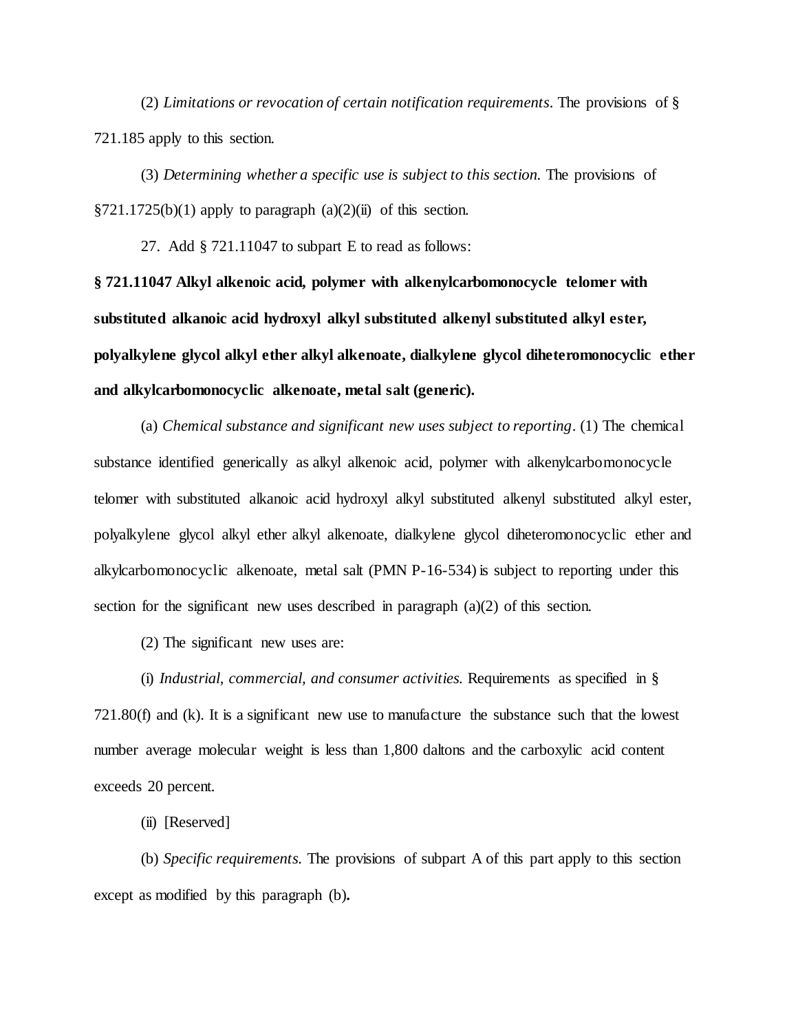(2) *Limitations or revocation of certain notification requirements*. The provisions of § 721.185 apply to this section.

(3) *Determining whether a specific use is subject to this section.* The provisions of §721.1725(b)(1) apply to paragraph (a)(2)(ii) of this section.

27. Add § 721.11047 to subpart E to read as follows:

**§ 721.11047 Alkyl alkenoic acid, polymer with alkenylcarbomonocycle telomer with substituted alkanoic acid hydroxyl alkyl substituted alkenyl substituted alkyl ester, polyalkylene glycol alkyl ether alkyl alkenoate, dialkylene glycol diheteromonocyclic ether and alkylcarbomonocyclic alkenoate, metal salt (generic).**

(a) *Chemical substance and significant new uses subject to reporting*. (1) The chemical substance identified generically as alkyl alkenoic acid, polymer with alkenylcarbomonocycle telomer with substituted alkanoic acid hydroxyl alkyl substituted alkenyl substituted alkyl ester, polyalkylene glycol alkyl ether alkyl alkenoate, dialkylene glycol diheteromonocyclic ether and alkylcarbomonocyclic alkenoate, metal salt (PMN P-16-534) is subject to reporting under this section for the significant new uses described in paragraph (a)(2) of this section.

(2) The significant new uses are:

(i) *Industrial, commercial, and consumer activities.* Requirements as specified in § 721.80(f) and (k). It is a significant new use to manufacture the substance such that the lowest number average molecular weight is less than 1,800 daltons and the carboxylic acid content exceeds 20 percent.

(ii) [Reserved]

(b) *Specific requirements.* The provisions of subpart A of this part apply to this section except as modified by this paragraph (b)**.**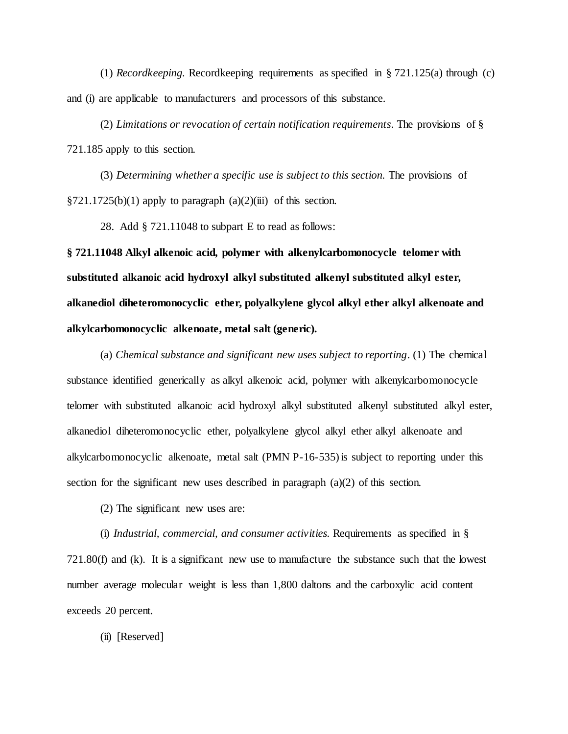(1) *Recordkeeping*. Recordkeeping requirements as specified in § 721.125(a) through (c) and (i) are applicable to manufacturers and processors of this substance.

(2) *Limitations or revocation of certain notification requirements*. The provisions of § 721.185 apply to this section.

(3) *Determining whether a specific use is subject to this section.* The provisions of §721.1725(b)(1) apply to paragraph (a)(2)(iii) of this section.

28. Add § 721.11048 to subpart E to read as follows:

**§ 721.11048 Alkyl alkenoic acid, polymer with alkenylcarbomonocycle telomer with substituted alkanoic acid hydroxyl alkyl substituted alkenyl substituted alkyl ester, alkanediol diheteromonocyclic ether, polyalkylene glycol alkyl ether alkyl alkenoate and alkylcarbomonocyclic alkenoate, metal salt (generic).**

(a) *Chemical substance and significant new uses subject to reporting*. (1) The chemical substance identified generically as alkyl alkenoic acid, polymer with alkenylcarbomonocycle telomer with substituted alkanoic acid hydroxyl alkyl substituted alkenyl substituted alkyl ester, alkanediol diheteromonocyclic ether, polyalkylene glycol alkyl ether alkyl alkenoate and alkylcarbomonocyclic alkenoate, metal salt (PMN P-16-535) is subject to reporting under this section for the significant new uses described in paragraph (a)(2) of this section.

(2) The significant new uses are:

(i) *Industrial, commercial, and consumer activities.* Requirements as specified in § 721.80(f) and (k). It is a significant new use to manufacture the substance such that the lowest number average molecular weight is less than 1,800 daltons and the carboxylic acid content exceeds 20 percent.

(ii) [Reserved]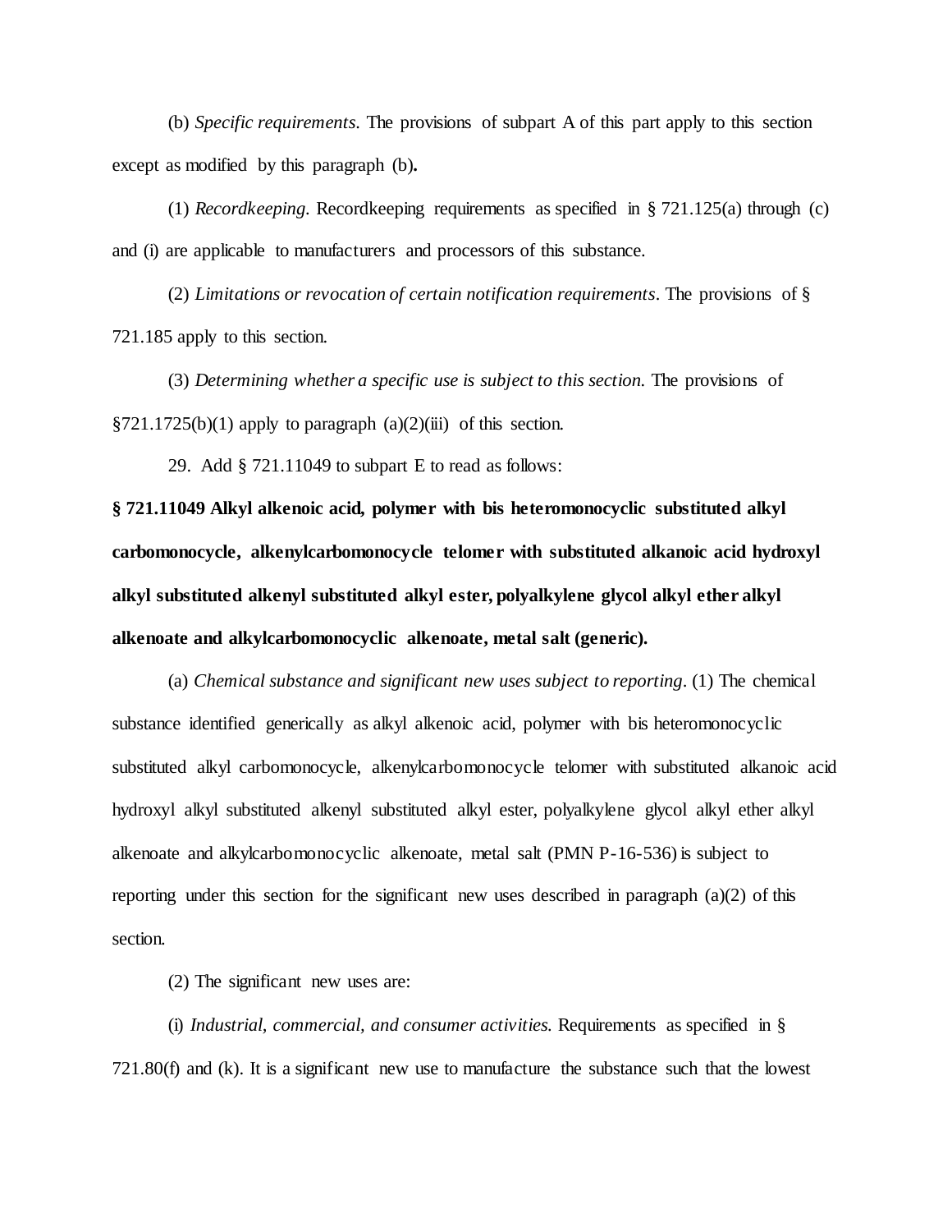(b) *Specific requirements*. The provisions of subpart A of this part apply to this section except as modified by this paragraph (b)**.**

(1) *Recordkeeping*. Recordkeeping requirements as specified in § 721.125(a) through (c) and (i) are applicable to manufacturers and processors of this substance.

(2) *Limitations or revocation of certain notification requirements*. The provisions of § 721.185 apply to this section.

(3) *Determining whether a specific use is subject to this section.* The provisions of §721.1725(b)(1) apply to paragraph (a)(2)(iii) of this section.

29. Add § 721.11049 to subpart E to read as follows:

**§ 721.11049 Alkyl alkenoic acid, polymer with bis heteromonocyclic substituted alkyl carbomonocycle, alkenylcarbomonocycle telomer with substituted alkanoic acid hydroxyl alkyl substituted alkenyl substituted alkyl ester, polyalkylene glycol alkyl ether alkyl alkenoate and alkylcarbomonocyclic alkenoate, metal salt (generic).**

(a) *Chemical substance and significant new uses subject to reporting*. (1) The chemical substance identified generically as alkyl alkenoic acid, polymer with bis heteromonocyclic substituted alkyl carbomonocycle, alkenylcarbomonocycle telomer with substituted alkanoic acid hydroxyl alkyl substituted alkenyl substituted alkyl ester, polyalkylene glycol alkyl ether alkyl alkenoate and alkylcarbomonocyclic alkenoate, metal salt (PMN P-16-536) is subject to reporting under this section for the significant new uses described in paragraph (a)(2) of this section.

(2) The significant new uses are:

(i) *Industrial, commercial, and consumer activities.* Requirements as specified in § 721.80(f) and (k). It is a significant new use to manufacture the substance such that the lowest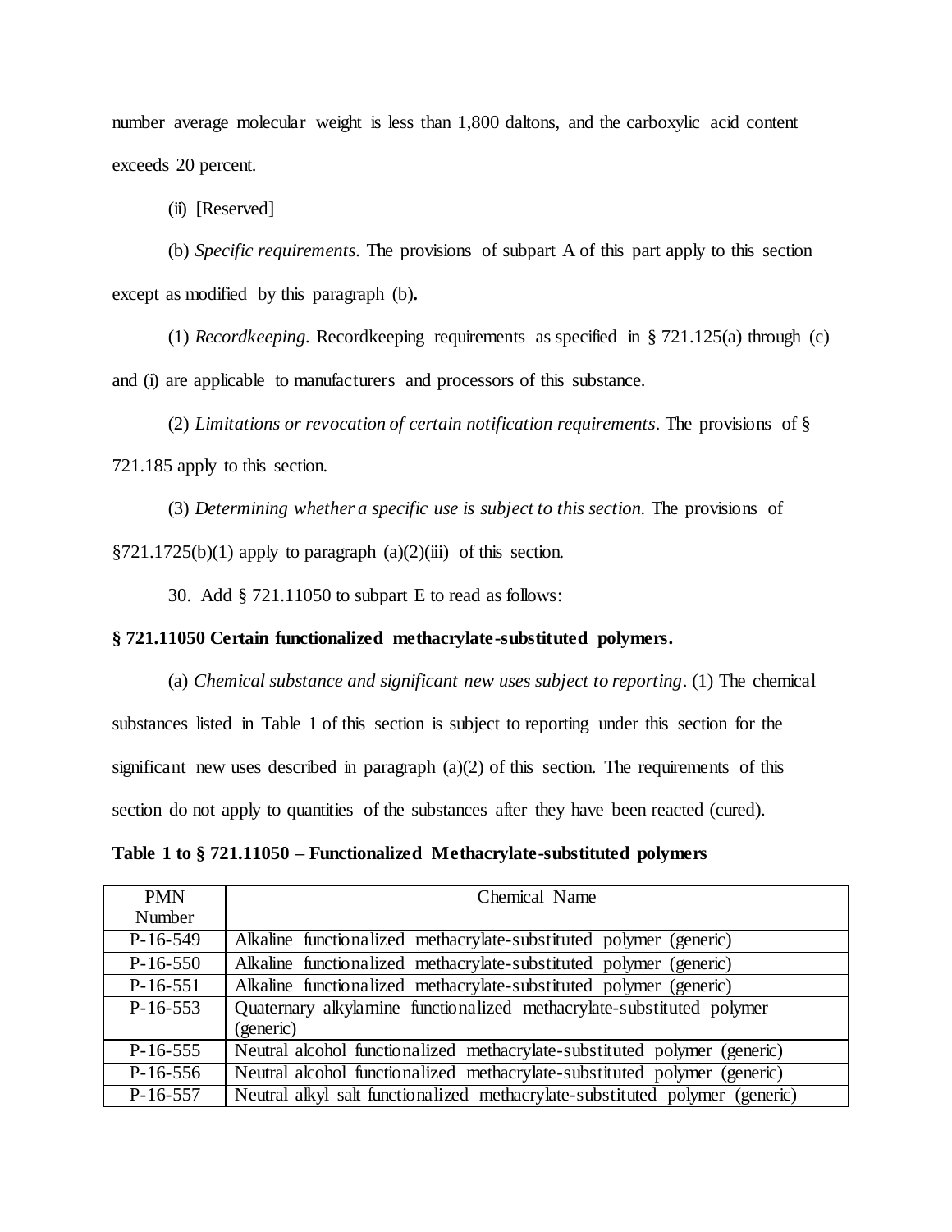number average molecular weight is less than 1,800 daltons, and the carboxylic acid content exceeds 20 percent.

(ii) [Reserved]

(b) *Specific requirements*. The provisions of subpart A of this part apply to this section except as modified by this paragraph (b)**.**

(1) *Recordkeeping*. Recordkeeping requirements as specified in § 721.125(a) through (c) and (i) are applicable to manufacturers and processors of this substance.

(2) *Limitations or revocation of certain notification requirements*. The provisions of § 721.185 apply to this section.

(3) *Determining whether a specific use is subject to this section.* The provisions of §721.1725(b)(1) apply to paragraph (a)(2)(iii) of this section.

30. Add § 721.11050 to subpart E to read as follows:

**§ 721.11050 Certain functionalized methacrylate-substituted polymers.**

(a) *Chemical substance and significant new uses subject to reporting*. (1) The chemical substances listed in Table 1 of this section is subject to reporting under this section for the significant new uses described in paragraph (a)(2) of this section. The requirements of this section do not apply to quantities of the substances after they have been reacted (cured).

**Table 1 to § 721.11050 – Functionalized Methacrylate-substituted polymers**

| PMN Number | Chemical Name |
|---|---|
| P-16-549 | Alkaline functionalized methacrylate-substituted polymer (generic) |
| P-16-550 | Alkaline functionalized methacrylate-substituted polymer (generic) |
| P-16-551 | Alkaline functionalized methacrylate-substituted polymer (generic) |
| P-16-553 | Quaternary alkylamine functionalized methacrylate-substituted polymer (generic) |
| P-16-555 | Neutral alcohol functionalized methacrylate-substituted polymer (generic) |
| P-16-556 | Neutral alcohol functionalized methacrylate-substituted polymer (generic) |
| P-16-557 | Neutral alkyl salt functionalized methacrylate-substituted polymer (generic) |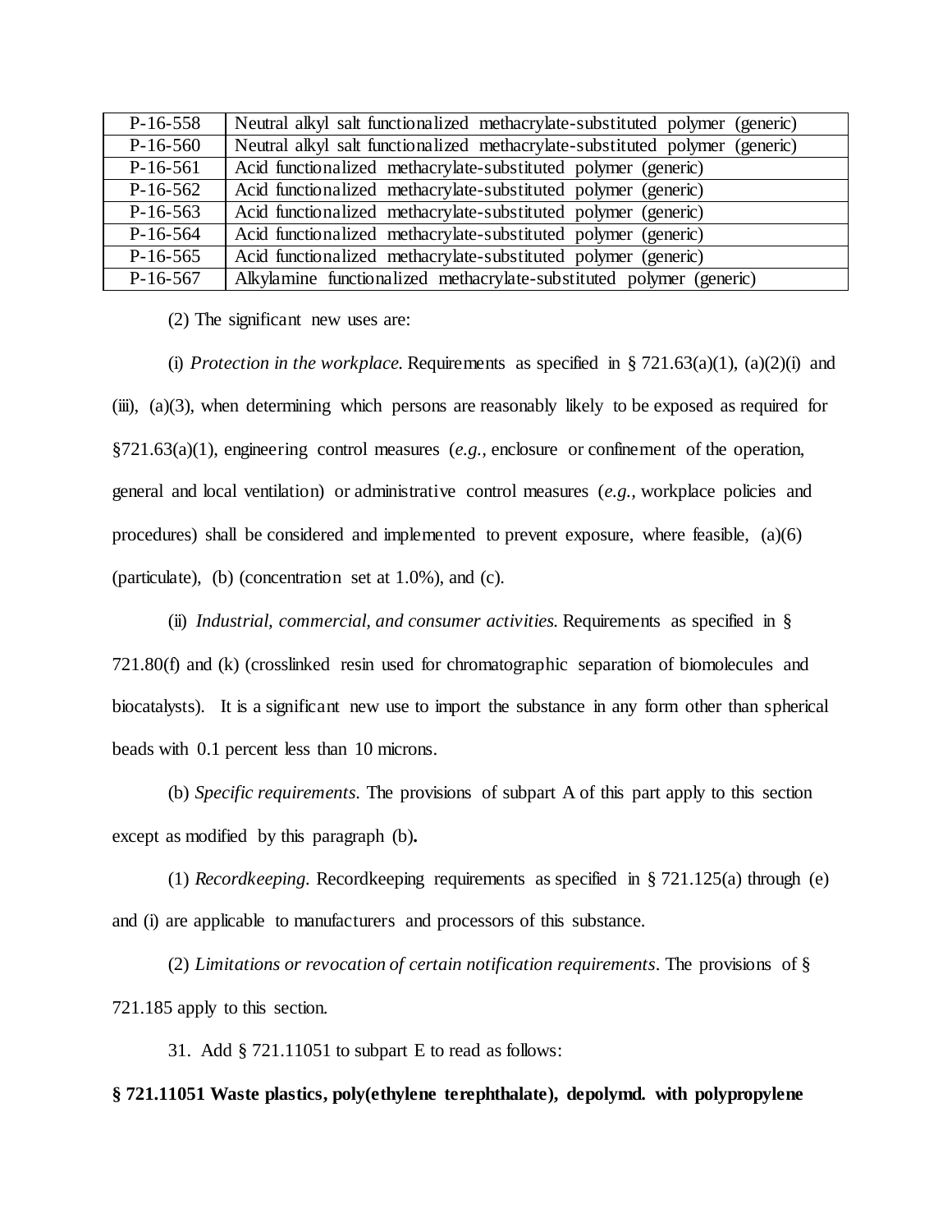| P-16-558 | Neutral alkyl salt functionalized methacrylate-substituted polymer (generic) |
|---|---|
| P-16-560 | Neutral alkyl salt functionalized methacrylate-substituted polymer (generic) |
| P-16-561 | Acid functionalized methacrylate-substituted polymer (generic) |
| P-16-562 | Acid functionalized methacrylate-substituted polymer (generic) |
| P-16-563 | Acid functionalized methacrylate-substituted polymer (generic) |
| P-16-564 | Acid functionalized methacrylate-substituted polymer (generic) |
| P-16-565 | Acid functionalized methacrylate-substituted polymer (generic) |
| P-16-567 | Alkylamine functionalized methacrylate-substituted polymer (generic) |

(2) The significant new uses are:

(i) *Protection in the workplace*. Requirements as specified in § 721.63(a)(1), (a)(2)(i) and (iii), (a)(3), when determining which persons are reasonably likely to be exposed as required for §721.63(a)(1), engineering control measures (*e.g.*, enclosure or confinement of the operation, general and local ventilation) or administrative control measures (*e.g.*, workplace policies and procedures) shall be considered and implemented to prevent exposure, where feasible, (a)(6) (particulate), (b) (concentration set at 1.0%), and (c).

(ii) *Industrial, commercial, and consumer activities*. Requirements as specified in § 721.80(f) and (k) (crosslinked resin used for chromatographic separation of biomolecules and biocatalysts). It is a significant new use to import the substance in any form other than spherical beads with 0.1 percent less than 10 microns.

(b) *Specific requirements*. The provisions of subpart A of this part apply to this section except as modified by this paragraph (b)**.**

(1) *Recordkeeping*. Recordkeeping requirements as specified in § 721.125(a) through (e) and (i) are applicable to manufacturers and processors of this substance.

(2) *Limitations or revocation of certain notification requirements*. The provisions of § 721.185 apply to this section.

31. Add § 721.11051 to subpart E to read as follows:

**§ 721.11051 Waste plastics, poly(ethylene terephthalate), depolymd. with polypropylene**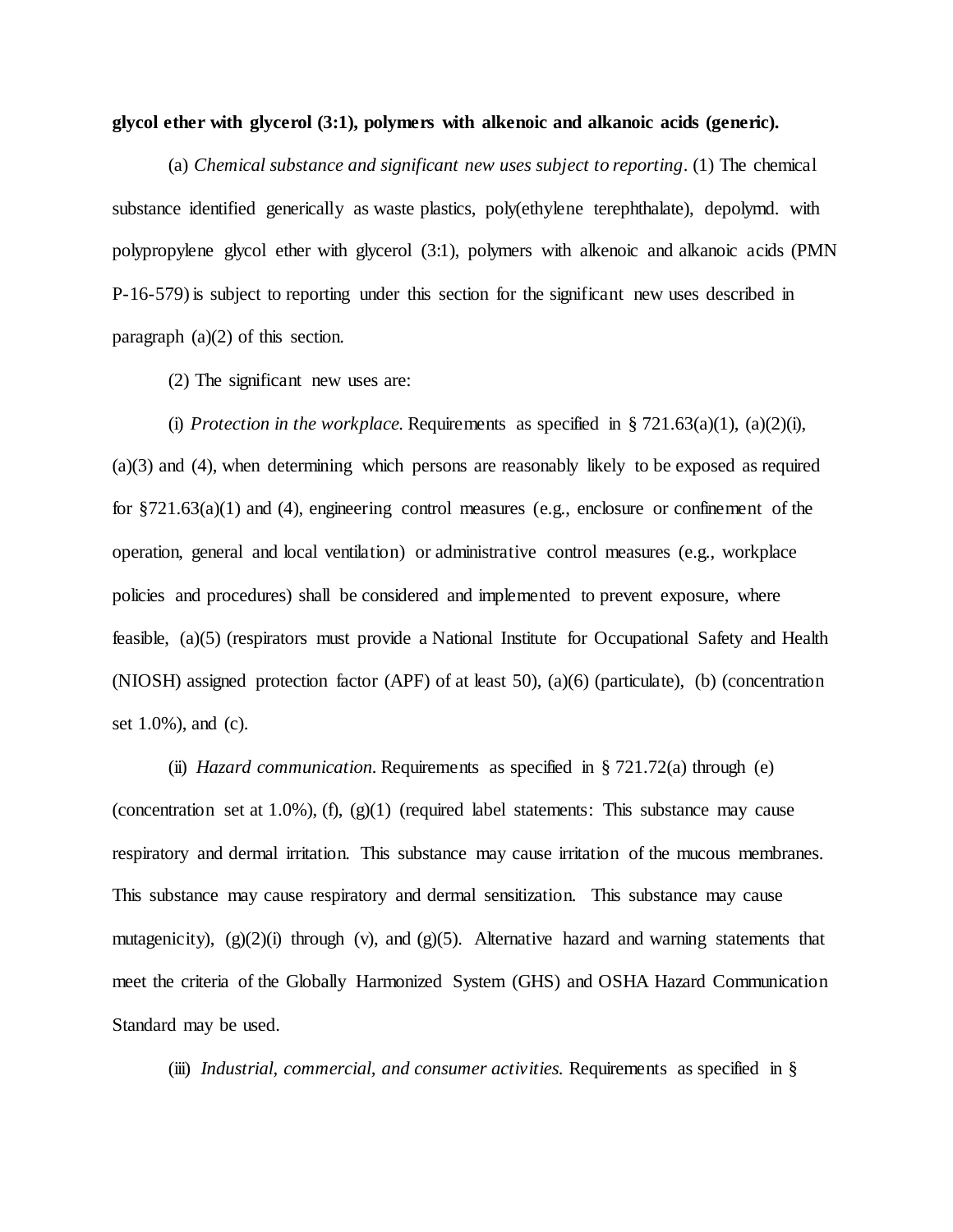**glycol ether with glycerol (3:1), polymers with alkenoic and alkanoic acids (generic).**

(a) *Chemical substance and significant new uses subject to reporting*. (1) The chemical substance identified generically as waste plastics, poly(ethylene terephthalate), depolymd. with polypropylene glycol ether with glycerol (3:1), polymers with alkenoic and alkanoic acids (PMN P-16-579) is subject to reporting under this section for the significant new uses described in paragraph (a)(2) of this section.

(2) The significant new uses are:

(i) *Protection in the workplace.* Requirements as specified in § 721.63(a)(1), (a)(2)(i), (a)(3) and (4), when determining which persons are reasonably likely to be exposed as required for §721.63(a)(1) and (4), engineering control measures (e.g., enclosure or confinement of the operation, general and local ventilation) or administrative control measures (e.g., workplace policies and procedures) shall be considered and implemented to prevent exposure, where feasible, (a)(5) (respirators must provide a National Institute for Occupational Safety and Health (NIOSH) assigned protection factor (APF) of at least 50), (a)(6) (particulate), (b) (concentration set 1.0%), and (c).

(ii) *Hazard communication.* Requirements as specified in § 721.72(a) through (e) (concentration set at 1.0%), (f), (g)(1) (required label statements: This substance may cause respiratory and dermal irritation. This substance may cause irritation of the mucous membranes. This substance may cause respiratory and dermal sensitization. This substance may cause mutagenicity), (g)(2)(i) through (v), and (g)(5). Alternative hazard and warning statements that meet the criteria of the Globally Harmonized System (GHS) and OSHA Hazard Communication Standard may be used.

(iii) *Industrial, commercial, and consumer activities.* Requirements as specified in §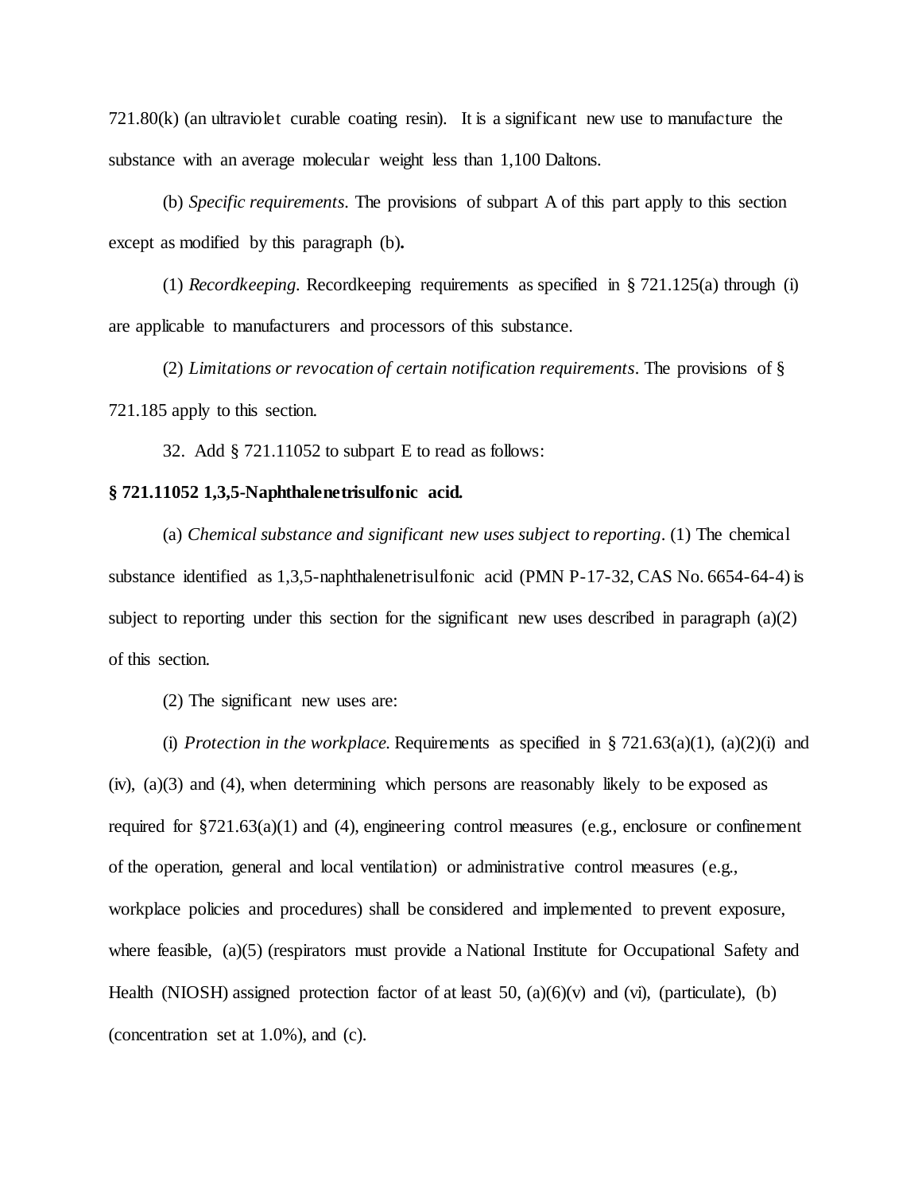721.80(k) (an ultraviolet curable coating resin). It is a significant new use to manufacture the substance with an average molecular weight less than 1,100 Daltons.

(b) *Specific requirements*. The provisions of subpart A of this part apply to this section except as modified by this paragraph (b)**.**

(1) *Recordkeeping*. Recordkeeping requirements as specified in § 721.125(a) through (i) are applicable to manufacturers and processors of this substance.

(2) *Limitations or revocation of certain notification requirements*. The provisions of § 721.185 apply to this section.

32. Add § 721.11052 to subpart E to read as follows:

**§ 721.11052 1,3,5-Naphthalenetrisulfonic acid.**

(a) *Chemical substance and significant new uses subject to reporting*. (1) The chemical substance identified as 1,3,5-naphthalenetrisulfonic acid (PMN P-17-32, CAS No. 6654-64-4) is subject to reporting under this section for the significant new uses described in paragraph (a)(2) of this section.

(2) The significant new uses are:

(i) *Protection in the workplace.* Requirements as specified in § 721.63(a)(1), (a)(2)(i) and (iv), (a)(3) and (4), when determining which persons are reasonably likely to be exposed as required for §721.63(a)(1) and (4), engineering control measures (e.g., enclosure or confinement of the operation, general and local ventilation) or administrative control measures (e.g., workplace policies and procedures) shall be considered and implemented to prevent exposure, where feasible, (a)(5) (respirators must provide a National Institute for Occupational Safety and Health (NIOSH) assigned protection factor of at least 50, (a)(6)(v) and (vi), (particulate), (b) (concentration set at 1.0%), and (c).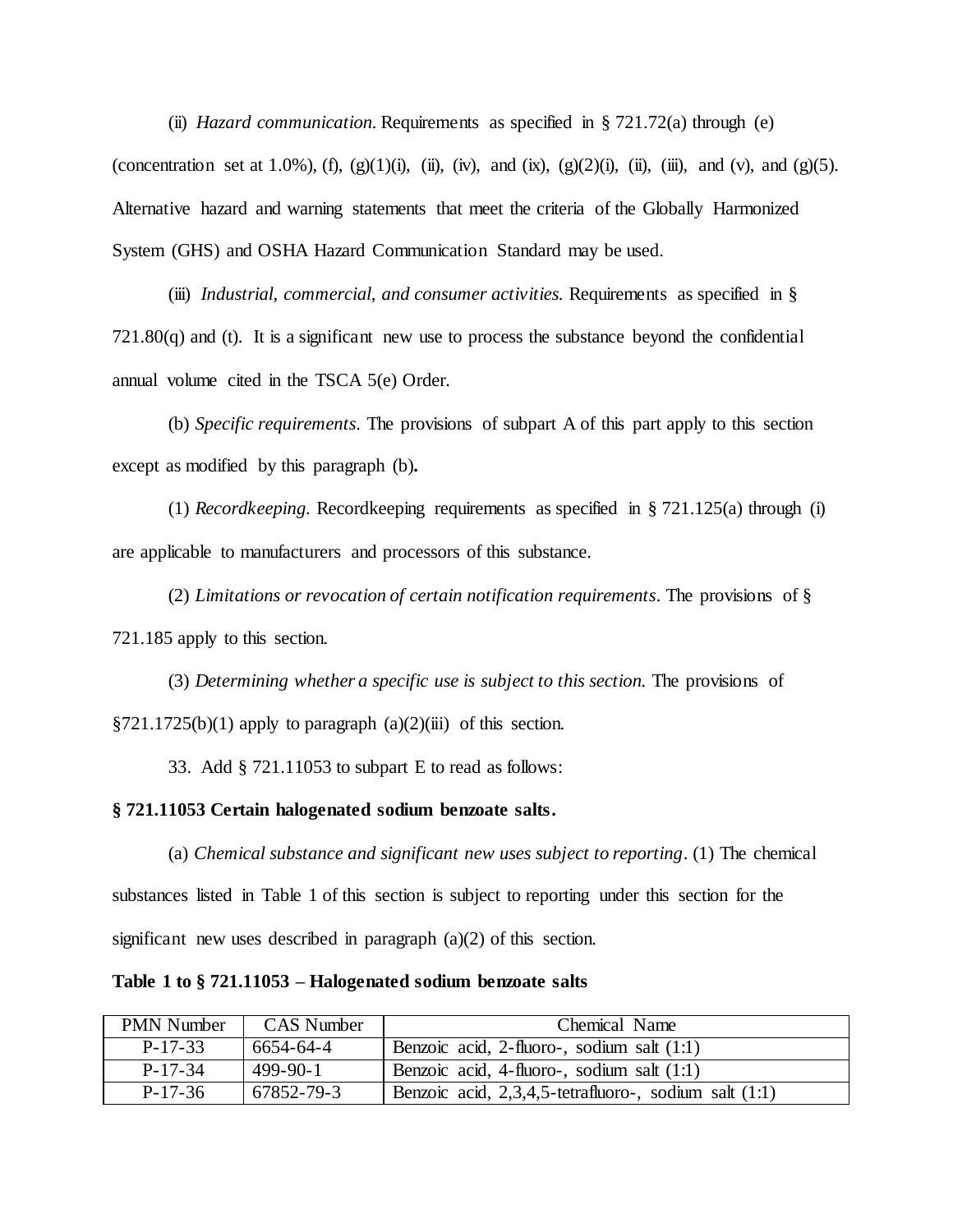(ii) *Hazard communication*. Requirements as specified in § 721.72(a) through (e) (concentration set at 1.0%), (f), (g)(1)(i), (ii), (iv), and (ix), (g)(2)(i), (ii), (iii), and (v), and (g)(5). Alternative hazard and warning statements that meet the criteria of the Globally Harmonized System (GHS) and OSHA Hazard Communication Standard may be used.

(iii) *Industrial, commercial, and consumer activities*. Requirements as specified in § 721.80(q) and (t). It is a significant new use to process the substance beyond the confidential annual volume cited in the TSCA 5(e) Order.

(b) *Specific requirements*. The provisions of subpart A of this part apply to this section except as modified by this paragraph (b).

(1) *Recordkeeping*. Recordkeeping requirements as specified in § 721.125(a) through (i) are applicable to manufacturers and processors of this substance.

(2) *Limitations or revocation of certain notification requirements*. The provisions of § 721.185 apply to this section.

(3) *Determining whether a specific use is subject to this section*. The provisions of §721.1725(b)(1) apply to paragraph (a)(2)(iii) of this section.

33. Add § 721.11053 to subpart E to read as follows:

**§ 721.11053 Certain halogenated sodium benzoate salts.**

(a) *Chemical substance and significant new uses subject to reporting*. (1) The chemical substances listed in Table 1 of this section is subject to reporting under this section for the significant new uses described in paragraph (a)(2) of this section.

**Table 1 to § 721.11053 – Halogenated sodium benzoate salts**

| PMN Number | CAS Number | Chemical Name |
|---|---|---|
| P-17-33 | 6654-64-4 | Benzoic acid, 2-fluoro-, sodium salt (1:1) |
| P-17-34 | 499-90-1 | Benzoic acid, 4-fluoro-, sodium salt (1:1) |
| P-17-36 | 67852-79-3 | Benzoic acid, 2,3,4,5-tetrafluoro-, sodium salt (1:1) |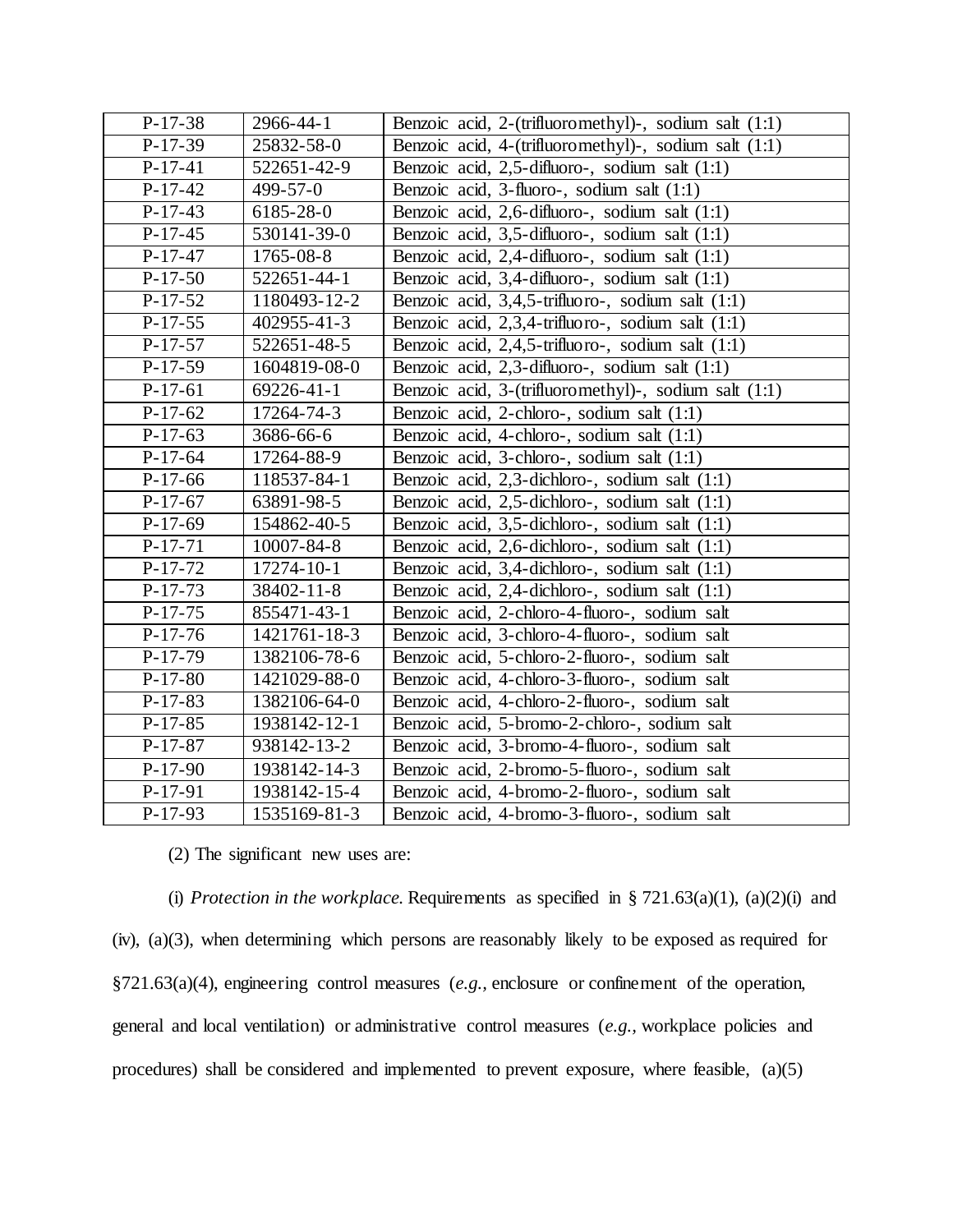| P-17-38 | 2966-44-1 | Benzoic acid, 2-(trifluoromethyl)-, sodium salt (1:1) |
|---|---|---|
| P-17-39 | 25832-58-0 | Benzoic acid, 4-(trifluoromethyl)-, sodium salt (1:1) |
| P-17-41 | 522651-42-9 | Benzoic acid, 2,5-difluoro-, sodium salt (1:1) |
| P-17-42 | 499-57-0 | Benzoic acid, 3-fluoro-, sodium salt (1:1) |
| P-17-43 | 6185-28-0 | Benzoic acid, 2,6-difluoro-, sodium salt (1:1) |
| P-17-45 | 530141-39-0 | Benzoic acid, 3,5-difluoro-, sodium salt (1:1) |
| P-17-47 | 1765-08-8 | Benzoic acid, 2,4-difluoro-, sodium salt (1:1) |
| P-17-50 | 522651-44-1 | Benzoic acid, 3,4-difluoro-, sodium salt (1:1) |
| P-17-52 | 1180493-12-2 | Benzoic acid, 3,4,5-trifluoro-, sodium salt (1:1) |
| P-17-55 | 402955-41-3 | Benzoic acid, 2,3,4-trifluoro-, sodium salt (1:1) |
| P-17-57 | 522651-48-5 | Benzoic acid, 2,4,5-trifluoro-, sodium salt (1:1) |
| P-17-59 | 1604819-08-0 | Benzoic acid, 2,3-difluoro-, sodium salt (1:1) |
| P-17-61 | 69226-41-1 | Benzoic acid, 3-(trifluoromethyl)-, sodium salt (1:1) |
| P-17-62 | 17264-74-3 | Benzoic acid, 2-chloro-, sodium salt (1:1) |
| P-17-63 | 3686-66-6 | Benzoic acid, 4-chloro-, sodium salt (1:1) |
| P-17-64 | 17264-88-9 | Benzoic acid, 3-chloro-, sodium salt (1:1) |
| P-17-66 | 118537-84-1 | Benzoic acid, 2,3-dichloro-, sodium salt (1:1) |
| P-17-67 | 63891-98-5 | Benzoic acid, 2,5-dichloro-, sodium salt (1:1) |
| P-17-69 | 154862-40-5 | Benzoic acid, 3,5-dichloro-, sodium salt (1:1) |
| P-17-71 | 10007-84-8 | Benzoic acid, 2,6-dichloro-, sodium salt (1:1) |
| P-17-72 | 17274-10-1 | Benzoic acid, 3,4-dichloro-, sodium salt (1:1) |
| P-17-73 | 38402-11-8 | Benzoic acid, 2,4-dichloro-, sodium salt (1:1) |
| P-17-75 | 855471-43-1 | Benzoic acid, 2-chloro-4-fluoro-, sodium salt |
| P-17-76 | 1421761-18-3 | Benzoic acid, 3-chloro-4-fluoro-, sodium salt |
| P-17-79 | 1382106-78-6 | Benzoic acid, 5-chloro-2-fluoro-, sodium salt |
| P-17-80 | 1421029-88-0 | Benzoic acid, 4-chloro-3-fluoro-, sodium salt |
| P-17-83 | 1382106-64-0 | Benzoic acid, 4-chloro-2-fluoro-, sodium salt |
| P-17-85 | 1938142-12-1 | Benzoic acid, 5-bromo-2-chloro-, sodium salt |
| P-17-87 | 938142-13-2 | Benzoic acid, 3-bromo-4-fluoro-, sodium salt |
| P-17-90 | 1938142-14-3 | Benzoic acid, 2-bromo-5-fluoro-, sodium salt |
| P-17-91 | 1938142-15-4 | Benzoic acid, 4-bromo-2-fluoro-, sodium salt |
| P-17-93 | 1535169-81-3 | Benzoic acid, 4-bromo-3-fluoro-, sodium salt |

(2) The significant new uses are:

(i) *Protection in the workplace.* Requirements as specified in § 721.63(a)(1), (a)(2)(i) and (iv), (a)(3), when determining which persons are reasonably likely to be exposed as required for §721.63(a)(4), engineering control measures (*e.g.,* enclosure or confinement of the operation, general and local ventilation) or administrative control measures (*e.g.,* workplace policies and procedures) shall be considered and implemented to prevent exposure, where feasible, (a)(5)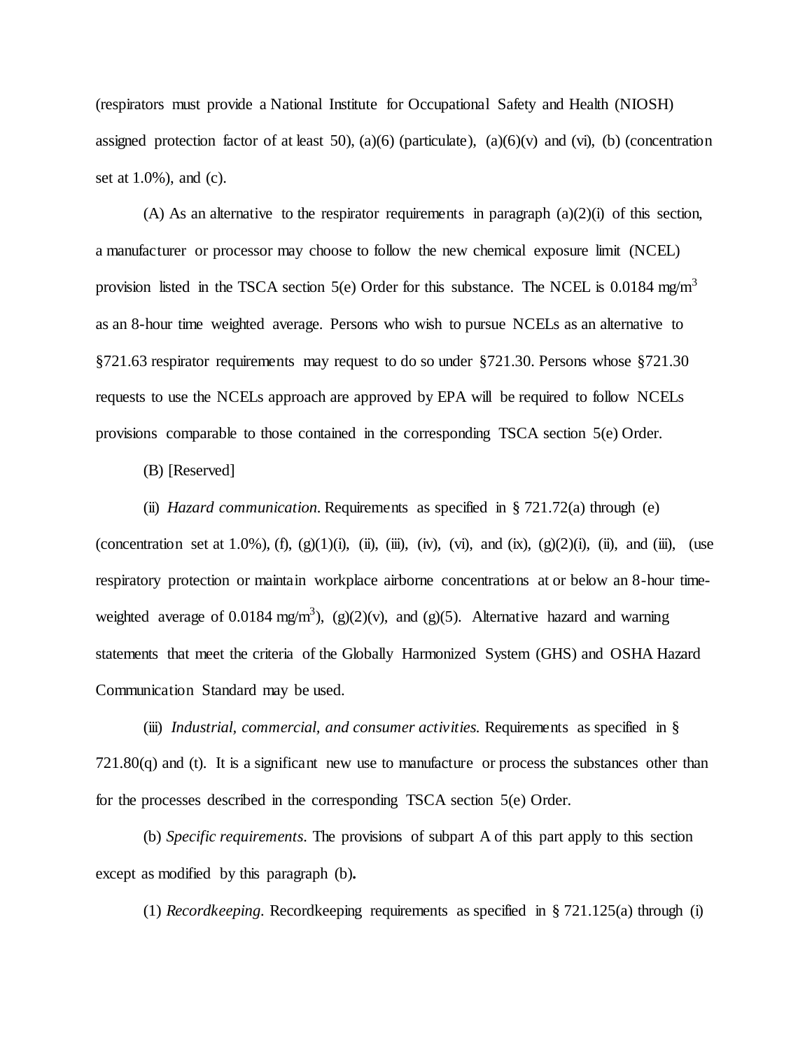(respirators must provide a National Institute for Occupational Safety and Health (NIOSH) assigned protection factor of at least 50), (a)(6) (particulate), (a)(6)(v) and (vi), (b) (concentration set at 1.0%), and (c).

(A) As an alternative to the respirator requirements in paragraph (a)(2)(i) of this section, a manufacturer or processor may choose to follow the new chemical exposure limit (NCEL) provision listed in the TSCA section 5(e) Order for this substance. The NCEL is 0.0184 mg/m$^3$ as an 8-hour time weighted average. Persons who wish to pursue NCELs as an alternative to §721.63 respirator requirements may request to do so under §721.30. Persons whose §721.30 requests to use the NCELs approach are approved by EPA will be required to follow NCELs provisions comparable to those contained in the corresponding TSCA section 5(e) Order.

(B) [Reserved]

(ii) *Hazard communication.* Requirements as specified in § 721.72(a) through (e) (concentration set at 1.0%), (f), (g)(1)(i), (ii), (iii), (iv), (vi), and (ix), (g)(2)(i), (ii), and (iii), (use respiratory protection or maintain workplace airborne concentrations at or below an 8-hour time-weighted average of 0.0184 mg/m$^3$), (g)(2)(v), and (g)(5). Alternative hazard and warning statements that meet the criteria of the Globally Harmonized System (GHS) and OSHA Hazard Communication Standard may be used.

(iii) *Industrial, commercial, and consumer activities.* Requirements as specified in § 721.80(q) and (t). It is a significant new use to manufacture or process the substances other than for the processes described in the corresponding TSCA section 5(e) Order.

(b) *Specific requirements.* The provisions of subpart A of this part apply to this section except as modified by this paragraph (b)**.**

(1) *Recordkeeping.* Recordkeeping requirements as specified in § 721.125(a) through (i)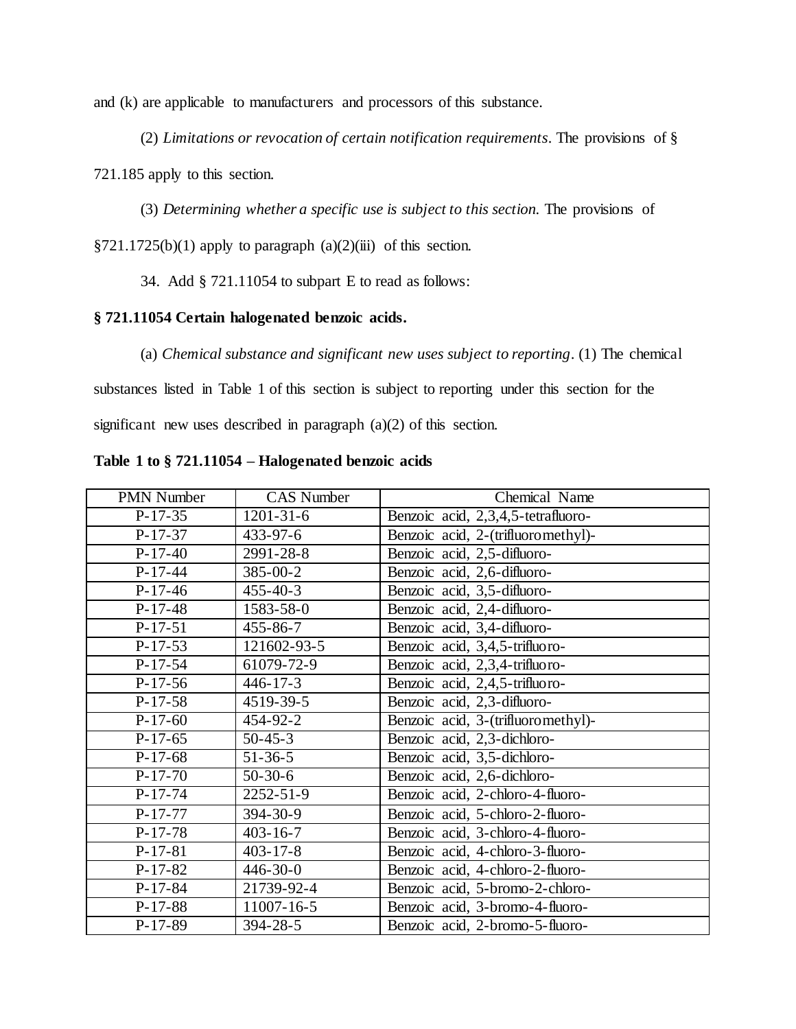and (k) are applicable to manufacturers and processors of this substance.

(2) *Limitations or revocation of certain notification requirements*. The provisions of § 721.185 apply to this section.

(3) *Determining whether a specific use is subject to this section.* The provisions of §721.1725(b)(1) apply to paragraph (a)(2)(iii) of this section.

34. Add § 721.11054 to subpart E to read as follows:

**§ 721.11054 Certain halogenated benzoic acids.**

(a) *Chemical substance and significant new uses subject to reporting*. (1) The chemical substances listed in Table 1 of this section is subject to reporting under this section for the significant new uses described in paragraph (a)(2) of this section.

**Table 1 to § 721.11054 – Halogenated benzoic acids**

| PMN Number | CAS Number | Chemical Name |
|---|---|---|
| P-17-35 | 1201-31-6 | Benzoic acid, 2,3,4,5-tetrafluoro- |
| P-17-37 | 433-97-6 | Benzoic acid, 2-(trifluoromethyl)- |
| P-17-40 | 2991-28-8 | Benzoic acid, 2,5-difluoro- |
| P-17-44 | 385-00-2 | Benzoic acid, 2,6-difluoro- |
| P-17-46 | 455-40-3 | Benzoic acid, 3,5-difluoro- |
| P-17-48 | 1583-58-0 | Benzoic acid, 2,4-difluoro- |
| P-17-51 | 455-86-7 | Benzoic acid, 3,4-difluoro- |
| P-17-53 | 121602-93-5 | Benzoic acid, 3,4,5-trifluoro- |
| P-17-54 | 61079-72-9 | Benzoic acid, 2,3,4-trifluoro- |
| P-17-56 | 446-17-3 | Benzoic acid, 2,4,5-trifluoro- |
| P-17-58 | 4519-39-5 | Benzoic acid, 2,3-difluoro- |
| P-17-60 | 454-92-2 | Benzoic acid, 3-(trifluoromethyl)- |
| P-17-65 | 50-45-3 | Benzoic acid, 2,3-dichloro- |
| P-17-68 | 51-36-5 | Benzoic acid, 3,5-dichloro- |
| P-17-70 | 50-30-6 | Benzoic acid, 2,6-dichloro- |
| P-17-74 | 2252-51-9 | Benzoic acid, 2-chloro-4-fluoro- |
| P-17-77 | 394-30-9 | Benzoic acid, 5-chloro-2-fluoro- |
| P-17-78 | 403-16-7 | Benzoic acid, 3-chloro-4-fluoro- |
| P-17-81 | 403-17-8 | Benzoic acid, 4-chloro-3-fluoro- |
| P-17-82 | 446-30-0 | Benzoic acid, 4-chloro-2-fluoro- |
| P-17-84 | 21739-92-4 | Benzoic acid, 5-bromo-2-chloro- |
| P-17-88 | 11007-16-5 | Benzoic acid, 3-bromo-4-fluoro- |
| P-17-89 | 394-28-5 | Benzoic acid, 2-bromo-5-fluoro- |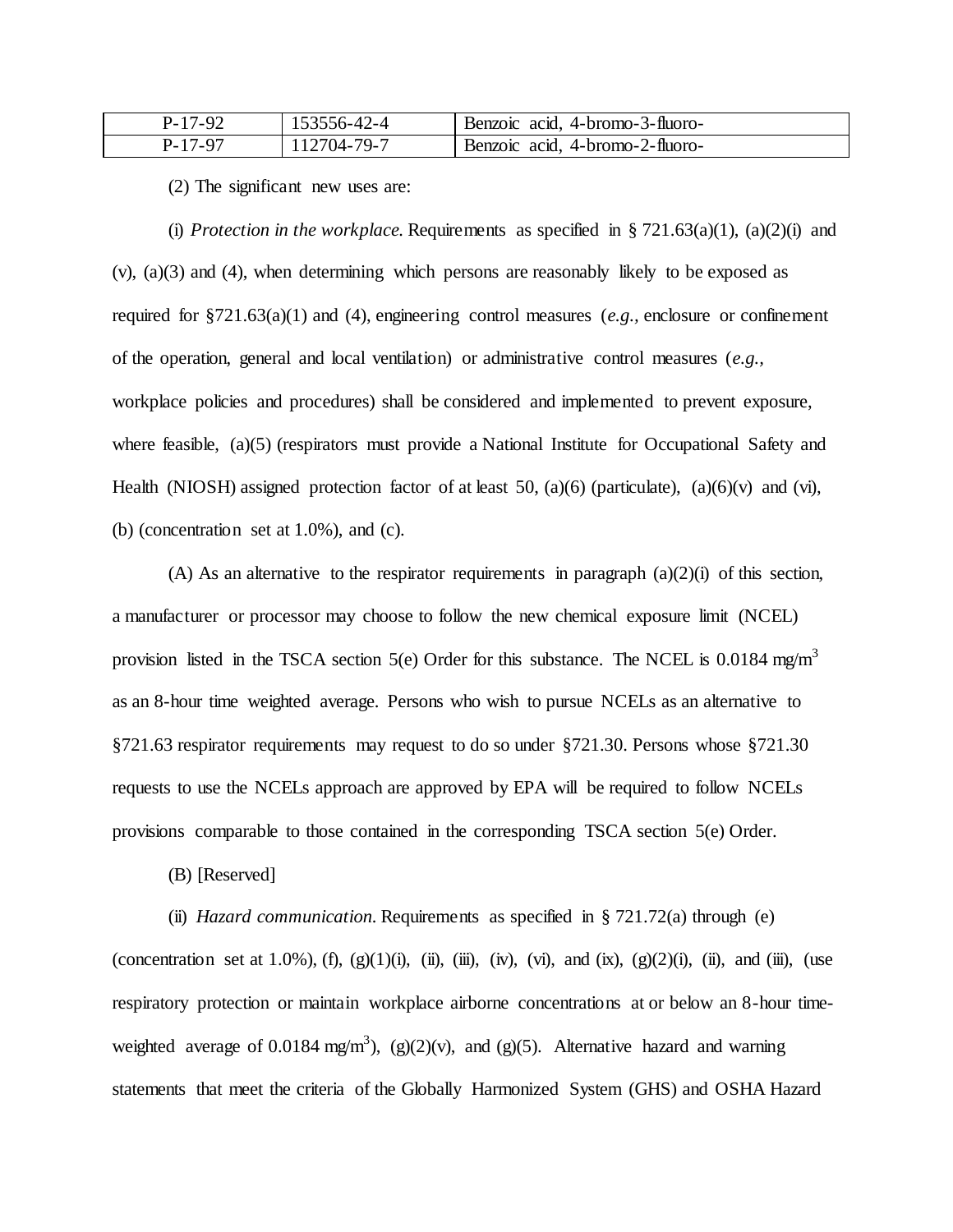| P-17-92 | 153556-42-4 | Benzoic acid, 4-bromo-3-fluoro- |
|---|---|---|
| P-17-97 | 112704-79-7 | Benzoic acid, 4-bromo-2-fluoro- |

(2) The significant new uses are:

(i) *Protection in the workplace.* Requirements as specified in § 721.63(a)(1), (a)(2)(i) and (v), (a)(3) and (4), when determining which persons are reasonably likely to be exposed as required for §721.63(a)(1) and (4), engineering control measures (*e.g.*, enclosure or confinement of the operation, general and local ventilation) or administrative control measures (*e.g.*, workplace policies and procedures) shall be considered and implemented to prevent exposure, where feasible, (a)(5) (respirators must provide a National Institute for Occupational Safety and Health (NIOSH) assigned protection factor of at least 50, (a)(6) (particulate), (a)(6)(v) and (vi), (b) (concentration set at 1.0%), and (c).

(A) As an alternative to the respirator requirements in paragraph (a)(2)(i) of this section, a manufacturer or processor may choose to follow the new chemical exposure limit (NCEL) provision listed in the TSCA section 5(e) Order for this substance. The NCEL is 0.0184 mg/m$^3$ as an 8-hour time weighted average. Persons who wish to pursue NCELs as an alternative to §721.63 respirator requirements may request to do so under §721.30. Persons whose §721.30 requests to use the NCELs approach are approved by EPA will be required to follow NCELs provisions comparable to those contained in the corresponding TSCA section 5(e) Order.

(B) [Reserved]

(ii) *Hazard communication.* Requirements as specified in § 721.72(a) through (e) (concentration set at 1.0%), (f), (g)(1)(i), (ii), (iii), (iv), (vi), and (ix), (g)(2)(i), (ii), and (iii), (use respiratory protection or maintain workplace airborne concentrations at or below an 8-hour time-weighted average of 0.0184 mg/m$^3$), (g)(2)(v), and (g)(5). Alternative hazard and warning statements that meet the criteria of the Globally Harmonized System (GHS) and OSHA Hazard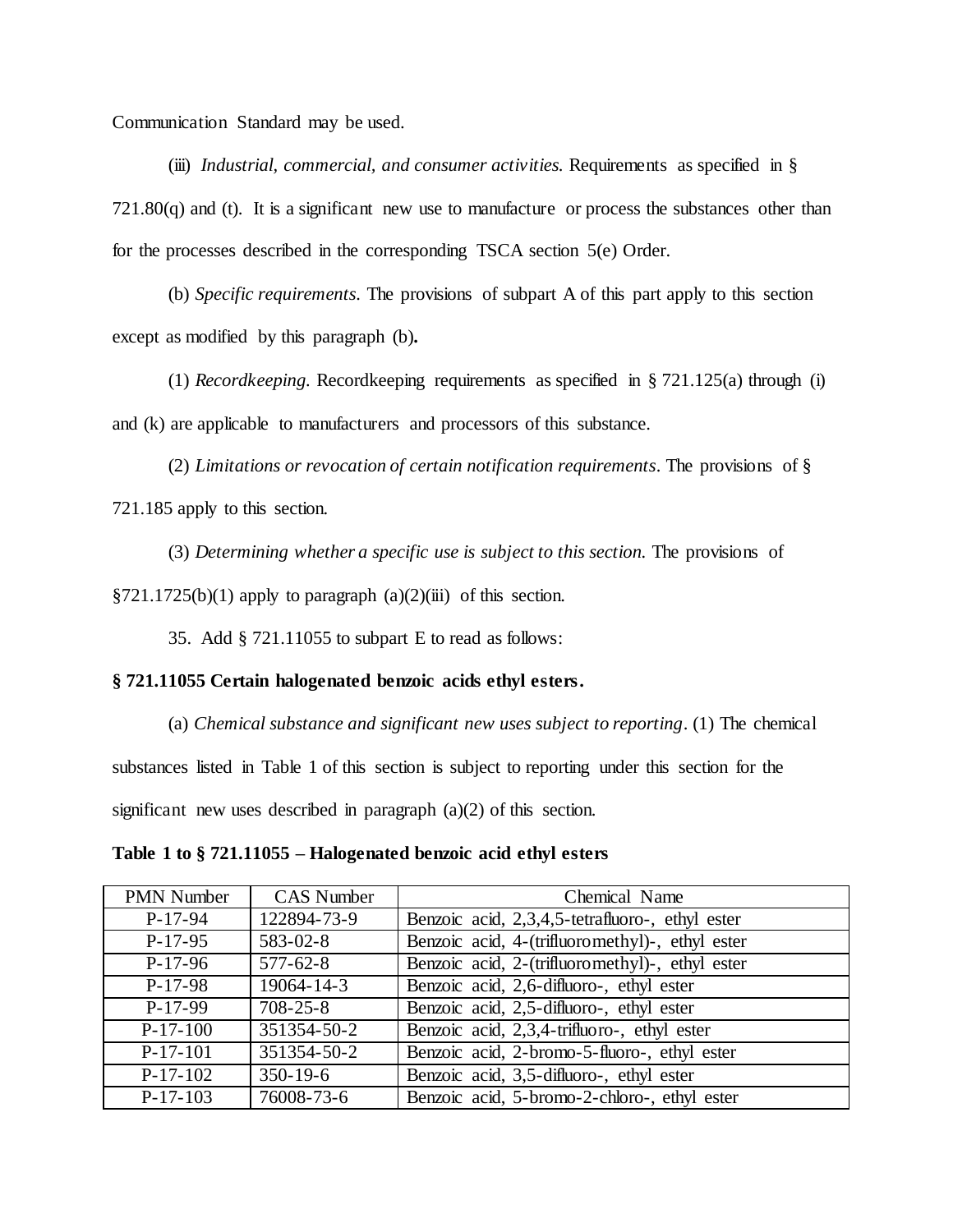Communication Standard may be used.

(iii) *Industrial, commercial, and consumer activities.* Requirements as specified in § 721.80(q) and (t). It is a significant new use to manufacture or process the substances other than for the processes described in the corresponding TSCA section 5(e) Order.

(b) *Specific requirements.* The provisions of subpart A of this part apply to this section except as modified by this paragraph (b)**.**

(1) *Recordkeeping.* Recordkeeping requirements as specified in § 721.125(a) through (i) and (k) are applicable to manufacturers and processors of this substance.

(2) *Limitations or revocation of certain notification requirements*. The provisions of § 721.185 apply to this section.

(3) *Determining whether a specific use is subject to this section.* The provisions of §721.1725(b)(1) apply to paragraph (a)(2)(iii) of this section.

35. Add § 721.11055 to subpart E to read as follows:

**§ 721.11055 Certain halogenated benzoic acids ethyl esters.**

(a) *Chemical substance and significant new uses subject to reporting*. (1) The chemical substances listed in Table 1 of this section is subject to reporting under this section for the significant new uses described in paragraph (a)(2) of this section.

**Table 1 to § 721.11055 – Halogenated benzoic acid ethyl esters**

| PMN Number | CAS Number | Chemical Name |
|---|---|---|
| P-17-94 | 122894-73-9 | Benzoic acid, 2,3,4,5-tetrafluoro-, ethyl ester |
| P-17-95 | 583-02-8 | Benzoic acid, 4-(trifluoromethyl)-, ethyl ester |
| P-17-96 | 577-62-8 | Benzoic acid, 2-(trifluoromethyl)-, ethyl ester |
| P-17-98 | 19064-14-3 | Benzoic acid, 2,6-difluoro-, ethyl ester |
| P-17-99 | 708-25-8 | Benzoic acid, 2,5-difluoro-, ethyl ester |
| P-17-100 | 351354-50-2 | Benzoic acid, 2,3,4-trifluoro-, ethyl ester |
| P-17-101 | 351354-50-2 | Benzoic acid, 2-bromo-5-fluoro-, ethyl ester |
| P-17-102 | 350-19-6 | Benzoic acid, 3,5-difluoro-, ethyl ester |
| P-17-103 | 76008-73-6 | Benzoic acid, 5-bromo-2-chloro-, ethyl ester |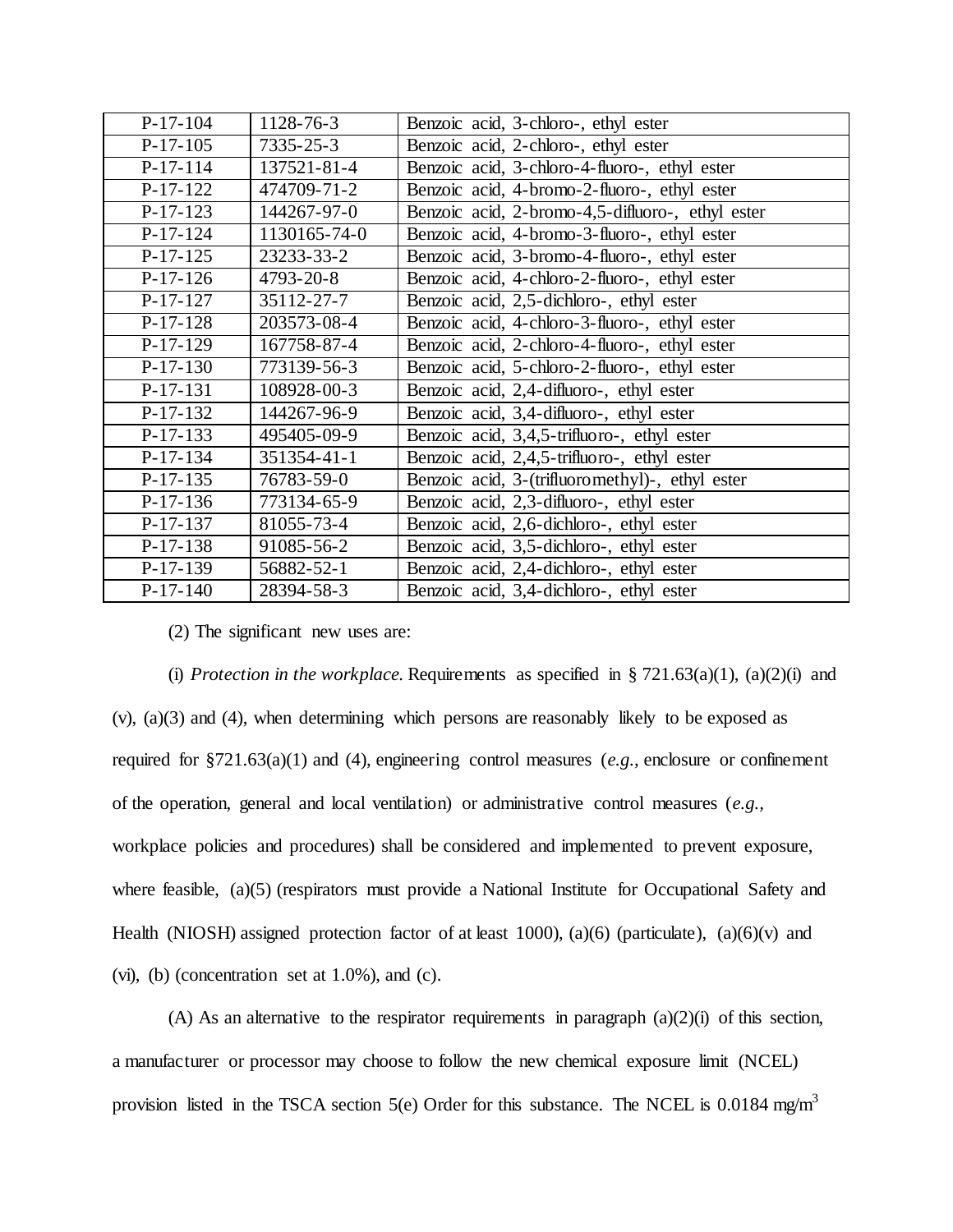| P-17-104 | 1128-76-3 | Benzoic acid, 3-chloro-, ethyl ester |
|---|---|---|
| P-17-105 | 7335-25-3 | Benzoic acid, 2-chloro-, ethyl ester |
| P-17-114 | 137521-81-4 | Benzoic acid, 3-chloro-4-fluoro-, ethyl ester |
| P-17-122 | 474709-71-2 | Benzoic acid, 4-bromo-2-fluoro-, ethyl ester |
| P-17-123 | 144267-97-0 | Benzoic acid, 2-bromo-4,5-difluoro-, ethyl ester |
| P-17-124 | 1130165-74-0 | Benzoic acid, 4-bromo-3-fluoro-, ethyl ester |
| P-17-125 | 23233-33-2 | Benzoic acid, 3-bromo-4-fluoro-, ethyl ester |
| P-17-126 | 4793-20-8 | Benzoic acid, 4-chloro-2-fluoro-, ethyl ester |
| P-17-127 | 35112-27-7 | Benzoic acid, 2,5-dichloro-, ethyl ester |
| P-17-128 | 203573-08-4 | Benzoic acid, 4-chloro-3-fluoro-, ethyl ester |
| P-17-129 | 167758-87-4 | Benzoic acid, 2-chloro-4-fluoro-, ethyl ester |
| P-17-130 | 773139-56-3 | Benzoic acid, 5-chloro-2-fluoro-, ethyl ester |
| P-17-131 | 108928-00-3 | Benzoic acid, 2,4-difluoro-, ethyl ester |
| P-17-132 | 144267-96-9 | Benzoic acid, 3,4-difluoro-, ethyl ester |
| P-17-133 | 495405-09-9 | Benzoic acid, 3,4,5-trifluoro-, ethyl ester |
| P-17-134 | 351354-41-1 | Benzoic acid, 2,4,5-trifluoro-, ethyl ester |
| P-17-135 | 76783-59-0 | Benzoic acid, 3-(trifluoromethyl)-, ethyl ester |
| P-17-136 | 773134-65-9 | Benzoic acid, 2,3-difluoro-, ethyl ester |
| P-17-137 | 81055-73-4 | Benzoic acid, 2,6-dichloro-, ethyl ester |
| P-17-138 | 91085-56-2 | Benzoic acid, 3,5-dichloro-, ethyl ester |
| P-17-139 | 56882-52-1 | Benzoic acid, 2,4-dichloro-, ethyl ester |
| P-17-140 | 28394-58-3 | Benzoic acid, 3,4-dichloro-, ethyl ester |

(2) The significant new uses are:

(i) *Protection in the workplace.* Requirements as specified in § 721.63(a)(1), (a)(2)(i) and (v), (a)(3) and (4), when determining which persons are reasonably likely to be exposed as required for §721.63(a)(1) and (4), engineering control measures (*e.g.*, enclosure or confinement of the operation, general and local ventilation) or administrative control measures (*e.g.*, workplace policies and procedures) shall be considered and implemented to prevent exposure, where feasible, (a)(5) (respirators must provide a National Institute for Occupational Safety and Health (NIOSH) assigned protection factor of at least 1000), (a)(6) (particulate), (a)(6)(v) and (vi), (b) (concentration set at 1.0%), and (c).

(A) As an alternative to the respirator requirements in paragraph (a)(2)(i) of this section, a manufacturer or processor may choose to follow the new chemical exposure limit (NCEL) provision listed in the TSCA section 5(e) Order for this substance. The NCEL is 0.0184 mg/m$^3$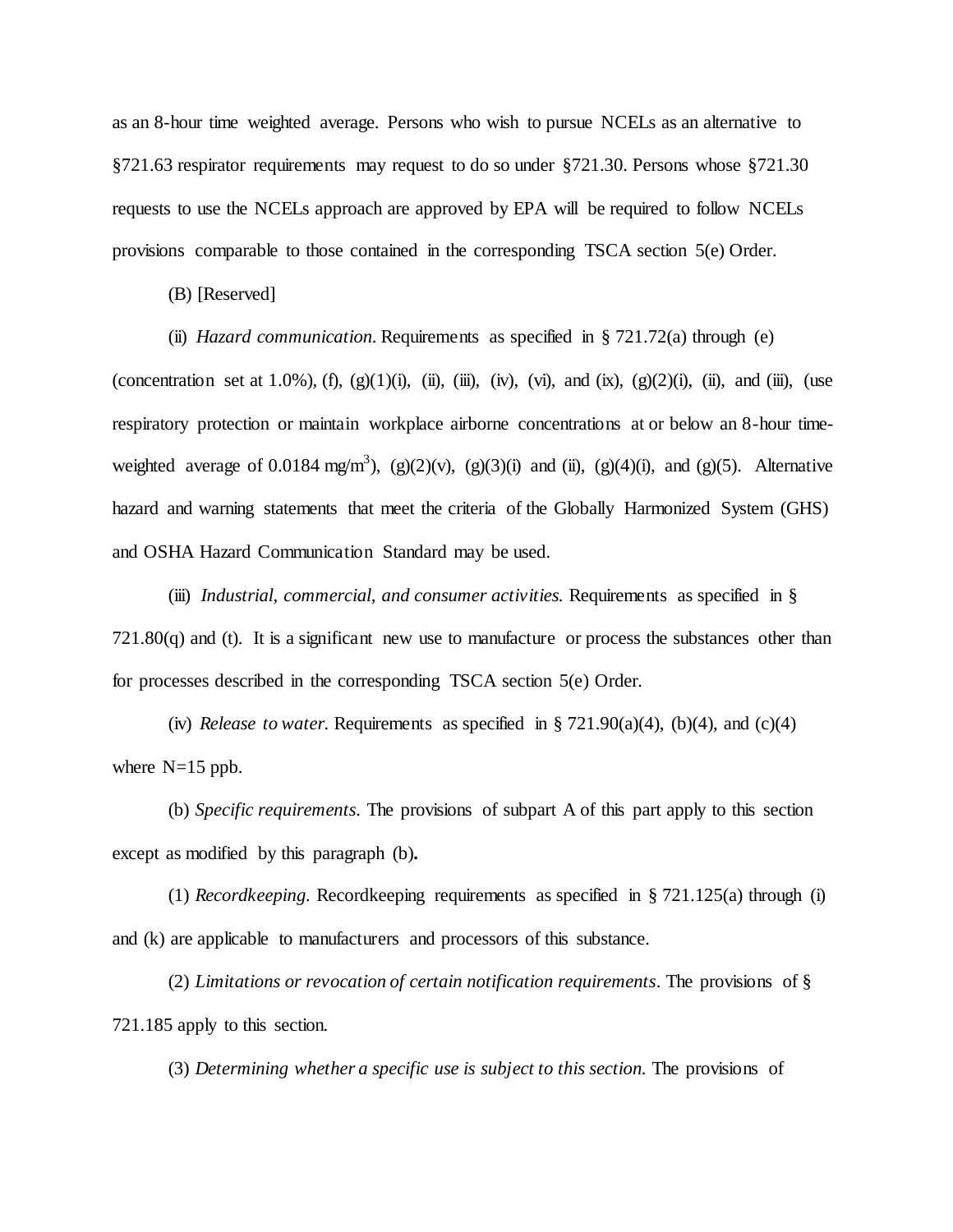as an 8-hour time weighted average. Persons who wish to pursue NCELs as an alternative to §721.63 respirator requirements may request to do so under §721.30. Persons whose §721.30 requests to use the NCELs approach are approved by EPA will be required to follow NCELs provisions comparable to those contained in the corresponding TSCA section 5(e) Order.

(B) [Reserved]

(ii) *Hazard communication*. Requirements as specified in § 721.72(a) through (e) (concentration set at 1.0%), (f), (g)(1)(i), (ii), (iii), (iv), (vi), and (ix), (g)(2)(i), (ii), and (iii), (use respiratory protection or maintain workplace airborne concentrations at or below an 8-hour time-weighted average of 0.0184 mg/m$^3$), (g)(2)(v), (g)(3)(i) and (ii), (g)(4)(i), and (g)(5). Alternative hazard and warning statements that meet the criteria of the Globally Harmonized System (GHS) and OSHA Hazard Communication Standard may be used.

(iii) *Industrial, commercial, and consumer activities.* Requirements as specified in § 721.80(q) and (t). It is a significant new use to manufacture or process the substances other than for processes described in the corresponding TSCA section 5(e) Order.

(iv) *Release to water.* Requirements as specified in § 721.90(a)(4), (b)(4), and (c)(4) where N=15 ppb.

(b) *Specific requirements.* The provisions of subpart A of this part apply to this section except as modified by this paragraph (b)**.**

(1) *Recordkeeping.* Recordkeeping requirements as specified in § 721.125(a) through (i) and (k) are applicable to manufacturers and processors of this substance.

(2) *Limitations or revocation of certain notification requirements*. The provisions of § 721.185 apply to this section.

(3) *Determining whether a specific use is subject to this section.* The provisions of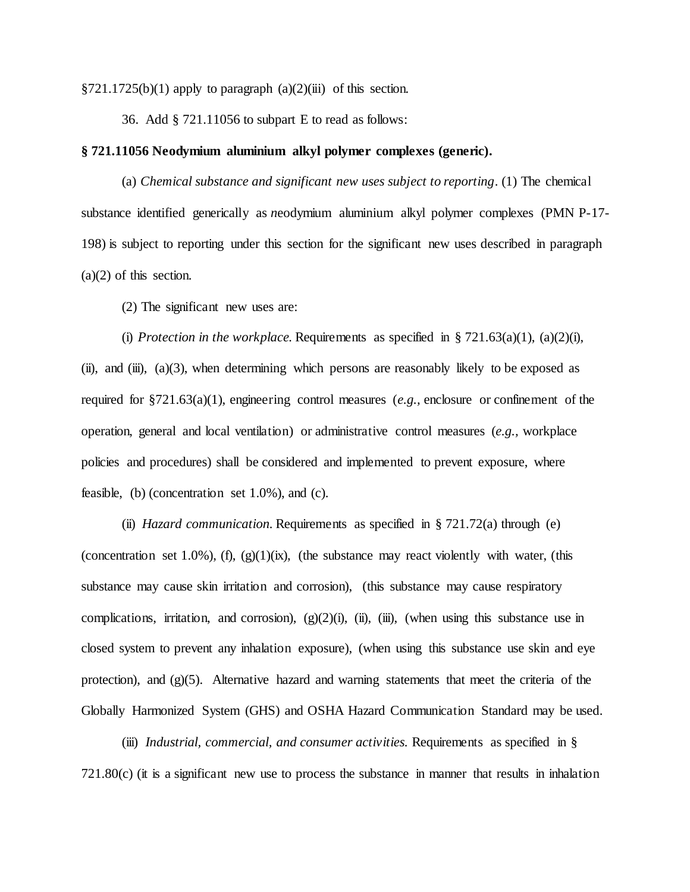§721.1725(b)(1) apply to paragraph (a)(2)(iii) of this section.

36. Add § 721.11056 to subpart E to read as follows:

**§ 721.11056 Neodymium aluminium alkyl polymer complexes (generic).**

(a) *Chemical substance and significant new uses subject to reporting*. (1) The chemical substance identified generically as *n*eodymium aluminium alkyl polymer complexes (PMN P-17-198) is subject to reporting under this section for the significant new uses described in paragraph (a)(2) of this section.

(2) The significant new uses are:

(i) *Protection in the workplace.* Requirements as specified in § 721.63(a)(1), (a)(2)(i), (ii), and (iii), (a)(3), when determining which persons are reasonably likely to be exposed as required for §721.63(a)(1), engineering control measures (*e.g.*, enclosure or confinement of the operation, general and local ventilation) or administrative control measures (*e.g.*, workplace policies and procedures) shall be considered and implemented to prevent exposure, where feasible, (b) (concentration set 1.0%), and (c).

(ii) *Hazard communication.* Requirements as specified in § 721.72(a) through (e) (concentration set 1.0%), (f), (g)(1)(ix), (the substance may react violently with water, (this substance may cause skin irritation and corrosion), (this substance may cause respiratory complications, irritation, and corrosion), (g)(2)(i), (ii), (iii), (when using this substance use in closed system to prevent any inhalation exposure), (when using this substance use skin and eye protection), and (g)(5). Alternative hazard and warning statements that meet the criteria of the Globally Harmonized System (GHS) and OSHA Hazard Communication Standard may be used.

(iii) *Industrial, commercial, and consumer activities.* Requirements as specified in § 721.80(c) (it is a significant new use to process the substance in manner that results in inhalation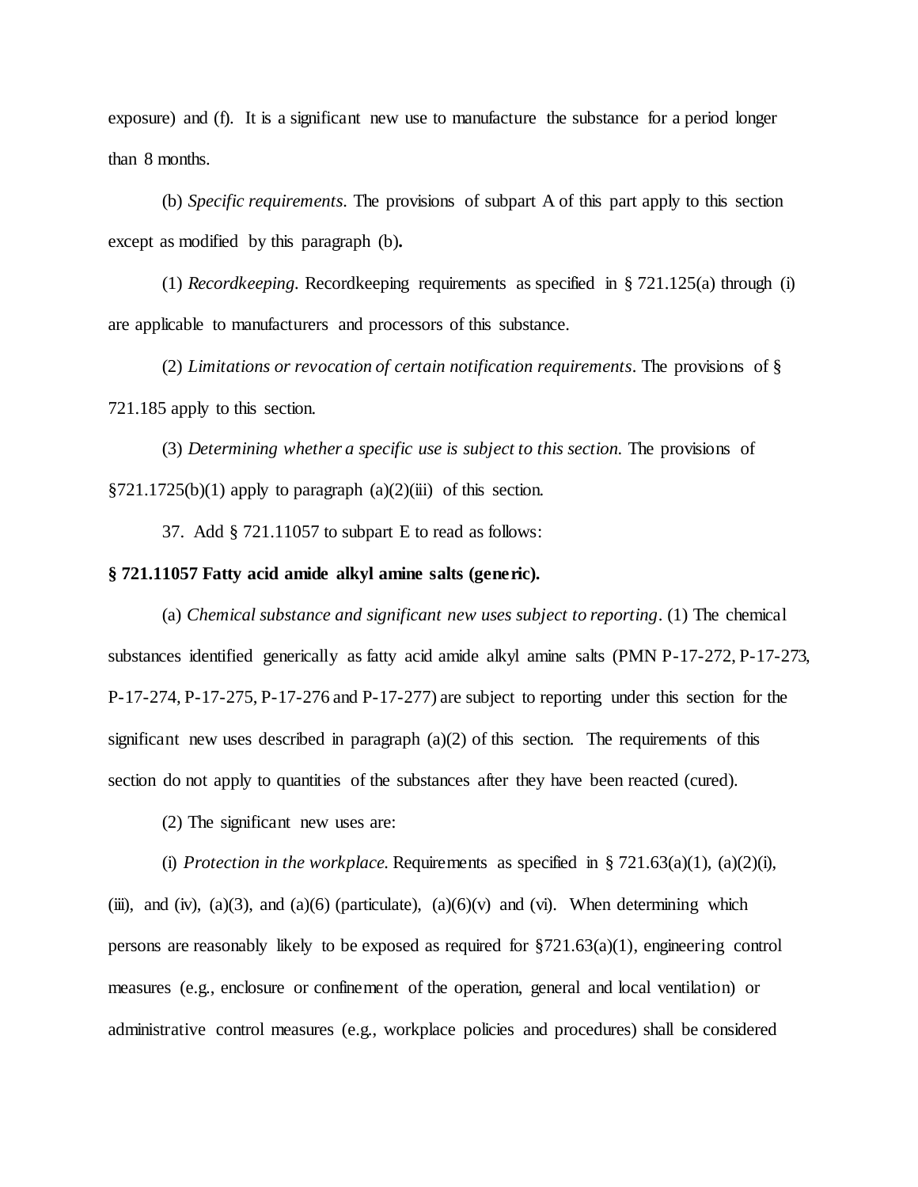exposure) and (f). It is a significant new use to manufacture the substance for a period longer than 8 months.

(b) *Specific requirements*. The provisions of subpart A of this part apply to this section except as modified by this paragraph (b)**.**

(1) *Recordkeeping*. Recordkeeping requirements as specified in § 721.125(a) through (i) are applicable to manufacturers and processors of this substance.

(2) *Limitations or revocation of certain notification requirements*. The provisions of § 721.185 apply to this section.

(3) *Determining whether a specific use is subject to this section.* The provisions of §721.1725(b)(1) apply to paragraph (a)(2)(iii) of this section.

37. Add § 721.11057 to subpart E to read as follows:

**§ 721.11057 Fatty acid amide alkyl amine salts (generic).**

(a) *Chemical substance and significant new uses subject to reporting*. (1) The chemical substances identified generically as fatty acid amide alkyl amine salts (PMN P-17-272, P-17-273, P-17-274, P-17-275, P-17-276 and P-17-277) are subject to reporting under this section for the significant new uses described in paragraph (a)(2) of this section. The requirements of this section do not apply to quantities of the substances after they have been reacted (cured).

(2) The significant new uses are:

(i) *Protection in the workplace.* Requirements as specified in § 721.63(a)(1), (a)(2)(i), (iii), and (iv), (a)(3), and (a)(6) (particulate), (a)(6)(v) and (vi). When determining which persons are reasonably likely to be exposed as required for §721.63(a)(1), engineering control measures (e.g., enclosure or confinement of the operation, general and local ventilation) or administrative control measures (e.g., workplace policies and procedures) shall be considered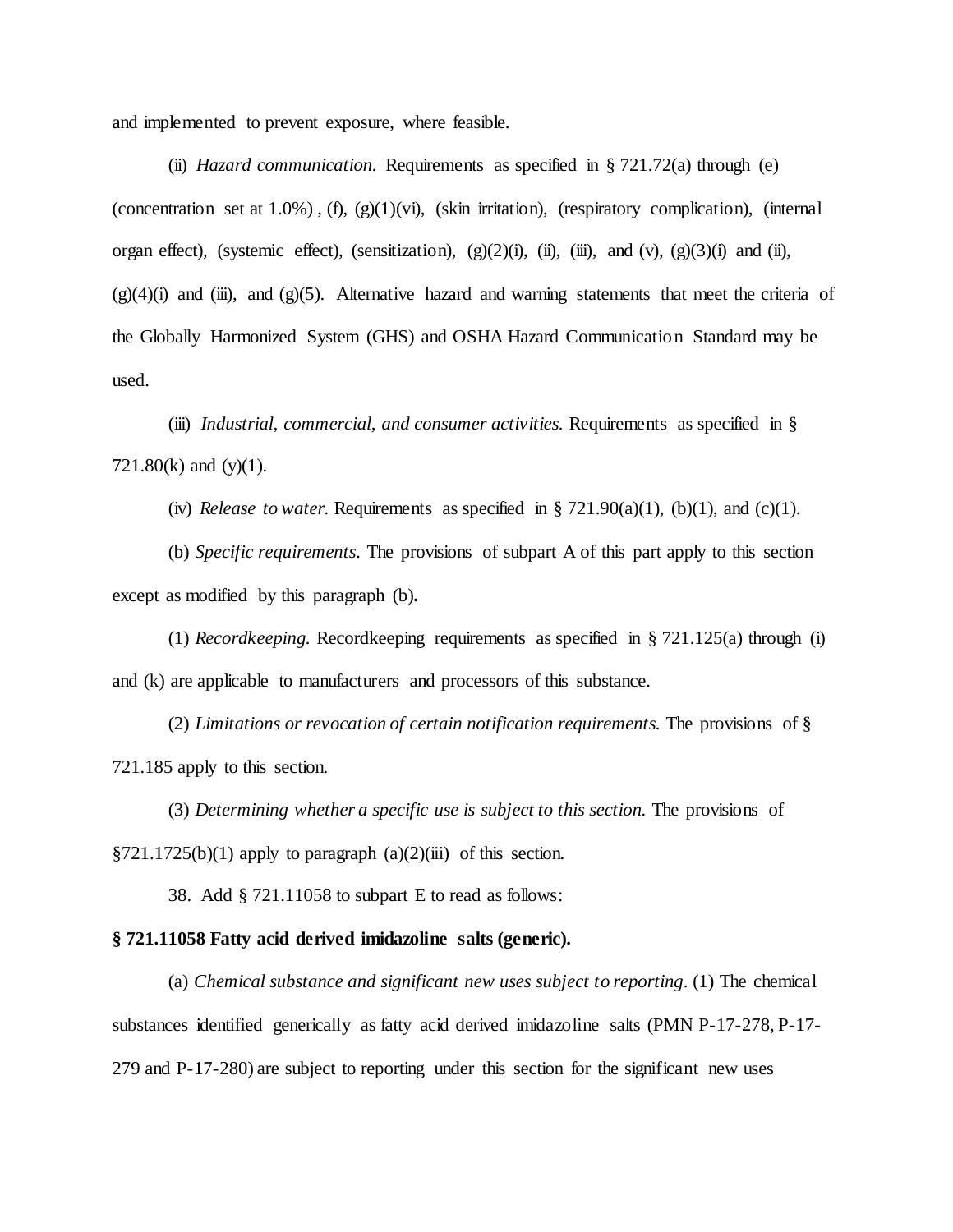and implemented to prevent exposure, where feasible.

(ii) *Hazard communication.* Requirements as specified in § 721.72(a) through (e) (concentration set at 1.0%) , (f), (g)(1)(vi), (skin irritation), (respiratory complication), (internal organ effect), (systemic effect), (sensitization), (g)(2)(i), (ii), (iii), and (v), (g)(3)(i) and (ii), (g)(4)(i) and (iii), and (g)(5). Alternative hazard and warning statements that meet the criteria of the Globally Harmonized System (GHS) and OSHA Hazard Communication Standard may be used.

(iii) *Industrial, commercial, and consumer activities.* Requirements as specified in § 721.80(k) and (y)(1).

(iv) *Release to water.* Requirements as specified in § 721.90(a)(1), (b)(1), and (c)(1).

(b) *Specific requirements.* The provisions of subpart A of this part apply to this section except as modified by this paragraph (b)**.**

(1) *Recordkeeping.* Recordkeeping requirements as specified in § 721.125(a) through (i) and (k) are applicable to manufacturers and processors of this substance.

(2) *Limitations or revocation of certain notification requirements.* The provisions of § 721.185 apply to this section.

(3) *Determining whether a specific use is subject to this section.* The provisions of §721.1725(b)(1) apply to paragraph (a)(2)(iii) of this section.

38. Add § 721.11058 to subpart E to read as follows:

**§ 721.11058 Fatty acid derived imidazoline salts (generic).**

(a) *Chemical substance and significant new uses subject to reporting.* (1) The chemical substances identified generically as fatty acid derived imidazoline salts (PMN P-17-278, P-17-279 and P-17-280) are subject to reporting under this section for the significant new uses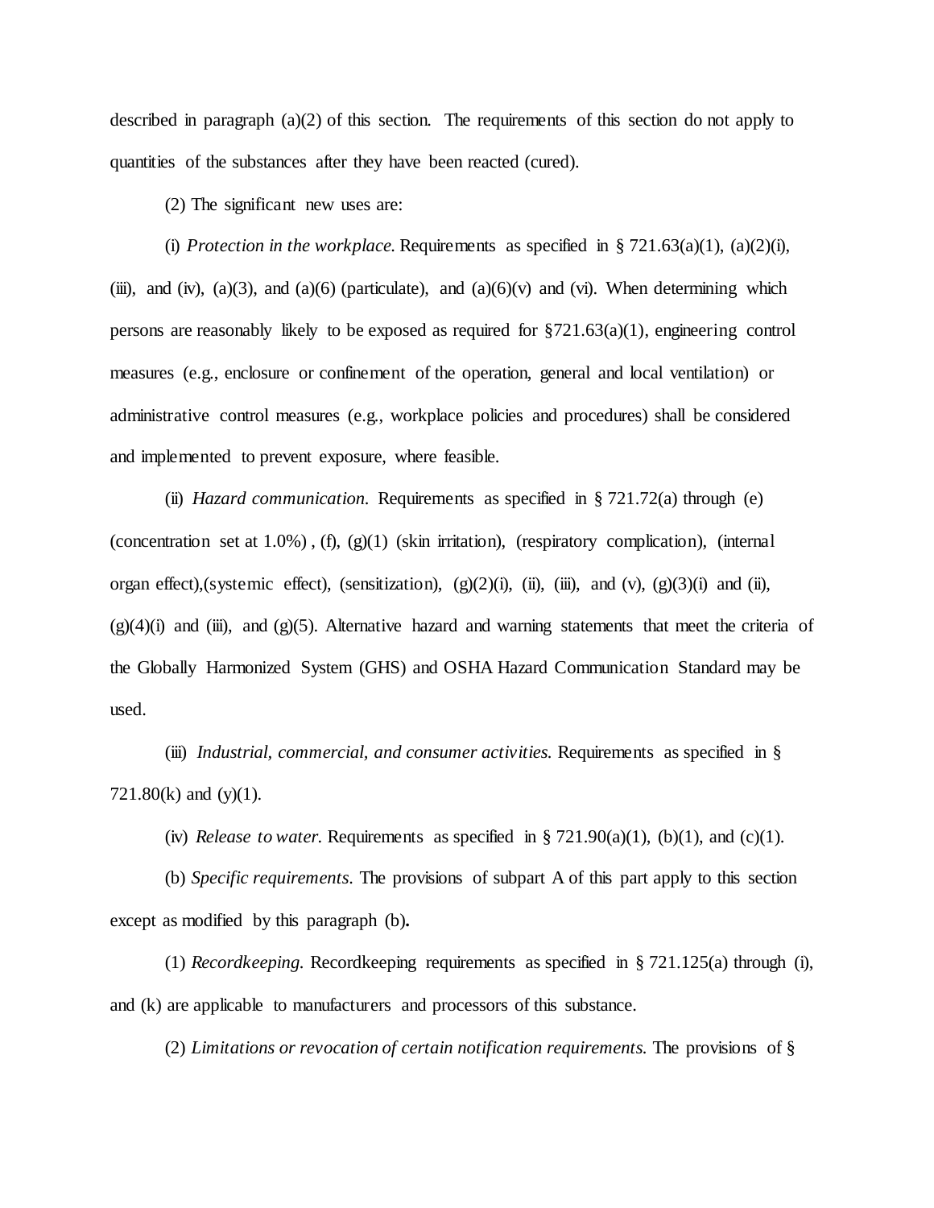described in paragraph (a)(2) of this section. The requirements of this section do not apply to quantities of the substances after they have been reacted (cured).

(2) The significant new uses are:

(i) *Protection in the workplace.* Requirements as specified in § 721.63(a)(1), (a)(2)(i), (iii), and (iv), (a)(3), and (a)(6) (particulate), and (a)(6)(v) and (vi). When determining which persons are reasonably likely to be exposed as required for §721.63(a)(1), engineering control measures (e.g., enclosure or confinement of the operation, general and local ventilation) or administrative control measures (e.g., workplace policies and procedures) shall be considered and implemented to prevent exposure, where feasible.

(ii) *Hazard communication.* Requirements as specified in § 721.72(a) through (e) (concentration set at 1.0%) , (f), (g)(1) (skin irritation), (respiratory complication), (internal organ effect),(systemic effect), (sensitization), (g)(2)(i), (ii), (iii), and (v), (g)(3)(i) and (ii), (g)(4)(i) and (iii), and (g)(5). Alternative hazard and warning statements that meet the criteria of the Globally Harmonized System (GHS) and OSHA Hazard Communication Standard may be used.

(iii) *Industrial, commercial, and consumer activities.* Requirements as specified in § 721.80(k) and (y)(1).

(iv) *Release to water.* Requirements as specified in § 721.90(a)(1), (b)(1), and (c)(1).

(b) *Specific requirements.* The provisions of subpart A of this part apply to this section except as modified by this paragraph (b)**.**

(1) *Recordkeeping.* Recordkeeping requirements as specified in § 721.125(a) through (i), and (k) are applicable to manufacturers and processors of this substance.

(2) *Limitations or revocation of certain notification requirements.* The provisions of §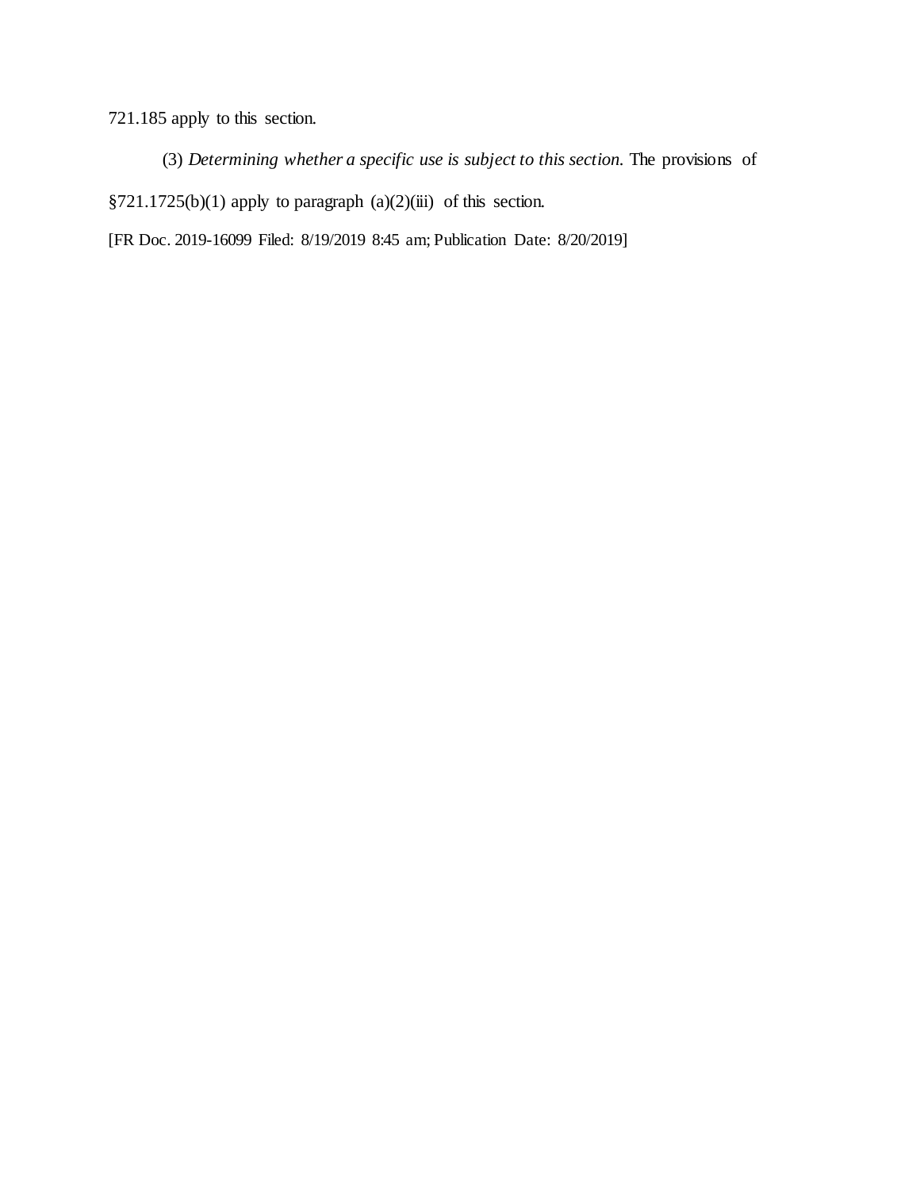721.185 apply to this section.

(3) *Determining whether a specific use is subject to this section.* The provisions of §721.1725(b)(1) apply to paragraph (a)(2)(iii) of this section.

[FR Doc. 2019-16099 Filed: 8/19/2019 8:45 am; Publication Date: 8/20/2019]